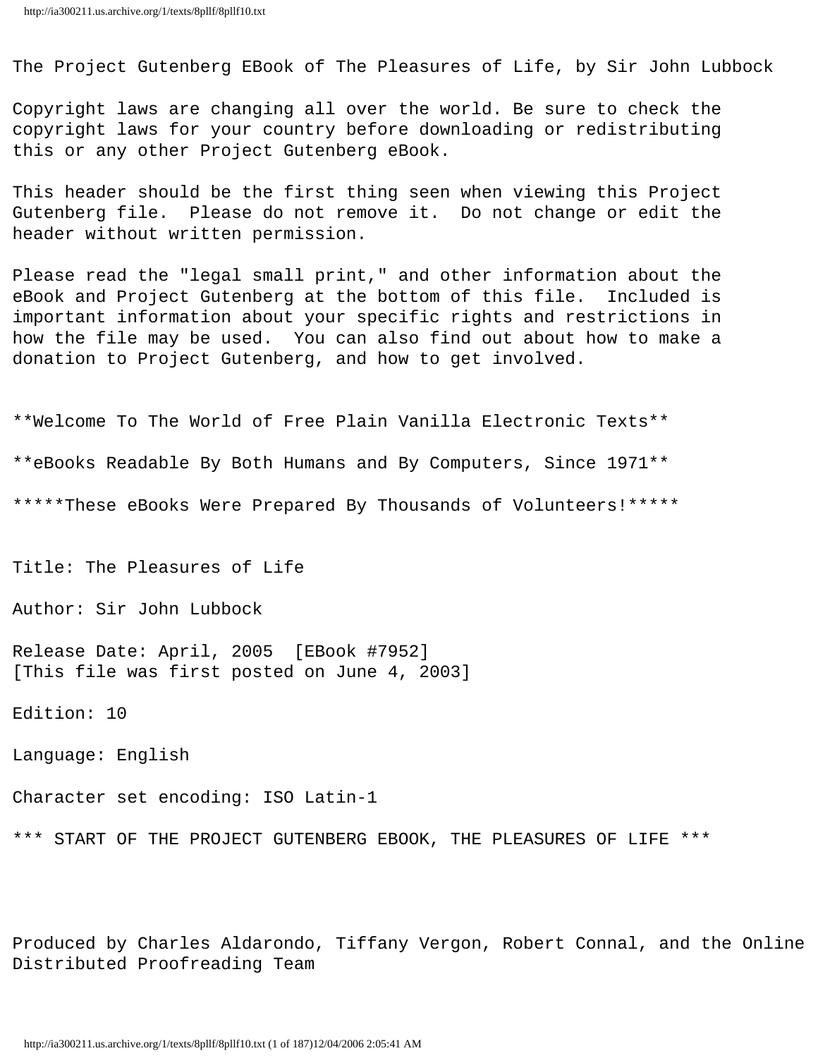The Project Gutenberg EBook of The Pleasures of Life, by Sir John Lubbock

Copyright laws are changing all over the world. Be sure to check the copyright laws for your country before downloading or redistributing this or any other Project Gutenberg eBook.

This header should be the first thing seen when viewing this Project Gutenberg file. Please do not remove it. Do not change or edit the header without written permission.

Please read the "legal small print," and other information about the eBook and Project Gutenberg at the bottom of this file. Included is important information about your specific rights and restrictions in how the file may be used. You can also find out about how to make a donation to Project Gutenberg, and how to get involved.

**Welcome To The World of Free Plain Vanilla Electronic Texts**

**eBooks Readable By Both Humans and By Computers, Since 1971**

*****These eBooks Were Prepared By Thousands of Volunteers!*****

Title: The Pleasures of Life

Author: Sir John Lubbock

Release Date: April, 2005 [EBook #7952]
[This file was first posted on June 4, 2003]

Edition: 10

Language: English

Character set encoding: ISO Latin-1

*** START OF THE PROJECT GUTENBERG EBOOK, THE PLEASURES OF LIFE ***

Produced by Charles Aldarondo, Tiffany Vergon, Robert Connal, and the Online Distributed Proofreading Team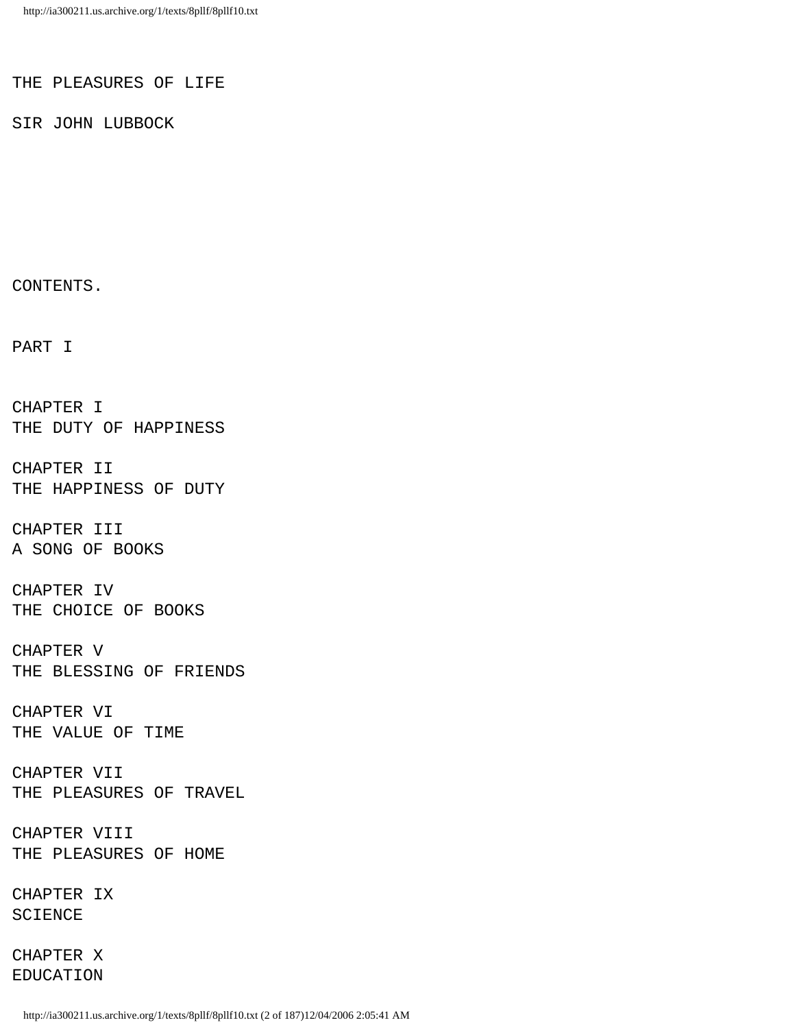# THE PLEASURES OF LIFE

SIR JOHN LUBBOCK

## CONTENTS.

### PART I

CHAPTER I
THE DUTY OF HAPPINESS

CHAPTER II
THE HAPPINESS OF DUTY

CHAPTER III
A SONG OF BOOKS

CHAPTER IV
THE CHOICE OF BOOKS

CHAPTER V
THE BLESSING OF FRIENDS

CHAPTER VI
THE VALUE OF TIME

CHAPTER VII
THE PLEASURES OF TRAVEL

CHAPTER VIII
THE PLEASURES OF HOME

CHAPTER IX
SCIENCE

CHAPTER X
EDUCATION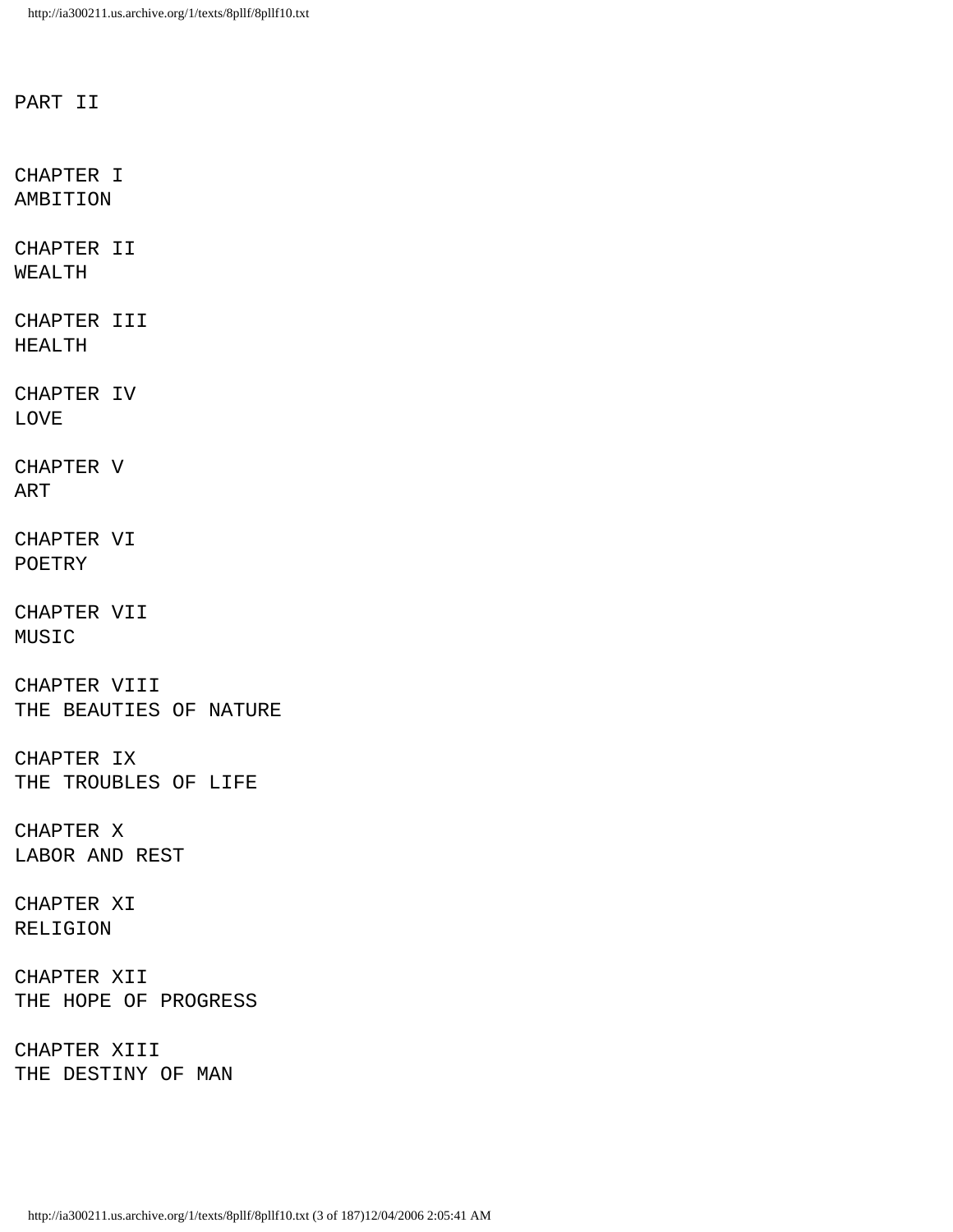PART II

CHAPTER I
AMBITION

CHAPTER II
WEALTH

CHAPTER III
HEALTH

CHAPTER IV
LOVE

CHAPTER V
ART

CHAPTER VI
POETRY

CHAPTER VII
MUSIC

CHAPTER VIII
THE BEAUTIES OF NATURE

CHAPTER IX
THE TROUBLES OF LIFE

CHAPTER X
LABOR AND REST

CHAPTER XI
RELIGION

CHAPTER XII
THE HOPE OF PROGRESS

CHAPTER XIII
THE DESTINY OF MAN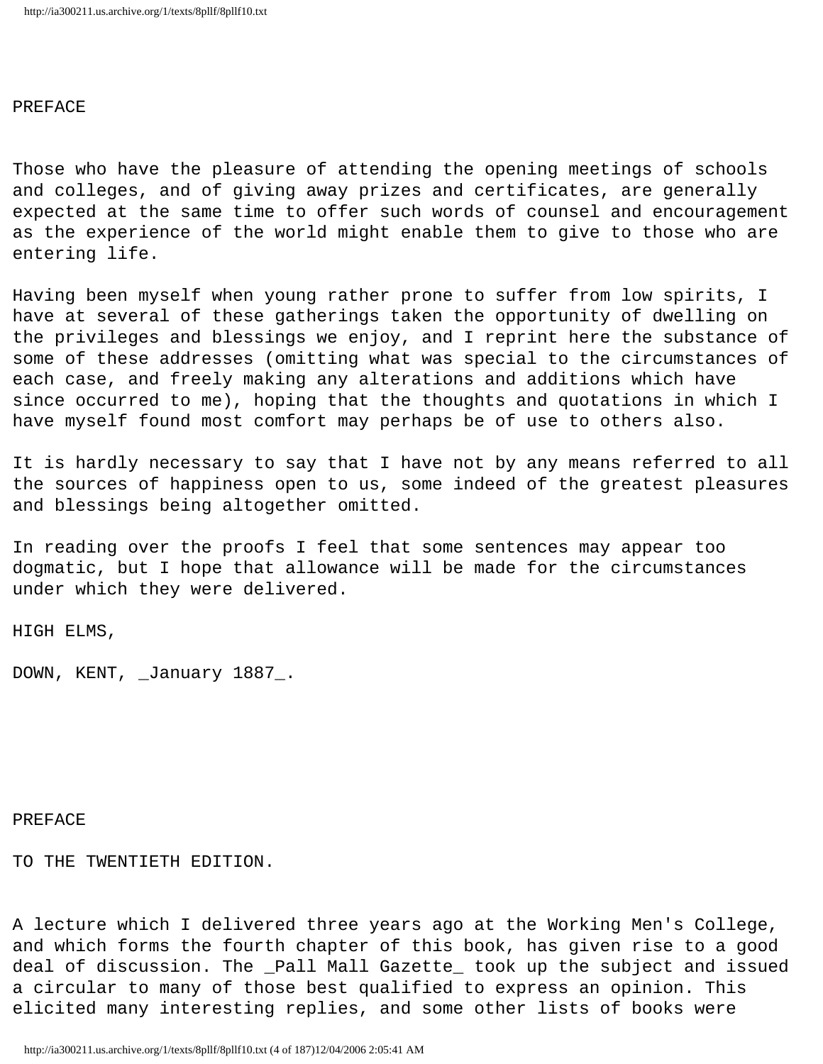## PREFACE

Those who have the pleasure of attending the opening meetings of schools and colleges, and of giving away prizes and certificates, are generally expected at the same time to offer such words of counsel and encouragement as the experience of the world might enable them to give to those who are entering life.

Having been myself when young rather prone to suffer from low spirits, I have at several of these gatherings taken the opportunity of dwelling on the privileges and blessings we enjoy, and I reprint here the substance of some of these addresses (omitting what was special to the circumstances of each case, and freely making any alterations and additions which have since occurred to me), hoping that the thoughts and quotations in which I have myself found most comfort may perhaps be of use to others also.

It is hardly necessary to say that I have not by any means referred to all the sources of happiness open to us, some indeed of the greatest pleasures and blessings being altogether omitted.

In reading over the proofs I feel that some sentences may appear too dogmatic, but I hope that allowance will be made for the circumstances under which they were delivered.

HIGH ELMS,

DOWN, KENT, _January 1887_.

## PREFACE

## TO THE TWENTIETH EDITION.

A lecture which I delivered three years ago at the Working Men's College, and which forms the fourth chapter of this book, has given rise to a good deal of discussion. The _Pall Mall Gazette_ took up the subject and issued a circular to many of those best qualified to express an opinion. This elicited many interesting replies, and some other lists of books were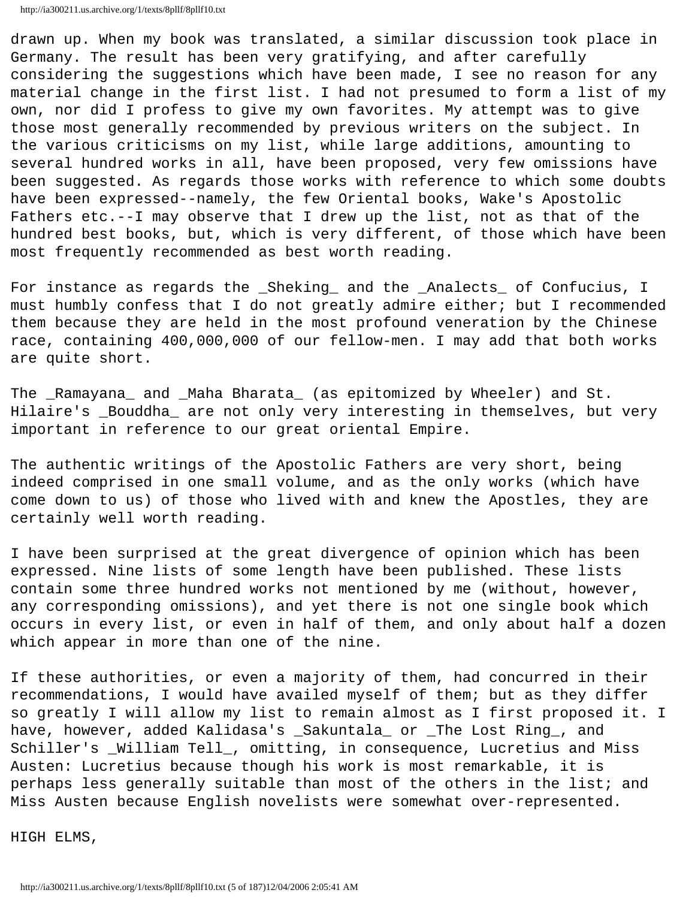drawn up. When my book was translated, a similar discussion took place in Germany. The result has been very gratifying, and after carefully considering the suggestions which have been made, I see no reason for any material change in the first list. I had not presumed to form a list of my own, nor did I profess to give my own favorites. My attempt was to give those most generally recommended by previous writers on the subject. In the various criticisms on my list, while large additions, amounting to several hundred works in all, have been proposed, very few omissions have been suggested. As regards those works with reference to which some doubts have been expressed--namely, the few Oriental books, Wake's Apostolic Fathers etc.--I may observe that I drew up the list, not as that of the hundred best books, but, which is very different, of those which have been most frequently recommended as best worth reading.

For instance as regards the _Sheking_ and the _Analects_ of Confucius, I must humbly confess that I do not greatly admire either; but I recommended them because they are held in the most profound veneration by the Chinese race, containing 400,000,000 of our fellow-men. I may add that both works are quite short.

The _Ramayana_ and _Maha Bharata_ (as epitomized by Wheeler) and St. Hilaire's _Bouddha_ are not only very interesting in themselves, but very important in reference to our great oriental Empire.

The authentic writings of the Apostolic Fathers are very short, being indeed comprised in one small volume, and as the only works (which have come down to us) of those who lived with and knew the Apostles, they are certainly well worth reading.

I have been surprised at the great divergence of opinion which has been expressed. Nine lists of some length have been published. These lists contain some three hundred works not mentioned by me (without, however, any corresponding omissions), and yet there is not one single book which occurs in every list, or even in half of them, and only about half a dozen which appear in more than one of the nine.

If these authorities, or even a majority of them, had concurred in their recommendations, I would have availed myself of them; but as they differ so greatly I will allow my list to remain almost as I first proposed it. I have, however, added Kalidasa's _Sakuntala_ or _The Lost Ring_, and Schiller's _William Tell_, omitting, in consequence, Lucretius and Miss Austen: Lucretius because though his work is most remarkable, it is perhaps less generally suitable than most of the others in the list; and Miss Austen because English novelists were somewhat over-represented.

HIGH ELMS,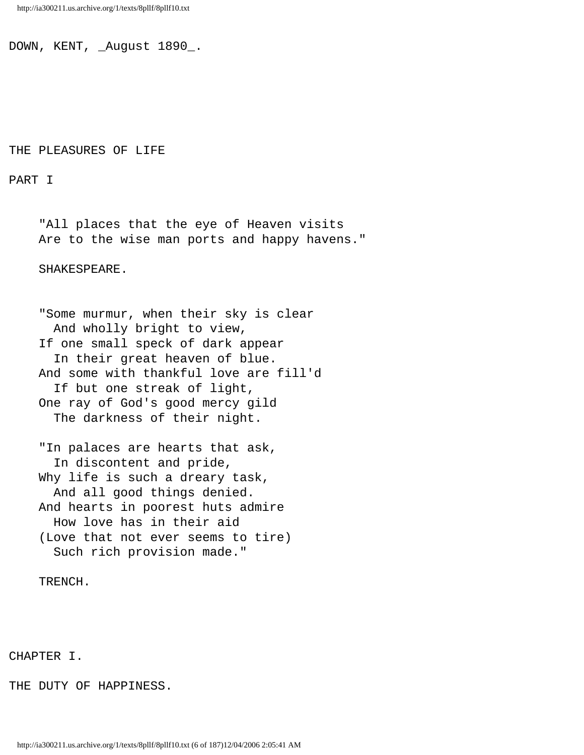DOWN, KENT, _August 1890_.

# THE PLEASURES OF LIFE

## PART I

> "All places that the eye of Heaven visits
> Are to the wise man ports and happy havens."
>
> SHAKESPEARE.

> "Some murmur, when their sky is clear
>   And wholly bright to view,
> If one small speck of dark appear
>   In their great heaven of blue.
> And some with thankful love are fill'd
>   If but one streak of light,
> One ray of God's good mercy gild
>   The darkness of their night.
>
> "In palaces are hearts that ask,
>   In discontent and pride,
> Why life is such a dreary task,
>   And all good things denied.
> And hearts in poorest huts admire
>   How love has in their aid
> (Love that not ever seems to tire)
>   Such rich provision made."
>
> TRENCH.

## CHAPTER I.

## THE DUTY OF HAPPINESS.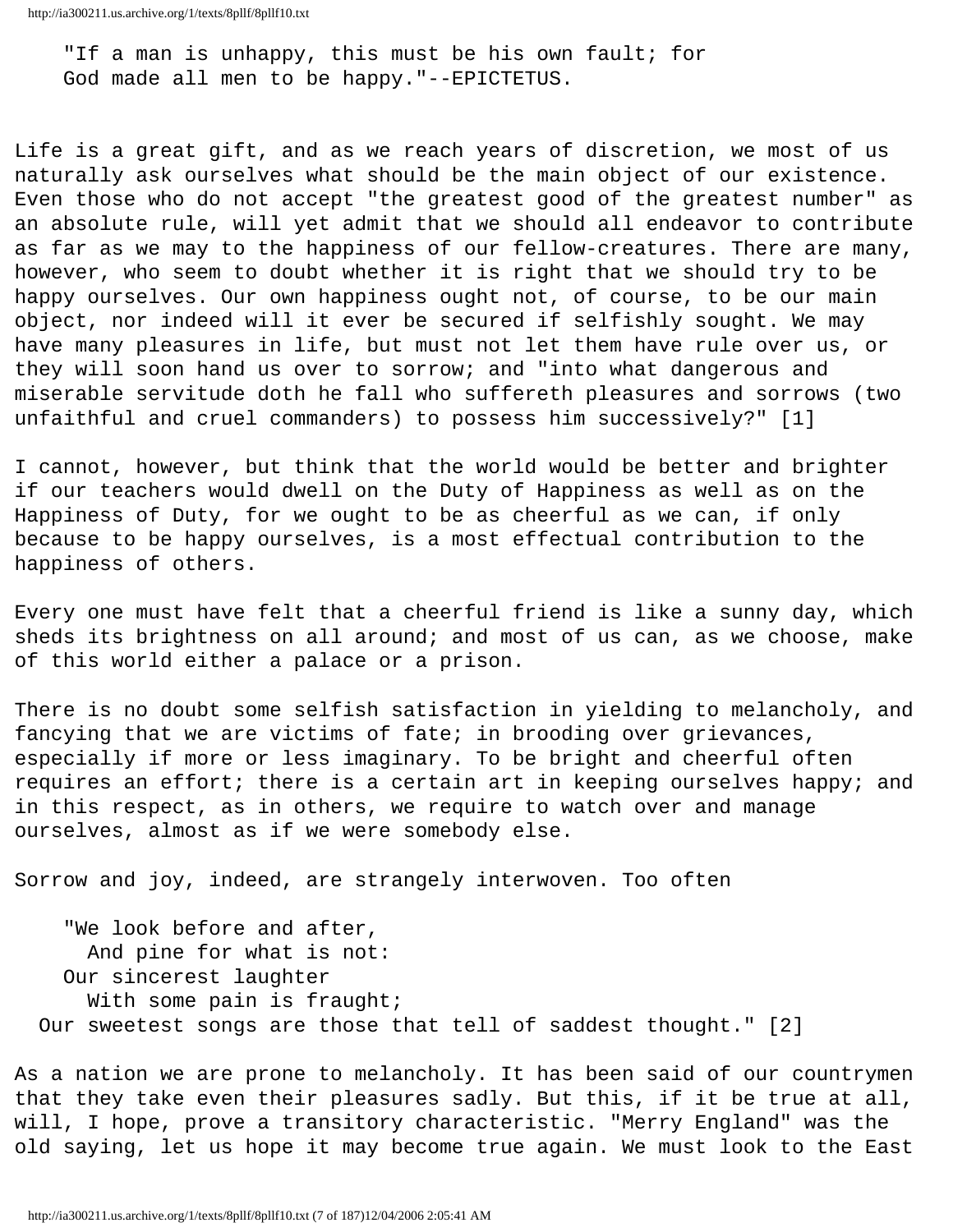> "If a man is unhappy, this must be his own fault; for
> God made all men to be happy."--EPICTETUS.

Life is a great gift, and as we reach years of discretion, we most of us naturally ask ourselves what should be the main object of our existence. Even those who do not accept "the greatest good of the greatest number" as an absolute rule, will yet admit that we should all endeavor to contribute as far as we may to the happiness of our fellow-creatures. There are many, however, who seem to doubt whether it is right that we should try to be happy ourselves. Our own happiness ought not, of course, to be our main object, nor indeed will it ever be secured if selfishly sought. We may have many pleasures in life, but must not let them have rule over us, or they will soon hand us over to sorrow; and "into what dangerous and miserable servitude doth he fall who suffereth pleasures and sorrows (two unfaithful and cruel commanders) to possess him successively?" [1]

I cannot, however, but think that the world would be better and brighter if our teachers would dwell on the Duty of Happiness as well as on the Happiness of Duty, for we ought to be as cheerful as we can, if only because to be happy ourselves, is a most effectual contribution to the happiness of others.

Every one must have felt that a cheerful friend is like a sunny day, which sheds its brightness on all around; and most of us can, as we choose, make of this world either a palace or a prison.

There is no doubt some selfish satisfaction in yielding to melancholy, and fancying that we are victims of fate; in brooding over grievances, especially if more or less imaginary. To be bright and cheerful often requires an effort; there is a certain art in keeping ourselves happy; and in this respect, as in others, we require to watch over and manage ourselves, almost as if we were somebody else.

Sorrow and joy, indeed, are strangely interwoven. Too often

> "We look before and after,
>   And pine for what is not:
> Our sincerest laughter
>   With some pain is fraught;
> Our sweetest songs are those that tell of saddest thought." [2]

As a nation we are prone to melancholy. It has been said of our countrymen that they take even their pleasures sadly. But this, if it be true at all, will, I hope, prove a transitory characteristic. "Merry England" was the old saying, let us hope it may become true again. We must look to the East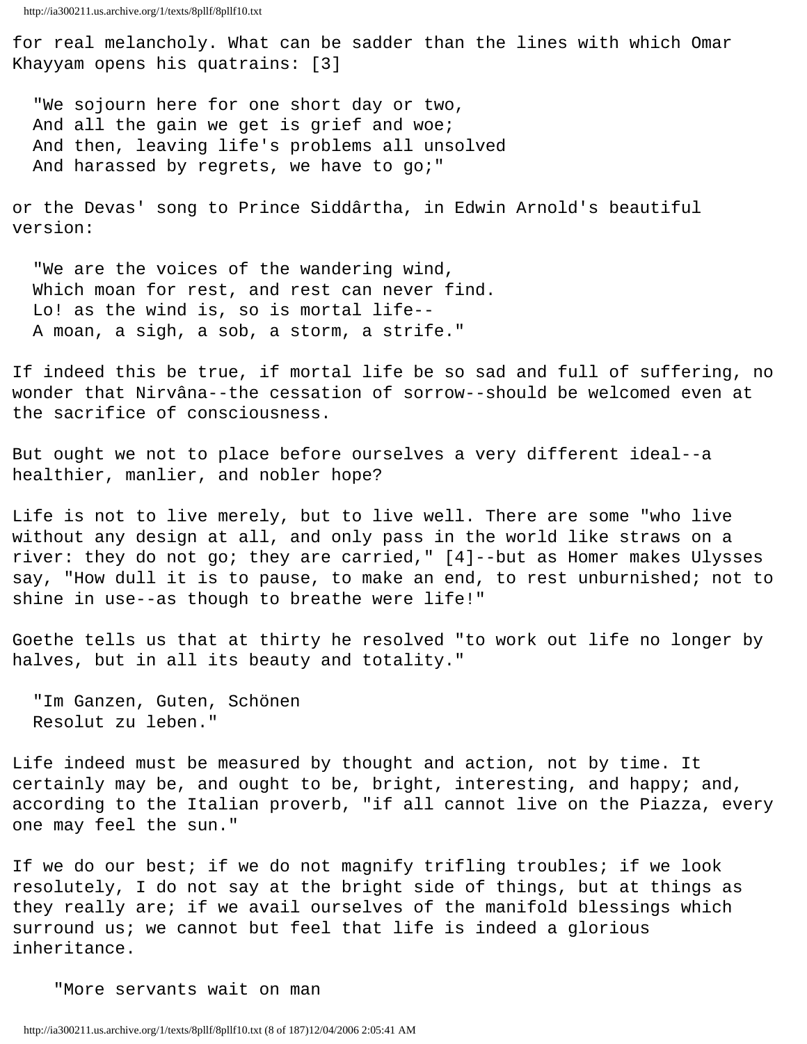for real melancholy. What can be sadder than the lines with which Omar Khayyam opens his quatrains: [3]

> "We sojourn here for one short day or two,
> And all the gain we get is grief and woe;
> And then, leaving life's problems all unsolved
> And harassed by regrets, we have to go;"

or the Devas' song to Prince Siddârtha, in Edwin Arnold's beautiful version:

> "We are the voices of the wandering wind,
> Which moan for rest, and rest can never find.
> Lo! as the wind is, so is mortal life--
> A moan, a sigh, a sob, a storm, a strife."

If indeed this be true, if mortal life be so sad and full of suffering, no wonder that Nirvâna--the cessation of sorrow--should be welcomed even at the sacrifice of consciousness.

But ought we not to place before ourselves a very different ideal--a healthier, manlier, and nobler hope?

Life is not to live merely, but to live well. There are some "who live without any design at all, and only pass in the world like straws on a river: they do not go; they are carried," [4]--but as Homer makes Ulysses say, "How dull it is to pause, to make an end, to rest unburnished; not to shine in use--as though to breathe were life!"

Goethe tells us that at thirty he resolved "to work out life no longer by halves, but in all its beauty and totality."

> "Im Ganzen, Guten, Schönen
> Resolut zu leben."

Life indeed must be measured by thought and action, not by time. It certainly may be, and ought to be, bright, interesting, and happy; and, according to the Italian proverb, "if all cannot live on the Piazza, every one may feel the sun."

If we do our best; if we do not magnify trifling troubles; if we look resolutely, I do not say at the bright side of things, but at things as they really are; if we avail ourselves of the manifold blessings which surround us; we cannot but feel that life is indeed a glorious inheritance.

> "More servants wait on man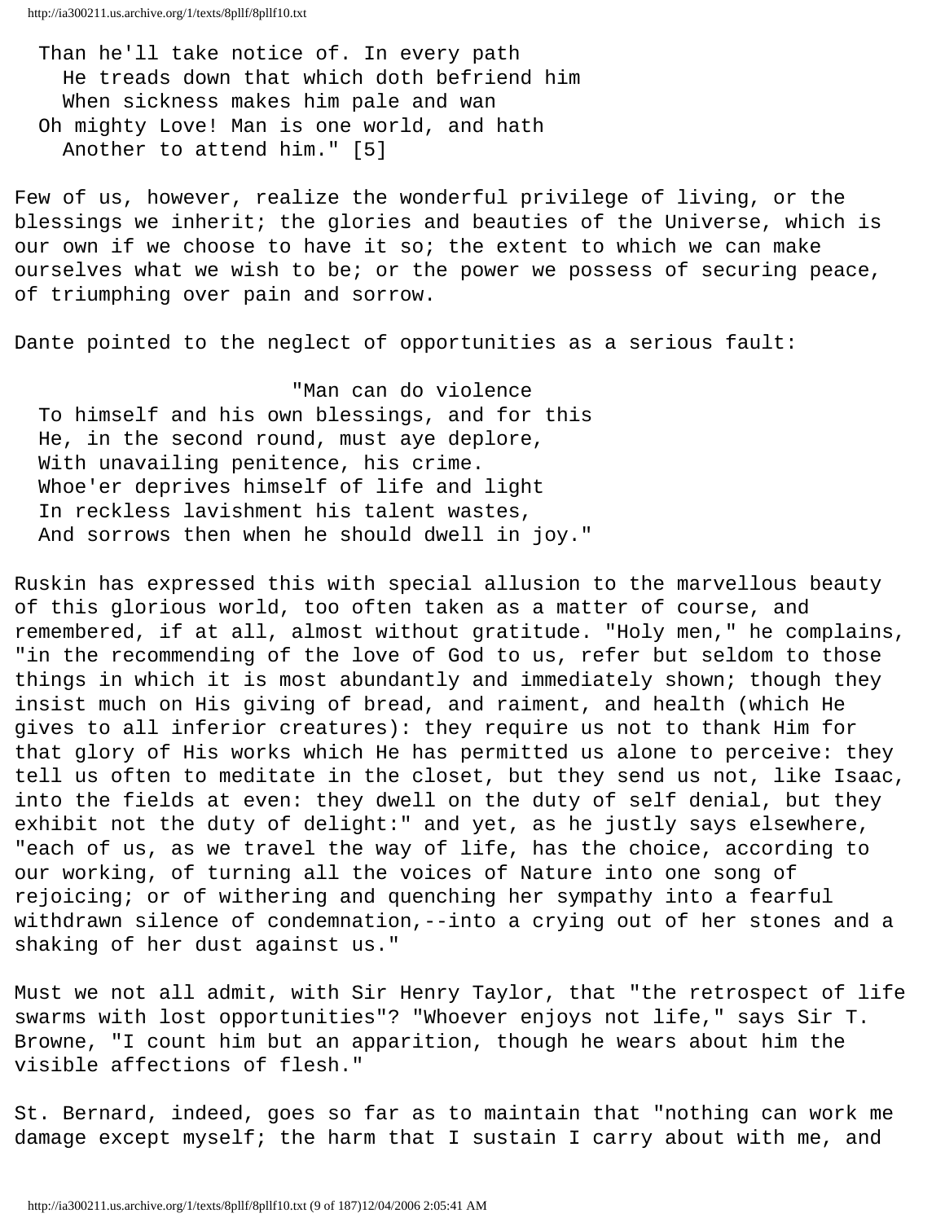Than he'll take notice of. In every path
He treads down that which doth befriend him
When sickness makes him pale and wan
Oh mighty Love! Man is one world, and hath
Another to attend him." [5]

Few of us, however, realize the wonderful privilege of living, or the blessings we inherit; the glories and beauties of the Universe, which is our own if we choose to have it so; the extent to which we can make ourselves what we wish to be; or the power we possess of securing peace, of triumphing over pain and sorrow.

Dante pointed to the neglect of opportunities as a serious fault:

"Man can do violence
To himself and his own blessings, and for this
He, in the second round, must aye deplore,
With unavailing penitence, his crime.
Whoe'er deprives himself of life and light
In reckless lavishment his talent wastes,
And sorrows then when he should dwell in joy."

Ruskin has expressed this with special allusion to the marvellous beauty of this glorious world, too often taken as a matter of course, and remembered, if at all, almost without gratitude. "Holy men," he complains, "in the recommending of the love of God to us, refer but seldom to those things in which it is most abundantly and immediately shown; though they insist much on His giving of bread, and raiment, and health (which He gives to all inferior creatures): they require us not to thank Him for that glory of His works which He has permitted us alone to perceive: they tell us often to meditate in the closet, but they send us not, like Isaac, into the fields at even: they dwell on the duty of self denial, but they exhibit not the duty of delight:" and yet, as he justly says elsewhere, "each of us, as we travel the way of life, has the choice, according to our working, of turning all the voices of Nature into one song of rejoicing; or of withering and quenching her sympathy into a fearful withdrawn silence of condemnation,--into a crying out of her stones and a shaking of her dust against us."

Must we not all admit, with Sir Henry Taylor, that "the retrospect of life swarms with lost opportunities"? "Whoever enjoys not life," says Sir T. Browne, "I count him but an apparition, though he wears about him the visible affections of flesh."

St. Bernard, indeed, goes so far as to maintain that "nothing can work me damage except myself; the harm that I sustain I carry about with me, and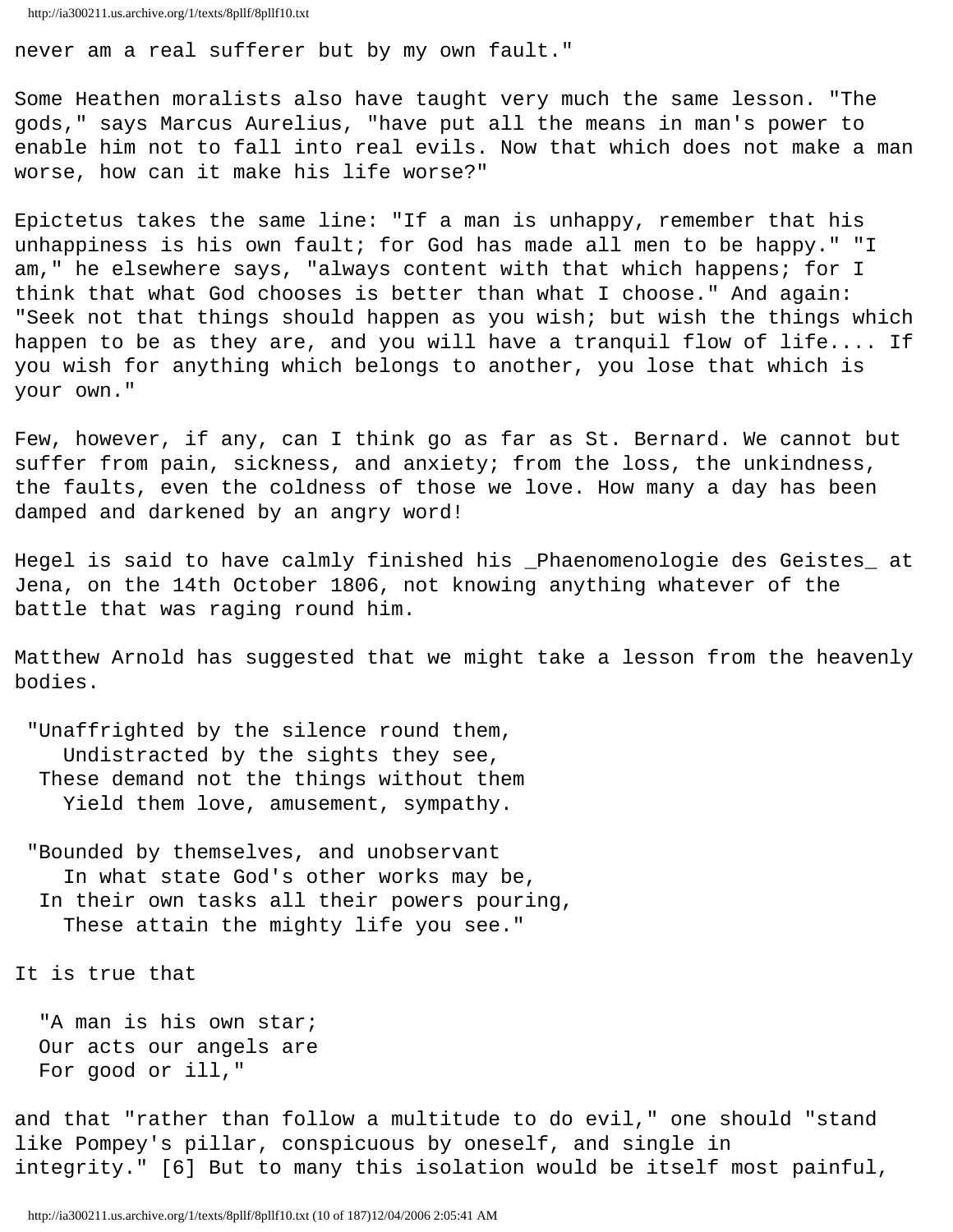never am a real sufferer but by my own fault."

Some Heathen moralists also have taught very much the same lesson. "The gods," says Marcus Aurelius, "have put all the means in man's power to enable him not to fall into real evils. Now that which does not make a man worse, how can it make his life worse?"

Epictetus takes the same line: "If a man is unhappy, remember that his unhappiness is his own fault; for God has made all men to be happy." "I am," he elsewhere says, "always content with that which happens; for I think that what God chooses is better than what I choose." And again: "Seek not that things should happen as you wish; but wish the things which happen to be as they are, and you will have a tranquil flow of life.... If you wish for anything which belongs to another, you lose that which is your own."

Few, however, if any, can I think go as far as St. Bernard. We cannot but suffer from pain, sickness, and anxiety; from the loss, the unkindness, the faults, even the coldness of those we love. How many a day has been damped and darkened by an angry word!

Hegel is said to have calmly finished his _Phaenomenologie des Geistes_ at Jena, on the 14th October 1806, not knowing anything whatever of the battle that was raging round him.

Matthew Arnold has suggested that we might take a lesson from the heavenly bodies.

"Unaffrighted by the silence round them,
Undistracted by the sights they see,
These demand not the things without them
Yield them love, amusement, sympathy.

"Bounded by themselves, and unobservant
In what state God's other works may be,
In their own tasks all their powers pouring,
These attain the mighty life you see."

It is true that

"A man is his own star;
Our acts our angels are
For good or ill,"

and that "rather than follow a multitude to do evil," one should "stand like Pompey's pillar, conspicuous by oneself, and single in integrity." [6] But to many this isolation would be itself most painful,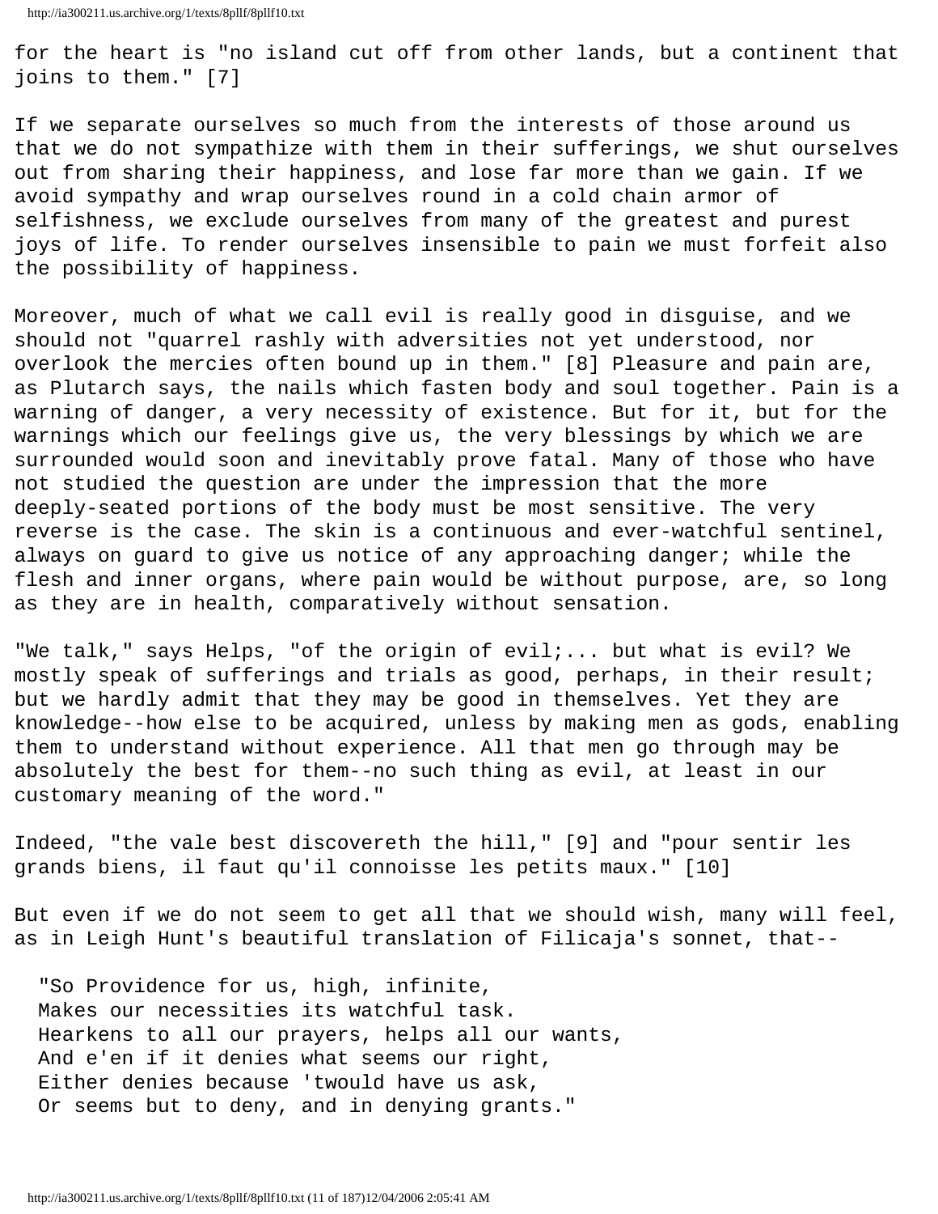for the heart is "no island cut off from other lands, but a continent that joins to them." [7]

If we separate ourselves so much from the interests of those around us that we do not sympathize with them in their sufferings, we shut ourselves out from sharing their happiness, and lose far more than we gain. If we avoid sympathy and wrap ourselves round in a cold chain armor of selfishness, we exclude ourselves from many of the greatest and purest joys of life. To render ourselves insensible to pain we must forfeit also the possibility of happiness.

Moreover, much of what we call evil is really good in disguise, and we should not "quarrel rashly with adversities not yet understood, nor overlook the mercies often bound up in them." [8] Pleasure and pain are, as Plutarch says, the nails which fasten body and soul together. Pain is a warning of danger, a very necessity of existence. But for it, but for the warnings which our feelings give us, the very blessings by which we are surrounded would soon and inevitably prove fatal. Many of those who have not studied the question are under the impression that the more deeply-seated portions of the body must be most sensitive. The very reverse is the case. The skin is a continuous and ever-watchful sentinel, always on guard to give us notice of any approaching danger; while the flesh and inner organs, where pain would be without purpose, are, so long as they are in health, comparatively without sensation.

"We talk," says Helps, "of the origin of evil;... but what is evil? We mostly speak of sufferings and trials as good, perhaps, in their result; but we hardly admit that they may be good in themselves. Yet they are knowledge--how else to be acquired, unless by making men as gods, enabling them to understand without experience. All that men go through may be absolutely the best for them--no such thing as evil, at least in our customary meaning of the word."

Indeed, "the vale best discovereth the hill," [9] and "pour sentir les grands biens, il faut qu'il connoisse les petits maux." [10]

But even if we do not seem to get all that we should wish, many will feel, as in Leigh Hunt's beautiful translation of Filicaja's sonnet, that--

> "So Providence for us, high, infinite,
> Makes our necessities its watchful task.
> Hearkens to all our prayers, helps all our wants,
> And e'en if it denies what seems our right,
> Either denies because 'twould have us ask,
> Or seems but to deny, and in denying grants."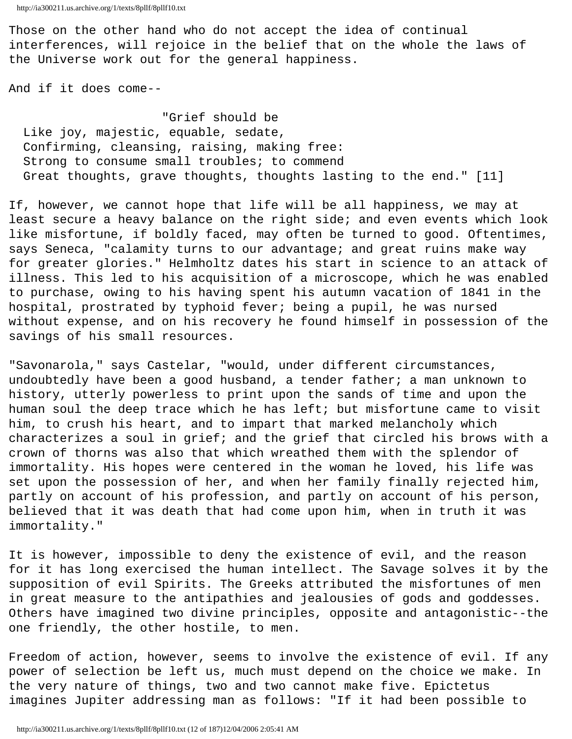Those on the other hand who do not accept the idea of continual interferences, will rejoice in the belief that on the whole the laws of the Universe work out for the general happiness.

And if it does come--

> "Grief should be
> Like joy, majestic, equable, sedate,
> Confirming, cleansing, raising, making free:
> Strong to consume small troubles; to commend
> Great thoughts, grave thoughts, thoughts lasting to the end." [11]

If, however, we cannot hope that life will be all happiness, we may at least secure a heavy balance on the right side; and even events which look like misfortune, if boldly faced, may often be turned to good. Oftentimes, says Seneca, "calamity turns to our advantage; and great ruins make way for greater glories." Helmholtz dates his start in science to an attack of illness. This led to his acquisition of a microscope, which he was enabled to purchase, owing to his having spent his autumn vacation of 1841 in the hospital, prostrated by typhoid fever; being a pupil, he was nursed without expense, and on his recovery he found himself in possession of the savings of his small resources.

"Savonarola," says Castelar, "would, under different circumstances, undoubtedly have been a good husband, a tender father; a man unknown to history, utterly powerless to print upon the sands of time and upon the human soul the deep trace which he has left; but misfortune came to visit him, to crush his heart, and to impart that marked melancholy which characterizes a soul in grief; and the grief that circled his brows with a crown of thorns was also that which wreathed them with the splendor of immortality. His hopes were centered in the woman he loved, his life was set upon the possession of her, and when her family finally rejected him, partly on account of his profession, and partly on account of his person, believed that it was death that had come upon him, when in truth it was immortality."

It is however, impossible to deny the existence of evil, and the reason for it has long exercised the human intellect. The Savage solves it by the supposition of evil Spirits. The Greeks attributed the misfortunes of men in great measure to the antipathies and jealousies of gods and goddesses. Others have imagined two divine principles, opposite and antagonistic--the one friendly, the other hostile, to men.

Freedom of action, however, seems to involve the existence of evil. If any power of selection be left us, much must depend on the choice we make. In the very nature of things, two and two cannot make five. Epictetus imagines Jupiter addressing man as follows: "If it had been possible to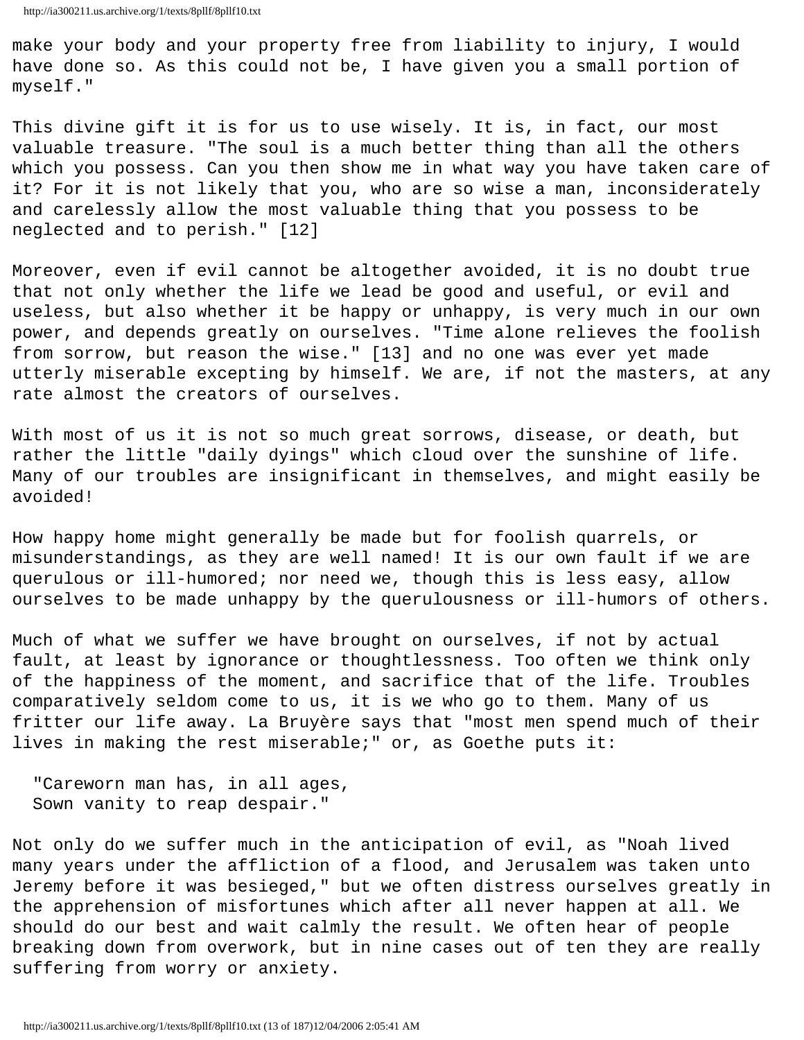make your body and your property free from liability to injury, I would have done so. As this could not be, I have given you a small portion of myself."

This divine gift it is for us to use wisely. It is, in fact, our most valuable treasure. "The soul is a much better thing than all the others which you possess. Can you then show me in what way you have taken care of it? For it is not likely that you, who are so wise a man, inconsiderately and carelessly allow the most valuable thing that you possess to be neglected and to perish." [12]

Moreover, even if evil cannot be altogether avoided, it is no doubt true that not only whether the life we lead be good and useful, or evil and useless, but also whether it be happy or unhappy, is very much in our own power, and depends greatly on ourselves. "Time alone relieves the foolish from sorrow, but reason the wise." [13] and no one was ever yet made utterly miserable excepting by himself. We are, if not the masters, at any rate almost the creators of ourselves.

With most of us it is not so much great sorrows, disease, or death, but rather the little "daily dyings" which cloud over the sunshine of life. Many of our troubles are insignificant in themselves, and might easily be avoided!

How happy home might generally be made but for foolish quarrels, or misunderstandings, as they are well named! It is our own fault if we are querulous or ill-humored; nor need we, though this is less easy, allow ourselves to be made unhappy by the querulousness or ill-humors of others.

Much of what we suffer we have brought on ourselves, if not by actual fault, at least by ignorance or thoughtlessness. Too often we think only of the happiness of the moment, and sacrifice that of the life. Troubles comparatively seldom come to us, it is we who go to them. Many of us fritter our life away. La Bruyère says that "most men spend much of their lives in making the rest miserable;" or, as Goethe puts it:

> "Careworn man has, in all ages,
> Sown vanity to reap despair."

Not only do we suffer much in the anticipation of evil, as "Noah lived many years under the affliction of a flood, and Jerusalem was taken unto Jeremy before it was besieged," but we often distress ourselves greatly in the apprehension of misfortunes which after all never happen at all. We should do our best and wait calmly the result. We often hear of people breaking down from overwork, but in nine cases out of ten they are really suffering from worry or anxiety.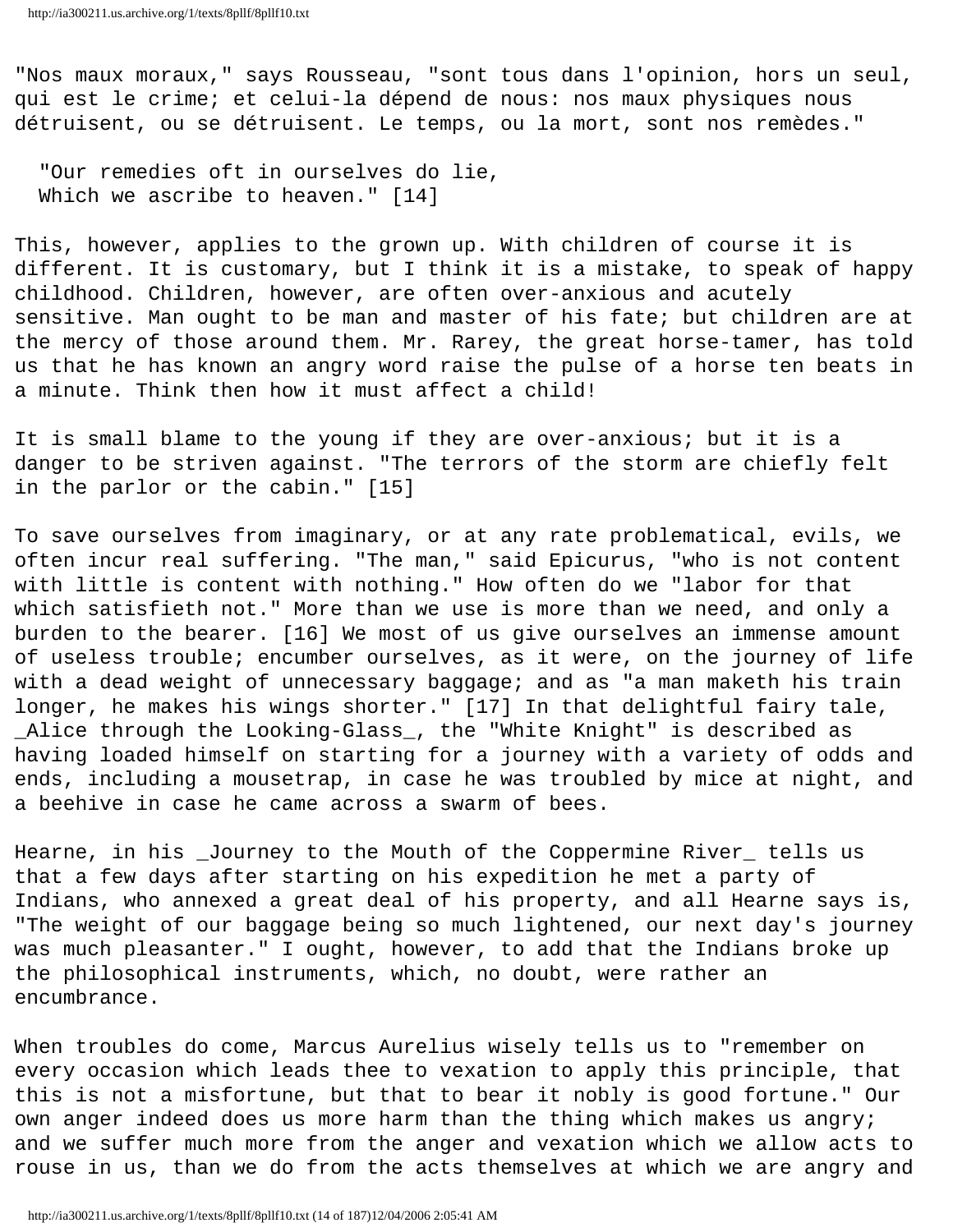"Nos maux moraux," says Rousseau, "sont tous dans l'opinion, hors un seul, qui est le crime; et celui-la dépend de nous: nos maux physiques nous détruisent, ou se détruisent. Le temps, ou la mort, sont nos remèdes."

> "Our remedies oft in ourselves do lie,
> Which we ascribe to heaven." [14]

This, however, applies to the grown up. With children of course it is different. It is customary, but I think it is a mistake, to speak of happy childhood. Children, however, are often over-anxious and acutely sensitive. Man ought to be man and master of his fate; but children are at the mercy of those around them. Mr. Rarey, the great horse-tamer, has told us that he has known an angry word raise the pulse of a horse ten beats in a minute. Think then how it must affect a child!

It is small blame to the young if they are over-anxious; but it is a danger to be striven against. "The terrors of the storm are chiefly felt in the parlor or the cabin." [15]

To save ourselves from imaginary, or at any rate problematical, evils, we often incur real suffering. "The man," said Epicurus, "who is not content with little is content with nothing." How often do we "labor for that which satisfieth not." More than we use is more than we need, and only a burden to the bearer. [16] We most of us give ourselves an immense amount of useless trouble; encumber ourselves, as it were, on the journey of life with a dead weight of unnecessary baggage; and as "a man maketh his train longer, he makes his wings shorter." [17] In that delightful fairy tale, _Alice through the Looking-Glass_, the "White Knight" is described as having loaded himself on starting for a journey with a variety of odds and ends, including a mousetrap, in case he was troubled by mice at night, and a beehive in case he came across a swarm of bees.

Hearne, in his _Journey to the Mouth of the Coppermine River_ tells us that a few days after starting on his expedition he met a party of Indians, who annexed a great deal of his property, and all Hearne says is, "The weight of our baggage being so much lightened, our next day's journey was much pleasanter." I ought, however, to add that the Indians broke up the philosophical instruments, which, no doubt, were rather an encumbrance.

When troubles do come, Marcus Aurelius wisely tells us to "remember on every occasion which leads thee to vexation to apply this principle, that this is not a misfortune, but that to bear it nobly is good fortune." Our own anger indeed does us more harm than the thing which makes us angry; and we suffer much more from the anger and vexation which we allow acts to rouse in us, than we do from the acts themselves at which we are angry and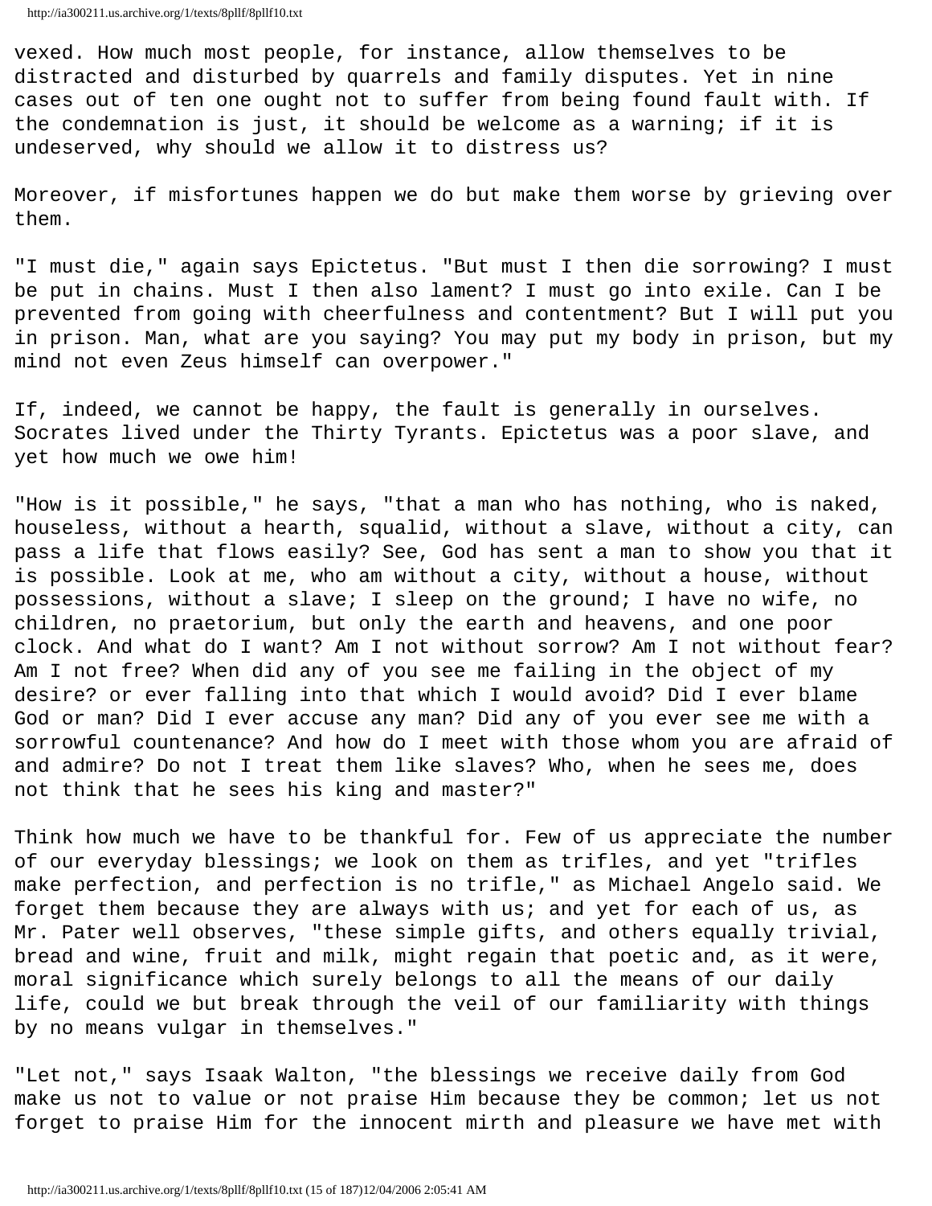vexed. How much most people, for instance, allow themselves to be distracted and disturbed by quarrels and family disputes. Yet in nine cases out of ten one ought not to suffer from being found fault with. If the condemnation is just, it should be welcome as a warning; if it is undeserved, why should we allow it to distress us?

Moreover, if misfortunes happen we do but make them worse by grieving over them.

"I must die," again says Epictetus. "But must I then die sorrowing? I must be put in chains. Must I then also lament? I must go into exile. Can I be prevented from going with cheerfulness and contentment? But I will put you in prison. Man, what are you saying? You may put my body in prison, but my mind not even Zeus himself can overpower."

If, indeed, we cannot be happy, the fault is generally in ourselves. Socrates lived under the Thirty Tyrants. Epictetus was a poor slave, and yet how much we owe him!

"How is it possible," he says, "that a man who has nothing, who is naked, houseless, without a hearth, squalid, without a slave, without a city, can pass a life that flows easily? See, God has sent a man to show you that it is possible. Look at me, who am without a city, without a house, without possessions, without a slave; I sleep on the ground; I have no wife, no children, no praetorium, but only the earth and heavens, and one poor clock. And what do I want? Am I not without sorrow? Am I not without fear? Am I not free? When did any of you see me failing in the object of my desire? or ever falling into that which I would avoid? Did I ever blame God or man? Did I ever accuse any man? Did any of you ever see me with a sorrowful countenance? And how do I meet with those whom you are afraid of and admire? Do not I treat them like slaves? Who, when he sees me, does not think that he sees his king and master?"

Think how much we have to be thankful for. Few of us appreciate the number of our everyday blessings; we look on them as trifles, and yet "trifles make perfection, and perfection is no trifle," as Michael Angelo said. We forget them because they are always with us; and yet for each of us, as Mr. Pater well observes, "these simple gifts, and others equally trivial, bread and wine, fruit and milk, might regain that poetic and, as it were, moral significance which surely belongs to all the means of our daily life, could we but break through the veil of our familiarity with things by no means vulgar in themselves."

"Let not," says Isaak Walton, "the blessings we receive daily from God make us not to value or not praise Him because they be common; let us not forget to praise Him for the innocent mirth and pleasure we have met with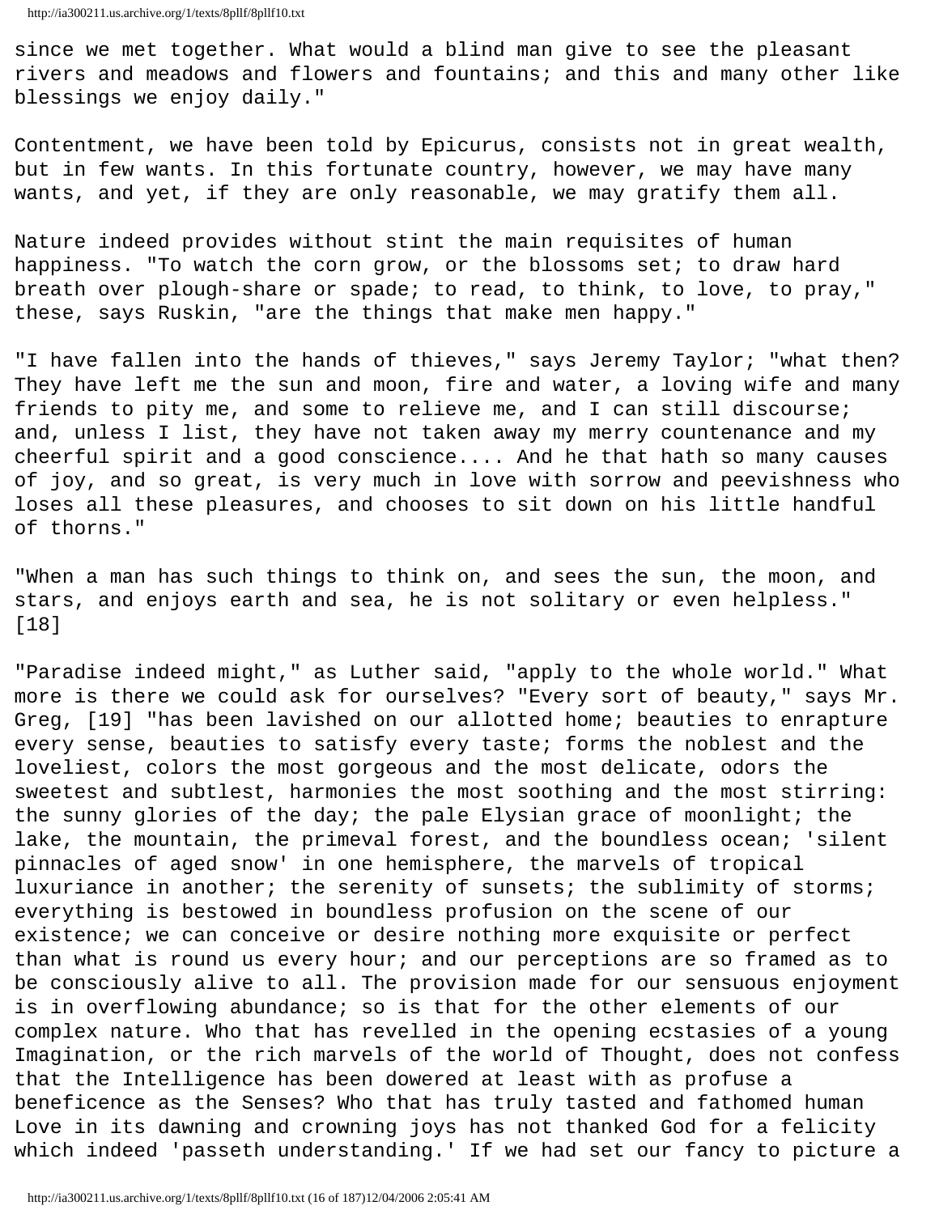since we met together. What would a blind man give to see the pleasant rivers and meadows and flowers and fountains; and this and many other like blessings we enjoy daily."

Contentment, we have been told by Epicurus, consists not in great wealth, but in few wants. In this fortunate country, however, we may have many wants, and yet, if they are only reasonable, we may gratify them all.

Nature indeed provides without stint the main requisites of human happiness. "To watch the corn grow, or the blossoms set; to draw hard breath over plough-share or spade; to read, to think, to love, to pray," these, says Ruskin, "are the things that make men happy."

"I have fallen into the hands of thieves," says Jeremy Taylor; "what then? They have left me the sun and moon, fire and water, a loving wife and many friends to pity me, and some to relieve me, and I can still discourse; and, unless I list, they have not taken away my merry countenance and my cheerful spirit and a good conscience.... And he that hath so many causes of joy, and so great, is very much in love with sorrow and peevishness who loses all these pleasures, and chooses to sit down on his little handful of thorns."

"When a man has such things to think on, and sees the sun, the moon, and stars, and enjoys earth and sea, he is not solitary or even helpless." [18]

"Paradise indeed might," as Luther said, "apply to the whole world." What more is there we could ask for ourselves? "Every sort of beauty," says Mr. Greg, [19] "has been lavished on our allotted home; beauties to enrapture every sense, beauties to satisfy every taste; forms the noblest and the loveliest, colors the most gorgeous and the most delicate, odors the sweetest and subtlest, harmonies the most soothing and the most stirring: the sunny glories of the day; the pale Elysian grace of moonlight; the lake, the mountain, the primeval forest, and the boundless ocean; 'silent pinnacles of aged snow' in one hemisphere, the marvels of tropical luxuriance in another; the serenity of sunsets; the sublimity of storms; everything is bestowed in boundless profusion on the scene of our existence; we can conceive or desire nothing more exquisite or perfect than what is round us every hour; and our perceptions are so framed as to be consciously alive to all. The provision made for our sensuous enjoyment is in overflowing abundance; so is that for the other elements of our complex nature. Who that has revelled in the opening ecstasies of a young Imagination, or the rich marvels of the world of Thought, does not confess that the Intelligence has been dowered at least with as profuse a beneficence as the Senses? Who that has truly tasted and fathomed human Love in its dawning and crowning joys has not thanked God for a felicity which indeed 'passeth understanding.' If we had set our fancy to picture a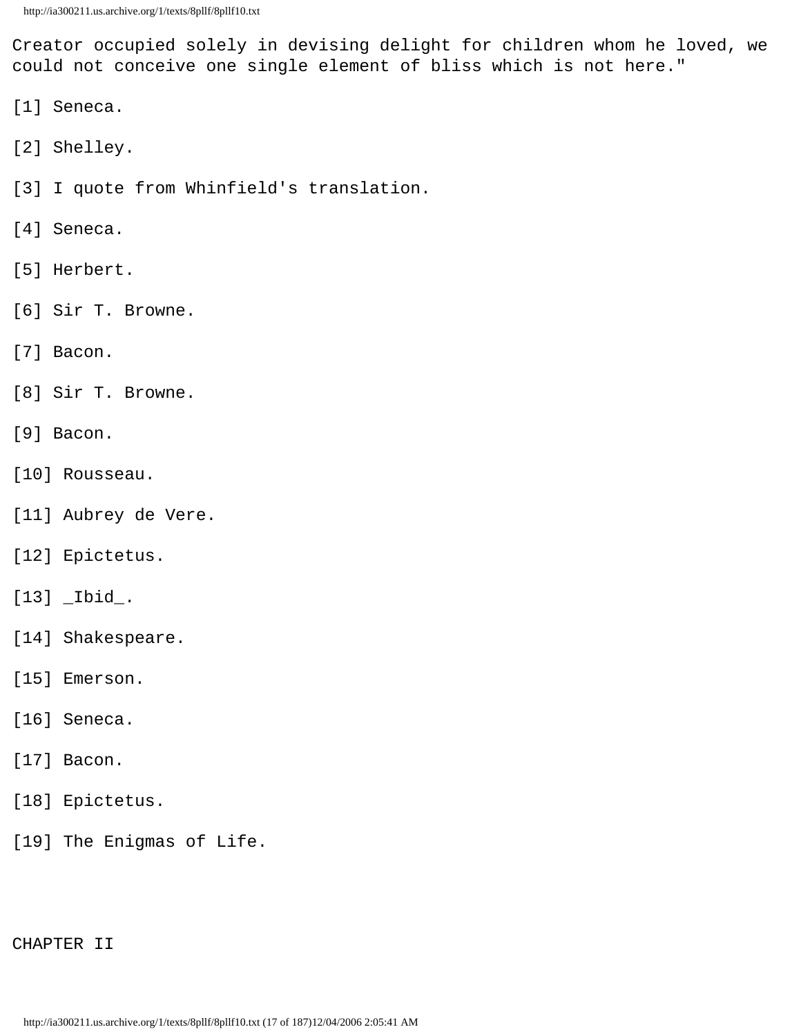Creator occupied solely in devising delight for children whom he loved, we could not conceive one single element of bliss which is not here."

[1] Seneca.

[2] Shelley.

[3] I quote from Whinfield's translation.

[4] Seneca.

[5] Herbert.

[6] Sir T. Browne.

[7] Bacon.

[8] Sir T. Browne.

[9] Bacon.

[10] Rousseau.

[11] Aubrey de Vere.

[12] Epictetus.

[13] _Ibid_.

[14] Shakespeare.

[15] Emerson.

[16] Seneca.

[17] Bacon.

[18] Epictetus.

[19] The Enigmas of Life.

## CHAPTER II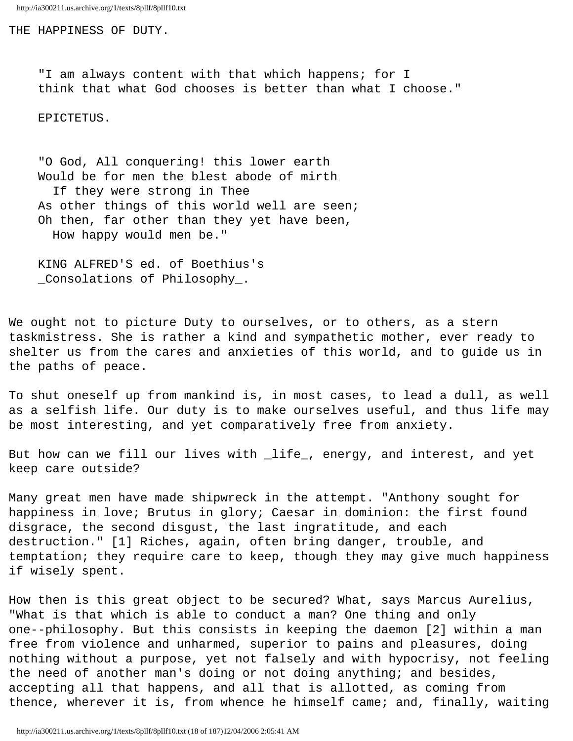# THE HAPPINESS OF DUTY.

> "I am always content with that which happens; for I think that what God chooses is better than what I choose."
>
> EPICTETUS.

> "O God, All conquering! this lower earth
> Would be for men the blest abode of mirth
> If they were strong in Thee
> As other things of this world well are seen;
> Oh then, far other than they yet have been,
> How happy would men be."
>
> KING ALFRED'S ed. of Boethius's _Consolations of Philosophy_.

We ought not to picture Duty to ourselves, or to others, as a stern taskmistress. She is rather a kind and sympathetic mother, ever ready to shelter us from the cares and anxieties of this world, and to guide us in the paths of peace.

To shut oneself up from mankind is, in most cases, to lead a dull, as well as a selfish life. Our duty is to make ourselves useful, and thus life may be most interesting, and yet comparatively free from anxiety.

But how can we fill our lives with _life_, energy, and interest, and yet keep care outside?

Many great men have made shipwreck in the attempt. "Anthony sought for happiness in love; Brutus in glory; Caesar in dominion: the first found disgrace, the second disgust, the last ingratitude, and each destruction." [1] Riches, again, often bring danger, trouble, and temptation; they require care to keep, though they may give much happiness if wisely spent.

How then is this great object to be secured? What, says Marcus Aurelius, "What is that which is able to conduct a man? One thing and only one--philosophy. But this consists in keeping the daemon [2] within a man free from violence and unharmed, superior to pains and pleasures, doing nothing without a purpose, yet not falsely and with hypocrisy, not feeling the need of another man's doing or not doing anything; and besides, accepting all that happens, and all that is allotted, as coming from thence, wherever it is, from whence he himself came; and, finally, waiting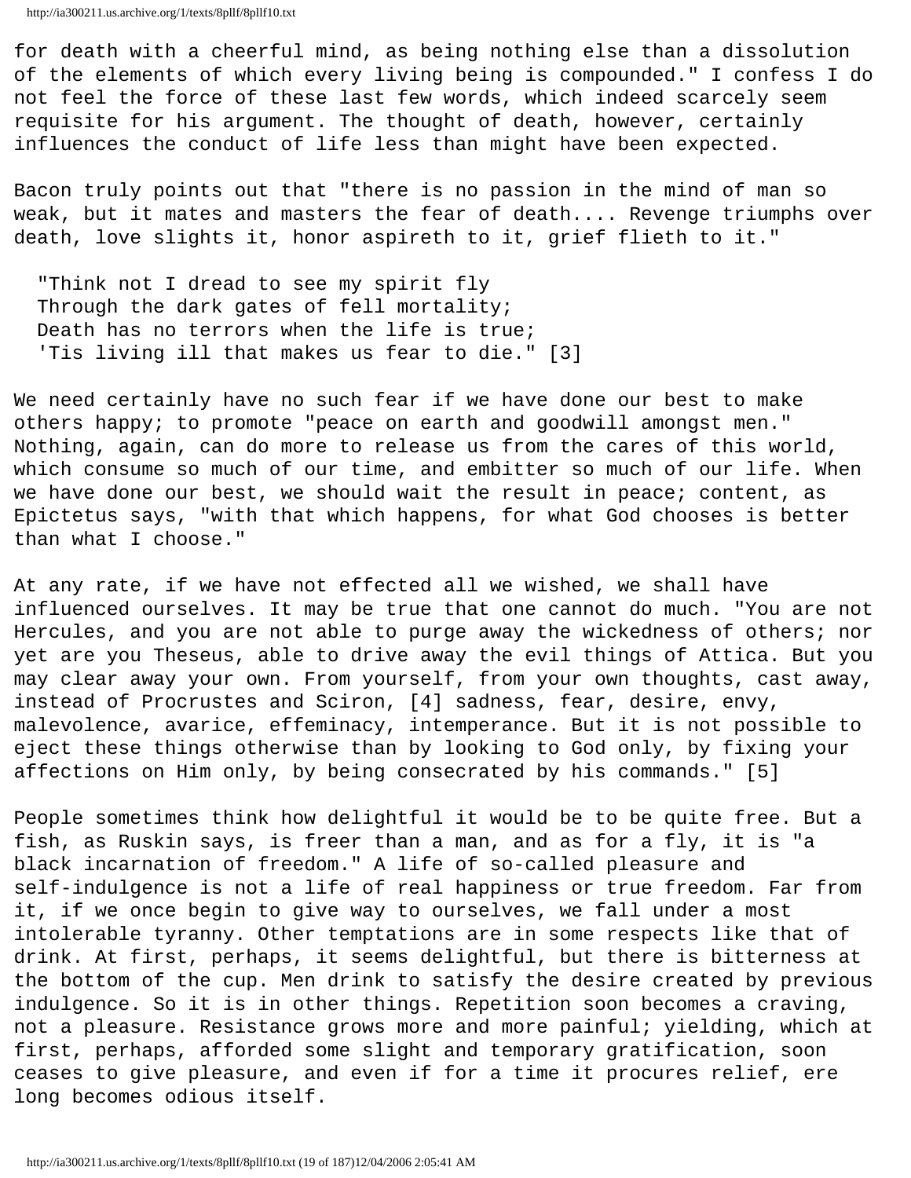for death with a cheerful mind, as being nothing else than a dissolution of the elements of which every living being is compounded." I confess I do not feel the force of these last few words, which indeed scarcely seem requisite for his argument. The thought of death, however, certainly influences the conduct of life less than might have been expected.

Bacon truly points out that "there is no passion in the mind of man so weak, but it mates and masters the fear of death.... Revenge triumphs over death, love slights it, honor aspireth to it, grief flieth to it."

> "Think not I dread to see my spirit fly
> Through the dark gates of fell mortality;
> Death has no terrors when the life is true;
> 'Tis living ill that makes us fear to die." [3]

We need certainly have no such fear if we have done our best to make others happy; to promote "peace on earth and goodwill amongst men." Nothing, again, can do more to release us from the cares of this world, which consume so much of our time, and embitter so much of our life. When we have done our best, we should wait the result in peace; content, as Epictetus says, "with that which happens, for what God chooses is better than what I choose."

At any rate, if we have not effected all we wished, we shall have influenced ourselves. It may be true that one cannot do much. "You are not Hercules, and you are not able to purge away the wickedness of others; nor yet are you Theseus, able to drive away the evil things of Attica. But you may clear away your own. From yourself, from your own thoughts, cast away, instead of Procrustes and Sciron, [4] sadness, fear, desire, envy, malevolence, avarice, effeminacy, intemperance. But it is not possible to eject these things otherwise than by looking to God only, by fixing your affections on Him only, by being consecrated by his commands." [5]

People sometimes think how delightful it would be to be quite free. But a fish, as Ruskin says, is freer than a man, and as for a fly, it is "a black incarnation of freedom." A life of so-called pleasure and self-indulgence is not a life of real happiness or true freedom. Far from it, if we once begin to give way to ourselves, we fall under a most intolerable tyranny. Other temptations are in some respects like that of drink. At first, perhaps, it seems delightful, but there is bitterness at the bottom of the cup. Men drink to satisfy the desire created by previous indulgence. So it is in other things. Repetition soon becomes a craving, not a pleasure. Resistance grows more and more painful; yielding, which at first, perhaps, afforded some slight and temporary gratification, soon ceases to give pleasure, and even if for a time it procures relief, ere long becomes odious itself.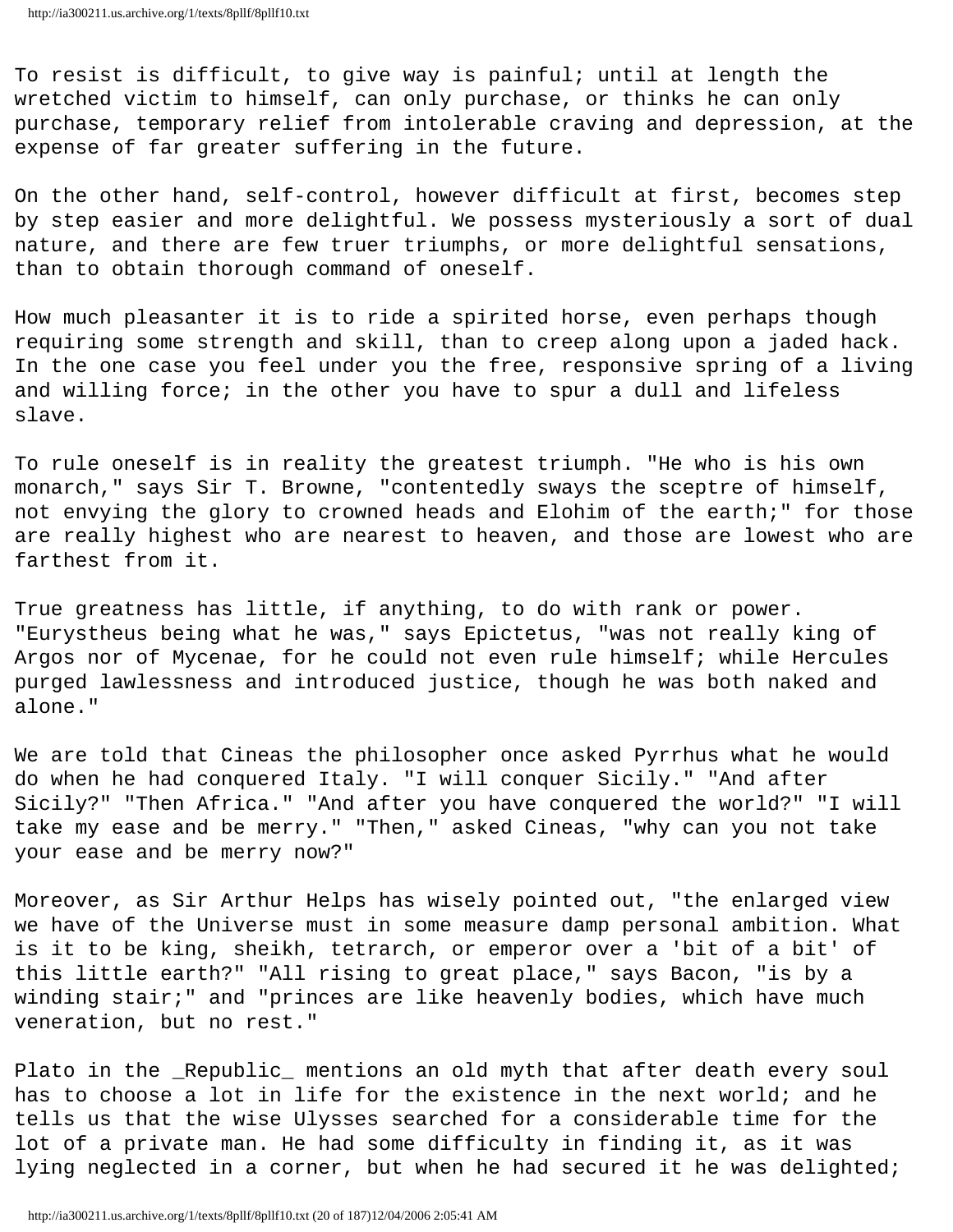To resist is difficult, to give way is painful; until at length the wretched victim to himself, can only purchase, or thinks he can only purchase, temporary relief from intolerable craving and depression, at the expense of far greater suffering in the future.

On the other hand, self-control, however difficult at first, becomes step by step easier and more delightful. We possess mysteriously a sort of dual nature, and there are few truer triumphs, or more delightful sensations, than to obtain thorough command of oneself.

How much pleasanter it is to ride a spirited horse, even perhaps though requiring some strength and skill, than to creep along upon a jaded hack. In the one case you feel under you the free, responsive spring of a living and willing force; in the other you have to spur a dull and lifeless slave.

To rule oneself is in reality the greatest triumph. "He who is his own monarch," says Sir T. Browne, "contentedly sways the sceptre of himself, not envying the glory to crowned heads and Elohim of the earth;" for those are really highest who are nearest to heaven, and those are lowest who are farthest from it.

True greatness has little, if anything, to do with rank or power. "Eurystheus being what he was," says Epictetus, "was not really king of Argos nor of Mycenae, for he could not even rule himself; while Hercules purged lawlessness and introduced justice, though he was both naked and alone."

We are told that Cineas the philosopher once asked Pyrrhus what he would do when he had conquered Italy. "I will conquer Sicily." "And after Sicily?" "Then Africa." "And after you have conquered the world?" "I will take my ease and be merry." "Then," asked Cineas, "why can you not take your ease and be merry now?"

Moreover, as Sir Arthur Helps has wisely pointed out, "the enlarged view we have of the Universe must in some measure damp personal ambition. What is it to be king, sheikh, tetrarch, or emperor over a 'bit of a bit' of this little earth?" "All rising to great place," says Bacon, "is by a winding stair;" and "princes are like heavenly bodies, which have much veneration, but no rest."

Plato in the _Republic_ mentions an old myth that after death every soul has to choose a lot in life for the existence in the next world; and he tells us that the wise Ulysses searched for a considerable time for the lot of a private man. He had some difficulty in finding it, as it was lying neglected in a corner, but when he had secured it he was delighted;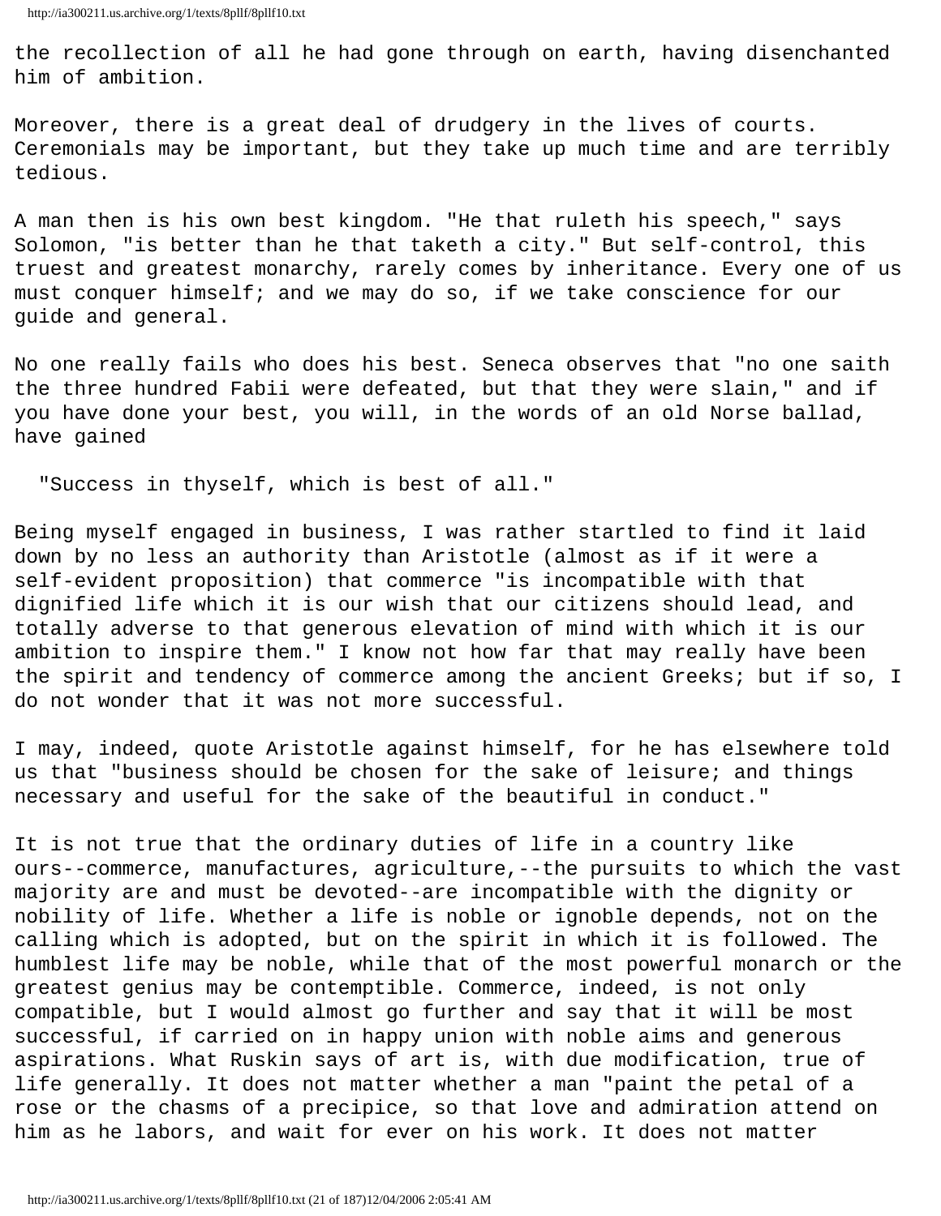the recollection of all he had gone through on earth, having disenchanted him of ambition.

Moreover, there is a great deal of drudgery in the lives of courts. Ceremonials may be important, but they take up much time and are terribly tedious.

A man then is his own best kingdom. "He that ruleth his speech," says Solomon, "is better than he that taketh a city." But self-control, this truest and greatest monarchy, rarely comes by inheritance. Every one of us must conquer himself; and we may do so, if we take conscience for our guide and general.

No one really fails who does his best. Seneca observes that "no one saith the three hundred Fabii were defeated, but that they were slain," and if you have done your best, you will, in the words of an old Norse ballad, have gained

> "Success in thyself, which is best of all."

Being myself engaged in business, I was rather startled to find it laid down by no less an authority than Aristotle (almost as if it were a self-evident proposition) that commerce "is incompatible with that dignified life which it is our wish that our citizens should lead, and totally adverse to that generous elevation of mind with which it is our ambition to inspire them." I know not how far that may really have been the spirit and tendency of commerce among the ancient Greeks; but if so, I do not wonder that it was not more successful.

I may, indeed, quote Aristotle against himself, for he has elsewhere told us that "business should be chosen for the sake of leisure; and things necessary and useful for the sake of the beautiful in conduct."

It is not true that the ordinary duties of life in a country like ours--commerce, manufactures, agriculture,--the pursuits to which the vast majority are and must be devoted--are incompatible with the dignity or nobility of life. Whether a life is noble or ignoble depends, not on the calling which is adopted, but on the spirit in which it is followed. The humblest life may be noble, while that of the most powerful monarch or the greatest genius may be contemptible. Commerce, indeed, is not only compatible, but I would almost go further and say that it will be most successful, if carried on in happy union with noble aims and generous aspirations. What Ruskin says of art is, with due modification, true of life generally. It does not matter whether a man "paint the petal of a rose or the chasms of a precipice, so that love and admiration attend on him as he labors, and wait for ever on his work. It does not matter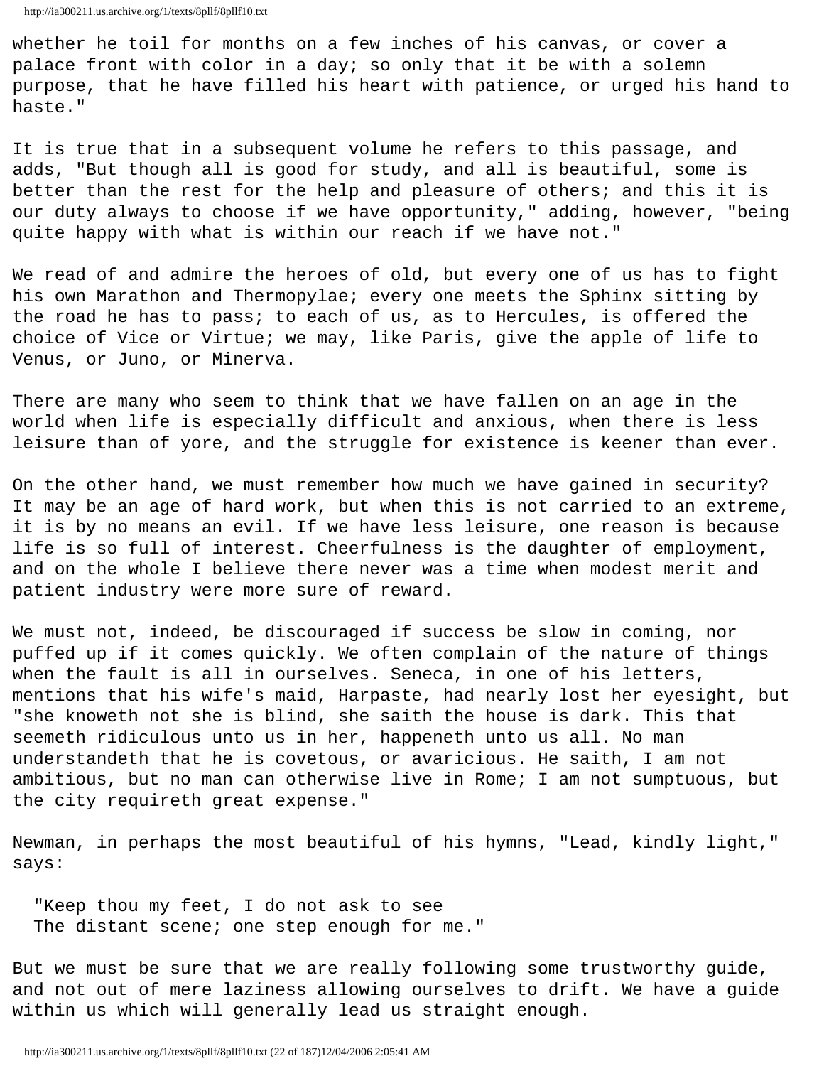whether he toil for months on a few inches of his canvas, or cover a palace front with color in a day; so only that it be with a solemn purpose, that he have filled his heart with patience, or urged his hand to haste."

It is true that in a subsequent volume he refers to this passage, and adds, "But though all is good for study, and all is beautiful, some is better than the rest for the help and pleasure of others; and this it is our duty always to choose if we have opportunity," adding, however, "being quite happy with what is within our reach if we have not."

We read of and admire the heroes of old, but every one of us has to fight his own Marathon and Thermopylae; every one meets the Sphinx sitting by the road he has to pass; to each of us, as to Hercules, is offered the choice of Vice or Virtue; we may, like Paris, give the apple of life to Venus, or Juno, or Minerva.

There are many who seem to think that we have fallen on an age in the world when life is especially difficult and anxious, when there is less leisure than of yore, and the struggle for existence is keener than ever.

On the other hand, we must remember how much we have gained in security? It may be an age of hard work, but when this is not carried to an extreme, it is by no means an evil. If we have less leisure, one reason is because life is so full of interest. Cheerfulness is the daughter of employment, and on the whole I believe there never was a time when modest merit and patient industry were more sure of reward.

We must not, indeed, be discouraged if success be slow in coming, nor puffed up if it comes quickly. We often complain of the nature of things when the fault is all in ourselves. Seneca, in one of his letters, mentions that his wife's maid, Harpaste, had nearly lost her eyesight, but "she knoweth not she is blind, she saith the house is dark. This that seemeth ridiculous unto us in her, happeneth unto us all. No man understandeth that he is covetous, or avaricious. He saith, I am not ambitious, but no man can otherwise live in Rome; I am not sumptuous, but the city requireth great expense."

Newman, in perhaps the most beautiful of his hymns, "Lead, kindly light," says:

> "Keep thou my feet, I do not ask to see
> The distant scene; one step enough for me."

But we must be sure that we are really following some trustworthy guide, and not out of mere laziness allowing ourselves to drift. We have a guide within us which will generally lead us straight enough.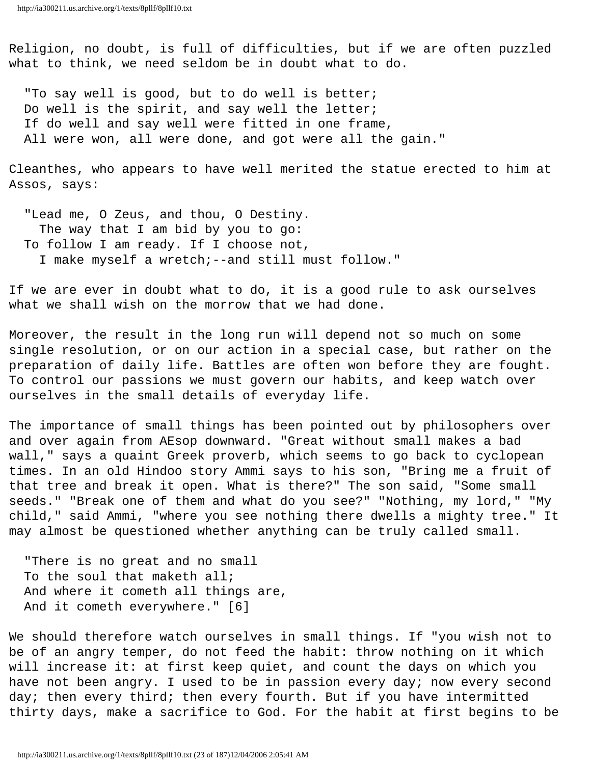Religion, no doubt, is full of difficulties, but if we are often puzzled what to think, we need seldom be in doubt what to do.

> "To say well is good, but to do well is better;
> Do well is the spirit, and say well the letter;
> If do well and say well were fitted in one frame,
> All were won, all were done, and got were all the gain."

Cleanthes, who appears to have well merited the statue erected to him at Assos, says:

> "Lead me, O Zeus, and thou, O Destiny.
> The way that I am bid by you to go:
> To follow I am ready. If I choose not,
> I make myself a wretch;--and still must follow."

If we are ever in doubt what to do, it is a good rule to ask ourselves what we shall wish on the morrow that we had done.

Moreover, the result in the long run will depend not so much on some single resolution, or on our action in a special case, but rather on the preparation of daily life. Battles are often won before they are fought. To control our passions we must govern our habits, and keep watch over ourselves in the small details of everyday life.

The importance of small things has been pointed out by philosophers over and over again from AEsop downward. "Great without small makes a bad wall," says a quaint Greek proverb, which seems to go back to cyclopean times. In an old Hindoo story Ammi says to his son, "Bring me a fruit of that tree and break it open. What is there?" The son said, "Some small seeds." "Break one of them and what do you see?" "Nothing, my lord," "My child," said Ammi, "where you see nothing there dwells a mighty tree." It may almost be questioned whether anything can be truly called small.

> "There is no great and no small
> To the soul that maketh all;
> And where it cometh all things are,
> And it cometh everywhere." [6]

We should therefore watch ourselves in small things. If "you wish not to be of an angry temper, do not feed the habit: throw nothing on it which will increase it: at first keep quiet, and count the days on which you have not been angry. I used to be in passion every day; now every second day; then every third; then every fourth. But if you have intermitted thirty days, make a sacrifice to God. For the habit at first begins to be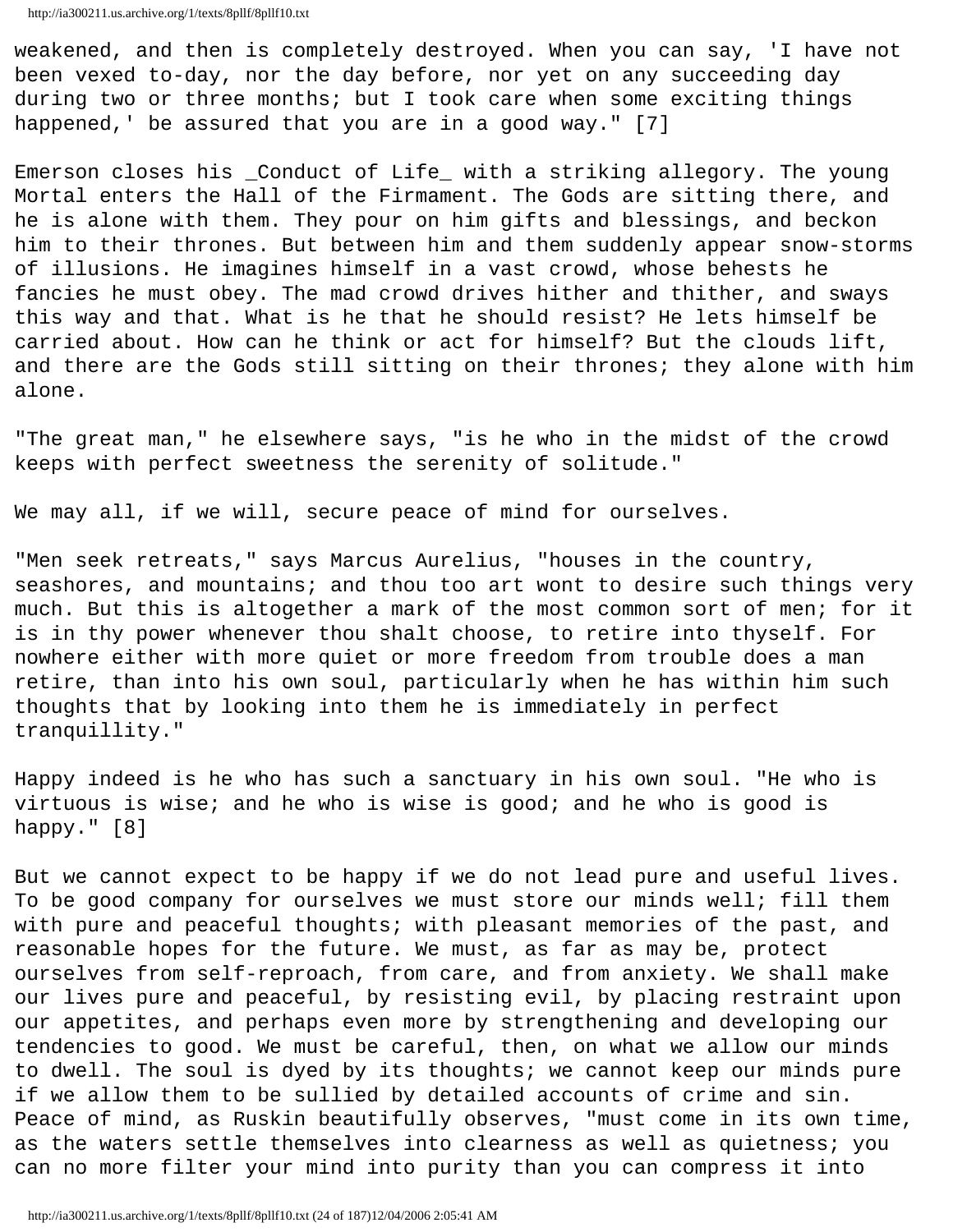weakened, and then is completely destroyed. When you can say, 'I have not been vexed to-day, nor the day before, nor yet on any succeeding day during two or three months; but I took care when some exciting things happened,' be assured that you are in a good way." [7]

Emerson closes his _Conduct of Life_ with a striking allegory. The young Mortal enters the Hall of the Firmament. The Gods are sitting there, and he is alone with them. They pour on him gifts and blessings, and beckon him to their thrones. But between him and them suddenly appear snow-storms of illusions. He imagines himself in a vast crowd, whose behests he fancies he must obey. The mad crowd drives hither and thither, and sways this way and that. What is he that he should resist? He lets himself be carried about. How can he think or act for himself? But the clouds lift, and there are the Gods still sitting on their thrones; they alone with him alone.

"The great man," he elsewhere says, "is he who in the midst of the crowd keeps with perfect sweetness the serenity of solitude."

We may all, if we will, secure peace of mind for ourselves.

"Men seek retreats," says Marcus Aurelius, "houses in the country, seashores, and mountains; and thou too art wont to desire such things very much. But this is altogether a mark of the most common sort of men; for it is in thy power whenever thou shalt choose, to retire into thyself. For nowhere either with more quiet or more freedom from trouble does a man retire, than into his own soul, particularly when he has within him such thoughts that by looking into them he is immediately in perfect tranquillity."

Happy indeed is he who has such a sanctuary in his own soul. "He who is virtuous is wise; and he who is wise is good; and he who is good is happy." [8]

But we cannot expect to be happy if we do not lead pure and useful lives. To be good company for ourselves we must store our minds well; fill them with pure and peaceful thoughts; with pleasant memories of the past, and reasonable hopes for the future. We must, as far as may be, protect ourselves from self-reproach, from care, and from anxiety. We shall make our lives pure and peaceful, by resisting evil, by placing restraint upon our appetites, and perhaps even more by strengthening and developing our tendencies to good. We must be careful, then, on what we allow our minds to dwell. The soul is dyed by its thoughts; we cannot keep our minds pure if we allow them to be sullied by detailed accounts of crime and sin. Peace of mind, as Ruskin beautifully observes, "must come in its own time, as the waters settle themselves into clearness as well as quietness; you can no more filter your mind into purity than you can compress it into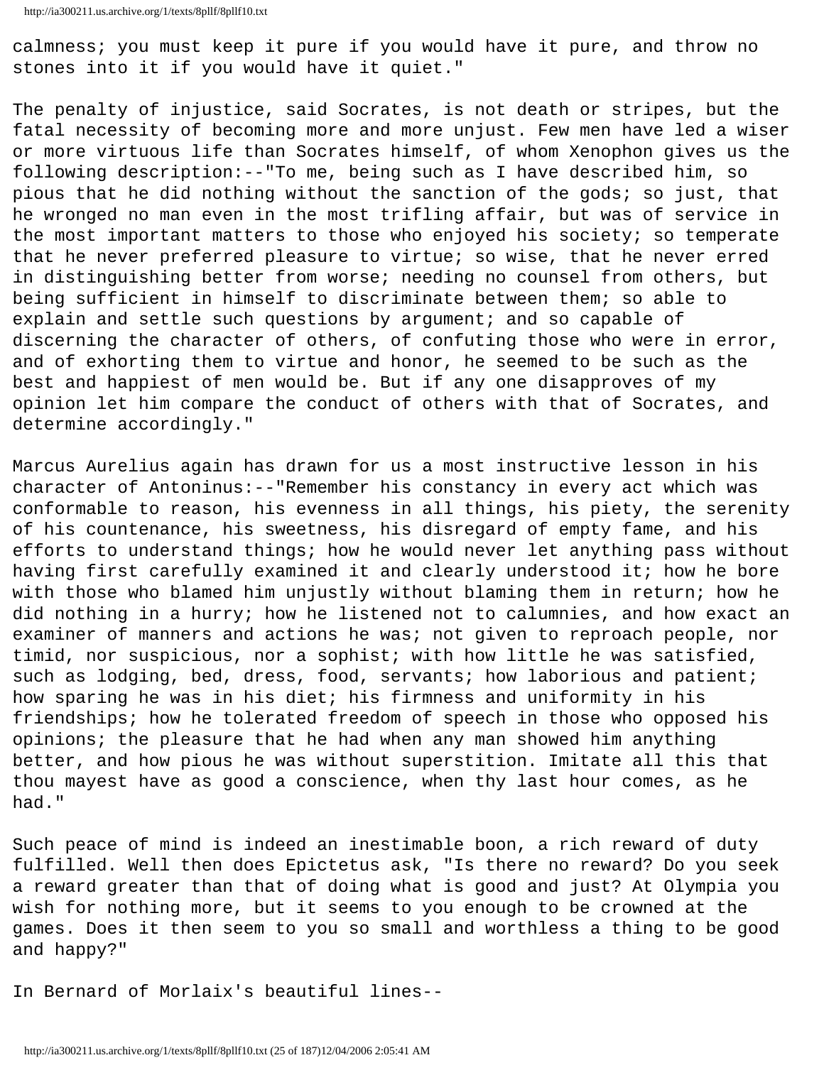calmness; you must keep it pure if you would have it pure, and throw no stones into it if you would have it quiet."

The penalty of injustice, said Socrates, is not death or stripes, but the fatal necessity of becoming more and more unjust. Few men have led a wiser or more virtuous life than Socrates himself, of whom Xenophon gives us the following description:--"To me, being such as I have described him, so pious that he did nothing without the sanction of the gods; so just, that he wronged no man even in the most trifling affair, but was of service in the most important matters to those who enjoyed his society; so temperate that he never preferred pleasure to virtue; so wise, that he never erred in distinguishing better from worse; needing no counsel from others, but being sufficient in himself to discriminate between them; so able to explain and settle such questions by argument; and so capable of discerning the character of others, of confuting those who were in error, and of exhorting them to virtue and honor, he seemed to be such as the best and happiest of men would be. But if any one disapproves of my opinion let him compare the conduct of others with that of Socrates, and determine accordingly."

Marcus Aurelius again has drawn for us a most instructive lesson in his character of Antoninus:--"Remember his constancy in every act which was conformable to reason, his evenness in all things, his piety, the serenity of his countenance, his sweetness, his disregard of empty fame, and his efforts to understand things; how he would never let anything pass without having first carefully examined it and clearly understood it; how he bore with those who blamed him unjustly without blaming them in return; how he did nothing in a hurry; how he listened not to calumnies, and how exact an examiner of manners and actions he was; not given to reproach people, nor timid, nor suspicious, nor a sophist; with how little he was satisfied, such as lodging, bed, dress, food, servants; how laborious and patient; how sparing he was in his diet; his firmness and uniformity in his friendships; how he tolerated freedom of speech in those who opposed his opinions; the pleasure that he had when any man showed him anything better, and how pious he was without superstition. Imitate all this that thou mayest have as good a conscience, when thy last hour comes, as he had."

Such peace of mind is indeed an inestimable boon, a rich reward of duty fulfilled. Well then does Epictetus ask, "Is there no reward? Do you seek a reward greater than that of doing what is good and just? At Olympia you wish for nothing more, but it seems to you enough to be crowned at the games. Does it then seem to you so small and worthless a thing to be good and happy?"

In Bernard of Morlaix's beautiful lines--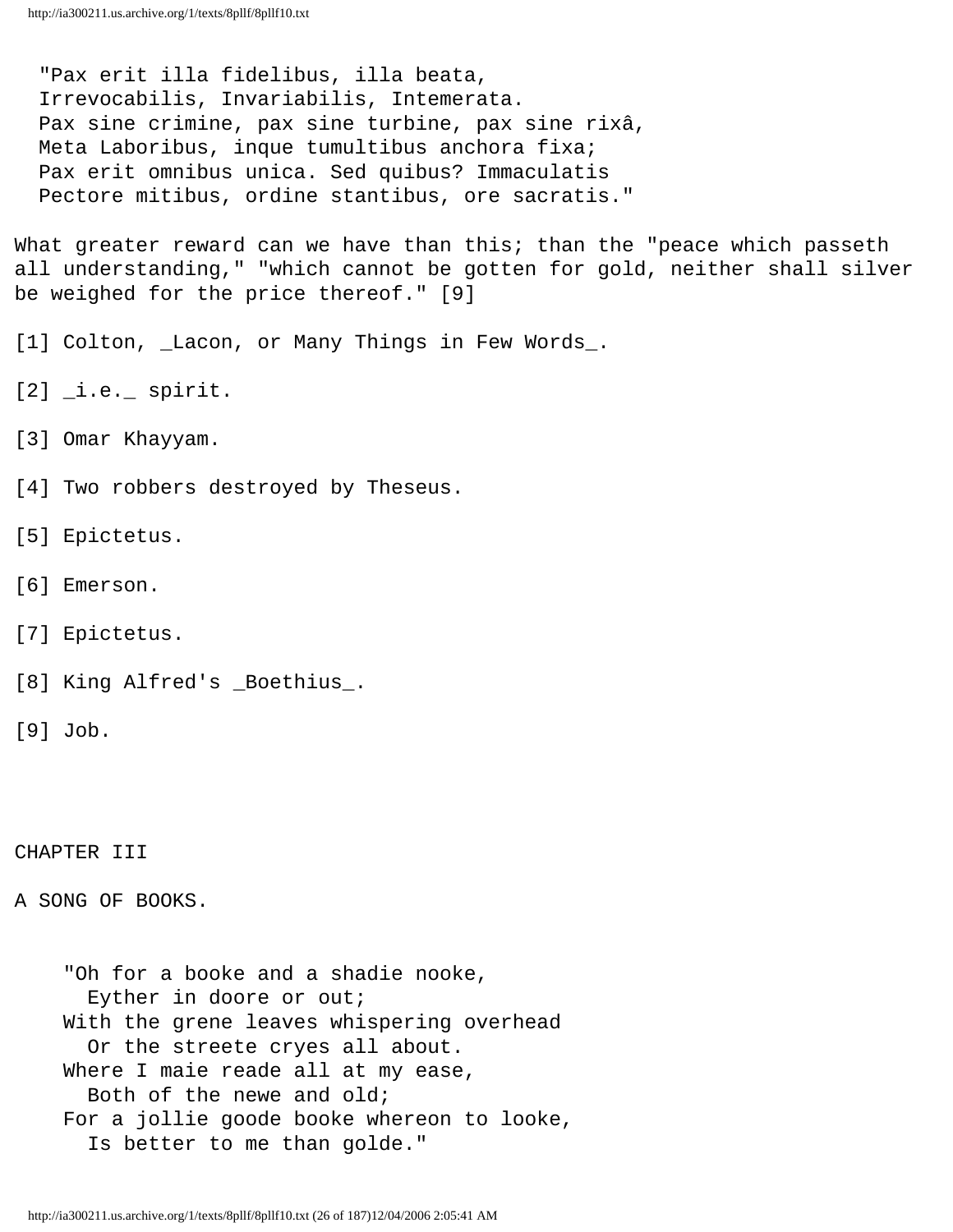> "Pax erit illa fidelibus, illa beata,
> Irrevocabilis, Invariabilis, Intemerata.
> Pax sine crimine, pax sine turbine, pax sine rixâ,
> Meta Laboribus, inque tumultibus anchora fixa;
> Pax erit omnibus unica. Sed quibus? Immaculatis
> Pectore mitibus, ordine stantibus, ore sacratis."

What greater reward can we have than this; than the "peace which passeth all understanding," "which cannot be gotten for gold, neither shall silver be weighed for the price thereof." [9]

[1] Colton, _Lacon, or Many Things in Few Words_.

[2] _i.e._ spirit.

[3] Omar Khayyam.

[4] Two robbers destroyed by Theseus.

[5] Epictetus.

[6] Emerson.

[7] Epictetus.

[8] King Alfred's _Boethius_.

[9] Job.

## CHAPTER III

## A SONG OF BOOKS.

> "Oh for a booke and a shadie nooke,
> Eyther in doore or out;
> With the grene leaves whispering overhead
> Or the streete cryes all about.
> Where I maie reade all at my ease,
> Both of the newe and old;
> For a jollie goode booke whereon to looke,
> Is better to me than golde."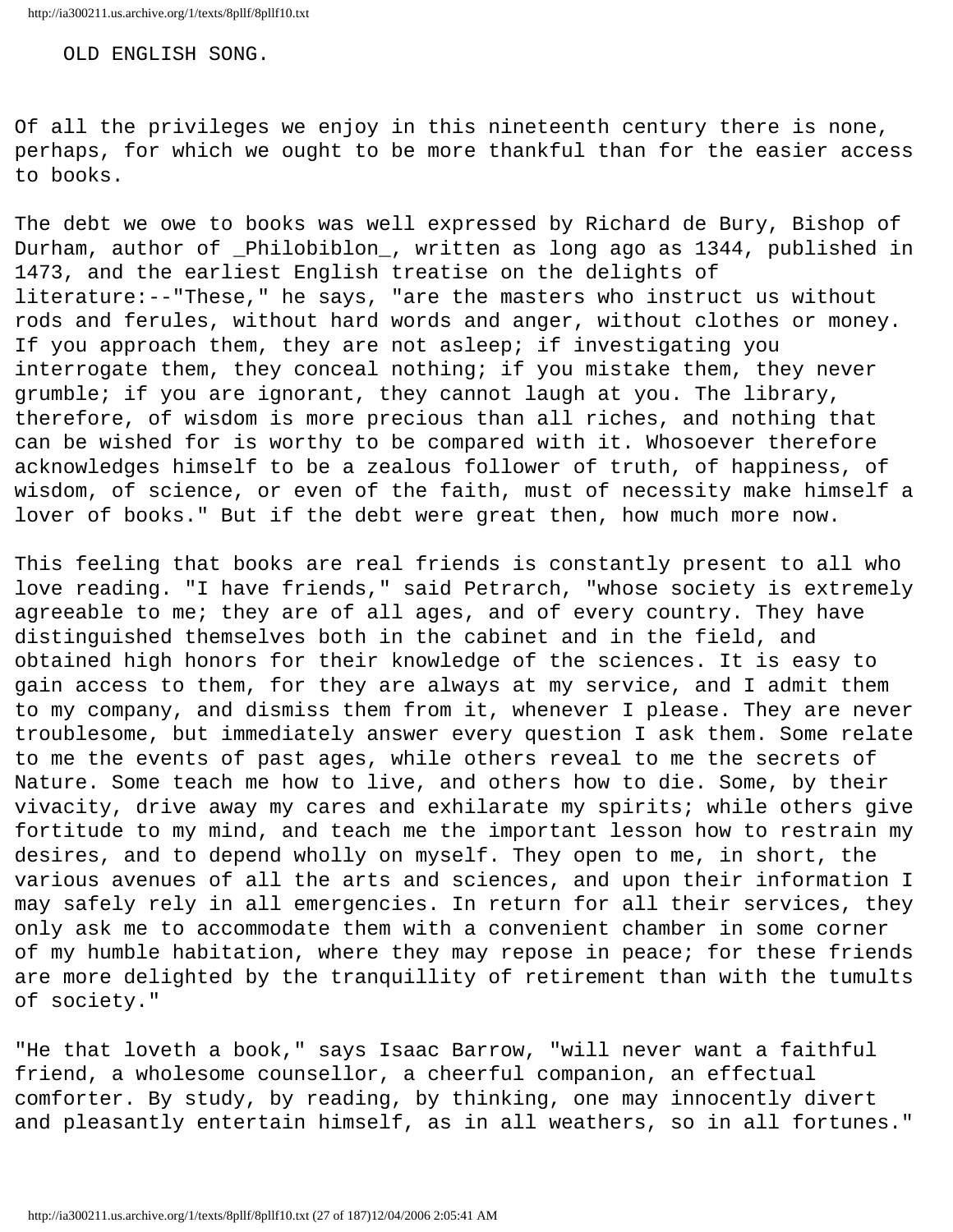OLD ENGLISH SONG.

Of all the privileges we enjoy in this nineteenth century there is none, perhaps, for which we ought to be more thankful than for the easier access to books.

The debt we owe to books was well expressed by Richard de Bury, Bishop of Durham, author of _Philobiblon_, written as long ago as 1344, published in 1473, and the earliest English treatise on the delights of literature:--"These," he says, "are the masters who instruct us without rods and ferules, without hard words and anger, without clothes or money. If you approach them, they are not asleep; if investigating you interrogate them, they conceal nothing; if you mistake them, they never grumble; if you are ignorant, they cannot laugh at you. The library, therefore, of wisdom is more precious than all riches, and nothing that can be wished for is worthy to be compared with it. Whosoever therefore acknowledges himself to be a zealous follower of truth, of happiness, of wisdom, of science, or even of the faith, must of necessity make himself a lover of books." But if the debt were great then, how much more now.

This feeling that books are real friends is constantly present to all who love reading. "I have friends," said Petrarch, "whose society is extremely agreeable to me; they are of all ages, and of every country. They have distinguished themselves both in the cabinet and in the field, and obtained high honors for their knowledge of the sciences. It is easy to gain access to them, for they are always at my service, and I admit them to my company, and dismiss them from it, whenever I please. They are never troublesome, but immediately answer every question I ask them. Some relate to me the events of past ages, while others reveal to me the secrets of Nature. Some teach me how to live, and others how to die. Some, by their vivacity, drive away my cares and exhilarate my spirits; while others give fortitude to my mind, and teach me the important lesson how to restrain my desires, and to depend wholly on myself. They open to me, in short, the various avenues of all the arts and sciences, and upon their information I may safely rely in all emergencies. In return for all their services, they only ask me to accommodate them with a convenient chamber in some corner of my humble habitation, where they may repose in peace; for these friends are more delighted by the tranquillity of retirement than with the tumults of society."

"He that loveth a book," says Isaac Barrow, "will never want a faithful friend, a wholesome counsellor, a cheerful companion, an effectual comforter. By study, by reading, by thinking, one may innocently divert and pleasantly entertain himself, as in all weathers, so in all fortunes."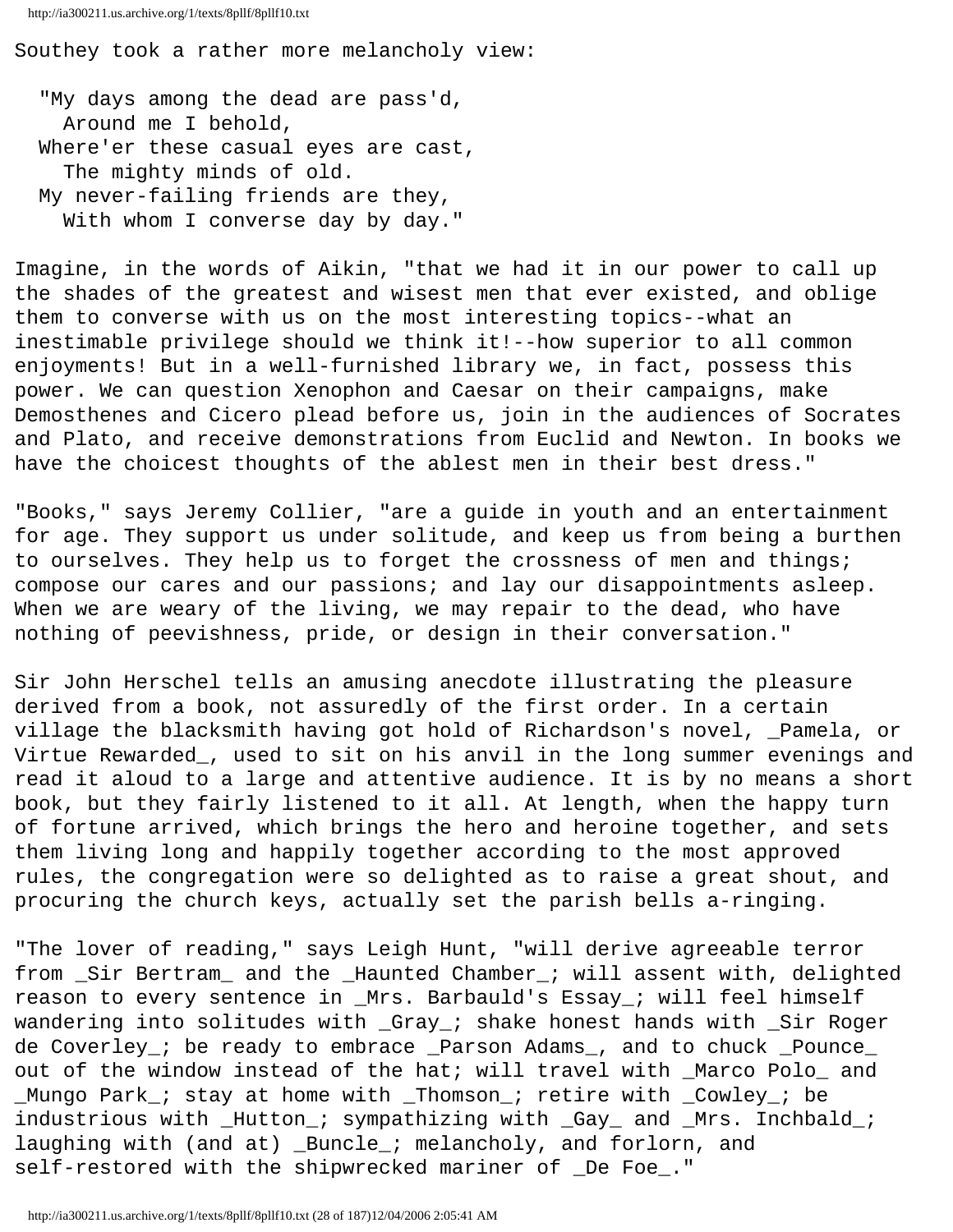Southey took a rather more melancholy view:

> "My days among the dead are pass'd,  
>   Around me I behold,  
> Where'er these casual eyes are cast,  
>   The mighty minds of old.  
> My never-failing friends are they,  
>   With whom I converse day by day."

Imagine, in the words of Aikin, "that we had it in our power to call up the shades of the greatest and wisest men that ever existed, and oblige them to converse with us on the most interesting topics--what an inestimable privilege should we think it!--how superior to all common enjoyments! But in a well-furnished library we, in fact, possess this power. We can question Xenophon and Caesar on their campaigns, make Demosthenes and Cicero plead before us, join in the audiences of Socrates and Plato, and receive demonstrations from Euclid and Newton. In books we have the choicest thoughts of the ablest men in their best dress."

"Books," says Jeremy Collier, "are a guide in youth and an entertainment for age. They support us under solitude, and keep us from being a burthen to ourselves. They help us to forget the crossness of men and things; compose our cares and our passions; and lay our disappointments asleep. When we are weary of the living, we may repair to the dead, who have nothing of peevishness, pride, or design in their conversation."

Sir John Herschel tells an amusing anecdote illustrating the pleasure derived from a book, not assuredly of the first order. In a certain village the blacksmith having got hold of Richardson's novel, _Pamela, or Virtue Rewarded_, used to sit on his anvil in the long summer evenings and read it aloud to a large and attentive audience. It is by no means a short book, but they fairly listened to it all. At length, when the happy turn of fortune arrived, which brings the hero and heroine together, and sets them living long and happily together according to the most approved rules, the congregation were so delighted as to raise a great shout, and procuring the church keys, actually set the parish bells a-ringing.

"The lover of reading," says Leigh Hunt, "will derive agreeable terror from _Sir Bertram_ and the _Haunted Chamber_; will assent with, delighted reason to every sentence in _Mrs. Barbauld's Essay_; will feel himself wandering into solitudes with _Gray_; shake honest hands with _Sir Roger de Coverley_; be ready to embrace _Parson Adams_, and to chuck _Pounce_ out of the window instead of the hat; will travel with _Marco Polo_ and _Mungo Park_; stay at home with _Thomson_; retire with _Cowley_; be industrious with _Hutton_; sympathizing with _Gay_ and _Mrs. Inchbald_; laughing with (and at) _Buncle_; melancholy, and forlorn, and self-restored with the shipwrecked mariner of _De Foe_."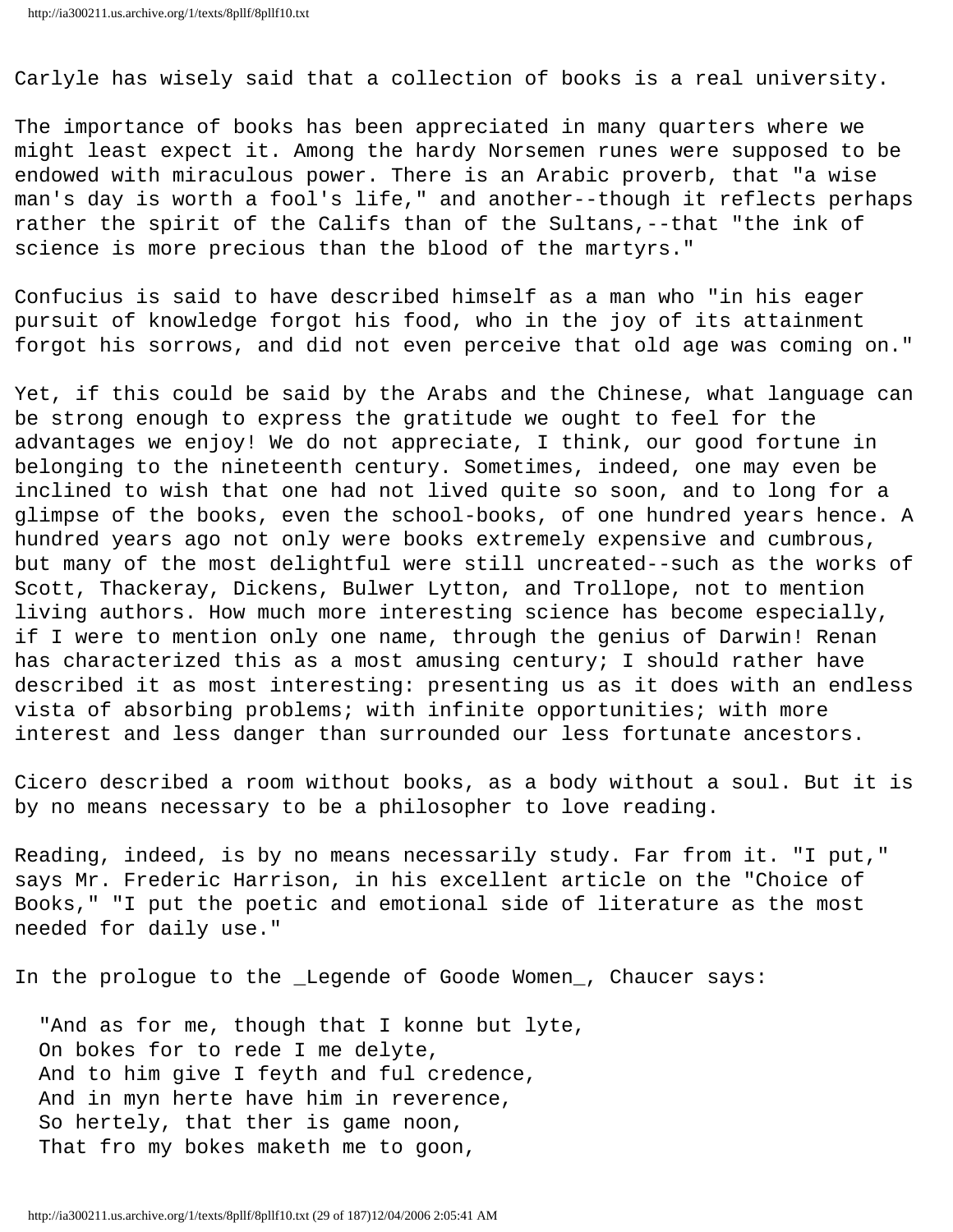Carlyle has wisely said that a collection of books is a real university.

The importance of books has been appreciated in many quarters where we might least expect it. Among the hardy Norsemen runes were supposed to be endowed with miraculous power. There is an Arabic proverb, that "a wise man's day is worth a fool's life," and another--though it reflects perhaps rather the spirit of the Califs than of the Sultans,--that "the ink of science is more precious than the blood of the martyrs."

Confucius is said to have described himself as a man who "in his eager pursuit of knowledge forgot his food, who in the joy of its attainment forgot his sorrows, and did not even perceive that old age was coming on."

Yet, if this could be said by the Arabs and the Chinese, what language can be strong enough to express the gratitude we ought to feel for the advantages we enjoy! We do not appreciate, I think, our good fortune in belonging to the nineteenth century. Sometimes, indeed, one may even be inclined to wish that one had not lived quite so soon, and to long for a glimpse of the books, even the school-books, of one hundred years hence. A hundred years ago not only were books extremely expensive and cumbrous, but many of the most delightful were still uncreated--such as the works of Scott, Thackeray, Dickens, Bulwer Lytton, and Trollope, not to mention living authors. How much more interesting science has become especially, if I were to mention only one name, through the genius of Darwin! Renan has characterized this as a most amusing century; I should rather have described it as most interesting: presenting us as it does with an endless vista of absorbing problems; with infinite opportunities; with more interest and less danger than surrounded our less fortunate ancestors.

Cicero described a room without books, as a body without a soul. But it is by no means necessary to be a philosopher to love reading.

Reading, indeed, is by no means necessarily study. Far from it. "I put," says Mr. Frederic Harrison, in his excellent article on the "Choice of Books," "I put the poetic and emotional side of literature as the most needed for daily use."

In the prologue to the _Legende of Goode Women_, Chaucer says:

> "And as for me, though that I konne but lyte,
> On bokes for to rede I me delyte,
> And to him give I feyth and ful credence,
> And in myn herte have him in reverence,
> So hertely, that ther is game noon,
> That fro my bokes maketh me to goon,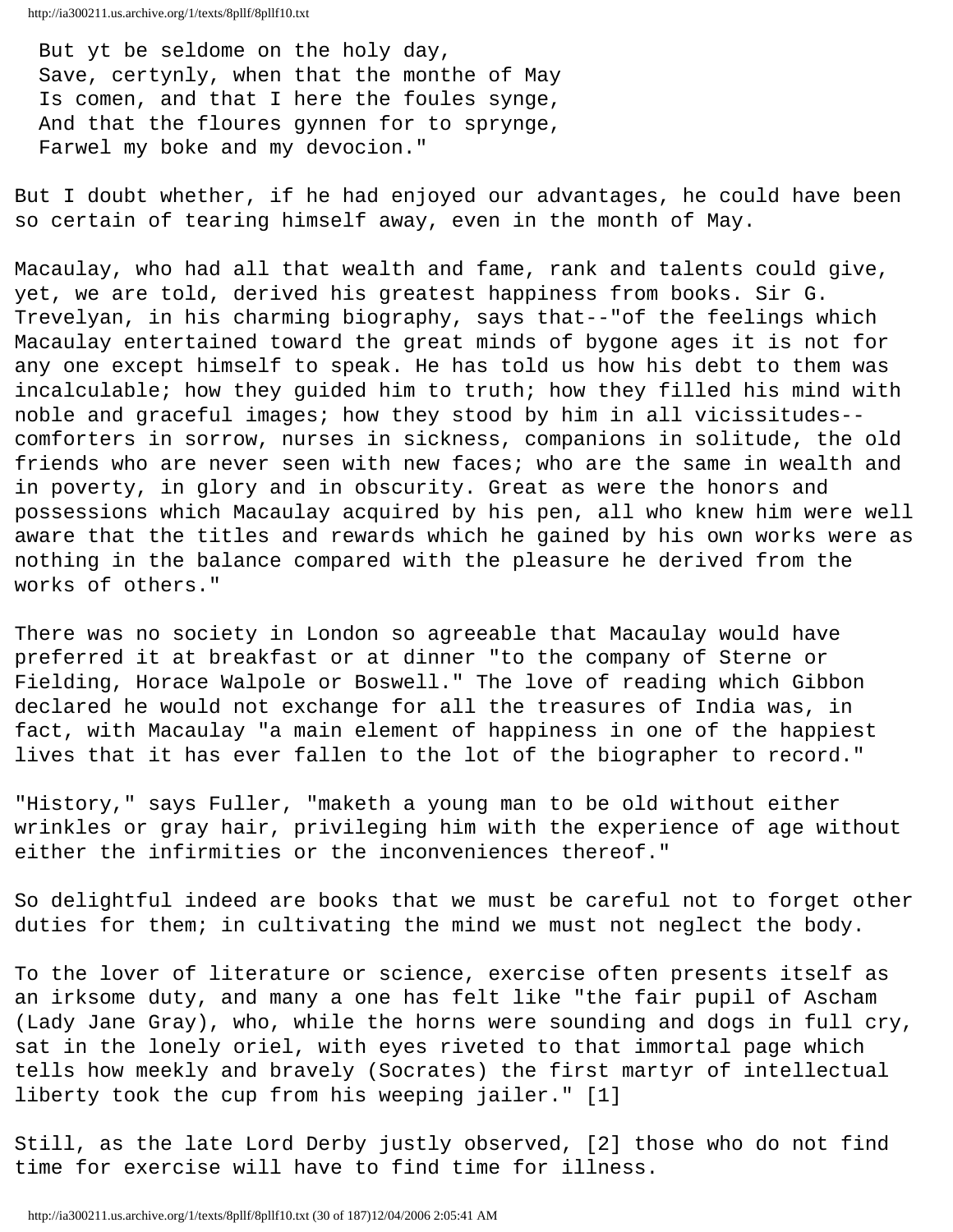But yt be seldome on the holy day,  
Save, certynly, when that the monthe of May  
Is comen, and that I here the foules synge,  
And that the floures gynnen for to sprynge,  
Farwel my boke and my devocion."

But I doubt whether, if he had enjoyed our advantages, he could have been so certain of tearing himself away, even in the month of May.

Macaulay, who had all that wealth and fame, rank and talents could give, yet, we are told, derived his greatest happiness from books. Sir G. Trevelyan, in his charming biography, says that--"of the feelings which Macaulay entertained toward the great minds of bygone ages it is not for any one except himself to speak. He has told us how his debt to them was incalculable; how they guided him to truth; how they filled his mind with noble and graceful images; how they stood by him in all vicissitudes--comforters in sorrow, nurses in sickness, companions in solitude, the old friends who are never seen with new faces; who are the same in wealth and in poverty, in glory and in obscurity. Great as were the honors and possessions which Macaulay acquired by his pen, all who knew him were well aware that the titles and rewards which he gained by his own works were as nothing in the balance compared with the pleasure he derived from the works of others."

There was no society in London so agreeable that Macaulay would have preferred it at breakfast or at dinner "to the company of Sterne or Fielding, Horace Walpole or Boswell." The love of reading which Gibbon declared he would not exchange for all the treasures of India was, in fact, with Macaulay "a main element of happiness in one of the happiest lives that it has ever fallen to the lot of the biographer to record."

"History," says Fuller, "maketh a young man to be old without either wrinkles or gray hair, privileging him with the experience of age without either the infirmities or the inconveniences thereof."

So delightful indeed are books that we must be careful not to forget other duties for them; in cultivating the mind we must not neglect the body.

To the lover of literature or science, exercise often presents itself as an irksome duty, and many a one has felt like "the fair pupil of Ascham (Lady Jane Gray), who, while the horns were sounding and dogs in full cry, sat in the lonely oriel, with eyes riveted to that immortal page which tells how meekly and bravely (Socrates) the first martyr of intellectual liberty took the cup from his weeping jailer." [1]

Still, as the late Lord Derby justly observed, [2] those who do not find time for exercise will have to find time for illness.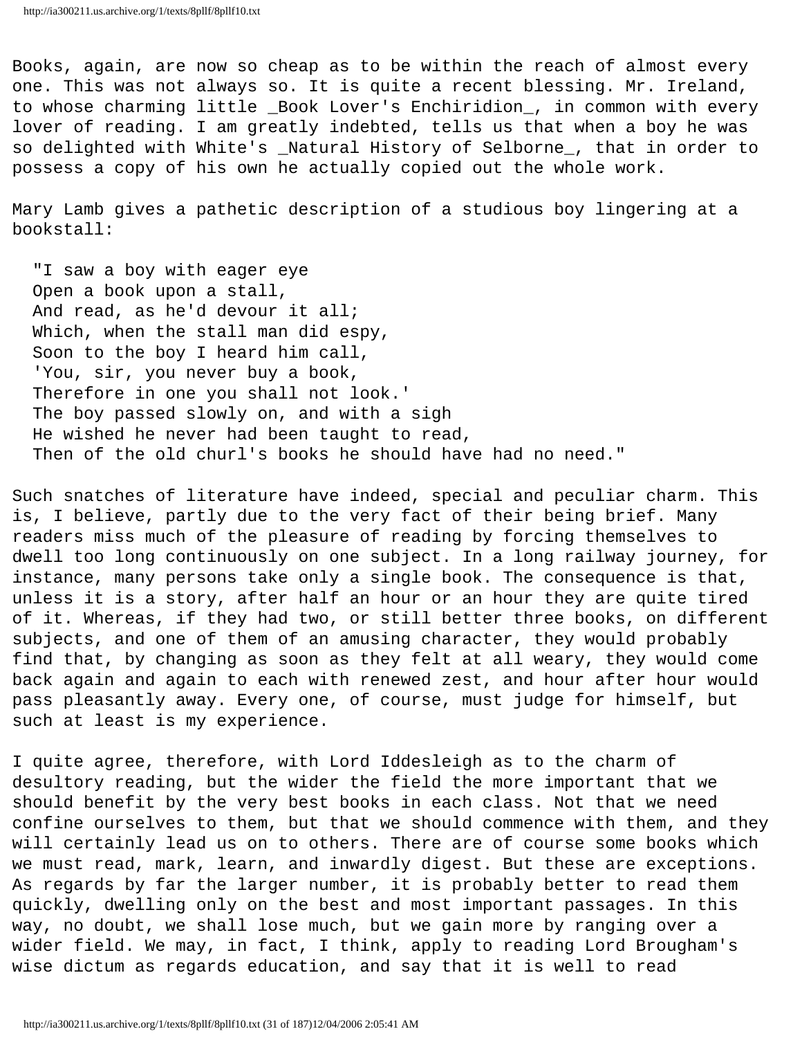Books, again, are now so cheap as to be within the reach of almost every one. This was not always so. It is quite a recent blessing. Mr. Ireland, to whose charming little _Book Lover's Enchiridion_, in common with every lover of reading. I am greatly indebted, tells us that when a boy he was so delighted with White's _Natural History of Selborne_, that in order to possess a copy of his own he actually copied out the whole work.

Mary Lamb gives a pathetic description of a studious boy lingering at a bookstall:

> "I saw a boy with eager eye  
> Open a book upon a stall,  
> And read, as he'd devour it all;  
> Which, when the stall man did espy,  
> Soon to the boy I heard him call,  
> 'You, sir, you never buy a book,  
> Therefore in one you shall not look.'  
> The boy passed slowly on, and with a sigh  
> He wished he never had been taught to read,  
> Then of the old churl's books he should have had no need."

Such snatches of literature have indeed, special and peculiar charm. This is, I believe, partly due to the very fact of their being brief. Many readers miss much of the pleasure of reading by forcing themselves to dwell too long continuously on one subject. In a long railway journey, for instance, many persons take only a single book. The consequence is that, unless it is a story, after half an hour or an hour they are quite tired of it. Whereas, if they had two, or still better three books, on different subjects, and one of them of an amusing character, they would probably find that, by changing as soon as they felt at all weary, they would come back again and again to each with renewed zest, and hour after hour would pass pleasantly away. Every one, of course, must judge for himself, but such at least is my experience.

I quite agree, therefore, with Lord Iddesleigh as to the charm of desultory reading, but the wider the field the more important that we should benefit by the very best books in each class. Not that we need confine ourselves to them, but that we should commence with them, and they will certainly lead us on to others. There are of course some books which we must read, mark, learn, and inwardly digest. But these are exceptions. As regards by far the larger number, it is probably better to read them quickly, dwelling only on the best and most important passages. In this way, no doubt, we shall lose much, but we gain more by ranging over a wider field. We may, in fact, I think, apply to reading Lord Brougham's wise dictum as regards education, and say that it is well to read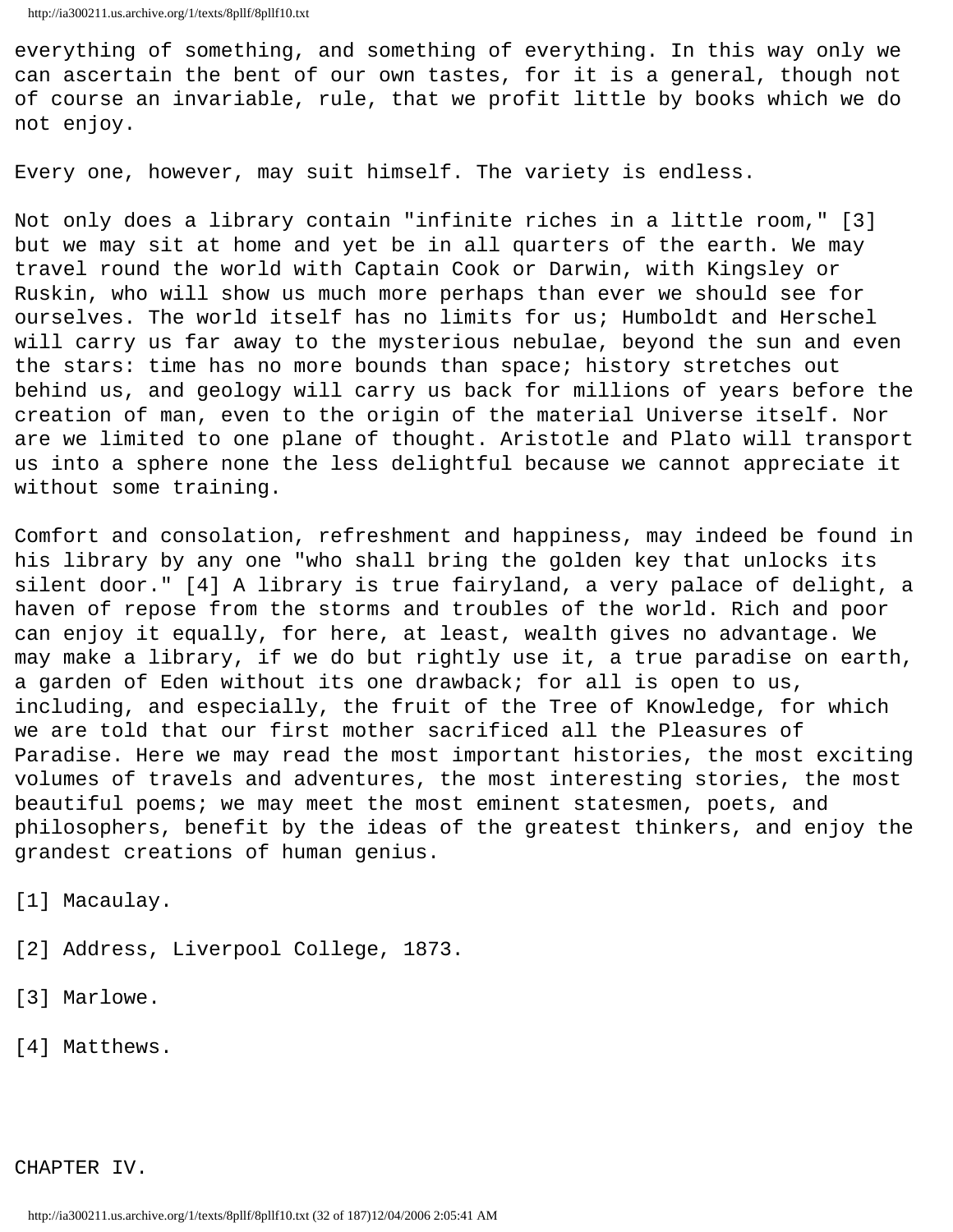everything of something, and something of everything. In this way only we can ascertain the bent of our own tastes, for it is a general, though not of course an invariable, rule, that we profit little by books which we do not enjoy.

Every one, however, may suit himself. The variety is endless.

Not only does a library contain "infinite riches in a little room," [3] but we may sit at home and yet be in all quarters of the earth. We may travel round the world with Captain Cook or Darwin, with Kingsley or Ruskin, who will show us much more perhaps than ever we should see for ourselves. The world itself has no limits for us; Humboldt and Herschel will carry us far away to the mysterious nebulae, beyond the sun and even the stars: time has no more bounds than space; history stretches out behind us, and geology will carry us back for millions of years before the creation of man, even to the origin of the material Universe itself. Nor are we limited to one plane of thought. Aristotle and Plato will transport us into a sphere none the less delightful because we cannot appreciate it without some training.

Comfort and consolation, refreshment and happiness, may indeed be found in his library by any one "who shall bring the golden key that unlocks its silent door." [4] A library is true fairyland, a very palace of delight, a haven of repose from the storms and troubles of the world. Rich and poor can enjoy it equally, for here, at least, wealth gives no advantage. We may make a library, if we do but rightly use it, a true paradise on earth, a garden of Eden without its one drawback; for all is open to us, including, and especially, the fruit of the Tree of Knowledge, for which we are told that our first mother sacrificed all the Pleasures of Paradise. Here we may read the most important histories, the most exciting volumes of travels and adventures, the most interesting stories, the most beautiful poems; we may meet the most eminent statesmen, poets, and philosophers, benefit by the ideas of the greatest thinkers, and enjoy the grandest creations of human genius.

[1] Macaulay.

[2] Address, Liverpool College, 1873.

[3] Marlowe.

[4] Matthews.

## CHAPTER IV.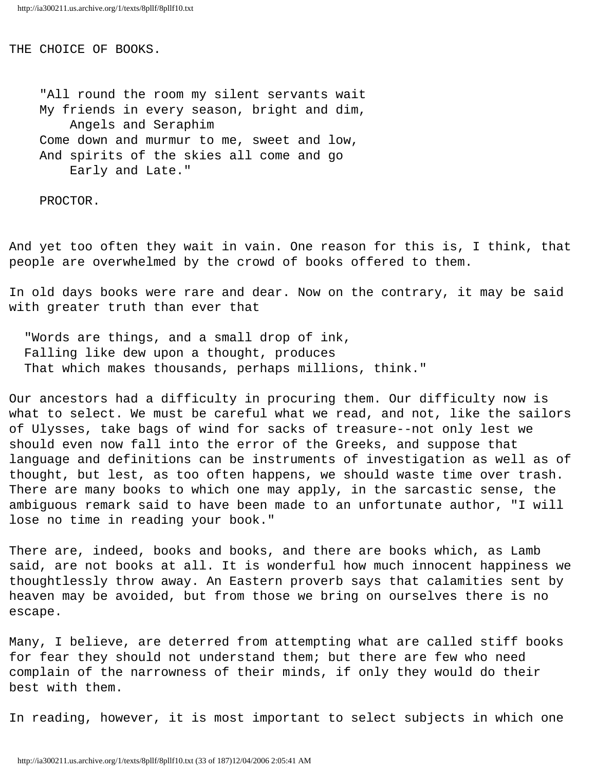# THE CHOICE OF BOOKS.

> "All round the room my silent servants wait
> My friends in every season, bright and dim,
> Angels and Seraphim
> Come down and murmur to me, sweet and low,
> And spirits of the skies all come and go
> Early and Late."
>
> PROCTOR.

And yet too often they wait in vain. One reason for this is, I think, that people are overwhelmed by the crowd of books offered to them.

In old days books were rare and dear. Now on the contrary, it may be said with greater truth than ever that

> "Words are things, and a small drop of ink,
> Falling like dew upon a thought, produces
> That which makes thousands, perhaps millions, think."

Our ancestors had a difficulty in procuring them. Our difficulty now is what to select. We must be careful what we read, and not, like the sailors of Ulysses, take bags of wind for sacks of treasure--not only lest we should even now fall into the error of the Greeks, and suppose that language and definitions can be instruments of investigation as well as of thought, but lest, as too often happens, we should waste time over trash. There are many books to which one may apply, in the sarcastic sense, the ambiguous remark said to have been made to an unfortunate author, "I will lose no time in reading your book."

There are, indeed, books and books, and there are books which, as Lamb said, are not books at all. It is wonderful how much innocent happiness we thoughtlessly throw away. An Eastern proverb says that calamities sent by heaven may be avoided, but from those we bring on ourselves there is no escape.

Many, I believe, are deterred from attempting what are called stiff books for fear they should not understand them; but there are few who need complain of the narrowness of their minds, if only they would do their best with them.

In reading, however, it is most important to select subjects in which one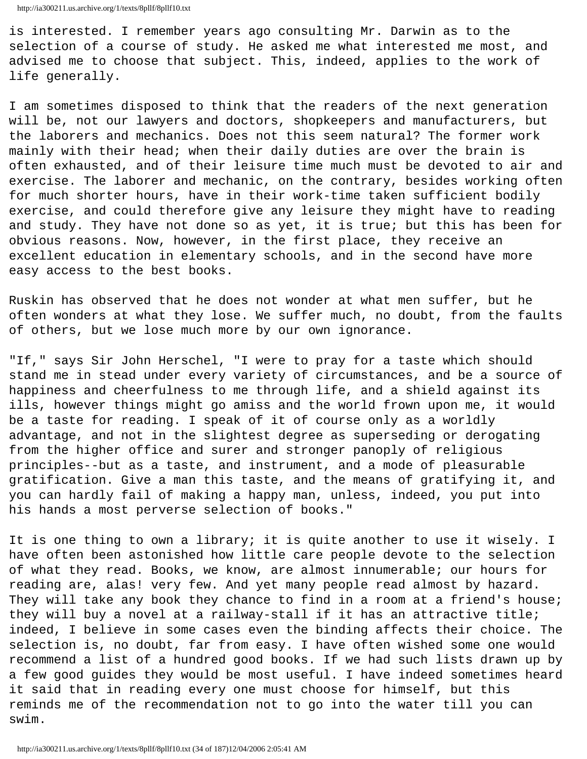is interested. I remember years ago consulting Mr. Darwin as to the selection of a course of study. He asked me what interested me most, and advised me to choose that subject. This, indeed, applies to the work of life generally.

I am sometimes disposed to think that the readers of the next generation will be, not our lawyers and doctors, shopkeepers and manufacturers, but the laborers and mechanics. Does not this seem natural? The former work mainly with their head; when their daily duties are over the brain is often exhausted, and of their leisure time much must be devoted to air and exercise. The laborer and mechanic, on the contrary, besides working often for much shorter hours, have in their work-time taken sufficient bodily exercise, and could therefore give any leisure they might have to reading and study. They have not done so as yet, it is true; but this has been for obvious reasons. Now, however, in the first place, they receive an excellent education in elementary schools, and in the second have more easy access to the best books.

Ruskin has observed that he does not wonder at what men suffer, but he often wonders at what they lose. We suffer much, no doubt, from the faults of others, but we lose much more by our own ignorance.

"If," says Sir John Herschel, "I were to pray for a taste which should stand me in stead under every variety of circumstances, and be a source of happiness and cheerfulness to me through life, and a shield against its ills, however things might go amiss and the world frown upon me, it would be a taste for reading. I speak of it of course only as a worldly advantage, and not in the slightest degree as superseding or derogating from the higher office and surer and stronger panoply of religious principles--but as a taste, and instrument, and a mode of pleasurable gratification. Give a man this taste, and the means of gratifying it, and you can hardly fail of making a happy man, unless, indeed, you put into his hands a most perverse selection of books."

It is one thing to own a library; it is quite another to use it wisely. I have often been astonished how little care people devote to the selection of what they read. Books, we know, are almost innumerable; our hours for reading are, alas! very few. And yet many people read almost by hazard. They will take any book they chance to find in a room at a friend's house; they will buy a novel at a railway-stall if it has an attractive title; indeed, I believe in some cases even the binding affects their choice. The selection is, no doubt, far from easy. I have often wished some one would recommend a list of a hundred good books. If we had such lists drawn up by a few good guides they would be most useful. I have indeed sometimes heard it said that in reading every one must choose for himself, but this reminds me of the recommendation not to go into the water till you can swim.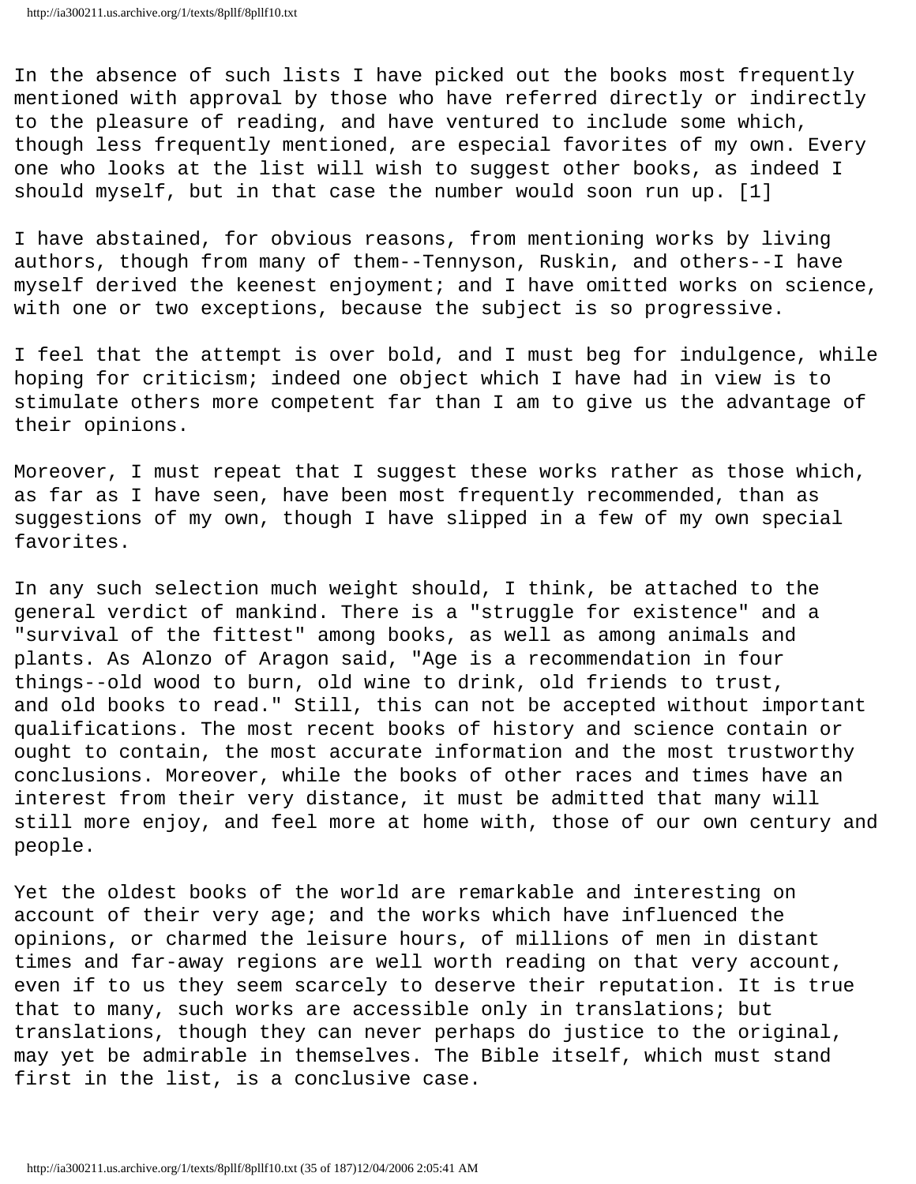In the absence of such lists I have picked out the books most frequently mentioned with approval by those who have referred directly or indirectly to the pleasure of reading, and have ventured to include some which, though less frequently mentioned, are especial favorites of my own. Every one who looks at the list will wish to suggest other books, as indeed I should myself, but in that case the number would soon run up. [1]

I have abstained, for obvious reasons, from mentioning works by living authors, though from many of them--Tennyson, Ruskin, and others--I have myself derived the keenest enjoyment; and I have omitted works on science, with one or two exceptions, because the subject is so progressive.

I feel that the attempt is over bold, and I must beg for indulgence, while hoping for criticism; indeed one object which I have had in view is to stimulate others more competent far than I am to give us the advantage of their opinions.

Moreover, I must repeat that I suggest these works rather as those which, as far as I have seen, have been most frequently recommended, than as suggestions of my own, though I have slipped in a few of my own special favorites.

In any such selection much weight should, I think, be attached to the general verdict of mankind. There is a "struggle for existence" and a "survival of the fittest" among books, as well as among animals and plants. As Alonzo of Aragon said, "Age is a recommendation in four things--old wood to burn, old wine to drink, old friends to trust, and old books to read." Still, this can not be accepted without important qualifications. The most recent books of history and science contain or ought to contain, the most accurate information and the most trustworthy conclusions. Moreover, while the books of other races and times have an interest from their very distance, it must be admitted that many will still more enjoy, and feel more at home with, those of our own century and people.

Yet the oldest books of the world are remarkable and interesting on account of their very age; and the works which have influenced the opinions, or charmed the leisure hours, of millions of men in distant times and far-away regions are well worth reading on that very account, even if to us they seem scarcely to deserve their reputation. It is true that to many, such works are accessible only in translations; but translations, though they can never perhaps do justice to the original, may yet be admirable in themselves. The Bible itself, which must stand first in the list, is a conclusive case.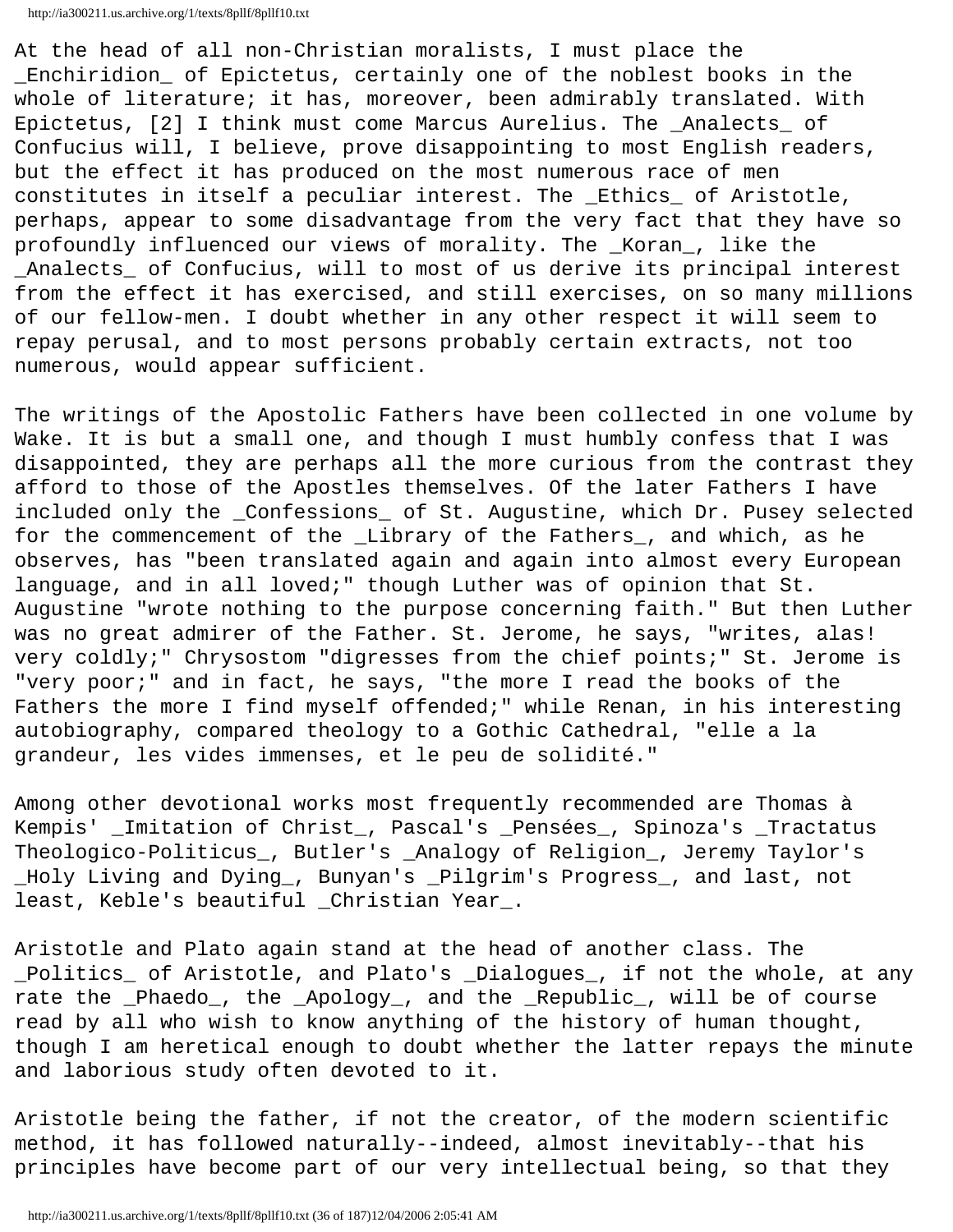At the head of all non-Christian moralists, I must place the _Enchiridion_ of Epictetus, certainly one of the noblest books in the whole of literature; it has, moreover, been admirably translated. With Epictetus, [2] I think must come Marcus Aurelius. The _Analects_ of Confucius will, I believe, prove disappointing to most English readers, but the effect it has produced on the most numerous race of men constitutes in itself a peculiar interest. The _Ethics_ of Aristotle, perhaps, appear to some disadvantage from the very fact that they have so profoundly influenced our views of morality. The _Koran_, like the _Analects_ of Confucius, will to most of us derive its principal interest from the effect it has exercised, and still exercises, on so many millions of our fellow-men. I doubt whether in any other respect it will seem to repay perusal, and to most persons probably certain extracts, not too numerous, would appear sufficient.

The writings of the Apostolic Fathers have been collected in one volume by Wake. It is but a small one, and though I must humbly confess that I was disappointed, they are perhaps all the more curious from the contrast they afford to those of the Apostles themselves. Of the later Fathers I have included only the _Confessions_ of St. Augustine, which Dr. Pusey selected for the commencement of the _Library of the Fathers_, and which, as he observes, has "been translated again and again into almost every European language, and in all loved;" though Luther was of opinion that St. Augustine "wrote nothing to the purpose concerning faith." But then Luther was no great admirer of the Father. St. Jerome, he says, "writes, alas! very coldly;" Chrysostom "digresses from the chief points;" St. Jerome is "very poor;" and in fact, he says, "the more I read the books of the Fathers the more I find myself offended;" while Renan, in his interesting autobiography, compared theology to a Gothic Cathedral, "elle a la grandeur, les vides immenses, et le peu de solidité."

Among other devotional works most frequently recommended are Thomas à Kempis' _Imitation of Christ_, Pascal's _Pensées_, Spinoza's _Tractatus Theologico-Politicus_, Butler's _Analogy of Religion_, Jeremy Taylor's _Holy Living and Dying_, Bunyan's _Pilgrim's Progress_, and last, not least, Keble's beautiful _Christian Year_.

Aristotle and Plato again stand at the head of another class. The _Politics_ of Aristotle, and Plato's _Dialogues_, if not the whole, at any rate the _Phaedo_, the _Apology_, and the _Republic_, will be of course read by all who wish to know anything of the history of human thought, though I am heretical enough to doubt whether the latter repays the minute and laborious study often devoted to it.

Aristotle being the father, if not the creator, of the modern scientific method, it has followed naturally--indeed, almost inevitably--that his principles have become part of our very intellectual being, so that they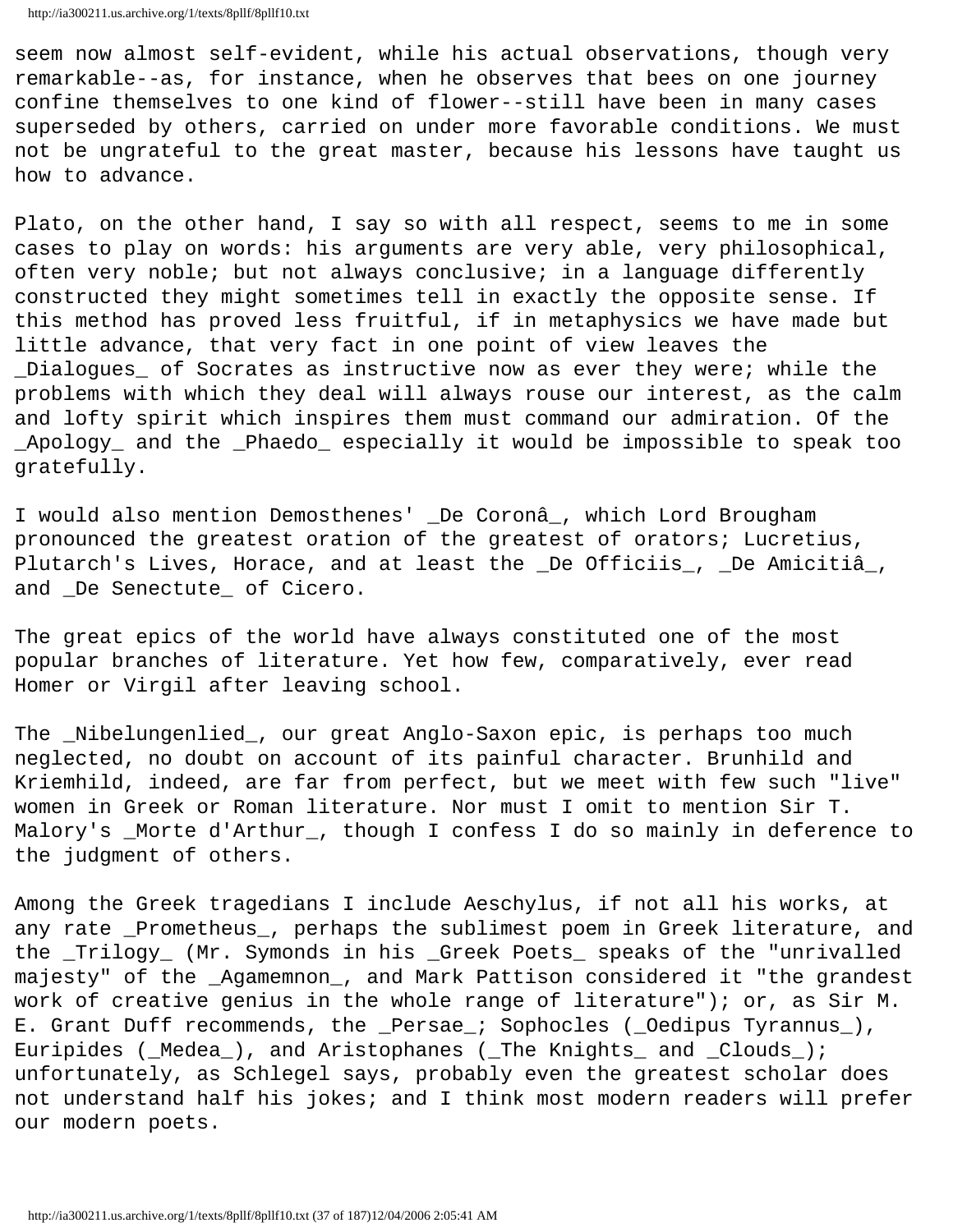seem now almost self-evident, while his actual observations, though very remarkable--as, for instance, when he observes that bees on one journey confine themselves to one kind of flower--still have been in many cases superseded by others, carried on under more favorable conditions. We must not be ungrateful to the great master, because his lessons have taught us how to advance.

Plato, on the other hand, I say so with all respect, seems to me in some cases to play on words: his arguments are very able, very philosophical, often very noble; but not always conclusive; in a language differently constructed they might sometimes tell in exactly the opposite sense. If this method has proved less fruitful, if in metaphysics we have made but little advance, that very fact in one point of view leaves the _Dialogues_ of Socrates as instructive now as ever they were; while the problems with which they deal will always rouse our interest, as the calm and lofty spirit which inspires them must command our admiration. Of the _Apology_ and the _Phaedo_ especially it would be impossible to speak too gratefully.

I would also mention Demosthenes' _De Coronâ_, which Lord Brougham pronounced the greatest oration of the greatest of orators; Lucretius, Plutarch's Lives, Horace, and at least the _De Officiis_, _De Amicitiâ_, and _De Senectute_ of Cicero.

The great epics of the world have always constituted one of the most popular branches of literature. Yet how few, comparatively, ever read Homer or Virgil after leaving school.

The _Nibelungenlied_, our great Anglo-Saxon epic, is perhaps too much neglected, no doubt on account of its painful character. Brunhild and Kriemhild, indeed, are far from perfect, but we meet with few such "live" women in Greek or Roman literature. Nor must I omit to mention Sir T. Malory's _Morte d'Arthur_, though I confess I do so mainly in deference to the judgment of others.

Among the Greek tragedians I include Aeschylus, if not all his works, at any rate _Prometheus_, perhaps the sublimest poem in Greek literature, and the _Trilogy_ (Mr. Symonds in his _Greek Poets_ speaks of the "unrivalled majesty" of the _Agamemnon_, and Mark Pattison considered it "the grandest work of creative genius in the whole range of literature"); or, as Sir M. E. Grant Duff recommends, the _Persae_; Sophocles (_Oedipus Tyrannus_), Euripides (_Medea_), and Aristophanes (_The Knights_ and _Clouds_); unfortunately, as Schlegel says, probably even the greatest scholar does not understand half his jokes; and I think most modern readers will prefer our modern poets.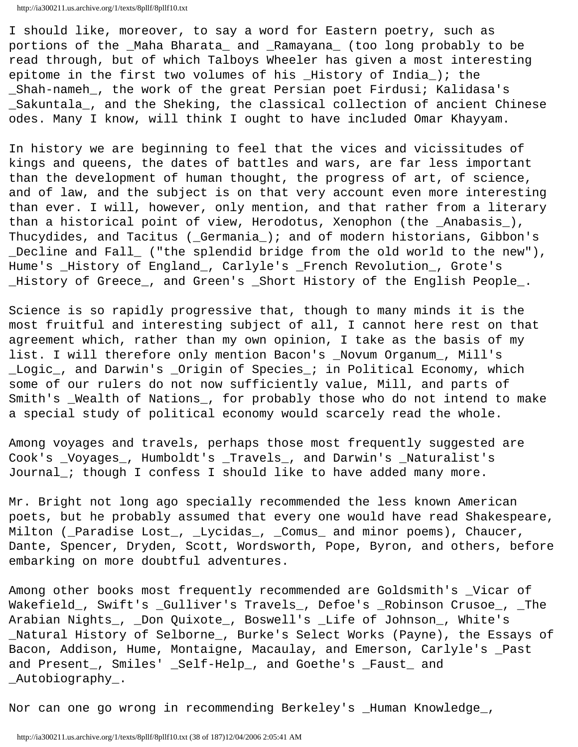I should like, moreover, to say a word for Eastern poetry, such as portions of the _Maha Bharata_ and _Ramayana_ (too long probably to be read through, but of which Talboys Wheeler has given a most interesting epitome in the first two volumes of his _History of India_); the _Shah-nameh_, the work of the great Persian poet Firdusi; Kalidasa's _Sakuntala_, and the Sheking, the classical collection of ancient Chinese odes. Many I know, will think I ought to have included Omar Khayyam.

In history we are beginning to feel that the vices and vicissitudes of kings and queens, the dates of battles and wars, are far less important than the development of human thought, the progress of art, of science, and of law, and the subject is on that very account even more interesting than ever. I will, however, only mention, and that rather from a literary than a historical point of view, Herodotus, Xenophon (the _Anabasis_), Thucydides, and Tacitus (_Germania_); and of modern historians, Gibbon's _Decline and Fall_ ("the splendid bridge from the old world to the new"), Hume's _History of England_, Carlyle's _French Revolution_, Grote's _History of Greece_, and Green's _Short History of the English People_.

Science is so rapidly progressive that, though to many minds it is the most fruitful and interesting subject of all, I cannot here rest on that agreement which, rather than my own opinion, I take as the basis of my list. I will therefore only mention Bacon's _Novum Organum_, Mill's _Logic_, and Darwin's _Origin of Species_; in Political Economy, which some of our rulers do not now sufficiently value, Mill, and parts of Smith's _Wealth of Nations_, for probably those who do not intend to make a special study of political economy would scarcely read the whole.

Among voyages and travels, perhaps those most frequently suggested are Cook's _Voyages_, Humboldt's _Travels_, and Darwin's _Naturalist's Journal_; though I confess I should like to have added many more.

Mr. Bright not long ago specially recommended the less known American poets, but he probably assumed that every one would have read Shakespeare, Milton (_Paradise Lost_, _Lycidas_, _Comus_ and minor poems), Chaucer, Dante, Spencer, Dryden, Scott, Wordsworth, Pope, Byron, and others, before embarking on more doubtful adventures.

Among other books most frequently recommended are Goldsmith's _Vicar of Wakefield_, Swift's _Gulliver's Travels_, Defoe's _Robinson Crusoe_, _The Arabian Nights_, _Don Quixote_, Boswell's _Life of Johnson_, White's _Natural History of Selborne_, Burke's Select Works (Payne), the Essays of Bacon, Addison, Hume, Montaigne, Macaulay, and Emerson, Carlyle's _Past and Present_, Smiles' _Self-Help_, and Goethe's _Faust_ and _Autobiography_.

Nor can one go wrong in recommending Berkeley's _Human Knowledge_,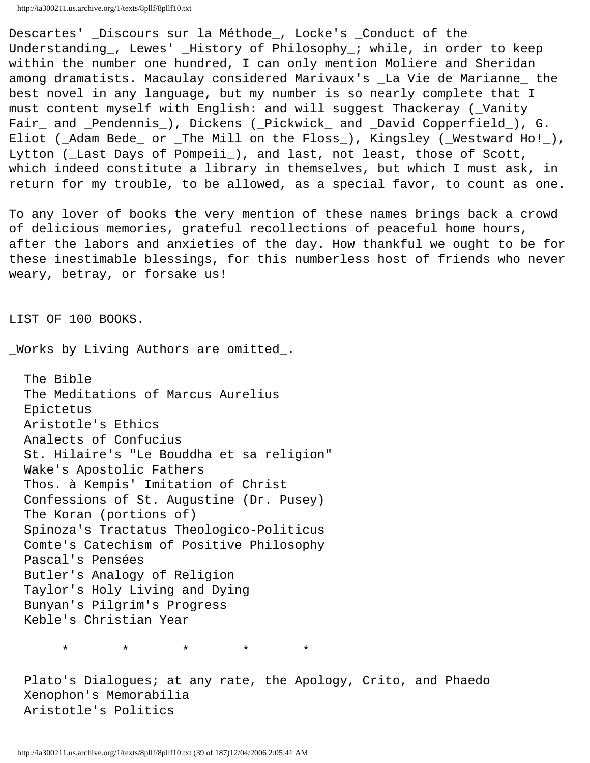Descartes' _Discours sur la Méthode_, Locke's _Conduct of the Understanding_, Lewes' _History of Philosophy_; while, in order to keep within the number one hundred, I can only mention Moliere and Sheridan among dramatists. Macaulay considered Marivaux's _La Vie de Marianne_ the best novel in any language, but my number is so nearly complete that I must content myself with English: and will suggest Thackeray (_Vanity Fair_ and _Pendennis_), Dickens (_Pickwick_ and _David Copperfield_), G. Eliot (_Adam Bede_ or _The Mill on the Floss_), Kingsley (_Westward Ho!_), Lytton (_Last Days of Pompeii_), and last, not least, those of Scott, which indeed constitute a library in themselves, but which I must ask, in return for my trouble, to be allowed, as a special favor, to count as one.

To any lover of books the very mention of these names brings back a crowd of delicious memories, grateful recollections of peaceful home hours, after the labors and anxieties of the day. How thankful we ought to be for these inestimable blessings, for this numberless host of friends who never weary, betray, or forsake us!

LIST OF 100 BOOKS.

_Works by Living Authors are omitted_.

The Bible
The Meditations of Marcus Aurelius
Epictetus
Aristotle's Ethics
Analects of Confucius
St. Hilaire's "Le Bouddha et sa religion"
Wake's Apostolic Fathers
Thos. à Kempis' Imitation of Christ
Confessions of St. Augustine (Dr. Pusey)
The Koran (portions of)
Spinoza's Tractatus Theologico-Politicus
Comte's Catechism of Positive Philosophy
Pascal's Pensées
Butler's Analogy of Religion
Taylor's Holy Living and Dying
Bunyan's Pilgrim's Progress
Keble's Christian Year

\*        \*        \*        \*        \*

Plato's Dialogues; at any rate, the Apology, Crito, and Phaedo
Xenophon's Memorabilia
Aristotle's Politics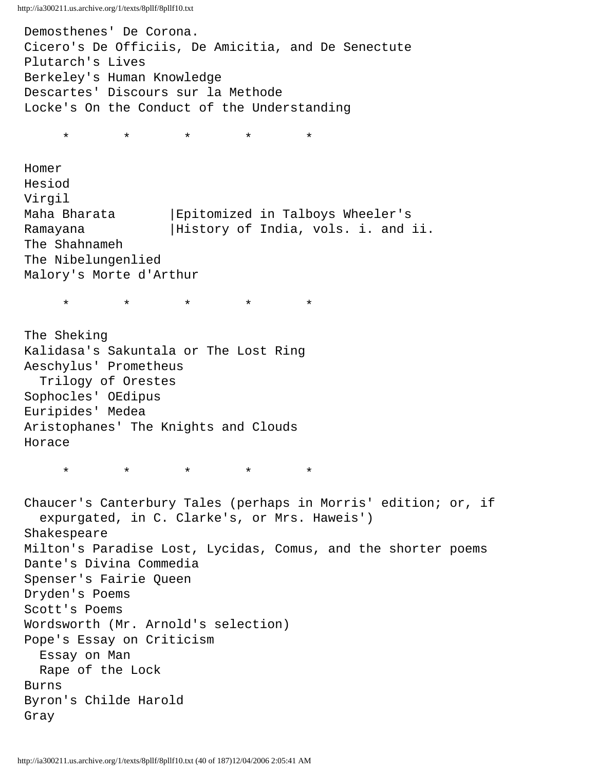Demosthenes' De Corona.
Cicero's De Officiis, De Amicitia, and De Senectute
Plutarch's Lives
Berkeley's Human Knowledge
Descartes' Discours sur la Methode
Locke's On the Conduct of the Understanding

\*       \*       \*       \*       \*

Homer
Hesiod
Virgil
Maha Bharata       |Epitomized in Talboys Wheeler's
Ramayana           |History of India, vols. i. and ii.
The Shahnameh
The Nibelungenlied
Malory's Morte d'Arthur

\*       \*       \*       \*       \*

The Sheking
Kalidasa's Sakuntala or The Lost Ring
Aeschylus' Prometheus
  Trilogy of Orestes
Sophocles' OEdipus
Euripides' Medea
Aristophanes' The Knights and Clouds
Horace

\*       \*       \*       \*       \*

Chaucer's Canterbury Tales (perhaps in Morris' edition; or, if
  expurgated, in C. Clarke's, or Mrs. Haweis')
Shakespeare
Milton's Paradise Lost, Lycidas, Comus, and the shorter poems
Dante's Divina Commedia
Spenser's Fairie Queen
Dryden's Poems
Scott's Poems
Wordsworth (Mr. Arnold's selection)
Pope's Essay on Criticism
  Essay on Man
  Rape of the Lock
Burns
Byron's Childe Harold
Gray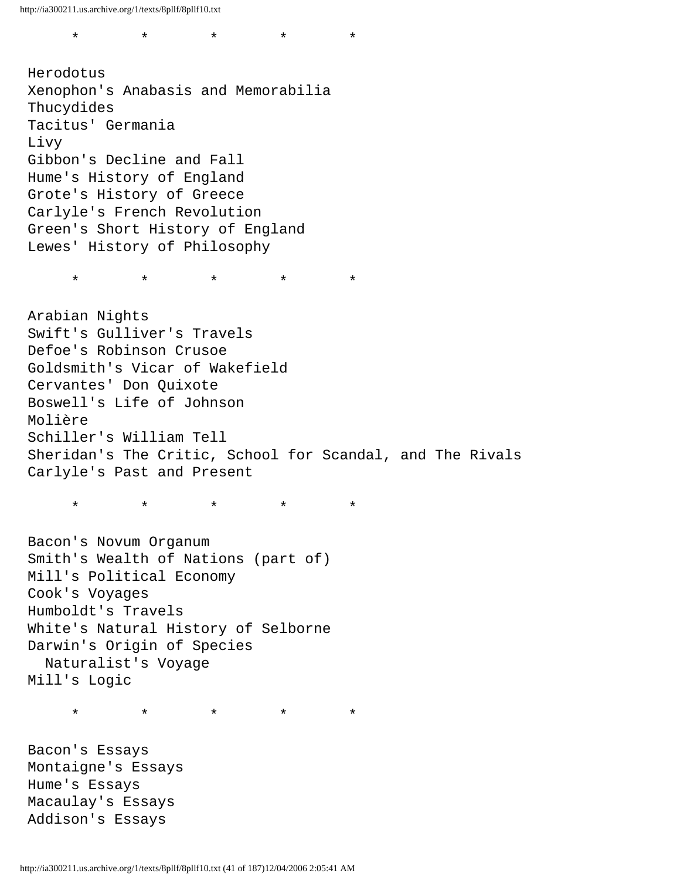\*       \*       \*       \*       \*

Herodotus
Xenophon's Anabasis and Memorabilia
Thucydides
Tacitus' Germania
Livy
Gibbon's Decline and Fall
Hume's History of England
Grote's History of Greece
Carlyle's French Revolution
Green's Short History of England
Lewes' History of Philosophy

\*       \*       \*       \*       \*

Arabian Nights
Swift's Gulliver's Travels
Defoe's Robinson Crusoe
Goldsmith's Vicar of Wakefield
Cervantes' Don Quixote
Boswell's Life of Johnson
Molière
Schiller's William Tell
Sheridan's The Critic, School for Scandal, and The Rivals
Carlyle's Past and Present

\*       \*       \*       \*       \*

Bacon's Novum Organum
Smith's Wealth of Nations (part of)
Mill's Political Economy
Cook's Voyages
Humboldt's Travels
White's Natural History of Selborne
Darwin's Origin of Species
  Naturalist's Voyage
Mill's Logic

\*       \*       \*       \*       \*

Bacon's Essays
Montaigne's Essays
Hume's Essays
Macaulay's Essays
Addison's Essays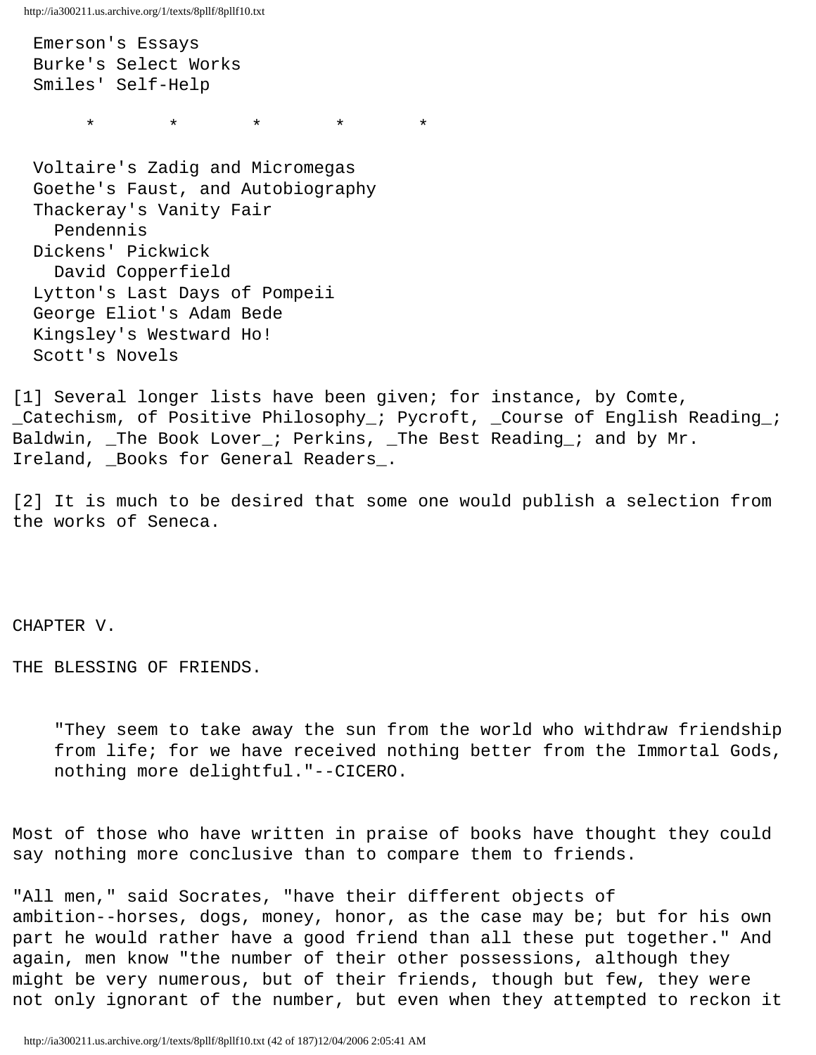Emerson's Essays
Burke's Select Works
Smiles' Self-Help

\*        \*        \*        \*        \*

Voltaire's Zadig and Micromegas
Goethe's Faust, and Autobiography
Thackeray's Vanity Fair
  Pendennis
Dickens' Pickwick
  David Copperfield
Lytton's Last Days of Pompeii
George Eliot's Adam Bede
Kingsley's Westward Ho!
Scott's Novels

[1] Several longer lists have been given; for instance, by Comte, _Catechism, of Positive Philosophy_; Pycroft, _Course of English Reading_; Baldwin, _The Book Lover_; Perkins, _The Best Reading_; and by Mr. Ireland, _Books for General Readers_.

[2] It is much to be desired that some one would publish a selection from the works of Seneca.

## CHAPTER V.

## THE BLESSING OF FRIENDS.

> "They seem to take away the sun from the world who withdraw friendship from life; for we have received nothing better from the Immortal Gods, nothing more delightful."--CICERO.

Most of those who have written in praise of books have thought they could say nothing more conclusive than to compare them to friends.

"All men," said Socrates, "have their different objects of ambition--horses, dogs, money, honor, as the case may be; but for his own part he would rather have a good friend than all these put together." And again, men know "the number of their other possessions, although they might be very numerous, but of their friends, though but few, they were not only ignorant of the number, but even when they attempted to reckon it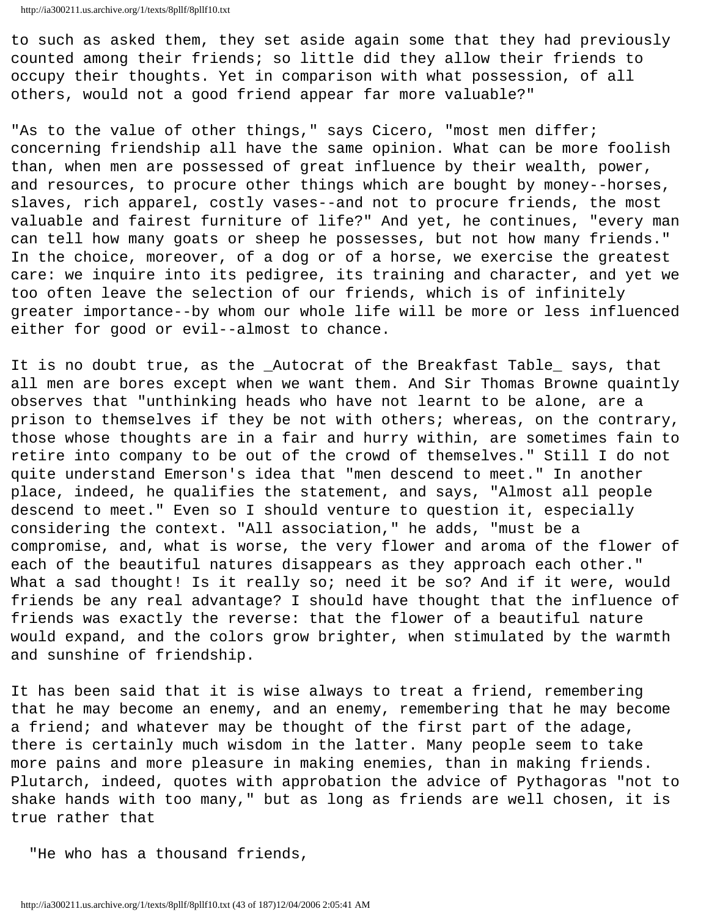to such as asked them, they set aside again some that they had previously counted among their friends; so little did they allow their friends to occupy their thoughts. Yet in comparison with what possession, of all others, would not a good friend appear far more valuable?"

"As to the value of other things," says Cicero, "most men differ; concerning friendship all have the same opinion. What can be more foolish than, when men are possessed of great influence by their wealth, power, and resources, to procure other things which are bought by money--horses, slaves, rich apparel, costly vases--and not to procure friends, the most valuable and fairest furniture of life?" And yet, he continues, "every man can tell how many goats or sheep he possesses, but not how many friends." In the choice, moreover, of a dog or of a horse, we exercise the greatest care: we inquire into its pedigree, its training and character, and yet we too often leave the selection of our friends, which is of infinitely greater importance--by whom our whole life will be more or less influenced either for good or evil--almost to chance.

It is no doubt true, as the _Autocrat of the Breakfast Table_ says, that all men are bores except when we want them. And Sir Thomas Browne quaintly observes that "unthinking heads who have not learnt to be alone, are a prison to themselves if they be not with others; whereas, on the contrary, those whose thoughts are in a fair and hurry within, are sometimes fain to retire into company to be out of the crowd of themselves." Still I do not quite understand Emerson's idea that "men descend to meet." In another place, indeed, he qualifies the statement, and says, "Almost all people descend to meet." Even so I should venture to question it, especially considering the context. "All association," he adds, "must be a compromise, and, what is worse, the very flower and aroma of the flower of each of the beautiful natures disappears as they approach each other." What a sad thought! Is it really so; need it be so? And if it were, would friends be any real advantage? I should have thought that the influence of friends was exactly the reverse: that the flower of a beautiful nature would expand, and the colors grow brighter, when stimulated by the warmth and sunshine of friendship.

It has been said that it is wise always to treat a friend, remembering that he may become an enemy, and an enemy, remembering that he may become a friend; and whatever may be thought of the first part of the adage, there is certainly much wisdom in the latter. Many people seem to take more pains and more pleasure in making enemies, than in making friends. Plutarch, indeed, quotes with approbation the advice of Pythagoras "not to shake hands with too many," but as long as friends are well chosen, it is true rather that

"He who has a thousand friends,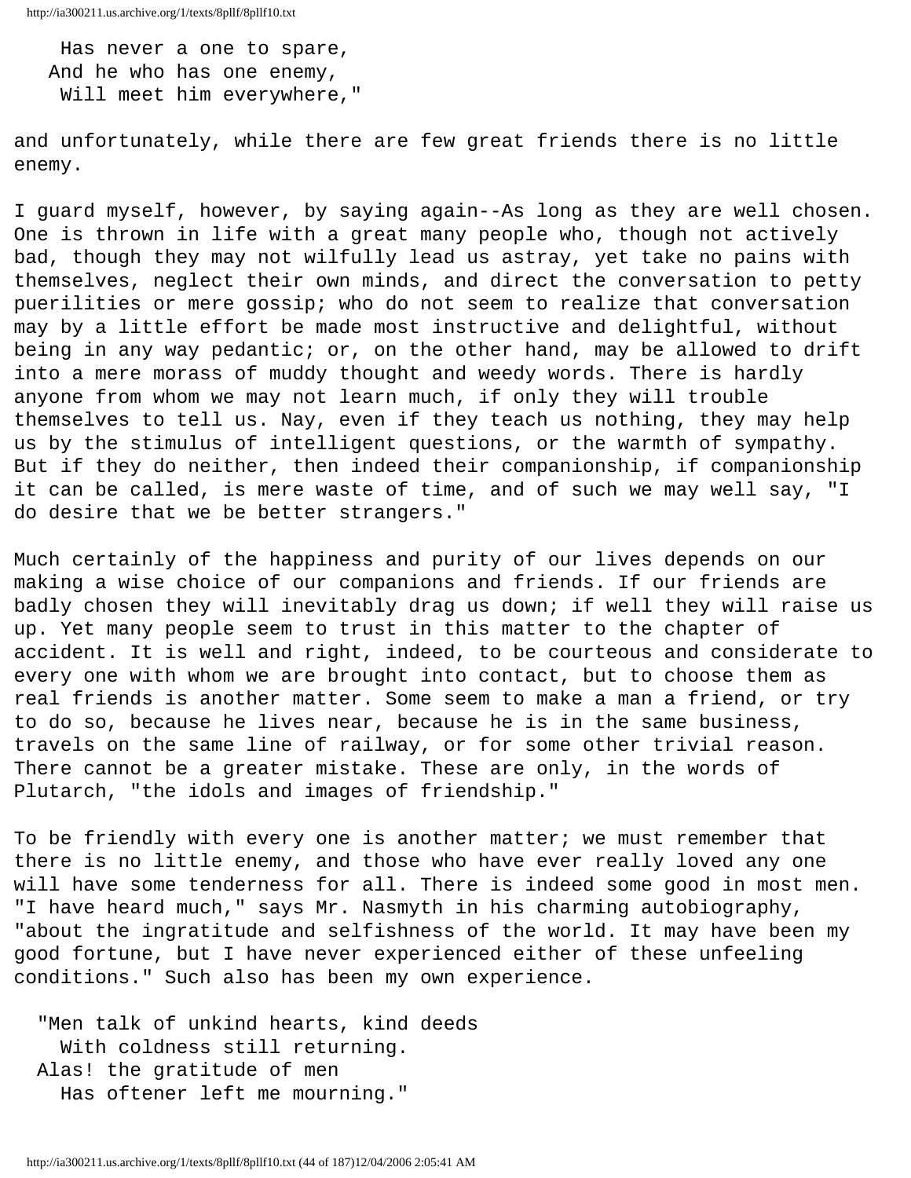Has never a one to spare,  
And he who has one enemy,  
Will meet him everywhere,"

and unfortunately, while there are few great friends there is no little enemy.

I guard myself, however, by saying again--As long as they are well chosen. One is thrown in life with a great many people who, though not actively bad, though they may not wilfully lead us astray, yet take no pains with themselves, neglect their own minds, and direct the conversation to petty puerilities or mere gossip; who do not seem to realize that conversation may by a little effort be made most instructive and delightful, without being in any way pedantic; or, on the other hand, may be allowed to drift into a mere morass of muddy thought and weedy words. There is hardly anyone from whom we may not learn much, if only they will trouble themselves to tell us. Nay, even if they teach us nothing, they may help us by the stimulus of intelligent questions, or the warmth of sympathy. But if they do neither, then indeed their companionship, if companionship it can be called, is mere waste of time, and of such we may well say, "I do desire that we be better strangers."

Much certainly of the happiness and purity of our lives depends on our making a wise choice of our companions and friends. If our friends are badly chosen they will inevitably drag us down; if well they will raise us up. Yet many people seem to trust in this matter to the chapter of accident. It is well and right, indeed, to be courteous and considerate to every one with whom we are brought into contact, but to choose them as real friends is another matter. Some seem to make a man a friend, or try to do so, because he lives near, because he is in the same business, travels on the same line of railway, or for some other trivial reason. There cannot be a greater mistake. These are only, in the words of Plutarch, "the idols and images of friendship."

To be friendly with every one is another matter; we must remember that there is no little enemy, and those who have ever really loved any one will have some tenderness for all. There is indeed some good in most men. "I have heard much," says Mr. Nasmyth in his charming autobiography, "about the ingratitude and selfishness of the world. It may have been my good fortune, but I have never experienced either of these unfeeling conditions." Such also has been my own experience.

"Men talk of unkind hearts, kind deeds  
With coldness still returning.  
Alas! the gratitude of men  
Has oftener left me mourning."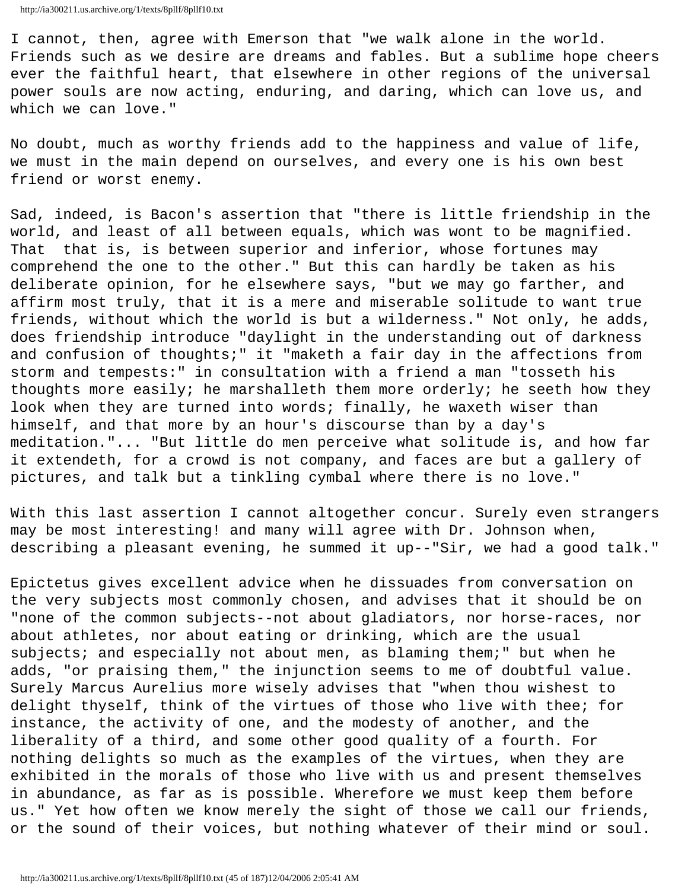I cannot, then, agree with Emerson that "we walk alone in the world. Friends such as we desire are dreams and fables. But a sublime hope cheers ever the faithful heart, that elsewhere in other regions of the universal power souls are now acting, enduring, and daring, which can love us, and which we can love."

No doubt, much as worthy friends add to the happiness and value of life, we must in the main depend on ourselves, and every one is his own best friend or worst enemy.

Sad, indeed, is Bacon's assertion that "there is little friendship in the world, and least of all between equals, which was wont to be magnified. That that is, is between superior and inferior, whose fortunes may comprehend the one to the other." But this can hardly be taken as his deliberate opinion, for he elsewhere says, "but we may go farther, and affirm most truly, that it is a mere and miserable solitude to want true friends, without which the world is but a wilderness." Not only, he adds, does friendship introduce "daylight in the understanding out of darkness and confusion of thoughts;" it "maketh a fair day in the affections from storm and tempests:" in consultation with a friend a man "tosseth his thoughts more easily; he marshalleth them more orderly; he seeth how they look when they are turned into words; finally, he waxeth wiser than himself, and that more by an hour's discourse than by a day's meditation."... "But little do men perceive what solitude is, and how far it extendeth, for a crowd is not company, and faces are but a gallery of pictures, and talk but a tinkling cymbal where there is no love."

With this last assertion I cannot altogether concur. Surely even strangers may be most interesting! and many will agree with Dr. Johnson when, describing a pleasant evening, he summed it up--"Sir, we had a good talk."

Epictetus gives excellent advice when he dissuades from conversation on the very subjects most commonly chosen, and advises that it should be on "none of the common subjects--not about gladiators, nor horse-races, nor about athletes, nor about eating or drinking, which are the usual subjects; and especially not about men, as blaming them;" but when he adds, "or praising them," the injunction seems to me of doubtful value. Surely Marcus Aurelius more wisely advises that "when thou wishest to delight thyself, think of the virtues of those who live with thee; for instance, the activity of one, and the modesty of another, and the liberality of a third, and some other good quality of a fourth. For nothing delights so much as the examples of the virtues, when they are exhibited in the morals of those who live with us and present themselves in abundance, as far as is possible. Wherefore we must keep them before us." Yet how often we know merely the sight of those we call our friends, or the sound of their voices, but nothing whatever of their mind or soul.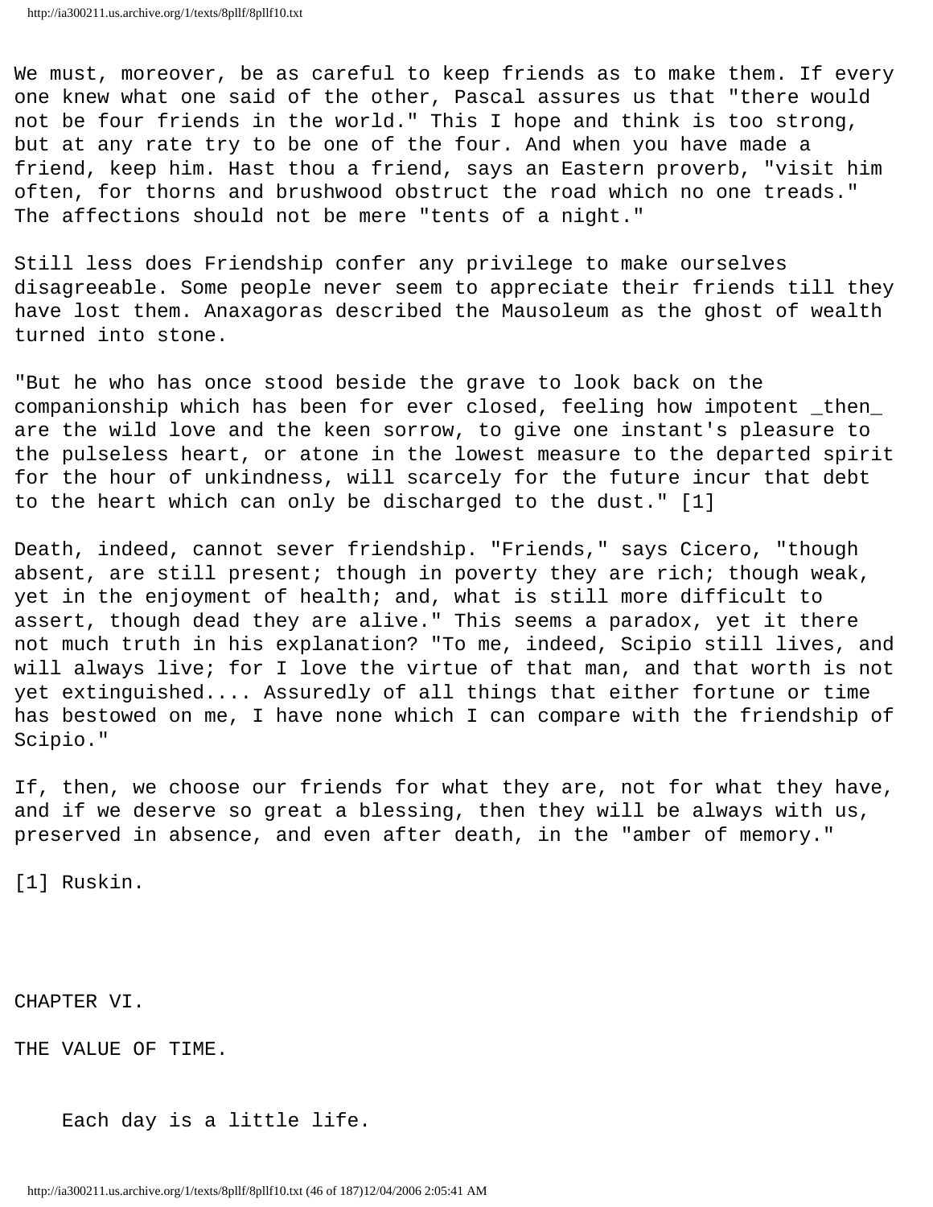We must, moreover, be as careful to keep friends as to make them. If every one knew what one said of the other, Pascal assures us that "there would not be four friends in the world." This I hope and think is too strong, but at any rate try to be one of the four. And when you have made a friend, keep him. Hast thou a friend, says an Eastern proverb, "visit him often, for thorns and brushwood obstruct the road which no one treads." The affections should not be mere "tents of a night."

Still less does Friendship confer any privilege to make ourselves disagreeable. Some people never seem to appreciate their friends till they have lost them. Anaxagoras described the Mausoleum as the ghost of wealth turned into stone.

"But he who has once stood beside the grave to look back on the companionship which has been for ever closed, feeling how impotent _then_ are the wild love and the keen sorrow, to give one instant's pleasure to the pulseless heart, or atone in the lowest measure to the departed spirit for the hour of unkindness, will scarcely for the future incur that debt to the heart which can only be discharged to the dust." [1]

Death, indeed, cannot sever friendship. "Friends," says Cicero, "though absent, are still present; though in poverty they are rich; though weak, yet in the enjoyment of health; and, what is still more difficult to assert, though dead they are alive." This seems a paradox, yet it there not much truth in his explanation? "To me, indeed, Scipio still lives, and will always live; for I love the virtue of that man, and that worth is not yet extinguished.... Assuredly of all things that either fortune or time has bestowed on me, I have none which I can compare with the friendship of Scipio."

If, then, we choose our friends for what they are, not for what they have, and if we deserve so great a blessing, then they will be always with us, preserved in absence, and even after death, in the "amber of memory."

[1] Ruskin.

## CHAPTER VI.

## THE VALUE OF TIME.

Each day is a little life.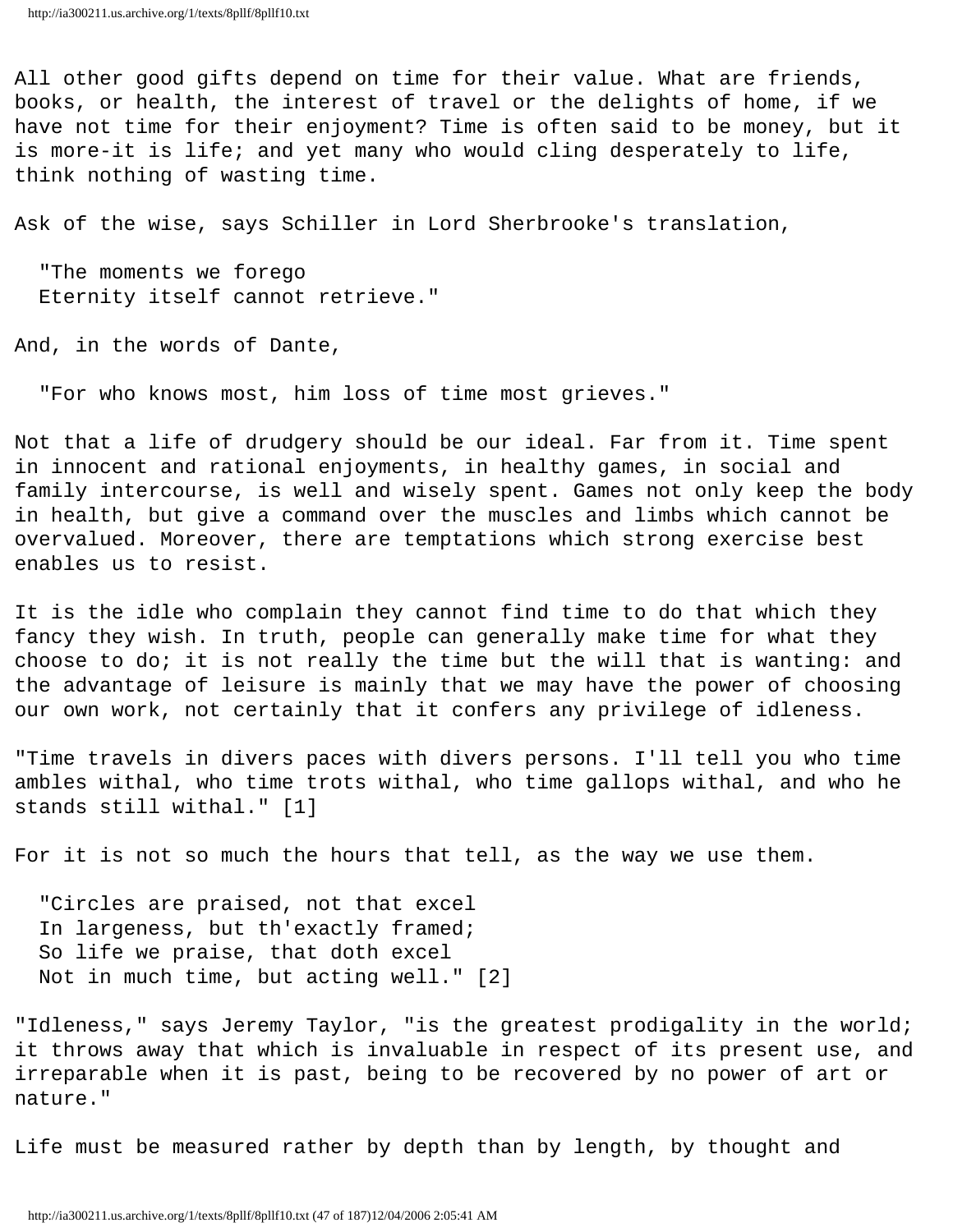All other good gifts depend on time for their value. What are friends, books, or health, the interest of travel or the delights of home, if we have not time for their enjoyment? Time is often said to be money, but it is more-it is life; and yet many who would cling desperately to life, think nothing of wasting time.

Ask of the wise, says Schiller in Lord Sherbrooke's translation,

> "The moments we forego
> Eternity itself cannot retrieve."

And, in the words of Dante,

> "For who knows most, him loss of time most grieves."

Not that a life of drudgery should be our ideal. Far from it. Time spent in innocent and rational enjoyments, in healthy games, in social and family intercourse, is well and wisely spent. Games not only keep the body in health, but give a command over the muscles and limbs which cannot be overvalued. Moreover, there are temptations which strong exercise best enables us to resist.

It is the idle who complain they cannot find time to do that which they fancy they wish. In truth, people can generally make time for what they choose to do; it is not really the time but the will that is wanting: and the advantage of leisure is mainly that we may have the power of choosing our own work, not certainly that it confers any privilege of idleness.

"Time travels in divers paces with divers persons. I'll tell you who time ambles withal, who time trots withal, who time gallops withal, and who he stands still withal." [1]

For it is not so much the hours that tell, as the way we use them.

> "Circles are praised, not that excel
> In largeness, but th'exactly framed;
> So life we praise, that doth excel
> Not in much time, but acting well." [2]

"Idleness," says Jeremy Taylor, "is the greatest prodigality in the world; it throws away that which is invaluable in respect of its present use, and irreparable when it is past, being to be recovered by no power of art or nature."

Life must be measured rather by depth than by length, by thought and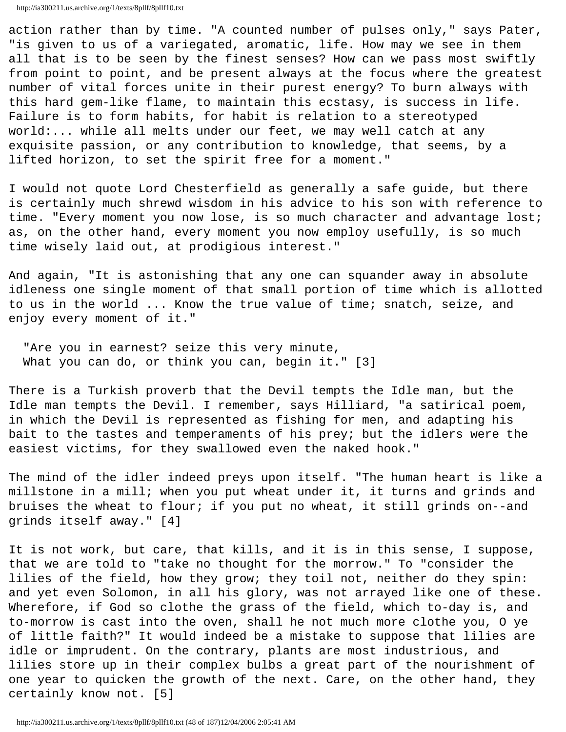action rather than by time. "A counted number of pulses only," says Pater, "is given to us of a variegated, aromatic, life. How may we see in them all that is to be seen by the finest senses? How can we pass most swiftly from point to point, and be present always at the focus where the greatest number of vital forces unite in their purest energy? To burn always with this hard gem-like flame, to maintain this ecstasy, is success in life. Failure is to form habits, for habit is relation to a stereotyped world:... while all melts under our feet, we may well catch at any exquisite passion, or any contribution to knowledge, that seems, by a lifted horizon, to set the spirit free for a moment."

I would not quote Lord Chesterfield as generally a safe guide, but there is certainly much shrewd wisdom in his advice to his son with reference to time. "Every moment you now lose, is so much character and advantage lost; as, on the other hand, every moment you now employ usefully, is so much time wisely laid out, at prodigious interest."

And again, "It is astonishing that any one can squander away in absolute idleness one single moment of that small portion of time which is allotted to us in the world ... Know the true value of time; snatch, seize, and enjoy every moment of it."

> "Are you in earnest? seize this very minute,
> What you can do, or think you can, begin it." [3]

There is a Turkish proverb that the Devil tempts the Idle man, but the Idle man tempts the Devil. I remember, says Hilliard, "a satirical poem, in which the Devil is represented as fishing for men, and adapting his bait to the tastes and temperaments of his prey; but the idlers were the easiest victims, for they swallowed even the naked hook."

The mind of the idler indeed preys upon itself. "The human heart is like a millstone in a mill; when you put wheat under it, it turns and grinds and bruises the wheat to flour; if you put no wheat, it still grinds on--and grinds itself away." [4]

It is not work, but care, that kills, and it is in this sense, I suppose, that we are told to "take no thought for the morrow." To "consider the lilies of the field, how they grow; they toil not, neither do they spin: and yet even Solomon, in all his glory, was not arrayed like one of these. Wherefore, if God so clothe the grass of the field, which to-day is, and to-morrow is cast into the oven, shall he not much more clothe you, O ye of little faith?" It would indeed be a mistake to suppose that lilies are idle or imprudent. On the contrary, plants are most industrious, and lilies store up in their complex bulbs a great part of the nourishment of one year to quicken the growth of the next. Care, on the other hand, they certainly know not. [5]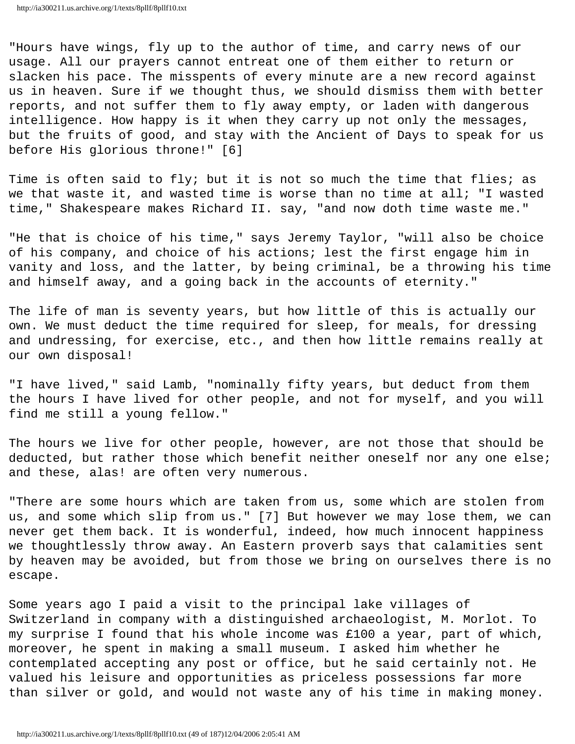"Hours have wings, fly up to the author of time, and carry news of our usage. All our prayers cannot entreat one of them either to return or slacken his pace. The misspents of every minute are a new record against us in heaven. Sure if we thought thus, we should dismiss them with better reports, and not suffer them to fly away empty, or laden with dangerous intelligence. How happy is it when they carry up not only the messages, but the fruits of good, and stay with the Ancient of Days to speak for us before His glorious throne!" [6]

Time is often said to fly; but it is not so much the time that flies; as we that waste it, and wasted time is worse than no time at all; "I wasted time," Shakespeare makes Richard II. say, "and now doth time waste me."

"He that is choice of his time," says Jeremy Taylor, "will also be choice of his company, and choice of his actions; lest the first engage him in vanity and loss, and the latter, by being criminal, be a throwing his time and himself away, and a going back in the accounts of eternity."

The life of man is seventy years, but how little of this is actually our own. We must deduct the time required for sleep, for meals, for dressing and undressing, for exercise, etc., and then how little remains really at our own disposal!

"I have lived," said Lamb, "nominally fifty years, but deduct from them the hours I have lived for other people, and not for myself, and you will find me still a young fellow."

The hours we live for other people, however, are not those that should be deducted, but rather those which benefit neither oneself nor any one else; and these, alas! are often very numerous.

"There are some hours which are taken from us, some which are stolen from us, and some which slip from us." [7] But however we may lose them, we can never get them back. It is wonderful, indeed, how much innocent happiness we thoughtlessly throw away. An Eastern proverb says that calamities sent by heaven may be avoided, but from those we bring on ourselves there is no escape.

Some years ago I paid a visit to the principal lake villages of Switzerland in company with a distinguished archaeologist, M. Morlot. To my surprise I found that his whole income was £100 a year, part of which, moreover, he spent in making a small museum. I asked him whether he contemplated accepting any post or office, but he said certainly not. He valued his leisure and opportunities as priceless possessions far more than silver or gold, and would not waste any of his time in making money.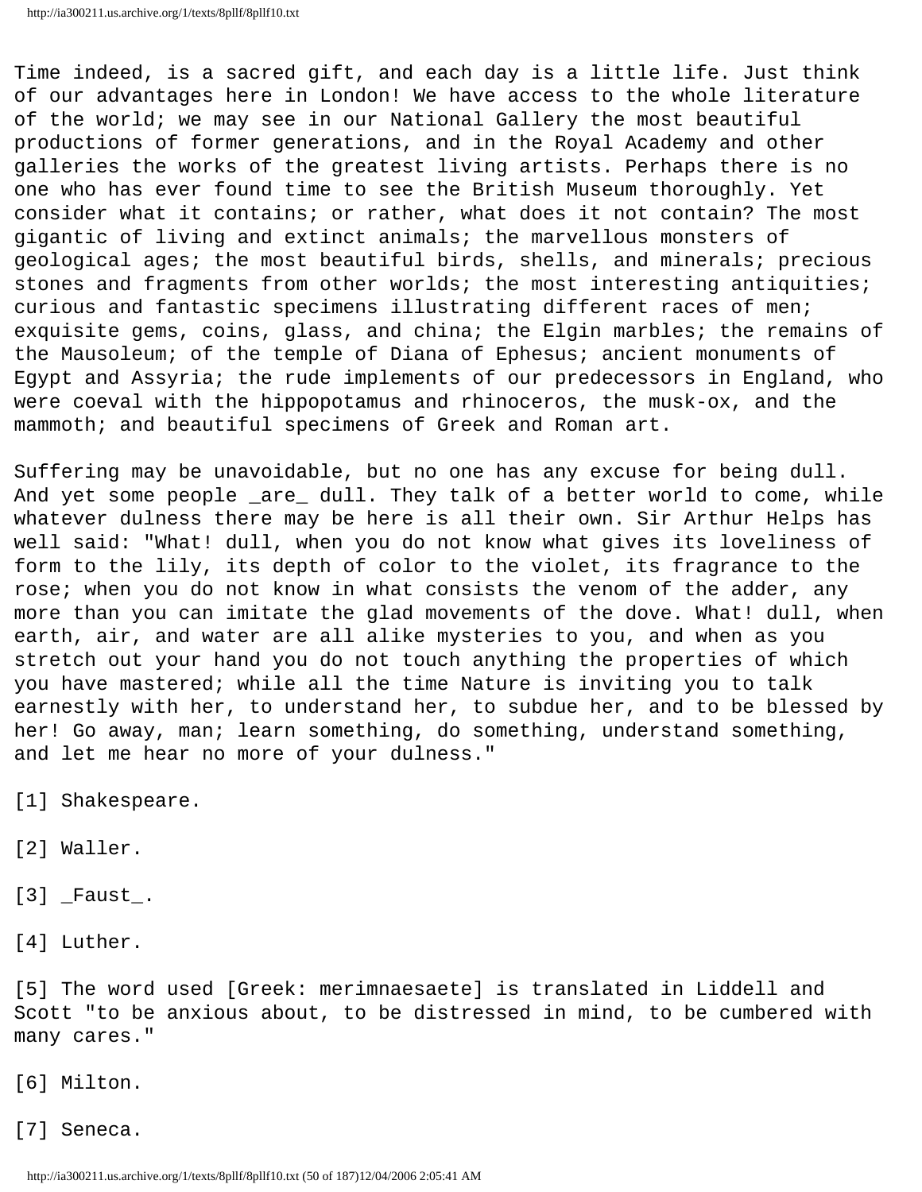Time indeed, is a sacred gift, and each day is a little life. Just think of our advantages here in London! We have access to the whole literature of the world; we may see in our National Gallery the most beautiful productions of former generations, and in the Royal Academy and other galleries the works of the greatest living artists. Perhaps there is no one who has ever found time to see the British Museum thoroughly. Yet consider what it contains; or rather, what does it not contain? The most gigantic of living and extinct animals; the marvellous monsters of geological ages; the most beautiful birds, shells, and minerals; precious stones and fragments from other worlds; the most interesting antiquities; curious and fantastic specimens illustrating different races of men; exquisite gems, coins, glass, and china; the Elgin marbles; the remains of the Mausoleum; of the temple of Diana of Ephesus; ancient monuments of Egypt and Assyria; the rude implements of our predecessors in England, who were coeval with the hippopotamus and rhinoceros, the musk-ox, and the mammoth; and beautiful specimens of Greek and Roman art.

Suffering may be unavoidable, but no one has any excuse for being dull. And yet some people _are_ dull. They talk of a better world to come, while whatever dulness there may be here is all their own. Sir Arthur Helps has well said: "What! dull, when you do not know what gives its loveliness of form to the lily, its depth of color to the violet, its fragrance to the rose; when you do not know in what consists the venom of the adder, any more than you can imitate the glad movements of the dove. What! dull, when earth, air, and water are all alike mysteries to you, and when as you stretch out your hand you do not touch anything the properties of which you have mastered; while all the time Nature is inviting you to talk earnestly with her, to understand her, to subdue her, and to be blessed by her! Go away, man; learn something, do something, understand something, and let me hear no more of your dulness."

[1] Shakespeare.

[2] Waller.

[3] _Faust_.

[4] Luther.

[5] The word used [Greek: merimnaesaete] is translated in Liddell and Scott "to be anxious about, to be distressed in mind, to be cumbered with many cares."

[6] Milton.

[7] Seneca.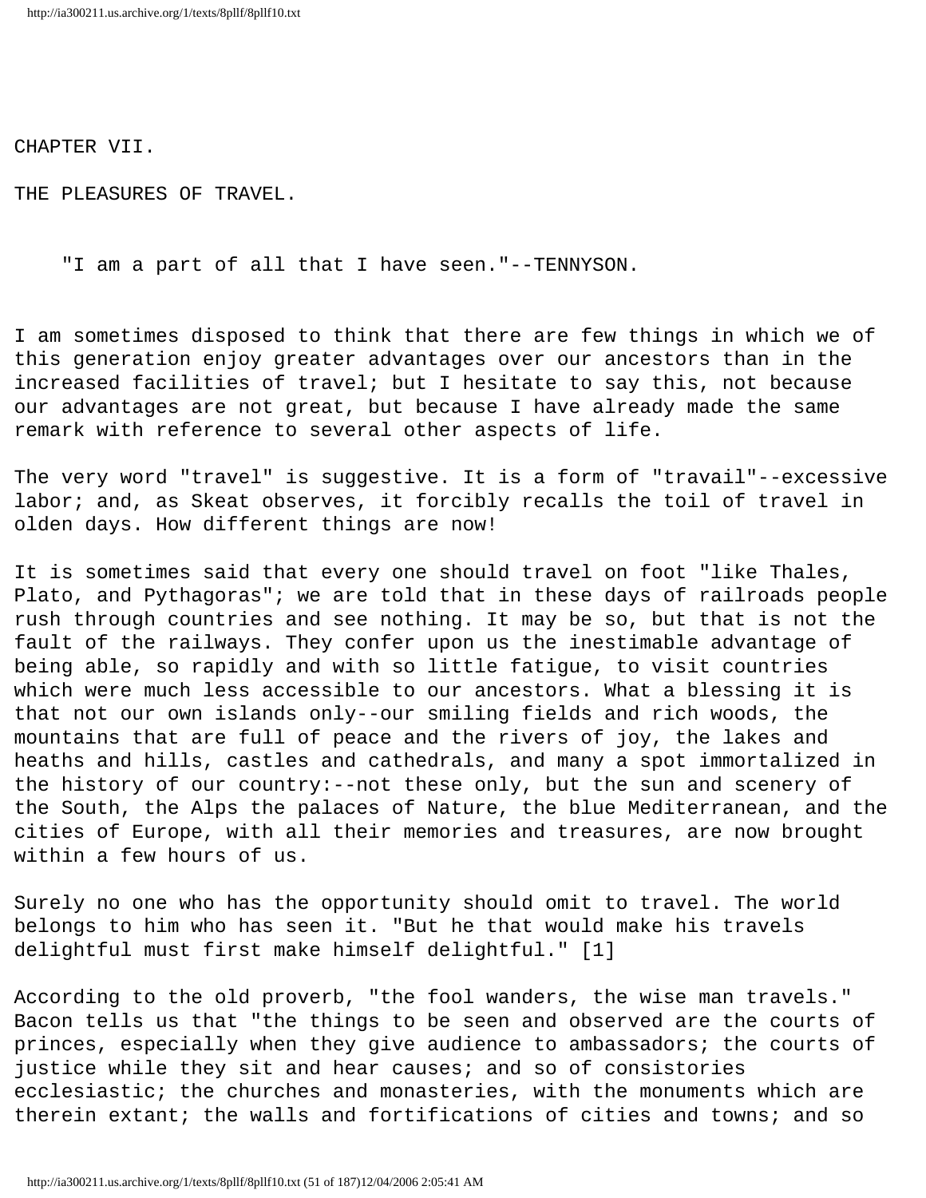## CHAPTER VII.

## THE PLEASURES OF TRAVEL.

> "I am a part of all that I have seen."--TENNYSON.

I am sometimes disposed to think that there are few things in which we of this generation enjoy greater advantages over our ancestors than in the increased facilities of travel; but I hesitate to say this, not because our advantages are not great, but because I have already made the same remark with reference to several other aspects of life.

The very word "travel" is suggestive. It is a form of "travail"--excessive labor; and, as Skeat observes, it forcibly recalls the toil of travel in olden days. How different things are now!

It is sometimes said that every one should travel on foot "like Thales, Plato, and Pythagoras"; we are told that in these days of railroads people rush through countries and see nothing. It may be so, but that is not the fault of the railways. They confer upon us the inestimable advantage of being able, so rapidly and with so little fatigue, to visit countries which were much less accessible to our ancestors. What a blessing it is that not our own islands only--our smiling fields and rich woods, the mountains that are full of peace and the rivers of joy, the lakes and heaths and hills, castles and cathedrals, and many a spot immortalized in the history of our country:--not these only, but the sun and scenery of the South, the Alps the palaces of Nature, the blue Mediterranean, and the cities of Europe, with all their memories and treasures, are now brought within a few hours of us.

Surely no one who has the opportunity should omit to travel. The world belongs to him who has seen it. "But he that would make his travels delightful must first make himself delightful." [1]

According to the old proverb, "the fool wanders, the wise man travels." Bacon tells us that "the things to be seen and observed are the courts of princes, especially when they give audience to ambassadors; the courts of justice while they sit and hear causes; and so of consistories ecclesiastic; the churches and monasteries, with the monuments which are therein extant; the walls and fortifications of cities and towns; and so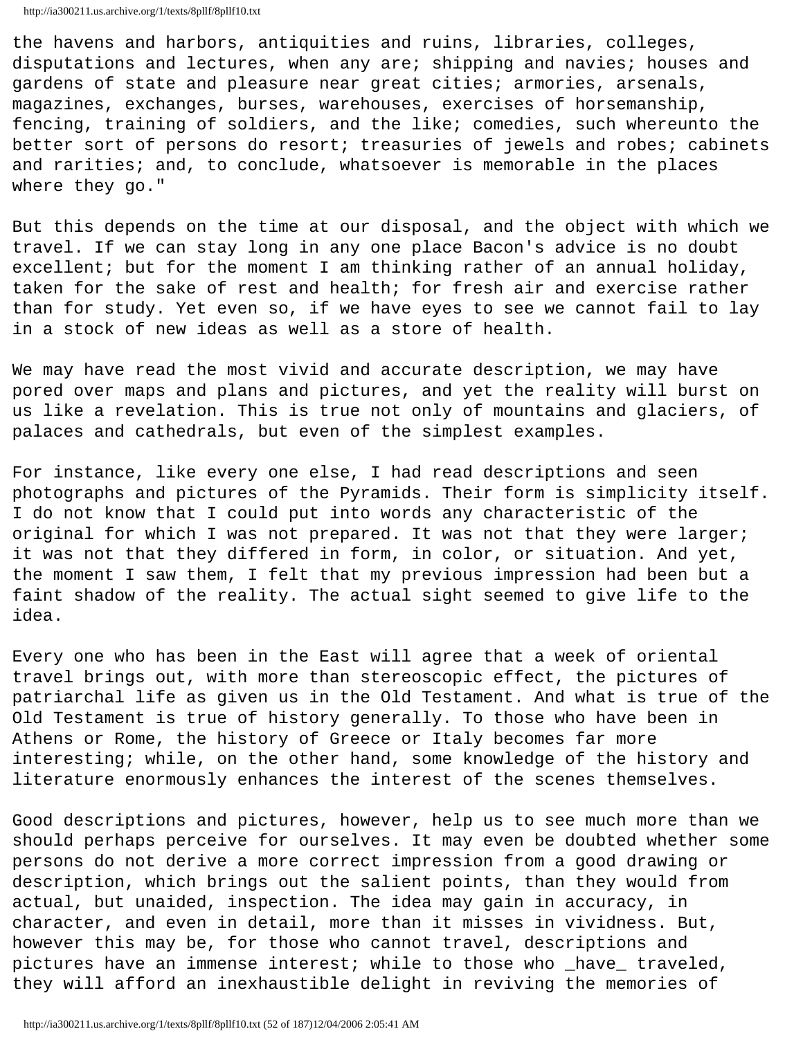the havens and harbors, antiquities and ruins, libraries, colleges, disputations and lectures, when any are; shipping and navies; houses and gardens of state and pleasure near great cities; armories, arsenals, magazines, exchanges, burses, warehouses, exercises of horsemanship, fencing, training of soldiers, and the like; comedies, such whereunto the better sort of persons do resort; treasuries of jewels and robes; cabinets and rarities; and, to conclude, whatsoever is memorable in the places where they go."

But this depends on the time at our disposal, and the object with which we travel. If we can stay long in any one place Bacon's advice is no doubt excellent; but for the moment I am thinking rather of an annual holiday, taken for the sake of rest and health; for fresh air and exercise rather than for study. Yet even so, if we have eyes to see we cannot fail to lay in a stock of new ideas as well as a store of health.

We may have read the most vivid and accurate description, we may have pored over maps and plans and pictures, and yet the reality will burst on us like a revelation. This is true not only of mountains and glaciers, of palaces and cathedrals, but even of the simplest examples.

For instance, like every one else, I had read descriptions and seen photographs and pictures of the Pyramids. Their form is simplicity itself. I do not know that I could put into words any characteristic of the original for which I was not prepared. It was not that they were larger; it was not that they differed in form, in color, or situation. And yet, the moment I saw them, I felt that my previous impression had been but a faint shadow of the reality. The actual sight seemed to give life to the idea.

Every one who has been in the East will agree that a week of oriental travel brings out, with more than stereoscopic effect, the pictures of patriarchal life as given us in the Old Testament. And what is true of the Old Testament is true of history generally. To those who have been in Athens or Rome, the history of Greece or Italy becomes far more interesting; while, on the other hand, some knowledge of the history and literature enormously enhances the interest of the scenes themselves.

Good descriptions and pictures, however, help us to see much more than we should perhaps perceive for ourselves. It may even be doubted whether some persons do not derive a more correct impression from a good drawing or description, which brings out the salient points, than they would from actual, but unaided, inspection. The idea may gain in accuracy, in character, and even in detail, more than it misses in vividness. But, however this may be, for those who cannot travel, descriptions and pictures have an immense interest; while to those who _have_ traveled, they will afford an inexhaustible delight in reviving the memories of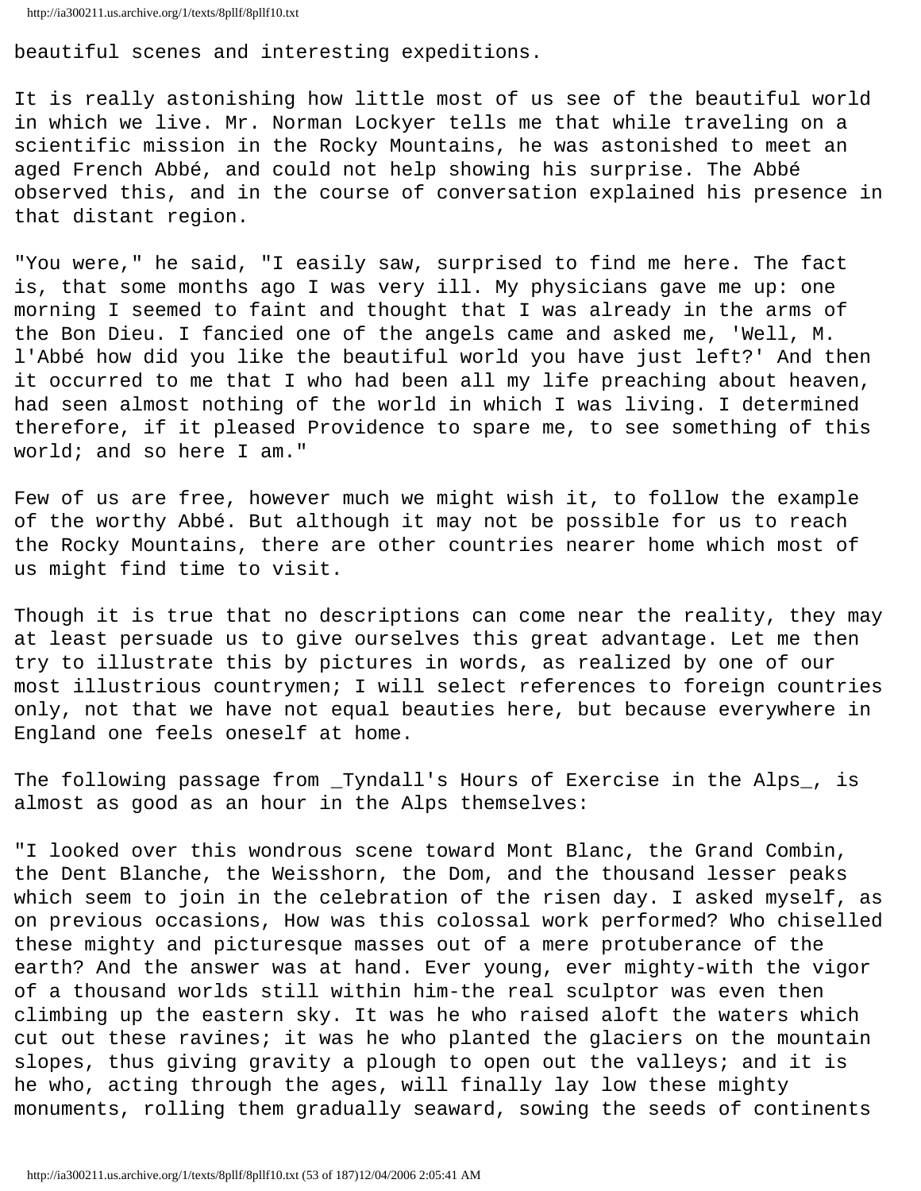beautiful scenes and interesting expeditions.

It is really astonishing how little most of us see of the beautiful world in which we live. Mr. Norman Lockyer tells me that while traveling on a scientific mission in the Rocky Mountains, he was astonished to meet an aged French Abbé, and could not help showing his surprise. The Abbé observed this, and in the course of conversation explained his presence in that distant region.

"You were," he said, "I easily saw, surprised to find me here. The fact is, that some months ago I was very ill. My physicians gave me up: one morning I seemed to faint and thought that I was already in the arms of the Bon Dieu. I fancied one of the angels came and asked me, 'Well, M. l'Abbé how did you like the beautiful world you have just left?' And then it occurred to me that I who had been all my life preaching about heaven, had seen almost nothing of the world in which I was living. I determined therefore, if it pleased Providence to spare me, to see something of this world; and so here I am."

Few of us are free, however much we might wish it, to follow the example of the worthy Abbé. But although it may not be possible for us to reach the Rocky Mountains, there are other countries nearer home which most of us might find time to visit.

Though it is true that no descriptions can come near the reality, they may at least persuade us to give ourselves this great advantage. Let me then try to illustrate this by pictures in words, as realized by one of our most illustrious countrymen; I will select references to foreign countries only, not that we have not equal beauties here, but because everywhere in England one feels oneself at home.

The following passage from _Tyndall's Hours of Exercise in the Alps_, is almost as good as an hour in the Alps themselves:

"I looked over this wondrous scene toward Mont Blanc, the Grand Combin, the Dent Blanche, the Weisshorn, the Dom, and the thousand lesser peaks which seem to join in the celebration of the risen day. I asked myself, as on previous occasions, How was this colossal work performed? Who chiselled these mighty and picturesque masses out of a mere protuberance of the earth? And the answer was at hand. Ever young, ever mighty-with the vigor of a thousand worlds still within him-the real sculptor was even then climbing up the eastern sky. It was he who raised aloft the waters which cut out these ravines; it was he who planted the glaciers on the mountain slopes, thus giving gravity a plough to open out the valleys; and it is he who, acting through the ages, will finally lay low these mighty monuments, rolling them gradually seaward, sowing the seeds of continents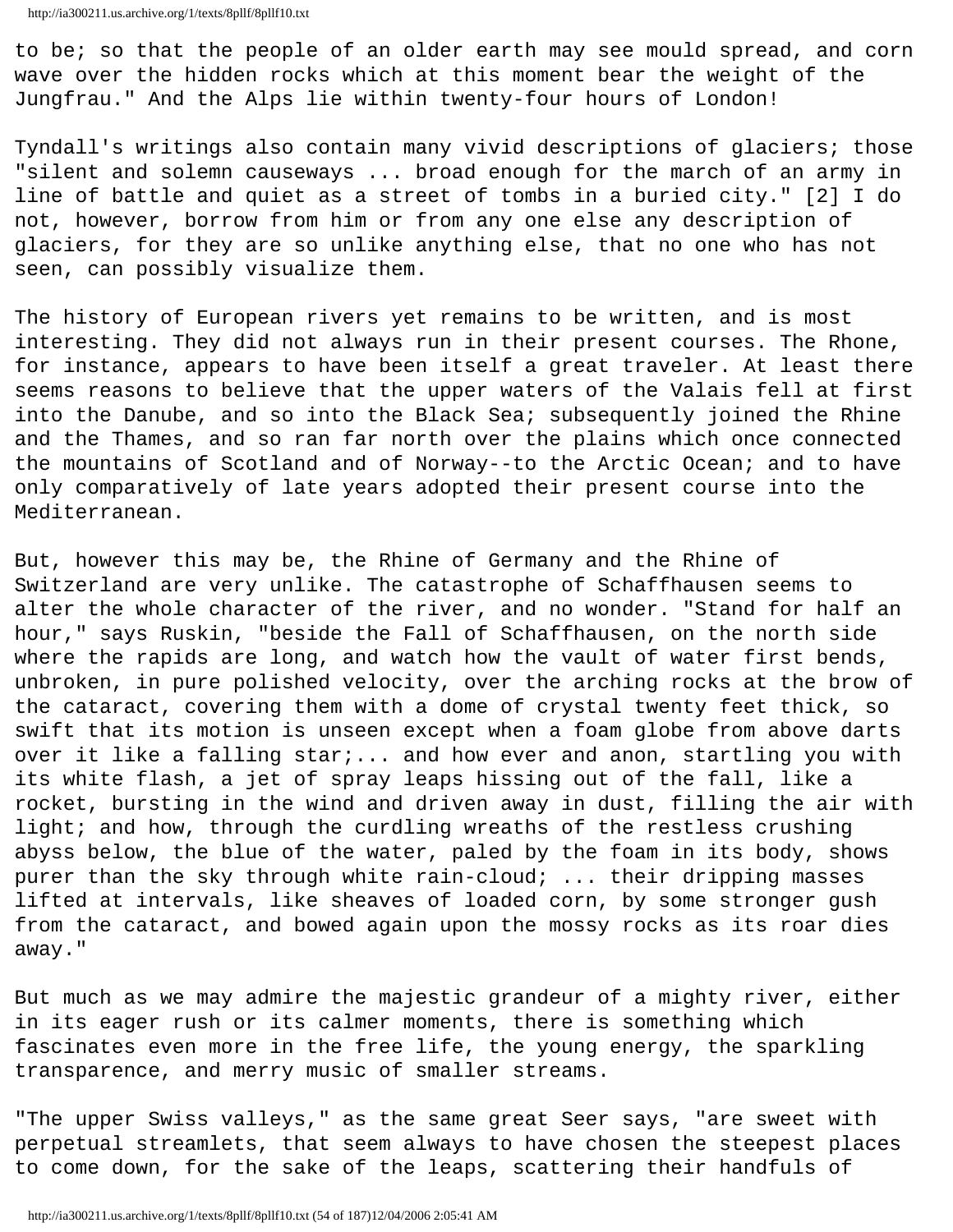to be; so that the people of an older earth may see mould spread, and corn wave over the hidden rocks which at this moment bear the weight of the Jungfrau." And the Alps lie within twenty-four hours of London!

Tyndall's writings also contain many vivid descriptions of glaciers; those "silent and solemn causeways ... broad enough for the march of an army in line of battle and quiet as a street of tombs in a buried city." [2] I do not, however, borrow from him or from any one else any description of glaciers, for they are so unlike anything else, that no one who has not seen, can possibly visualize them.

The history of European rivers yet remains to be written, and is most interesting. They did not always run in their present courses. The Rhone, for instance, appears to have been itself a great traveler. At least there seems reasons to believe that the upper waters of the Valais fell at first into the Danube, and so into the Black Sea; subsequently joined the Rhine and the Thames, and so ran far north over the plains which once connected the mountains of Scotland and of Norway--to the Arctic Ocean; and to have only comparatively of late years adopted their present course into the Mediterranean.

But, however this may be, the Rhine of Germany and the Rhine of Switzerland are very unlike. The catastrophe of Schaffhausen seems to alter the whole character of the river, and no wonder. "Stand for half an hour," says Ruskin, "beside the Fall of Schaffhausen, on the north side where the rapids are long, and watch how the vault of water first bends, unbroken, in pure polished velocity, over the arching rocks at the brow of the cataract, covering them with a dome of crystal twenty feet thick, so swift that its motion is unseen except when a foam globe from above darts over it like a falling star;... and how ever and anon, startling you with its white flash, a jet of spray leaps hissing out of the fall, like a rocket, bursting in the wind and driven away in dust, filling the air with light; and how, through the curdling wreaths of the restless crushing abyss below, the blue of the water, paled by the foam in its body, shows purer than the sky through white rain-cloud; ... their dripping masses lifted at intervals, like sheaves of loaded corn, by some stronger gush from the cataract, and bowed again upon the mossy rocks as its roar dies away."

But much as we may admire the majestic grandeur of a mighty river, either in its eager rush or its calmer moments, there is something which fascinates even more in the free life, the young energy, the sparkling transparence, and merry music of smaller streams.

"The upper Swiss valleys," as the same great Seer says, "are sweet with perpetual streamlets, that seem always to have chosen the steepest places to come down, for the sake of the leaps, scattering their handfuls of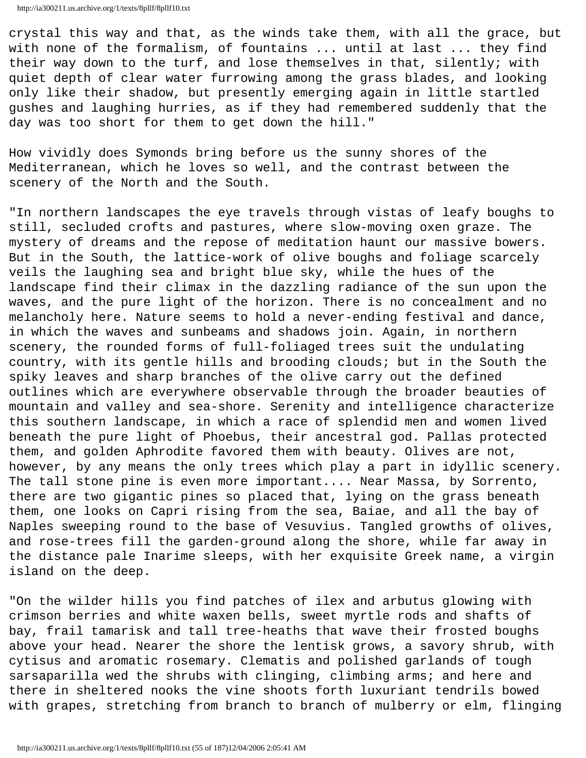crystal this way and that, as the winds take them, with all the grace, but with none of the formalism, of fountains ... until at last ... they find their way down to the turf, and lose themselves in that, silently; with quiet depth of clear water furrowing among the grass blades, and looking only like their shadow, but presently emerging again in little startled gushes and laughing hurries, as if they had remembered suddenly that the day was too short for them to get down the hill."

How vividly does Symonds bring before us the sunny shores of the Mediterranean, which he loves so well, and the contrast between the scenery of the North and the South.

"In northern landscapes the eye travels through vistas of leafy boughs to still, secluded crofts and pastures, where slow-moving oxen graze. The mystery of dreams and the repose of meditation haunt our massive bowers. But in the South, the lattice-work of olive boughs and foliage scarcely veils the laughing sea and bright blue sky, while the hues of the landscape find their climax in the dazzling radiance of the sun upon the waves, and the pure light of the horizon. There is no concealment and no melancholy here. Nature seems to hold a never-ending festival and dance, in which the waves and sunbeams and shadows join. Again, in northern scenery, the rounded forms of full-foliaged trees suit the undulating country, with its gentle hills and brooding clouds; but in the South the spiky leaves and sharp branches of the olive carry out the defined outlines which are everywhere observable through the broader beauties of mountain and valley and sea-shore. Serenity and intelligence characterize this southern landscape, in which a race of splendid men and women lived beneath the pure light of Phoebus, their ancestral god. Pallas protected them, and golden Aphrodite favored them with beauty. Olives are not, however, by any means the only trees which play a part in idyllic scenery. The tall stone pine is even more important.... Near Massa, by Sorrento, there are two gigantic pines so placed that, lying on the grass beneath them, one looks on Capri rising from the sea, Baiae, and all the bay of Naples sweeping round to the base of Vesuvius. Tangled growths of olives, and rose-trees fill the garden-ground along the shore, while far away in the distance pale Inarime sleeps, with her exquisite Greek name, a virgin island on the deep.

"On the wilder hills you find patches of ilex and arbutus glowing with crimson berries and white waxen bells, sweet myrtle rods and shafts of bay, frail tamarisk and tall tree-heaths that wave their frosted boughs above your head. Nearer the shore the lentisk grows, a savory shrub, with cytisus and aromatic rosemary. Clematis and polished garlands of tough sarsaparilla wed the shrubs with clinging, climbing arms; and here and there in sheltered nooks the vine shoots forth luxuriant tendrils bowed with grapes, stretching from branch to branch of mulberry or elm, flinging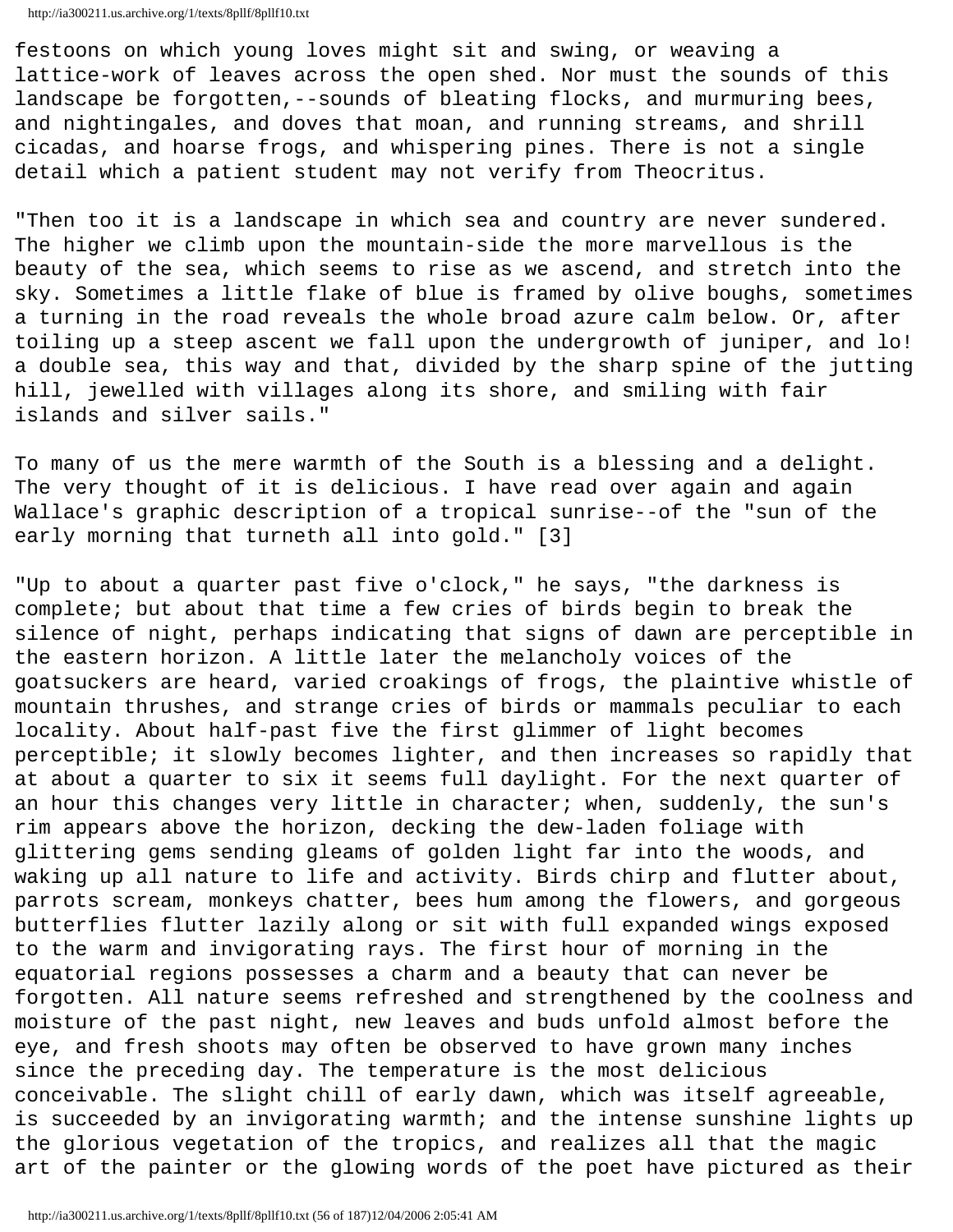festoons on which young loves might sit and swing, or weaving a lattice-work of leaves across the open shed. Nor must the sounds of this landscape be forgotten,--sounds of bleating flocks, and murmuring bees, and nightingales, and doves that moan, and running streams, and shrill cicadas, and hoarse frogs, and whispering pines. There is not a single detail which a patient student may not verify from Theocritus.

"Then too it is a landscape in which sea and country are never sundered. The higher we climb upon the mountain-side the more marvellous is the beauty of the sea, which seems to rise as we ascend, and stretch into the sky. Sometimes a little flake of blue is framed by olive boughs, sometimes a turning in the road reveals the whole broad azure calm below. Or, after toiling up a steep ascent we fall upon the undergrowth of juniper, and lo! a double sea, this way and that, divided by the sharp spine of the jutting hill, jewelled with villages along its shore, and smiling with fair islands and silver sails."

To many of us the mere warmth of the South is a blessing and a delight. The very thought of it is delicious. I have read over again and again Wallace's graphic description of a tropical sunrise--of the "sun of the early morning that turneth all into gold." [3]

"Up to about a quarter past five o'clock," he says, "the darkness is complete; but about that time a few cries of birds begin to break the silence of night, perhaps indicating that signs of dawn are perceptible in the eastern horizon. A little later the melancholy voices of the goatsuckers are heard, varied croakings of frogs, the plaintive whistle of mountain thrushes, and strange cries of birds or mammals peculiar to each locality. About half-past five the first glimmer of light becomes perceptible; it slowly becomes lighter, and then increases so rapidly that at about a quarter to six it seems full daylight. For the next quarter of an hour this changes very little in character; when, suddenly, the sun's rim appears above the horizon, decking the dew-laden foliage with glittering gems sending gleams of golden light far into the woods, and waking up all nature to life and activity. Birds chirp and flutter about, parrots scream, monkeys chatter, bees hum among the flowers, and gorgeous butterflies flutter lazily along or sit with full expanded wings exposed to the warm and invigorating rays. The first hour of morning in the equatorial regions possesses a charm and a beauty that can never be forgotten. All nature seems refreshed and strengthened by the coolness and moisture of the past night, new leaves and buds unfold almost before the eye, and fresh shoots may often be observed to have grown many inches since the preceding day. The temperature is the most delicious conceivable. The slight chill of early dawn, which was itself agreeable, is succeeded by an invigorating warmth; and the intense sunshine lights up the glorious vegetation of the tropics, and realizes all that the magic art of the painter or the glowing words of the poet have pictured as their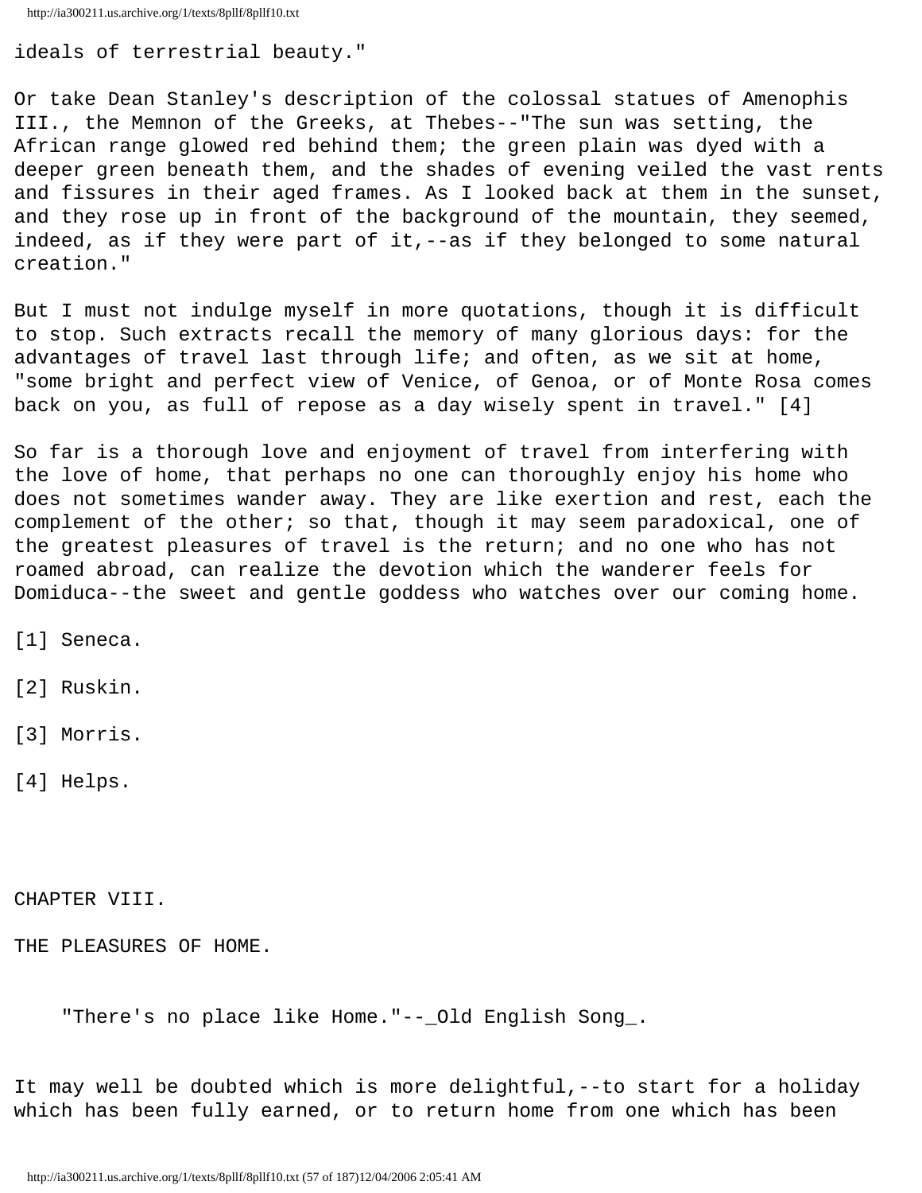ideals of terrestrial beauty."

Or take Dean Stanley's description of the colossal statues of Amenophis III., the Memnon of the Greeks, at Thebes--"The sun was setting, the African range glowed red behind them; the green plain was dyed with a deeper green beneath them, and the shades of evening veiled the vast rents and fissures in their aged frames. As I looked back at them in the sunset, and they rose up in front of the background of the mountain, they seemed, indeed, as if they were part of it,--as if they belonged to some natural creation."

But I must not indulge myself in more quotations, though it is difficult to stop. Such extracts recall the memory of many glorious days: for the advantages of travel last through life; and often, as we sit at home, "some bright and perfect view of Venice, of Genoa, or of Monte Rosa comes back on you, as full of repose as a day wisely spent in travel." [4]

So far is a thorough love and enjoyment of travel from interfering with the love of home, that perhaps no one can thoroughly enjoy his home who does not sometimes wander away. They are like exertion and rest, each the complement of the other; so that, though it may seem paradoxical, one of the greatest pleasures of travel is the return; and no one who has not roamed abroad, can realize the devotion which the wanderer feels for Domiduca--the sweet and gentle goddess who watches over our coming home.

[1] Seneca.

[2] Ruskin.

[3] Morris.

[4] Helps.

## CHAPTER VIII.

## THE PLEASURES OF HOME.

> "There's no place like Home."--_Old English Song_.

It may well be doubted which is more delightful,--to start for a holiday which has been fully earned, or to return home from one which has been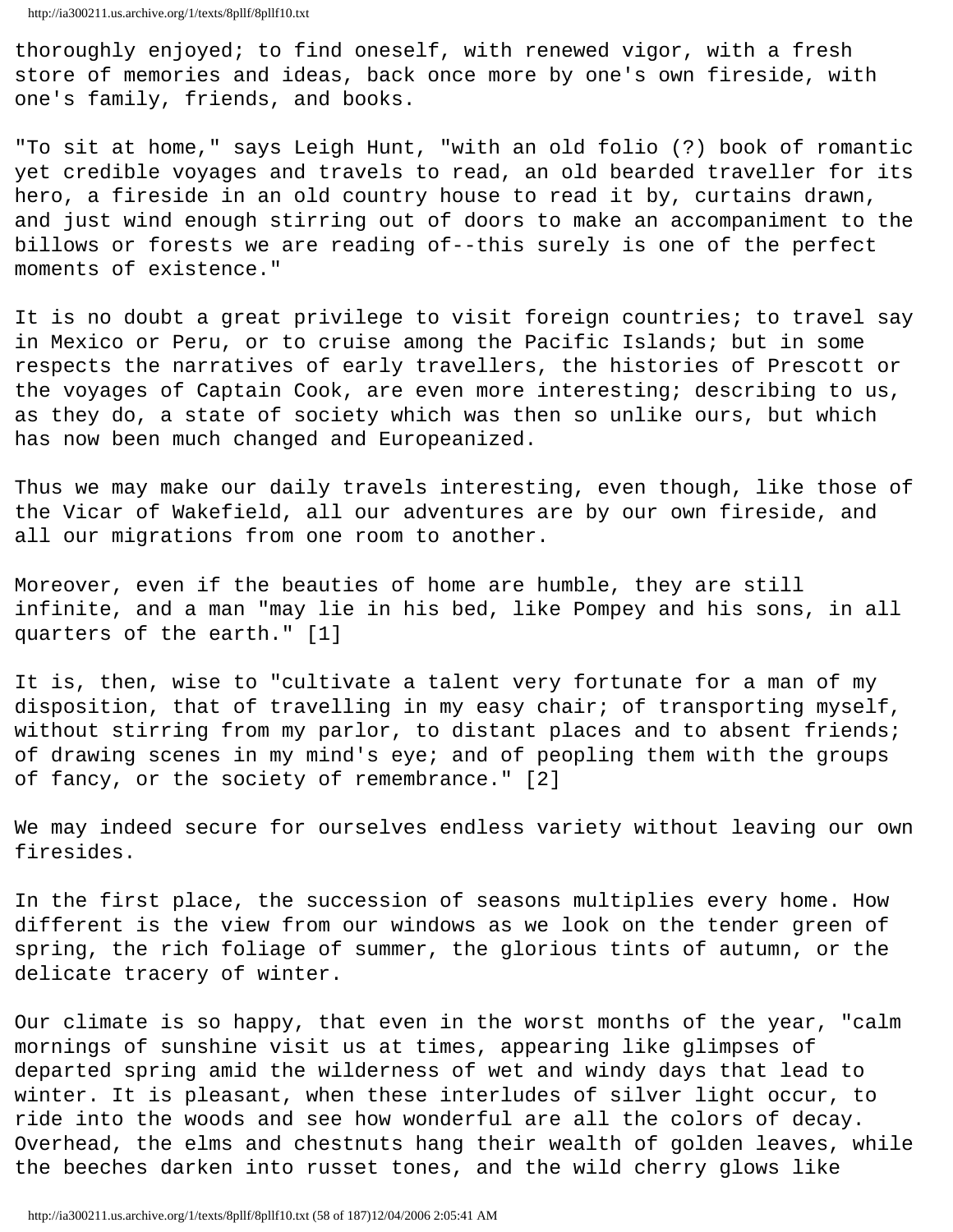thoroughly enjoyed; to find oneself, with renewed vigor, with a fresh store of memories and ideas, back once more by one's own fireside, with one's family, friends, and books.

"To sit at home," says Leigh Hunt, "with an old folio (?) book of romantic yet credible voyages and travels to read, an old bearded traveller for its hero, a fireside in an old country house to read it by, curtains drawn, and just wind enough stirring out of doors to make an accompaniment to the billows or forests we are reading of--this surely is one of the perfect moments of existence."

It is no doubt a great privilege to visit foreign countries; to travel say in Mexico or Peru, or to cruise among the Pacific Islands; but in some respects the narratives of early travellers, the histories of Prescott or the voyages of Captain Cook, are even more interesting; describing to us, as they do, a state of society which was then so unlike ours, but which has now been much changed and Europeanized.

Thus we may make our daily travels interesting, even though, like those of the Vicar of Wakefield, all our adventures are by our own fireside, and all our migrations from one room to another.

Moreover, even if the beauties of home are humble, they are still infinite, and a man "may lie in his bed, like Pompey and his sons, in all quarters of the earth." [1]

It is, then, wise to "cultivate a talent very fortunate for a man of my disposition, that of travelling in my easy chair; of transporting myself, without stirring from my parlor, to distant places and to absent friends; of drawing scenes in my mind's eye; and of peopling them with the groups of fancy, or the society of remembrance." [2]

We may indeed secure for ourselves endless variety without leaving our own firesides.

In the first place, the succession of seasons multiplies every home. How different is the view from our windows as we look on the tender green of spring, the rich foliage of summer, the glorious tints of autumn, or the delicate tracery of winter.

Our climate is so happy, that even in the worst months of the year, "calm mornings of sunshine visit us at times, appearing like glimpses of departed spring amid the wilderness of wet and windy days that lead to winter. It is pleasant, when these interludes of silver light occur, to ride into the woods and see how wonderful are all the colors of decay. Overhead, the elms and chestnuts hang their wealth of golden leaves, while the beeches darken into russet tones, and the wild cherry glows like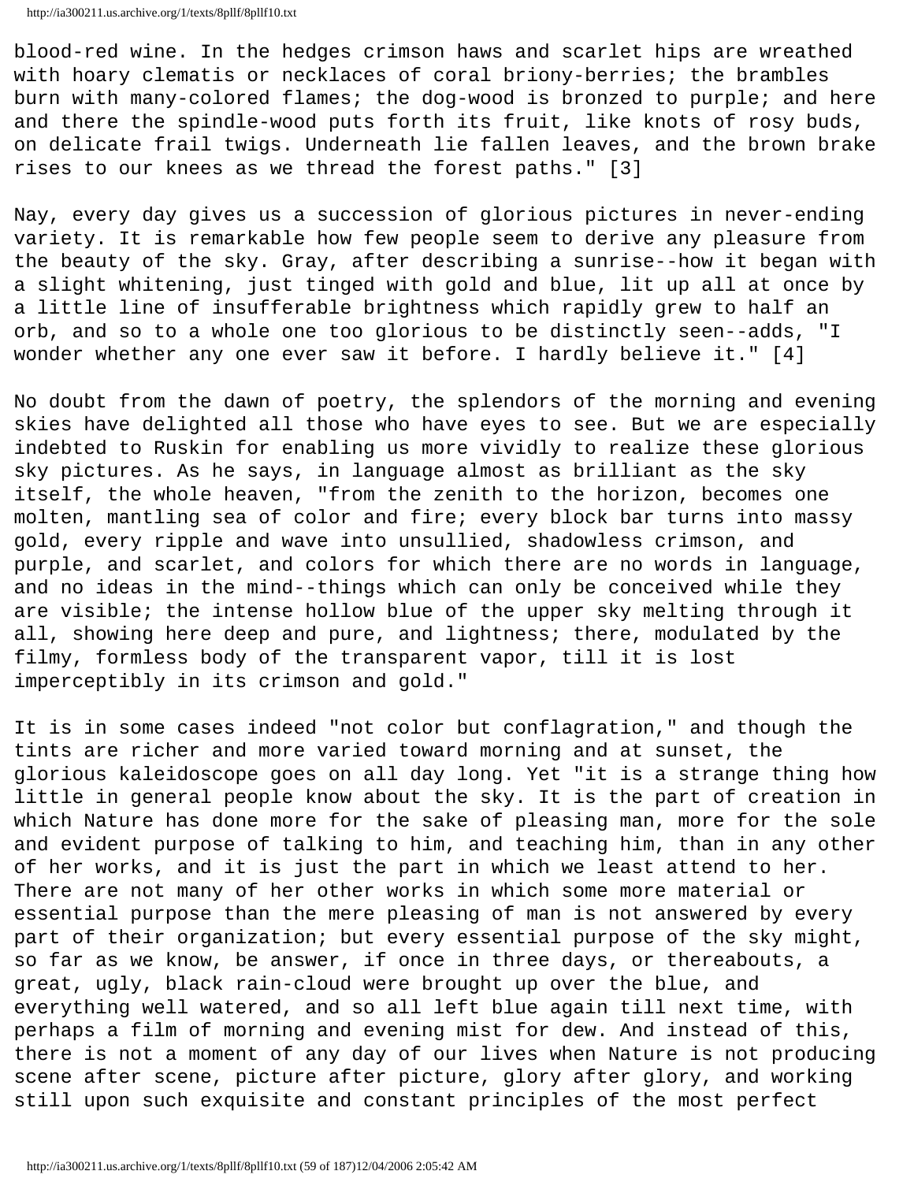blood-red wine. In the hedges crimson haws and scarlet hips are wreathed with hoary clematis or necklaces of coral briony-berries; the brambles burn with many-colored flames; the dog-wood is bronzed to purple; and here and there the spindle-wood puts forth its fruit, like knots of rosy buds, on delicate frail twigs. Underneath lie fallen leaves, and the brown brake rises to our knees as we thread the forest paths." [3]

Nay, every day gives us a succession of glorious pictures in never-ending variety. It is remarkable how few people seem to derive any pleasure from the beauty of the sky. Gray, after describing a sunrise--how it began with a slight whitening, just tinged with gold and blue, lit up all at once by a little line of insufferable brightness which rapidly grew to half an orb, and so to a whole one too glorious to be distinctly seen--adds, "I wonder whether any one ever saw it before. I hardly believe it." [4]

No doubt from the dawn of poetry, the splendors of the morning and evening skies have delighted all those who have eyes to see. But we are especially indebted to Ruskin for enabling us more vividly to realize these glorious sky pictures. As he says, in language almost as brilliant as the sky itself, the whole heaven, "from the zenith to the horizon, becomes one molten, mantling sea of color and fire; every block bar turns into massy gold, every ripple and wave into unsullied, shadowless crimson, and purple, and scarlet, and colors for which there are no words in language, and no ideas in the mind--things which can only be conceived while they are visible; the intense hollow blue of the upper sky melting through it all, showing here deep and pure, and lightness; there, modulated by the filmy, formless body of the transparent vapor, till it is lost imperceptibly in its crimson and gold."

It is in some cases indeed "not color but conflagration," and though the tints are richer and more varied toward morning and at sunset, the glorious kaleidoscope goes on all day long. Yet "it is a strange thing how little in general people know about the sky. It is the part of creation in which Nature has done more for the sake of pleasing man, more for the sole and evident purpose of talking to him, and teaching him, than in any other of her works, and it is just the part in which we least attend to her. There are not many of her other works in which some more material or essential purpose than the mere pleasing of man is not answered by every part of their organization; but every essential purpose of the sky might, so far as we know, be answer, if once in three days, or thereabouts, a great, ugly, black rain-cloud were brought up over the blue, and everything well watered, and so all left blue again till next time, with perhaps a film of morning and evening mist for dew. And instead of this, there is not a moment of any day of our lives when Nature is not producing scene after scene, picture after picture, glory after glory, and working still upon such exquisite and constant principles of the most perfect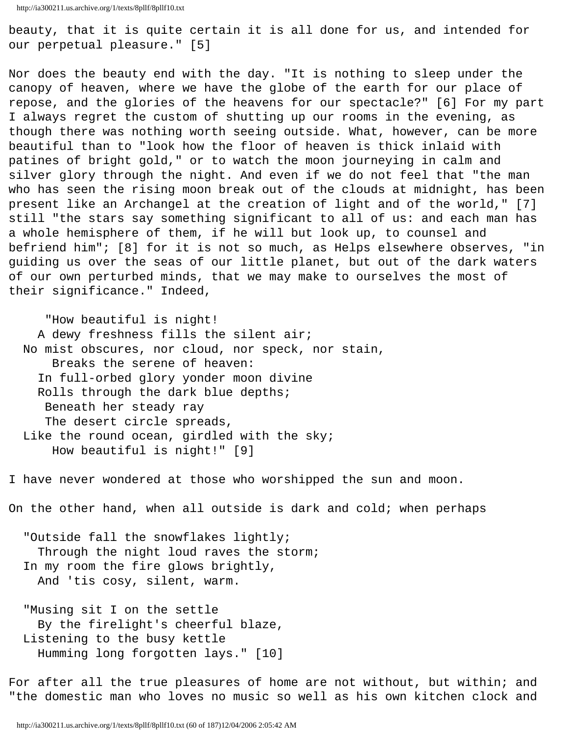beauty, that it is quite certain it is all done for us, and intended for our perpetual pleasure." [5]

Nor does the beauty end with the day. "It is nothing to sleep under the canopy of heaven, where we have the globe of the earth for our place of repose, and the glories of the heavens for our spectacle?" [6] For my part I always regret the custom of shutting up our rooms in the evening, as though there was nothing worth seeing outside. What, however, can be more beautiful than to "look how the floor of heaven is thick inlaid with patines of bright gold," or to watch the moon journeying in calm and silver glory through the night. And even if we do not feel that "the man who has seen the rising moon break out of the clouds at midnight, has been present like an Archangel at the creation of light and of the world," [7] still "the stars say something significant to all of us: and each man has a whole hemisphere of them, if he will but look up, to counsel and befriend him"; [8] for it is not so much, as Helps elsewhere observes, "in guiding us over the seas of our little planet, but out of the dark waters of our own perturbed minds, that we may make to ourselves the most of their significance." Indeed,

> "How beautiful is night!
> A dewy freshness fills the silent air;
> No mist obscures, nor cloud, nor speck, nor stain,
> Breaks the serene of heaven:
> In full-orbed glory yonder moon divine
> Rolls through the dark blue depths;
> Beneath her steady ray
> The desert circle spreads,
> Like the round ocean, girdled with the sky;
> How beautiful is night!" [9]

I have never wondered at those who worshipped the sun and moon.

On the other hand, when all outside is dark and cold; when perhaps

> "Outside fall the snowflakes lightly;
> Through the night loud raves the storm;
> In my room the fire glows brightly,
> And 'tis cosy, silent, warm.
>
> "Musing sit I on the settle
> By the firelight's cheerful blaze,
> Listening to the busy kettle
> Humming long forgotten lays." [10]

For after all the true pleasures of home are not without, but within; and "the domestic man who loves no music so well as his own kitchen clock and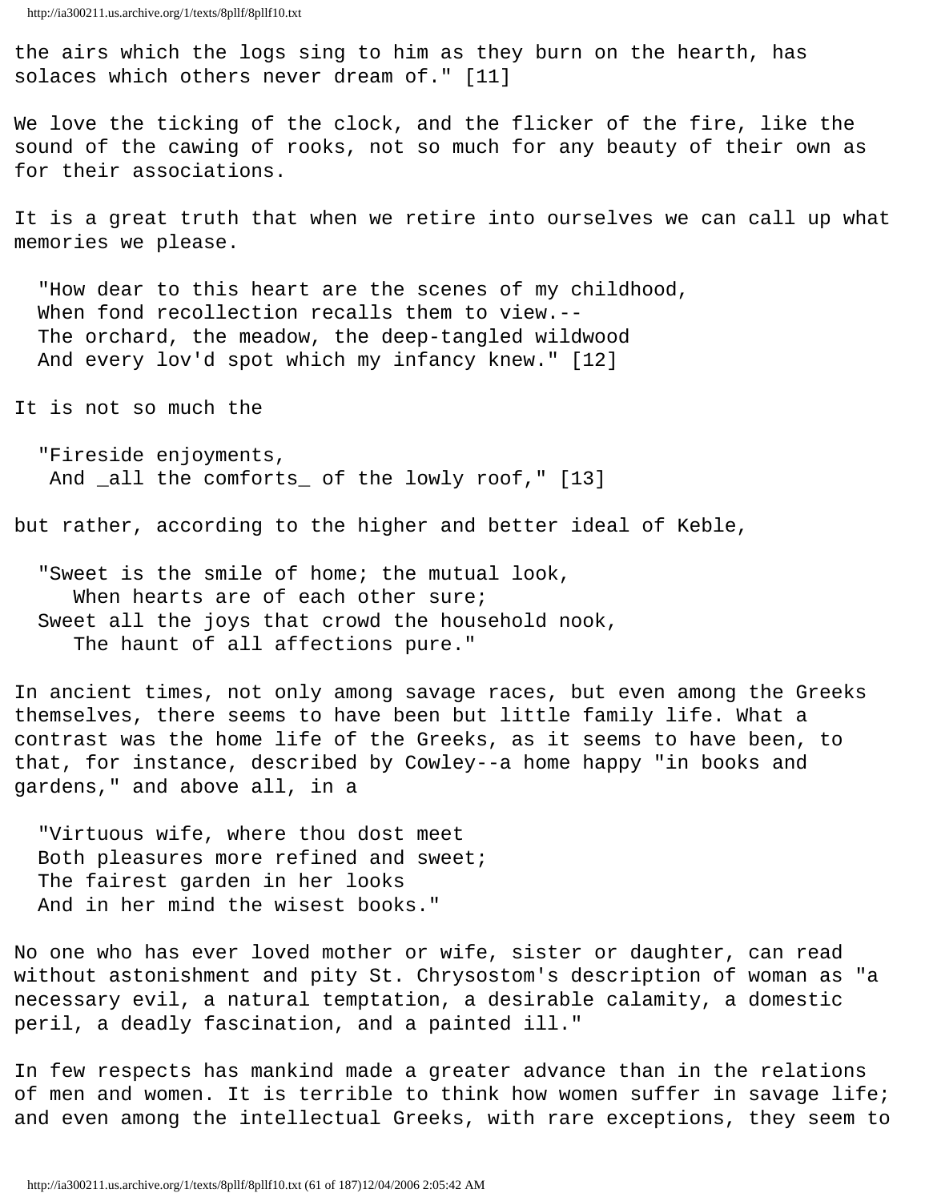the airs which the logs sing to him as they burn on the hearth, has solaces which others never dream of." [11]

We love the ticking of the clock, and the flicker of the fire, like the sound of the cawing of rooks, not so much for any beauty of their own as for their associations.

It is a great truth that when we retire into ourselves we can call up what memories we please.

> "How dear to this heart are the scenes of my childhood,
> When fond recollection recalls them to view.--
> The orchard, the meadow, the deep-tangled wildwood
> And every lov'd spot which my infancy knew." [12]

It is not so much the

> "Fireside enjoyments,
> And _all the comforts_ of the lowly roof," [13]

but rather, according to the higher and better ideal of Keble,

> "Sweet is the smile of home; the mutual look,
> When hearts are of each other sure;
> Sweet all the joys that crowd the household nook,
> The haunt of all affections pure."

In ancient times, not only among savage races, but even among the Greeks themselves, there seems to have been but little family life. What a contrast was the home life of the Greeks, as it seems to have been, to that, for instance, described by Cowley--a home happy "in books and gardens," and above all, in a

> "Virtuous wife, where thou dost meet
> Both pleasures more refined and sweet;
> The fairest garden in her looks
> And in her mind the wisest books."

No one who has ever loved mother or wife, sister or daughter, can read without astonishment and pity St. Chrysostom's description of woman as "a necessary evil, a natural temptation, a desirable calamity, a domestic peril, a deadly fascination, and a painted ill."

In few respects has mankind made a greater advance than in the relations of men and women. It is terrible to think how women suffer in savage life; and even among the intellectual Greeks, with rare exceptions, they seem to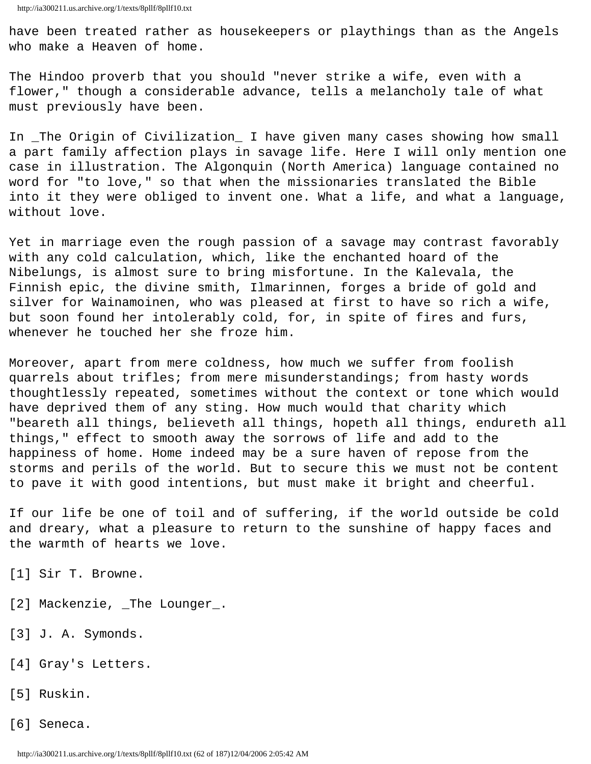have been treated rather as housekeepers or playthings than as the Angels who make a Heaven of home.

The Hindoo proverb that you should "never strike a wife, even with a flower," though a considerable advance, tells a melancholy tale of what must previously have been.

In _The Origin of Civilization_ I have given many cases showing how small a part family affection plays in savage life. Here I will only mention one case in illustration. The Algonquin (North America) language contained no word for "to love," so that when the missionaries translated the Bible into it they were obliged to invent one. What a life, and what a language, without love.

Yet in marriage even the rough passion of a savage may contrast favorably with any cold calculation, which, like the enchanted hoard of the Nibelungs, is almost sure to bring misfortune. In the Kalevala, the Finnish epic, the divine smith, Ilmarinnen, forges a bride of gold and silver for Wainamoinen, who was pleased at first to have so rich a wife, but soon found her intolerably cold, for, in spite of fires and furs, whenever he touched her she froze him.

Moreover, apart from mere coldness, how much we suffer from foolish quarrels about trifles; from mere misunderstandings; from hasty words thoughtlessly repeated, sometimes without the context or tone which would have deprived them of any sting. How much would that charity which "beareth all things, believeth all things, hopeth all things, endureth all things," effect to smooth away the sorrows of life and add to the happiness of home. Home indeed may be a sure haven of repose from the storms and perils of the world. But to secure this we must not be content to pave it with good intentions, but must make it bright and cheerful.

If our life be one of toil and of suffering, if the world outside be cold and dreary, what a pleasure to return to the sunshine of happy faces and the warmth of hearts we love.

[1] Sir T. Browne.

[2] Mackenzie, _The Lounger_.

[3] J. A. Symonds.

[4] Gray's Letters.

[5] Ruskin.

[6] Seneca.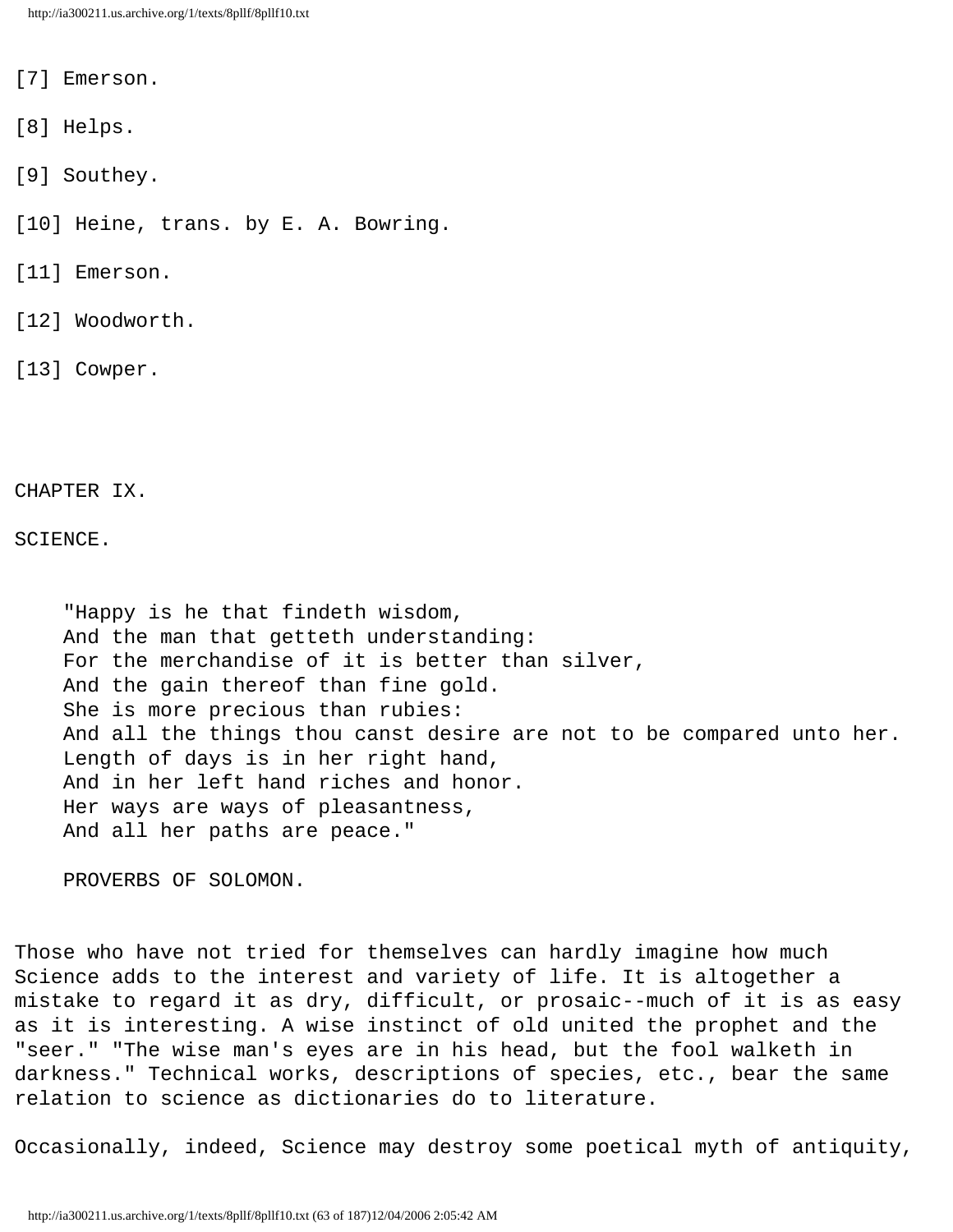[7] Emerson.

[8] Helps.

[9] Southey.

[10] Heine, trans. by E. A. Bowring.

[11] Emerson.

[12] Woodworth.

[13] Cowper.

## CHAPTER IX.

## SCIENCE.

> "Happy is he that findeth wisdom,
> And the man that getteth understanding:
> For the merchandise of it is better than silver,
> And the gain thereof than fine gold.
> She is more precious than rubies:
> And all the things thou canst desire are not to be compared unto her.
> Length of days is in her right hand,
> And in her left hand riches and honor.
> Her ways are ways of pleasantness,
> And all her paths are peace."
>
> PROVERBS OF SOLOMON.

Those who have not tried for themselves can hardly imagine how much Science adds to the interest and variety of life. It is altogether a mistake to regard it as dry, difficult, or prosaic--much of it is as easy as it is interesting. A wise instinct of old united the prophet and the "seer." "The wise man's eyes are in his head, but the fool walketh in darkness." Technical works, descriptions of species, etc., bear the same relation to science as dictionaries do to literature.

Occasionally, indeed, Science may destroy some poetical myth of antiquity,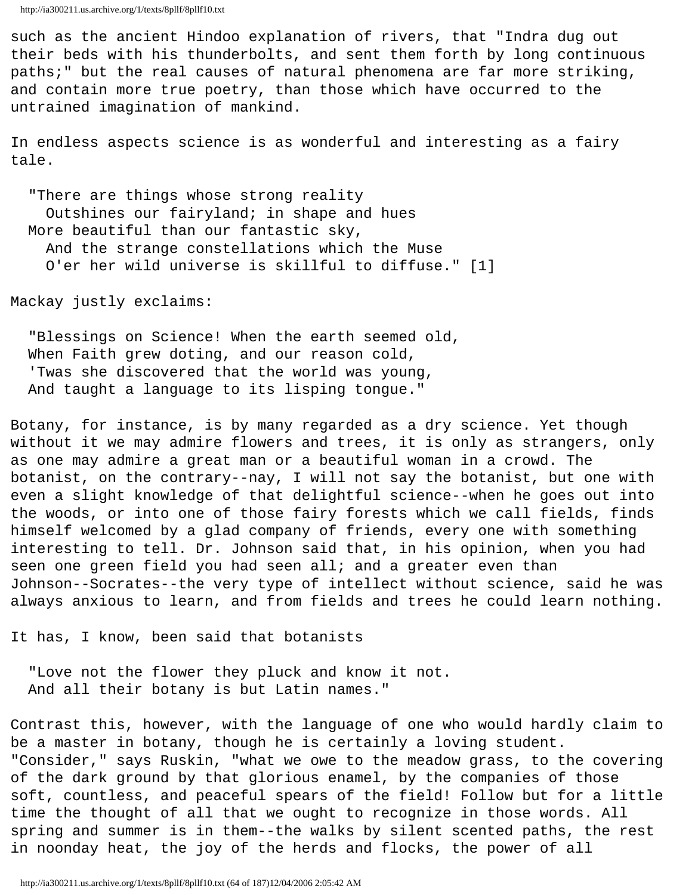such as the ancient Hindoo explanation of rivers, that "Indra dug out their beds with his thunderbolts, and sent them forth by long continuous paths;" but the real causes of natural phenomena are far more striking, and contain more true poetry, than those which have occurred to the untrained imagination of mankind.

In endless aspects science is as wonderful and interesting as a fairy tale.

> "There are things whose strong reality
> Outshines our fairyland; in shape and hues
> More beautiful than our fantastic sky,
> And the strange constellations which the Muse
> O'er her wild universe is skillful to diffuse." [1]

Mackay justly exclaims:

> "Blessings on Science! When the earth seemed old,
> When Faith grew doting, and our reason cold,
> 'Twas she discovered that the world was young,
> And taught a language to its lisping tongue."

Botany, for instance, is by many regarded as a dry science. Yet though without it we may admire flowers and trees, it is only as strangers, only as one may admire a great man or a beautiful woman in a crowd. The botanist, on the contrary--nay, I will not say the botanist, but one with even a slight knowledge of that delightful science--when he goes out into the woods, or into one of those fairy forests which we call fields, finds himself welcomed by a glad company of friends, every one with something interesting to tell. Dr. Johnson said that, in his opinion, when you had seen one green field you had seen all; and a greater even than Johnson--Socrates--the very type of intellect without science, said he was always anxious to learn, and from fields and trees he could learn nothing.

It has, I know, been said that botanists

> "Love not the flower they pluck and know it not.
> And all their botany is but Latin names."

Contrast this, however, with the language of one who would hardly claim to be a master in botany, though he is certainly a loving student. "Consider," says Ruskin, "what we owe to the meadow grass, to the covering of the dark ground by that glorious enamel, by the companies of those soft, countless, and peaceful spears of the field! Follow but for a little time the thought of all that we ought to recognize in those words. All spring and summer is in them--the walks by silent scented paths, the rest in noonday heat, the joy of the herds and flocks, the power of all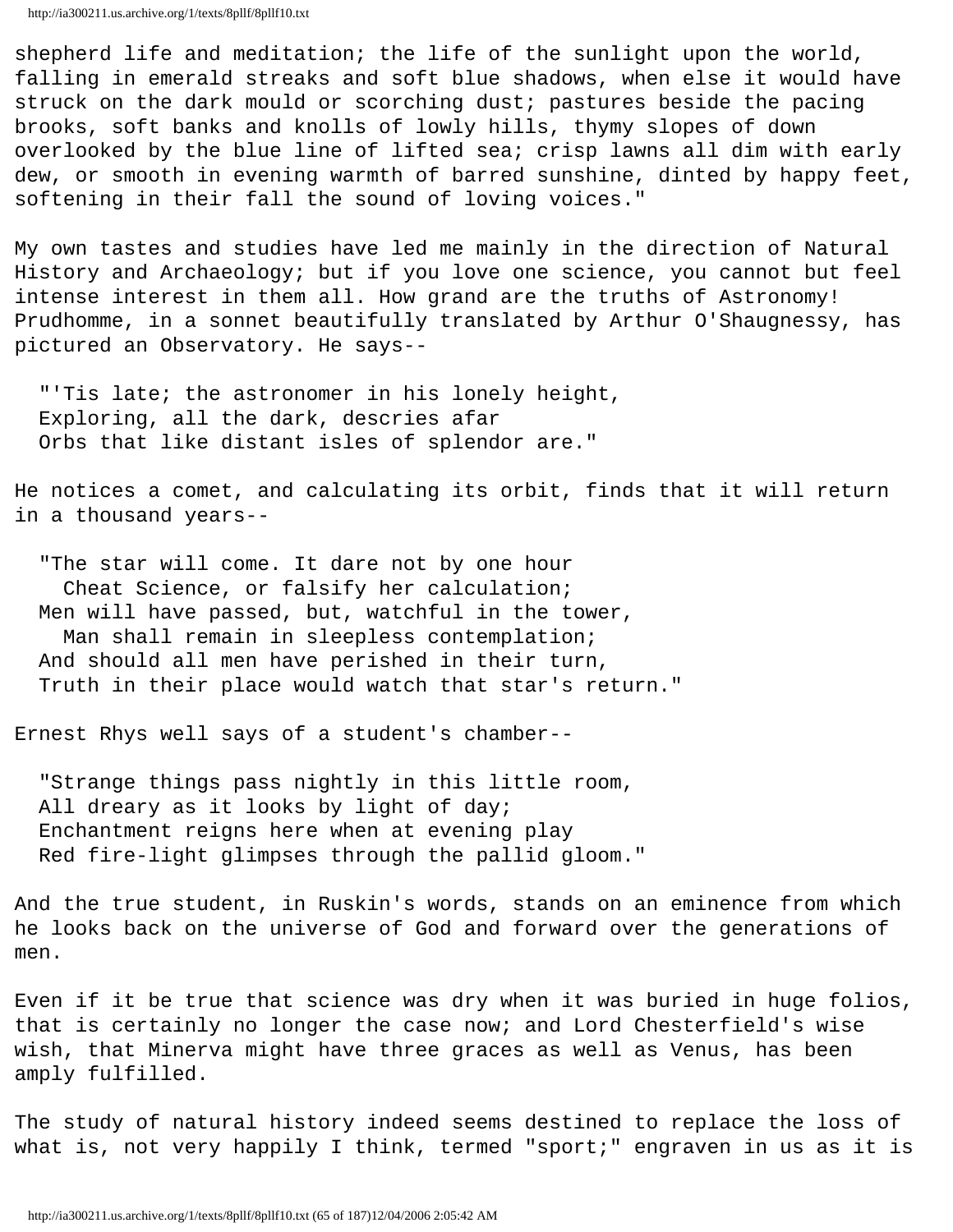shepherd life and meditation; the life of the sunlight upon the world, falling in emerald streaks and soft blue shadows, when else it would have struck on the dark mould or scorching dust; pastures beside the pacing brooks, soft banks and knolls of lowly hills, thymy slopes of down overlooked by the blue line of lifted sea; crisp lawns all dim with early dew, or smooth in evening warmth of barred sunshine, dinted by happy feet, softening in their fall the sound of loving voices."

My own tastes and studies have led me mainly in the direction of Natural History and Archaeology; but if you love one science, you cannot but feel intense interest in them all. How grand are the truths of Astronomy! Prudhomme, in a sonnet beautifully translated by Arthur O'Shaugnessy, has pictured an Observatory. He says--

> "'Tis late; the astronomer in his lonely height,
> Exploring, all the dark, descries afar
> Orbs that like distant isles of splendor are."

He notices a comet, and calculating its orbit, finds that it will return in a thousand years--

> "The star will come. It dare not by one hour
>   Cheat Science, or falsify her calculation;
> Men will have passed, but, watchful in the tower,
>   Man shall remain in sleepless contemplation;
> And should all men have perished in their turn,
> Truth in their place would watch that star's return."

Ernest Rhys well says of a student's chamber--

> "Strange things pass nightly in this little room,
> All dreary as it looks by light of day;
> Enchantment reigns here when at evening play
> Red fire-light glimpses through the pallid gloom."

And the true student, in Ruskin's words, stands on an eminence from which he looks back on the universe of God and forward over the generations of men.

Even if it be true that science was dry when it was buried in huge folios, that is certainly no longer the case now; and Lord Chesterfield's wise wish, that Minerva might have three graces as well as Venus, has been amply fulfilled.

The study of natural history indeed seems destined to replace the loss of what is, not very happily I think, termed "sport;" engraven in us as it is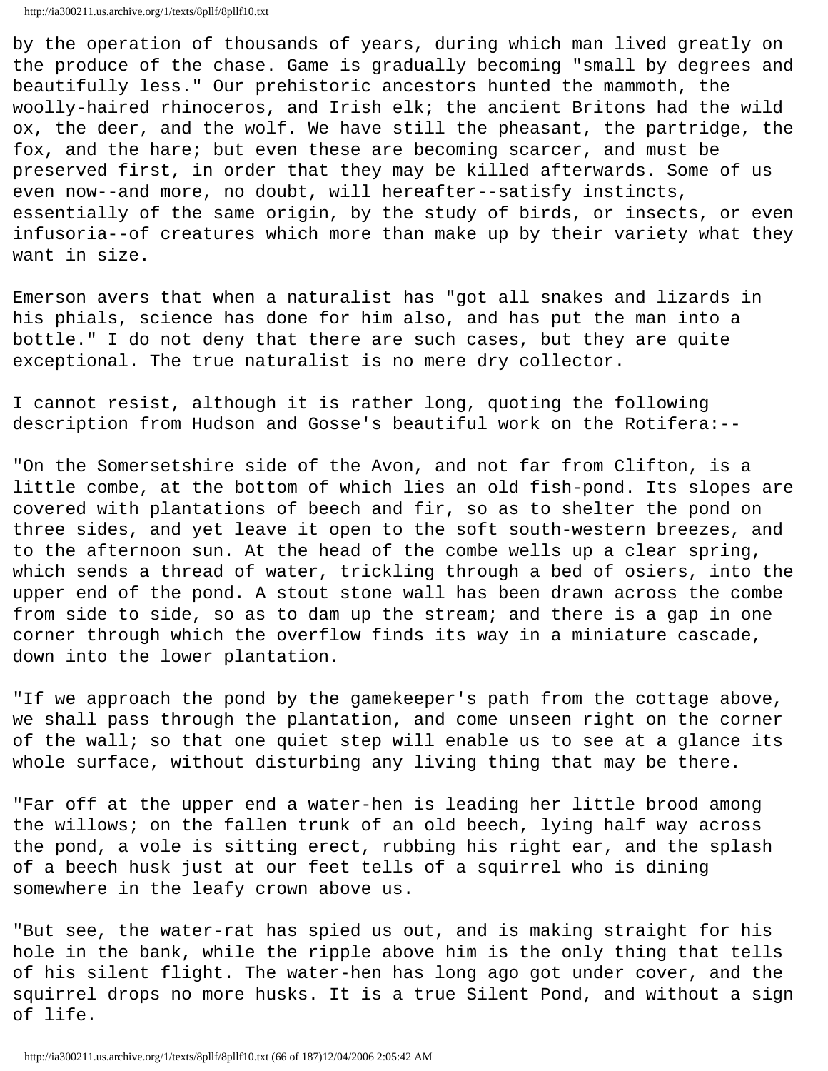by the operation of thousands of years, during which man lived greatly on the produce of the chase. Game is gradually becoming "small by degrees and beautifully less." Our prehistoric ancestors hunted the mammoth, the woolly-haired rhinoceros, and Irish elk; the ancient Britons had the wild ox, the deer, and the wolf. We have still the pheasant, the partridge, the fox, and the hare; but even these are becoming scarcer, and must be preserved first, in order that they may be killed afterwards. Some of us even now--and more, no doubt, will hereafter--satisfy instincts, essentially of the same origin, by the study of birds, or insects, or even infusoria--of creatures which more than make up by their variety what they want in size.

Emerson avers that when a naturalist has "got all snakes and lizards in his phials, science has done for him also, and has put the man into a bottle." I do not deny that there are such cases, but they are quite exceptional. The true naturalist is no mere dry collector.

I cannot resist, although it is rather long, quoting the following description from Hudson and Gosse's beautiful work on the Rotifera:--

"On the Somersetshire side of the Avon, and not far from Clifton, is a little combe, at the bottom of which lies an old fish-pond. Its slopes are covered with plantations of beech and fir, so as to shelter the pond on three sides, and yet leave it open to the soft south-western breezes, and to the afternoon sun. At the head of the combe wells up a clear spring, which sends a thread of water, trickling through a bed of osiers, into the upper end of the pond. A stout stone wall has been drawn across the combe from side to side, so as to dam up the stream; and there is a gap in one corner through which the overflow finds its way in a miniature cascade, down into the lower plantation.

"If we approach the pond by the gamekeeper's path from the cottage above, we shall pass through the plantation, and come unseen right on the corner of the wall; so that one quiet step will enable us to see at a glance its whole surface, without disturbing any living thing that may be there.

"Far off at the upper end a water-hen is leading her little brood among the willows; on the fallen trunk of an old beech, lying half way across the pond, a vole is sitting erect, rubbing his right ear, and the splash of a beech husk just at our feet tells of a squirrel who is dining somewhere in the leafy crown above us.

"But see, the water-rat has spied us out, and is making straight for his hole in the bank, while the ripple above him is the only thing that tells of his silent flight. The water-hen has long ago got under cover, and the squirrel drops no more husks. It is a true Silent Pond, and without a sign of life.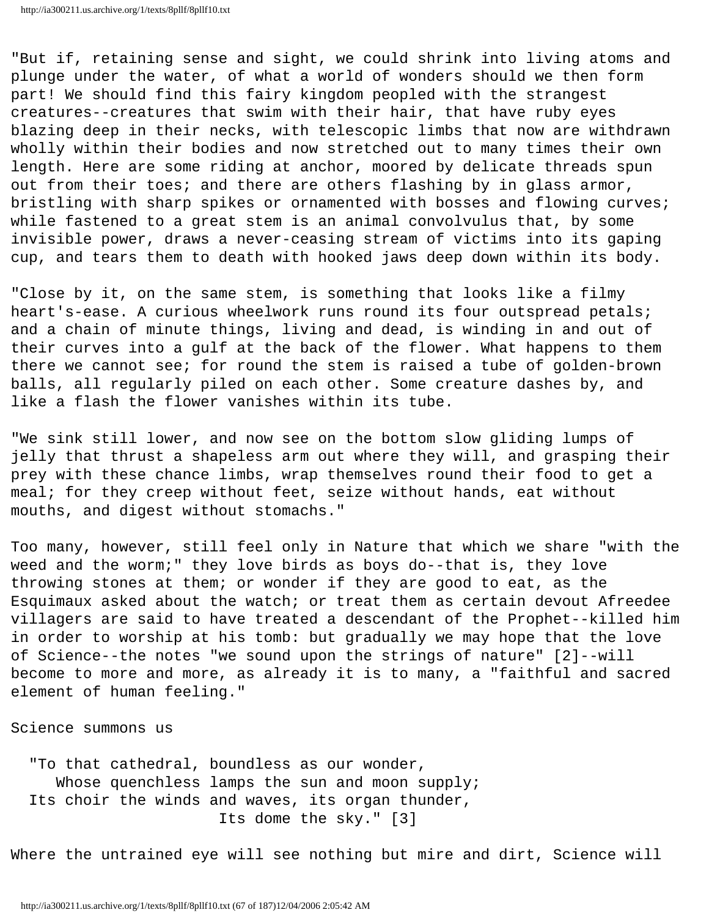"But if, retaining sense and sight, we could shrink into living atoms and plunge under the water, of what a world of wonders should we then form part! We should find this fairy kingdom peopled with the strangest creatures--creatures that swim with their hair, that have ruby eyes blazing deep in their necks, with telescopic limbs that now are withdrawn wholly within their bodies and now stretched out to many times their own length. Here are some riding at anchor, moored by delicate threads spun out from their toes; and there are others flashing by in glass armor, bristling with sharp spikes or ornamented with bosses and flowing curves; while fastened to a great stem is an animal convolvulus that, by some invisible power, draws a never-ceasing stream of victims into its gaping cup, and tears them to death with hooked jaws deep down within its body.

"Close by it, on the same stem, is something that looks like a filmy heart's-ease. A curious wheelwork runs round its four outspread petals; and a chain of minute things, living and dead, is winding in and out of their curves into a gulf at the back of the flower. What happens to them there we cannot see; for round the stem is raised a tube of golden-brown balls, all regularly piled on each other. Some creature dashes by, and like a flash the flower vanishes within its tube.

"We sink still lower, and now see on the bottom slow gliding lumps of jelly that thrust a shapeless arm out where they will, and grasping their prey with these chance limbs, wrap themselves round their food to get a meal; for they creep without feet, seize without hands, eat without mouths, and digest without stomachs."

Too many, however, still feel only in Nature that which we share "with the weed and the worm;" they love birds as boys do--that is, they love throwing stones at them; or wonder if they are good to eat, as the Esquimaux asked about the watch; or treat them as certain devout Afreedee villagers are said to have treated a descendant of the Prophet--killed him in order to worship at his tomb: but gradually we may hope that the love of Science--the notes "we sound upon the strings of nature" [2]--will become to more and more, as already it is to many, a "faithful and sacred element of human feeling."

Science summons us

> "To that cathedral, boundless as our wonder,
> Whose quenchless lamps the sun and moon supply;
> Its choir the winds and waves, its organ thunder,
> Its dome the sky." [3]

Where the untrained eye will see nothing but mire and dirt, Science will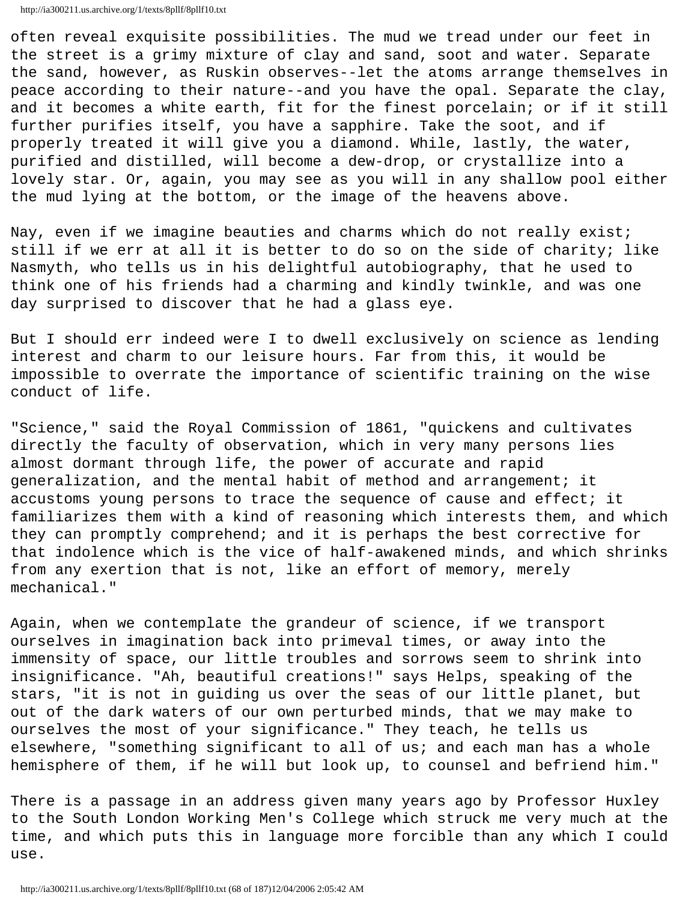often reveal exquisite possibilities. The mud we tread under our feet in the street is a grimy mixture of clay and sand, soot and water. Separate the sand, however, as Ruskin observes--let the atoms arrange themselves in peace according to their nature--and you have the opal. Separate the clay, and it becomes a white earth, fit for the finest porcelain; or if it still further purifies itself, you have a sapphire. Take the soot, and if properly treated it will give you a diamond. While, lastly, the water, purified and distilled, will become a dew-drop, or crystallize into a lovely star. Or, again, you may see as you will in any shallow pool either the mud lying at the bottom, or the image of the heavens above.

Nay, even if we imagine beauties and charms which do not really exist; still if we err at all it is better to do so on the side of charity; like Nasmyth, who tells us in his delightful autobiography, that he used to think one of his friends had a charming and kindly twinkle, and was one day surprised to discover that he had a glass eye.

But I should err indeed were I to dwell exclusively on science as lending interest and charm to our leisure hours. Far from this, it would be impossible to overrate the importance of scientific training on the wise conduct of life.

"Science," said the Royal Commission of 1861, "quickens and cultivates directly the faculty of observation, which in very many persons lies almost dormant through life, the power of accurate and rapid generalization, and the mental habit of method and arrangement; it accustoms young persons to trace the sequence of cause and effect; it familiarizes them with a kind of reasoning which interests them, and which they can promptly comprehend; and it is perhaps the best corrective for that indolence which is the vice of half-awakened minds, and which shrinks from any exertion that is not, like an effort of memory, merely mechanical."

Again, when we contemplate the grandeur of science, if we transport ourselves in imagination back into primeval times, or away into the immensity of space, our little troubles and sorrows seem to shrink into insignificance. "Ah, beautiful creations!" says Helps, speaking of the stars, "it is not in guiding us over the seas of our little planet, but out of the dark waters of our own perturbed minds, that we may make to ourselves the most of your significance." They teach, he tells us elsewhere, "something significant to all of us; and each man has a whole hemisphere of them, if he will but look up, to counsel and befriend him."

There is a passage in an address given many years ago by Professor Huxley to the South London Working Men's College which struck me very much at the time, and which puts this in language more forcible than any which I could use.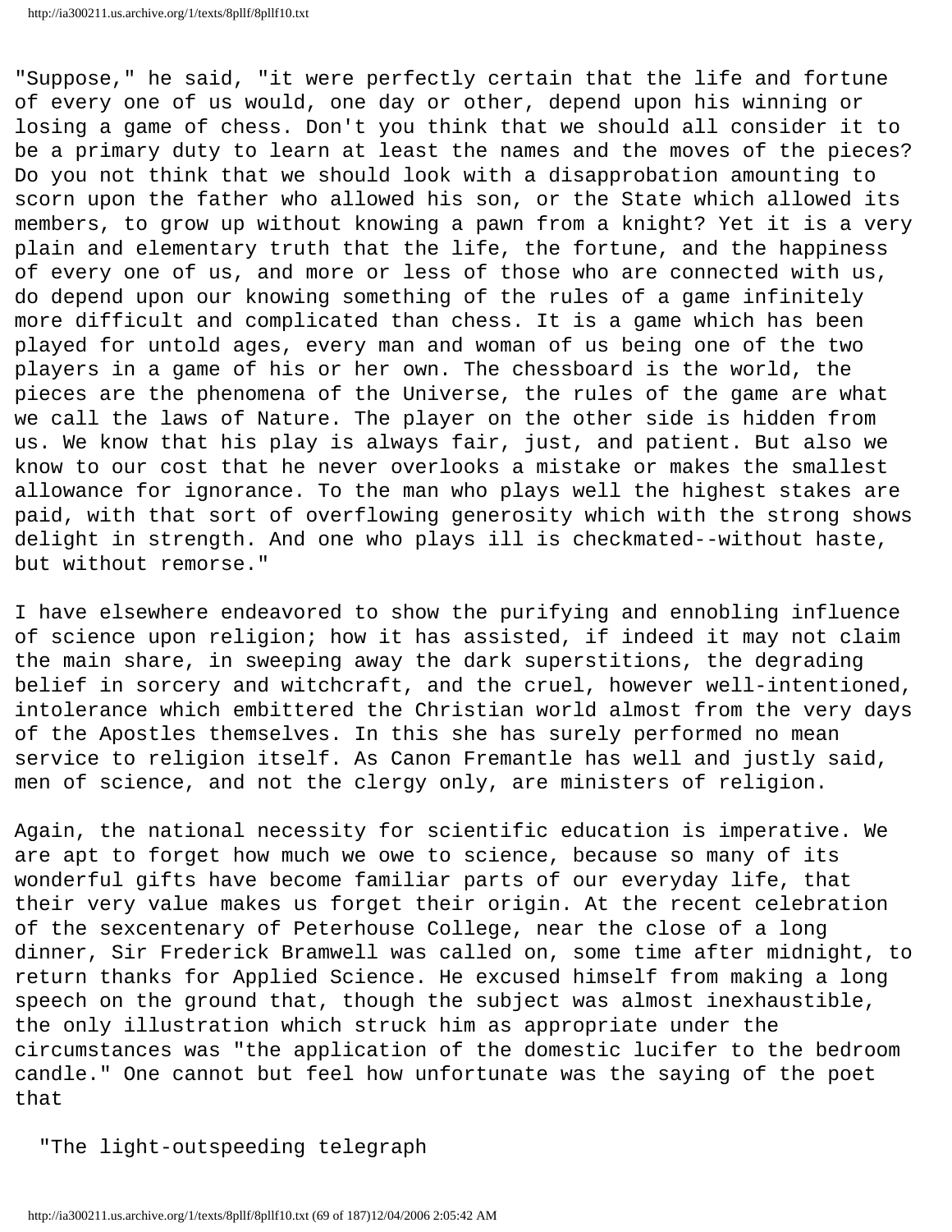"Suppose," he said, "it were perfectly certain that the life and fortune of every one of us would, one day or other, depend upon his winning or losing a game of chess. Don't you think that we should all consider it to be a primary duty to learn at least the names and the moves of the pieces? Do you not think that we should look with a disapprobation amounting to scorn upon the father who allowed his son, or the State which allowed its members, to grow up without knowing a pawn from a knight? Yet it is a very plain and elementary truth that the life, the fortune, and the happiness of every one of us, and more or less of those who are connected with us, do depend upon our knowing something of the rules of a game infinitely more difficult and complicated than chess. It is a game which has been played for untold ages, every man and woman of us being one of the two players in a game of his or her own. The chessboard is the world, the pieces are the phenomena of the Universe, the rules of the game are what we call the laws of Nature. The player on the other side is hidden from us. We know that his play is always fair, just, and patient. But also we know to our cost that he never overlooks a mistake or makes the smallest allowance for ignorance. To the man who plays well the highest stakes are paid, with that sort of overflowing generosity which with the strong shows delight in strength. And one who plays ill is checkmated--without haste, but without remorse."

I have elsewhere endeavored to show the purifying and ennobling influence of science upon religion; how it has assisted, if indeed it may not claim the main share, in sweeping away the dark superstitions, the degrading belief in sorcery and witchcraft, and the cruel, however well-intentioned, intolerance which embittered the Christian world almost from the very days of the Apostles themselves. In this she has surely performed no mean service to religion itself. As Canon Fremantle has well and justly said, men of science, and not the clergy only, are ministers of religion.

Again, the national necessity for scientific education is imperative. We are apt to forget how much we owe to science, because so many of its wonderful gifts have become familiar parts of our everyday life, that their very value makes us forget their origin. At the recent celebration of the sexcentenary of Peterhouse College, near the close of a long dinner, Sir Frederick Bramwell was called on, some time after midnight, to return thanks for Applied Science. He excused himself from making a long speech on the ground that, though the subject was almost inexhaustible, the only illustration which struck him as appropriate under the circumstances was "the application of the domestic lucifer to the bedroom candle." One cannot but feel how unfortunate was the saying of the poet that

"The light-outspeeding telegraph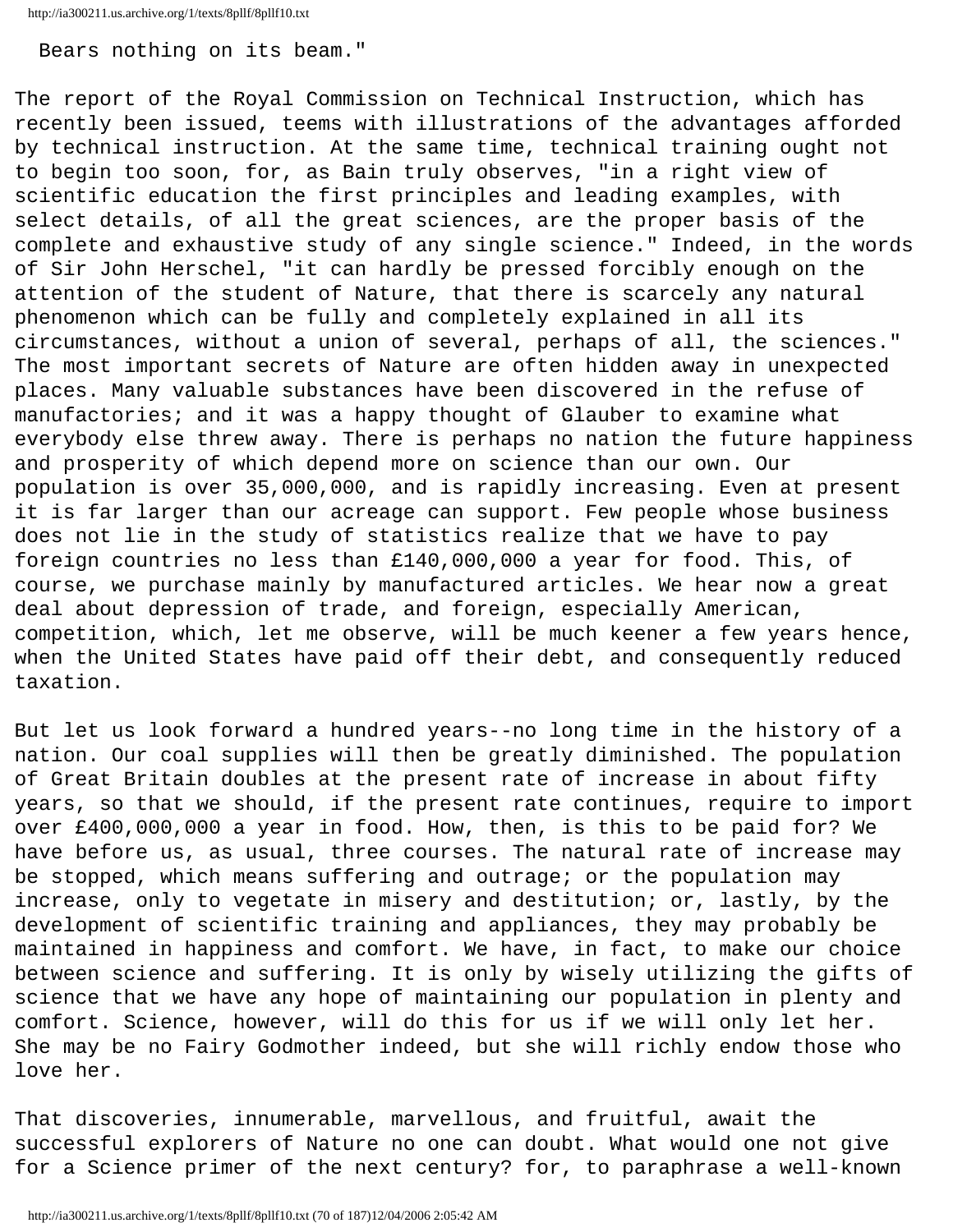Bears nothing on its beam."

The report of the Royal Commission on Technical Instruction, which has recently been issued, teems with illustrations of the advantages afforded by technical instruction. At the same time, technical training ought not to begin too soon, for, as Bain truly observes, "in a right view of scientific education the first principles and leading examples, with select details, of all the great sciences, are the proper basis of the complete and exhaustive study of any single science." Indeed, in the words of Sir John Herschel, "it can hardly be pressed forcibly enough on the attention of the student of Nature, that there is scarcely any natural phenomenon which can be fully and completely explained in all its circumstances, without a union of several, perhaps of all, the sciences." The most important secrets of Nature are often hidden away in unexpected places. Many valuable substances have been discovered in the refuse of manufactories; and it was a happy thought of Glauber to examine what everybody else threw away. There is perhaps no nation the future happiness and prosperity of which depend more on science than our own. Our population is over 35,000,000, and is rapidly increasing. Even at present it is far larger than our acreage can support. Few people whose business does not lie in the study of statistics realize that we have to pay foreign countries no less than £140,000,000 a year for food. This, of course, we purchase mainly by manufactured articles. We hear now a great deal about depression of trade, and foreign, especially American, competition, which, let me observe, will be much keener a few years hence, when the United States have paid off their debt, and consequently reduced taxation.

But let us look forward a hundred years--no long time in the history of a nation. Our coal supplies will then be greatly diminished. The population of Great Britain doubles at the present rate of increase in about fifty years, so that we should, if the present rate continues, require to import over £400,000,000 a year in food. How, then, is this to be paid for? We have before us, as usual, three courses. The natural rate of increase may be stopped, which means suffering and outrage; or the population may increase, only to vegetate in misery and destitution; or, lastly, by the development of scientific training and appliances, they may probably be maintained in happiness and comfort. We have, in fact, to make our choice between science and suffering. It is only by wisely utilizing the gifts of science that we have any hope of maintaining our population in plenty and comfort. Science, however, will do this for us if we will only let her. She may be no Fairy Godmother indeed, but she will richly endow those who love her.

That discoveries, innumerable, marvellous, and fruitful, await the successful explorers of Nature no one can doubt. What would one not give for a Science primer of the next century? for, to paraphrase a well-known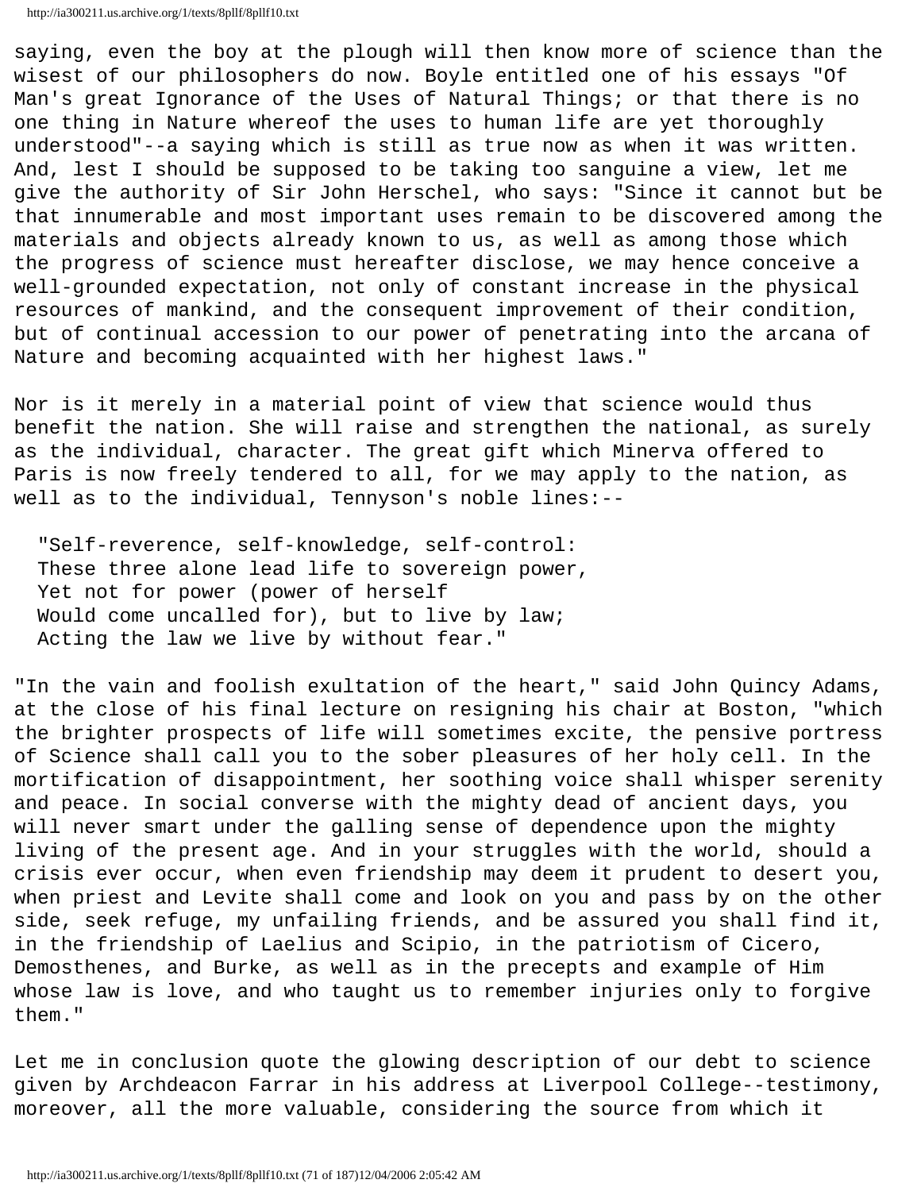saying, even the boy at the plough will then know more of science than the wisest of our philosophers do now. Boyle entitled one of his essays "Of Man's great Ignorance of the Uses of Natural Things; or that there is no one thing in Nature whereof the uses to human life are yet thoroughly understood"--a saying which is still as true now as when it was written. And, lest I should be supposed to be taking too sanguine a view, let me give the authority of Sir John Herschel, who says: "Since it cannot but be that innumerable and most important uses remain to be discovered among the materials and objects already known to us, as well as among those which the progress of science must hereafter disclose, we may hence conceive a well-grounded expectation, not only of constant increase in the physical resources of mankind, and the consequent improvement of their condition, but of continual accession to our power of penetrating into the arcana of Nature and becoming acquainted with her highest laws."

Nor is it merely in a material point of view that science would thus benefit the nation. She will raise and strengthen the national, as surely as the individual, character. The great gift which Minerva offered to Paris is now freely tendered to all, for we may apply to the nation, as well as to the individual, Tennyson's noble lines:--

> "Self-reverence, self-knowledge, self-control:
> These three alone lead life to sovereign power,
> Yet not for power (power of herself
> Would come uncalled for), but to live by law;
> Acting the law we live by without fear."

"In the vain and foolish exultation of the heart," said John Quincy Adams, at the close of his final lecture on resigning his chair at Boston, "which the brighter prospects of life will sometimes excite, the pensive portress of Science shall call you to the sober pleasures of her holy cell. In the mortification of disappointment, her soothing voice shall whisper serenity and peace. In social converse with the mighty dead of ancient days, you will never smart under the galling sense of dependence upon the mighty living of the present age. And in your struggles with the world, should a crisis ever occur, when even friendship may deem it prudent to desert you, when priest and Levite shall come and look on you and pass by on the other side, seek refuge, my unfailing friends, and be assured you shall find it, in the friendship of Laelius and Scipio, in the patriotism of Cicero, Demosthenes, and Burke, as well as in the precepts and example of Him whose law is love, and who taught us to remember injuries only to forgive them."

Let me in conclusion quote the glowing description of our debt to science given by Archdeacon Farrar in his address at Liverpool College--testimony, moreover, all the more valuable, considering the source from which it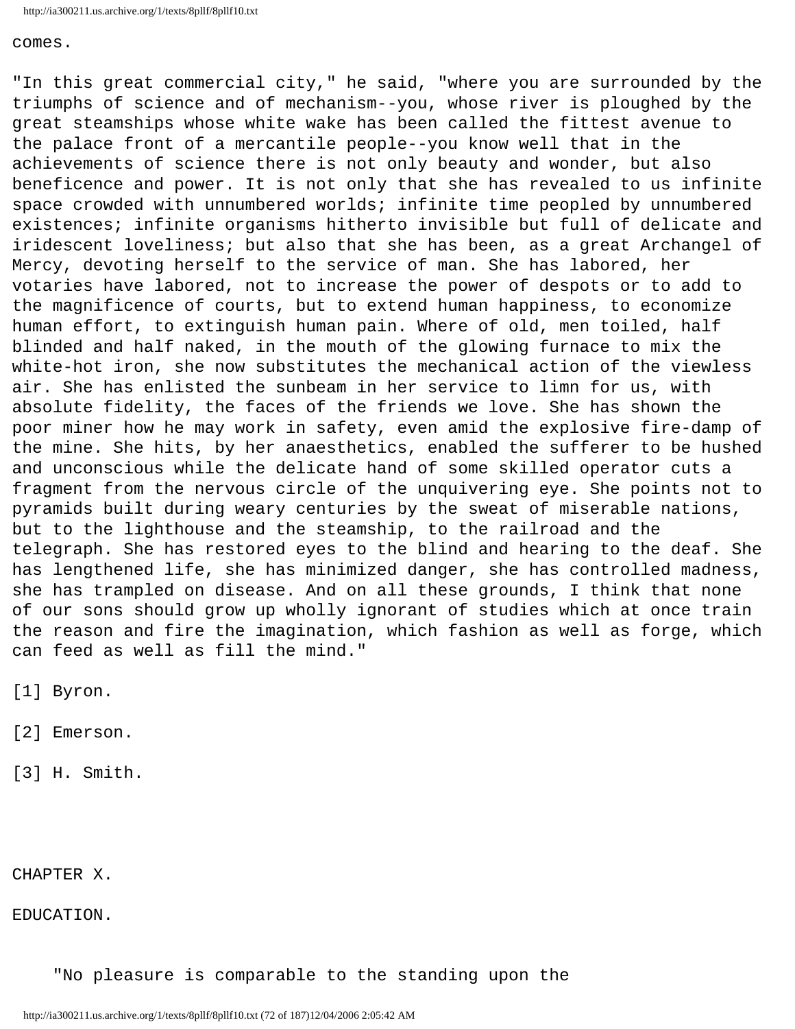comes.

"In this great commercial city," he said, "where you are surrounded by the triumphs of science and of mechanism--you, whose river is ploughed by the great steamships whose white wake has been called the fittest avenue to the palace front of a mercantile people--you know well that in the achievements of science there is not only beauty and wonder, but also beneficence and power. It is not only that she has revealed to us infinite space crowded with unnumbered worlds; infinite time peopled by unnumbered existences; infinite organisms hitherto invisible but full of delicate and iridescent loveliness; but also that she has been, as a great Archangel of Mercy, devoting herself to the service of man. She has labored, her votaries have labored, not to increase the power of despots or to add to the magnificence of courts, but to extend human happiness, to economize human effort, to extinguish human pain. Where of old, men toiled, half blinded and half naked, in the mouth of the glowing furnace to mix the white-hot iron, she now substitutes the mechanical action of the viewless air. She has enlisted the sunbeam in her service to limn for us, with absolute fidelity, the faces of the friends we love. She has shown the poor miner how he may work in safety, even amid the explosive fire-damp of the mine. She hits, by her anaesthetics, enabled the sufferer to be hushed and unconscious while the delicate hand of some skilled operator cuts a fragment from the nervous circle of the unquivering eye. She points not to pyramids built during weary centuries by the sweat of miserable nations, but to the lighthouse and the steamship, to the railroad and the telegraph. She has restored eyes to the blind and hearing to the deaf. She has lengthened life, she has minimized danger, she has controlled madness, she has trampled on disease. And on all these grounds, I think that none of our sons should grow up wholly ignorant of studies which at once train the reason and fire the imagination, which fashion as well as forge, which can feed as well as fill the mind."

[1] Byron.

[2] Emerson.

[3] H. Smith.

## CHAPTER X.

## EDUCATION.

"No pleasure is comparable to the standing upon the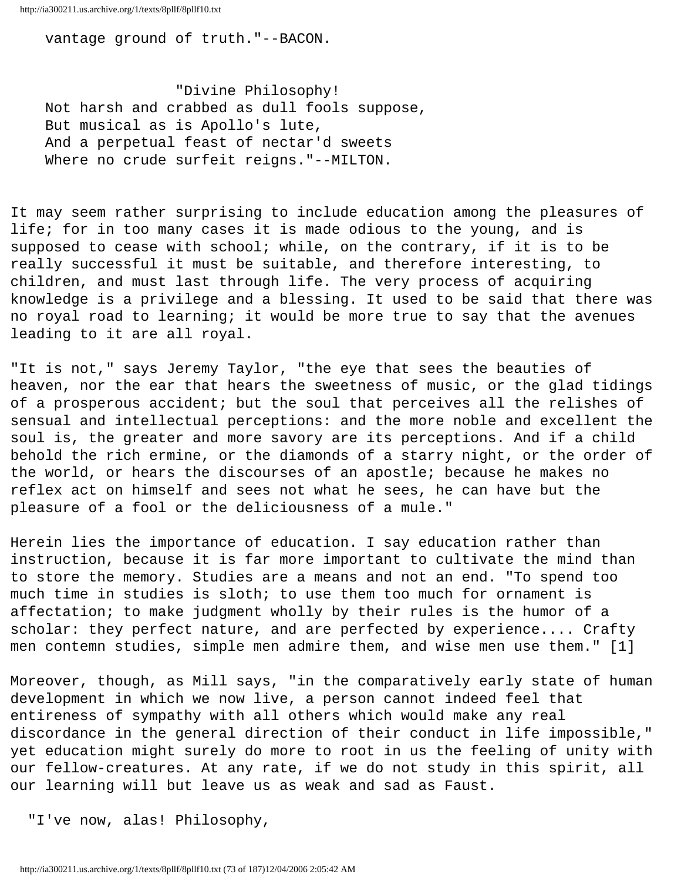vantage ground of truth."--BACON.

> "Divine Philosophy!
> Not harsh and crabbed as dull fools suppose,
> But musical as is Apollo's lute,
> And a perpetual feast of nectar'd sweets
> Where no crude surfeit reigns."--MILTON.

It may seem rather surprising to include education among the pleasures of life; for in too many cases it is made odious to the young, and is supposed to cease with school; while, on the contrary, if it is to be really successful it must be suitable, and therefore interesting, to children, and must last through life. The very process of acquiring knowledge is a privilege and a blessing. It used to be said that there was no royal road to learning; it would be more true to say that the avenues leading to it are all royal.

"It is not," says Jeremy Taylor, "the eye that sees the beauties of heaven, nor the ear that hears the sweetness of music, or the glad tidings of a prosperous accident; but the soul that perceives all the relishes of sensual and intellectual perceptions: and the more noble and excellent the soul is, the greater and more savory are its perceptions. And if a child behold the rich ermine, or the diamonds of a starry night, or the order of the world, or hears the discourses of an apostle; because he makes no reflex act on himself and sees not what he sees, he can have but the pleasure of a fool or the deliciousness of a mule."

Herein lies the importance of education. I say education rather than instruction, because it is far more important to cultivate the mind than to store the memory. Studies are a means and not an end. "To spend too much time in studies is sloth; to use them too much for ornament is affectation; to make judgment wholly by their rules is the humor of a scholar: they perfect nature, and are perfected by experience.... Crafty men contemn studies, simple men admire them, and wise men use them." [1]

Moreover, though, as Mill says, "in the comparatively early state of human development in which we now live, a person cannot indeed feel that entireness of sympathy with all others which would make any real discordance in the general direction of their conduct in life impossible," yet education might surely do more to root in us the feeling of unity with our fellow-creatures. At any rate, if we do not study in this spirit, all our learning will but leave us as weak and sad as Faust.

> "I've now, alas! Philosophy,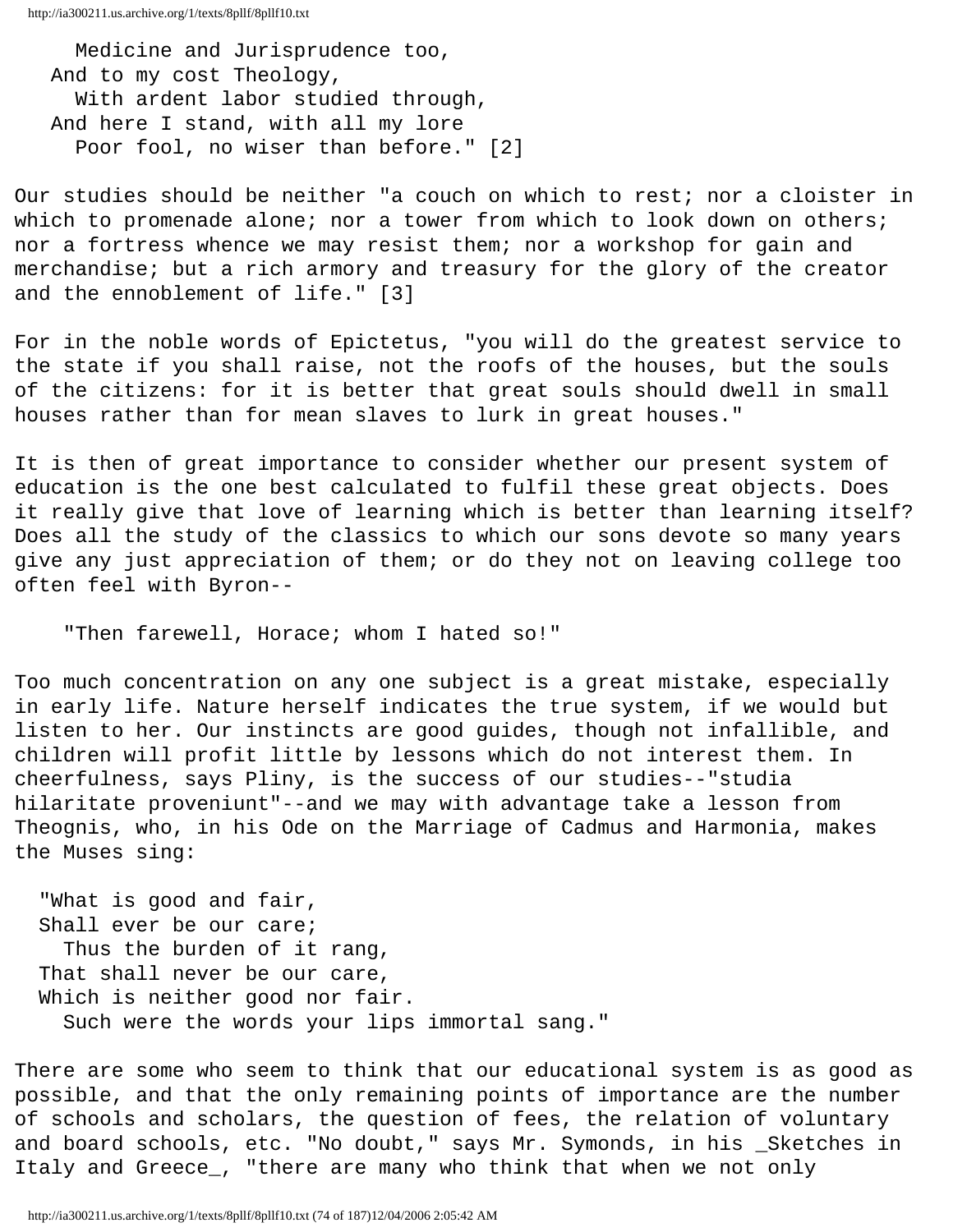Medicine and Jurisprudence too,  
And to my cost Theology,  
With ardent labor studied through,  
And here I stand, with all my lore  
Poor fool, no wiser than before." [2]

Our studies should be neither "a couch on which to rest; nor a cloister in which to promenade alone; nor a tower from which to look down on others; nor a fortress whence we may resist them; nor a workshop for gain and merchandise; but a rich armory and treasury for the glory of the creator and the ennoblement of life." [3]

For in the noble words of Epictetus, "you will do the greatest service to the state if you shall raise, not the roofs of the houses, but the souls of the citizens: for it is better that great souls should dwell in small houses rather than for mean slaves to lurk in great houses."

It is then of great importance to consider whether our present system of education is the one best calculated to fulfil these great objects. Does it really give that love of learning which is better than learning itself? Does all the study of the classics to which our sons devote so many years give any just appreciation of them; or do they not on leaving college too often feel with Byron--

"Then farewell, Horace; whom I hated so!"

Too much concentration on any one subject is a great mistake, especially in early life. Nature herself indicates the true system, if we would but listen to her. Our instincts are good guides, though not infallible, and children will profit little by lessons which do not interest them. In cheerfulness, says Pliny, is the success of our studies--"studia hilaritate proveniunt"--and we may with advantage take a lesson from Theognis, who, in his Ode on the Marriage of Cadmus and Harmonia, makes the Muses sing:

"What is good and fair,  
Shall ever be our care;  
Thus the burden of it rang,  
That shall never be our care,  
Which is neither good nor fair.  
Such were the words your lips immortal sang."

There are some who seem to think that our educational system is as good as possible, and that the only remaining points of importance are the number of schools and scholars, the question of fees, the relation of voluntary and board schools, etc. "No doubt," says Mr. Symonds, in his _Sketches in Italy and Greece_, "there are many who think that when we not only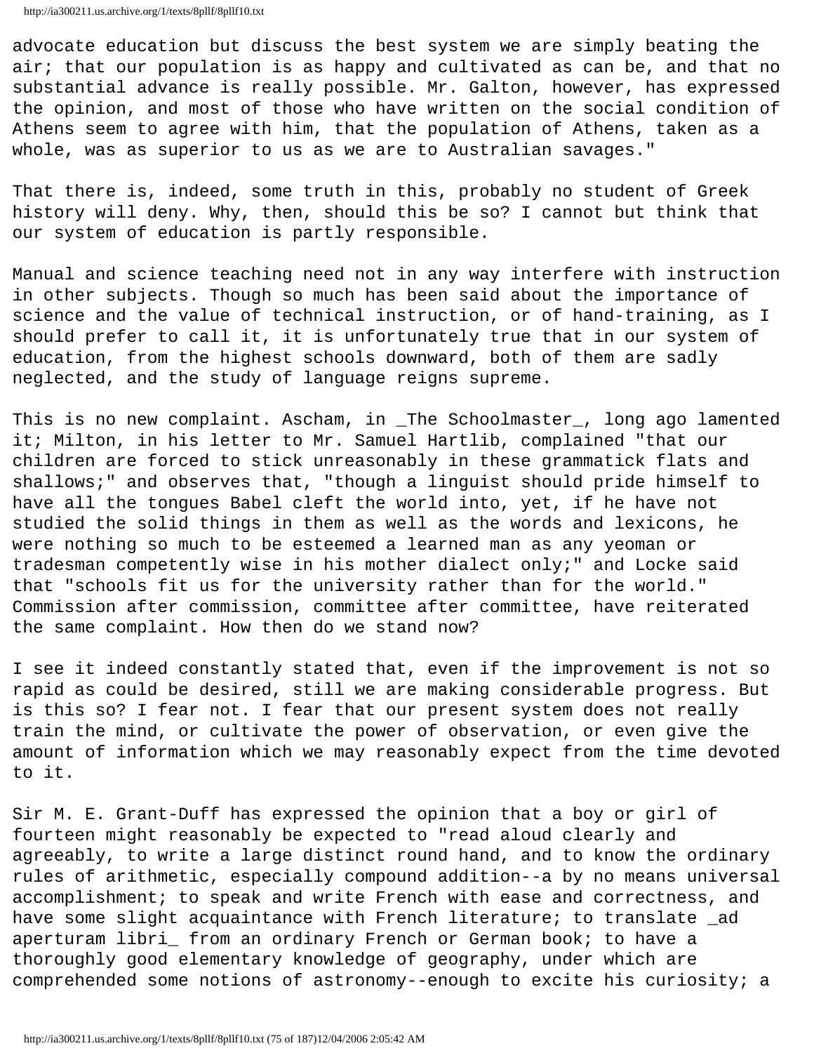advocate education but discuss the best system we are simply beating the air; that our population is as happy and cultivated as can be, and that no substantial advance is really possible. Mr. Galton, however, has expressed the opinion, and most of those who have written on the social condition of Athens seem to agree with him, that the population of Athens, taken as a whole, was as superior to us as we are to Australian savages."

That there is, indeed, some truth in this, probably no student of Greek history will deny. Why, then, should this be so? I cannot but think that our system of education is partly responsible.

Manual and science teaching need not in any way interfere with instruction in other subjects. Though so much has been said about the importance of science and the value of technical instruction, or of hand-training, as I should prefer to call it, it is unfortunately true that in our system of education, from the highest schools downward, both of them are sadly neglected, and the study of language reigns supreme.

This is no new complaint. Ascham, in _The Schoolmaster_, long ago lamented it; Milton, in his letter to Mr. Samuel Hartlib, complained "that our children are forced to stick unreasonably in these grammatick flats and shallows;" and observes that, "though a linguist should pride himself to have all the tongues Babel cleft the world into, yet, if he have not studied the solid things in them as well as the words and lexicons, he were nothing so much to be esteemed a learned man as any yeoman or tradesman competently wise in his mother dialect only;" and Locke said that "schools fit us for the university rather than for the world." Commission after commission, committee after committee, have reiterated the same complaint. How then do we stand now?

I see it indeed constantly stated that, even if the improvement is not so rapid as could be desired, still we are making considerable progress. But is this so? I fear not. I fear that our present system does not really train the mind, or cultivate the power of observation, or even give the amount of information which we may reasonably expect from the time devoted to it.

Sir M. E. Grant-Duff has expressed the opinion that a boy or girl of fourteen might reasonably be expected to "read aloud clearly and agreeably, to write a large distinct round hand, and to know the ordinary rules of arithmetic, especially compound addition--a by no means universal accomplishment; to speak and write French with ease and correctness, and have some slight acquaintance with French literature; to translate _ad aperturam libri_ from an ordinary French or German book; to have a thoroughly good elementary knowledge of geography, under which are comprehended some notions of astronomy--enough to excite his curiosity; a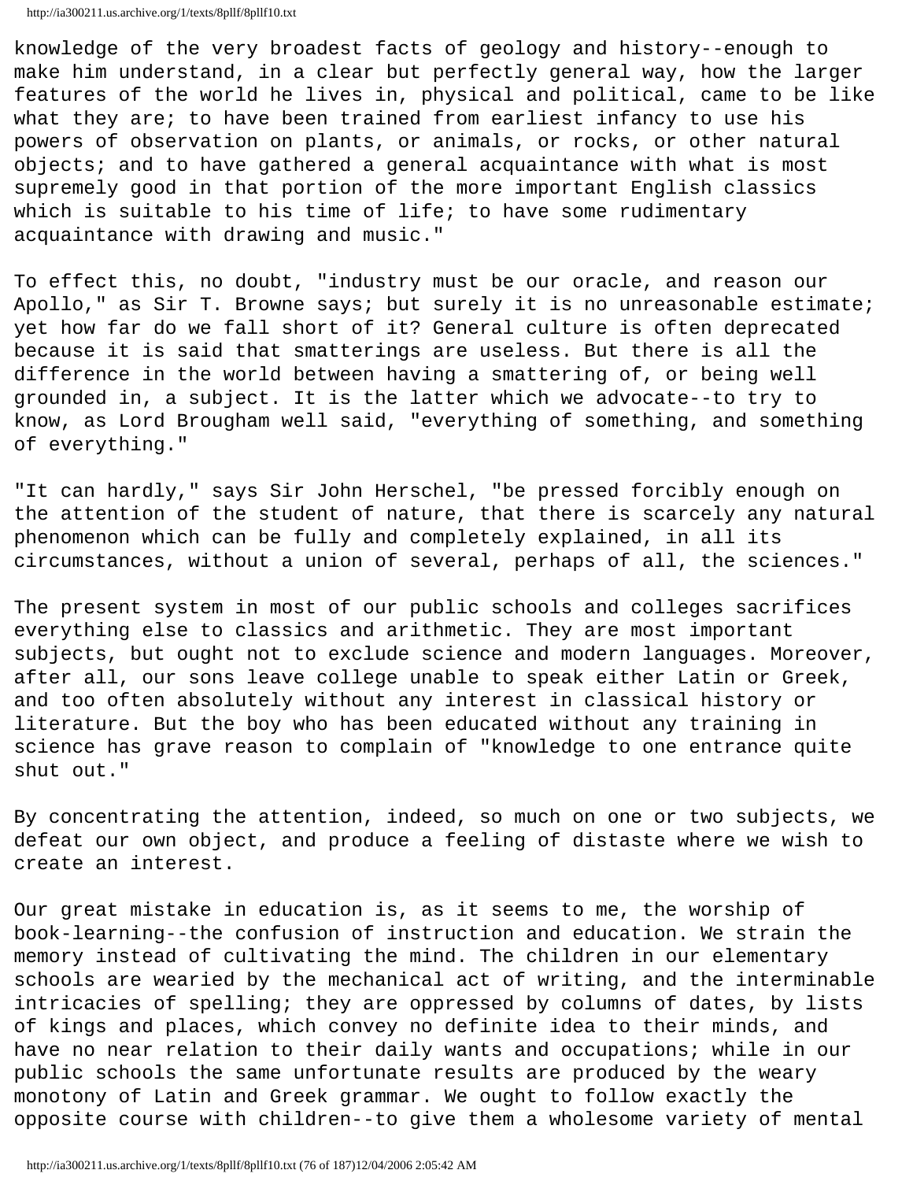knowledge of the very broadest facts of geology and history--enough to make him understand, in a clear but perfectly general way, how the larger features of the world he lives in, physical and political, came to be like what they are; to have been trained from earliest infancy to use his powers of observation on plants, or animals, or rocks, or other natural objects; and to have gathered a general acquaintance with what is most supremely good in that portion of the more important English classics which is suitable to his time of life; to have some rudimentary acquaintance with drawing and music."

To effect this, no doubt, "industry must be our oracle, and reason our Apollo," as Sir T. Browne says; but surely it is no unreasonable estimate; yet how far do we fall short of it? General culture is often deprecated because it is said that smatterings are useless. But there is all the difference in the world between having a smattering of, or being well grounded in, a subject. It is the latter which we advocate--to try to know, as Lord Brougham well said, "everything of something, and something of everything."

"It can hardly," says Sir John Herschel, "be pressed forcibly enough on the attention of the student of nature, that there is scarcely any natural phenomenon which can be fully and completely explained, in all its circumstances, without a union of several, perhaps of all, the sciences."

The present system in most of our public schools and colleges sacrifices everything else to classics and arithmetic. They are most important subjects, but ought not to exclude science and modern languages. Moreover, after all, our sons leave college unable to speak either Latin or Greek, and too often absolutely without any interest in classical history or literature. But the boy who has been educated without any training in science has grave reason to complain of "knowledge to one entrance quite shut out."

By concentrating the attention, indeed, so much on one or two subjects, we defeat our own object, and produce a feeling of distaste where we wish to create an interest.

Our great mistake in education is, as it seems to me, the worship of book-learning--the confusion of instruction and education. We strain the memory instead of cultivating the mind. The children in our elementary schools are wearied by the mechanical act of writing, and the interminable intricacies of spelling; they are oppressed by columns of dates, by lists of kings and places, which convey no definite idea to their minds, and have no near relation to their daily wants and occupations; while in our public schools the same unfortunate results are produced by the weary monotony of Latin and Greek grammar. We ought to follow exactly the opposite course with children--to give them a wholesome variety of mental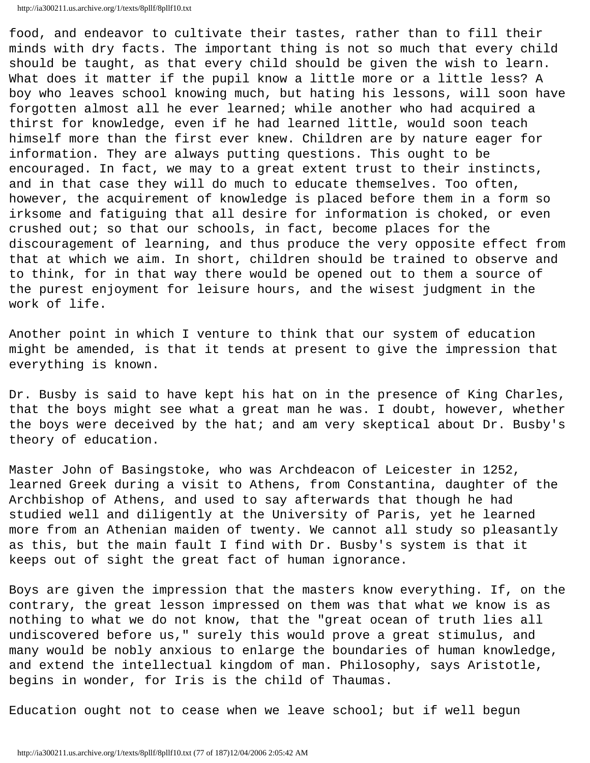food, and endeavor to cultivate their tastes, rather than to fill their minds with dry facts. The important thing is not so much that every child should be taught, as that every child should be given the wish to learn. What does it matter if the pupil know a little more or a little less? A boy who leaves school knowing much, but hating his lessons, will soon have forgotten almost all he ever learned; while another who had acquired a thirst for knowledge, even if he had learned little, would soon teach himself more than the first ever knew. Children are by nature eager for information. They are always putting questions. This ought to be encouraged. In fact, we may to a great extent trust to their instincts, and in that case they will do much to educate themselves. Too often, however, the acquirement of knowledge is placed before them in a form so irksome and fatiguing that all desire for information is choked, or even crushed out; so that our schools, in fact, become places for the discouragement of learning, and thus produce the very opposite effect from that at which we aim. In short, children should be trained to observe and to think, for in that way there would be opened out to them a source of the purest enjoyment for leisure hours, and the wisest judgment in the work of life.

Another point in which I venture to think that our system of education might be amended, is that it tends at present to give the impression that everything is known.

Dr. Busby is said to have kept his hat on in the presence of King Charles, that the boys might see what a great man he was. I doubt, however, whether the boys were deceived by the hat; and am very skeptical about Dr. Busby's theory of education.

Master John of Basingstoke, who was Archdeacon of Leicester in 1252, learned Greek during a visit to Athens, from Constantina, daughter of the Archbishop of Athens, and used to say afterwards that though he had studied well and diligently at the University of Paris, yet he learned more from an Athenian maiden of twenty. We cannot all study so pleasantly as this, but the main fault I find with Dr. Busby's system is that it keeps out of sight the great fact of human ignorance.

Boys are given the impression that the masters know everything. If, on the contrary, the great lesson impressed on them was that what we know is as nothing to what we do not know, that the "great ocean of truth lies all undiscovered before us," surely this would prove a great stimulus, and many would be nobly anxious to enlarge the boundaries of human knowledge, and extend the intellectual kingdom of man. Philosophy, says Aristotle, begins in wonder, for Iris is the child of Thaumas.

Education ought not to cease when we leave school; but if well begun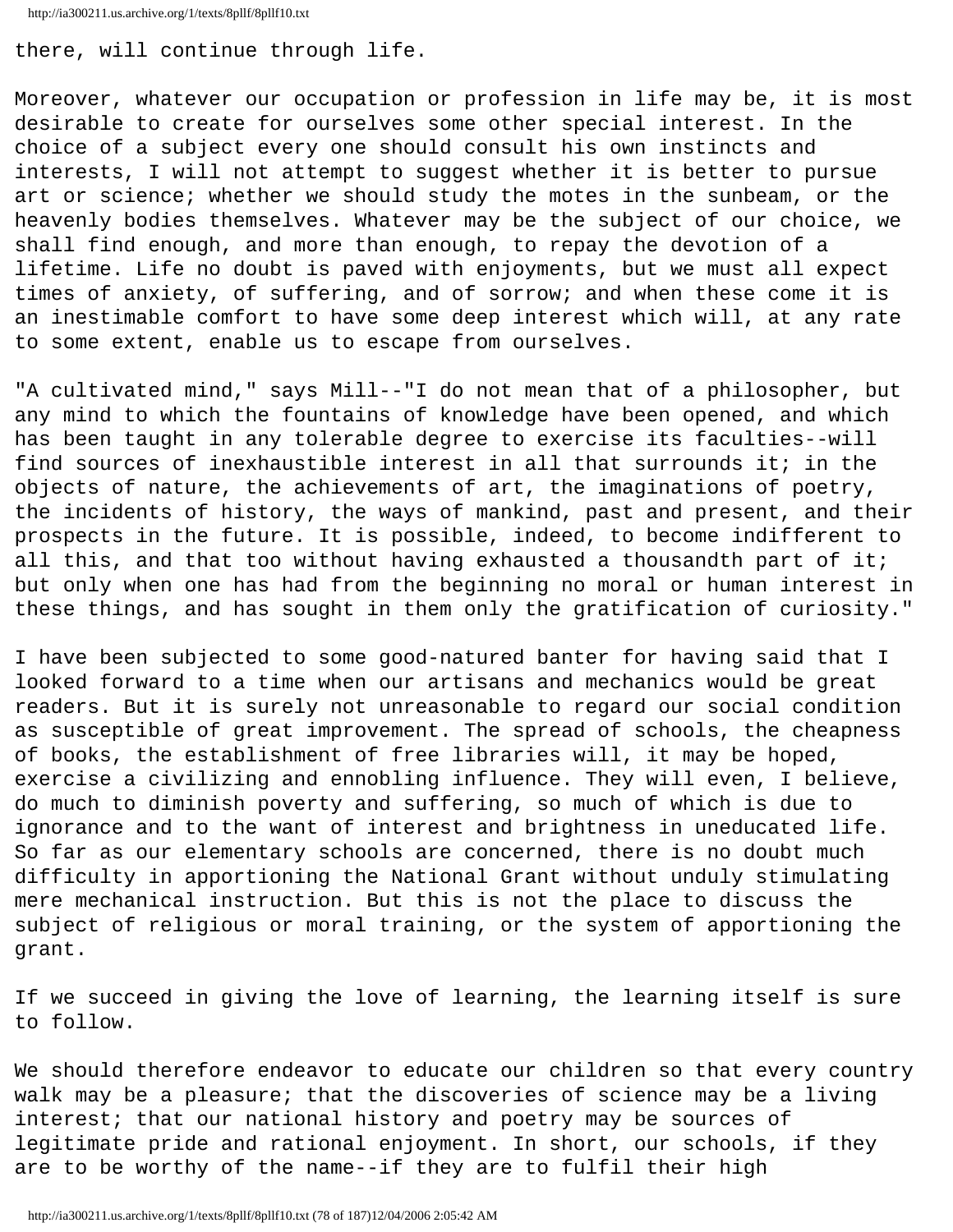there, will continue through life.

Moreover, whatever our occupation or profession in life may be, it is most desirable to create for ourselves some other special interest. In the choice of a subject every one should consult his own instincts and interests, I will not attempt to suggest whether it is better to pursue art or science; whether we should study the motes in the sunbeam, or the heavenly bodies themselves. Whatever may be the subject of our choice, we shall find enough, and more than enough, to repay the devotion of a lifetime. Life no doubt is paved with enjoyments, but we must all expect times of anxiety, of suffering, and of sorrow; and when these come it is an inestimable comfort to have some deep interest which will, at any rate to some extent, enable us to escape from ourselves.

"A cultivated mind," says Mill--"I do not mean that of a philosopher, but any mind to which the fountains of knowledge have been opened, and which has been taught in any tolerable degree to exercise its faculties--will find sources of inexhaustible interest in all that surrounds it; in the objects of nature, the achievements of art, the imaginations of poetry, the incidents of history, the ways of mankind, past and present, and their prospects in the future. It is possible, indeed, to become indifferent to all this, and that too without having exhausted a thousandth part of it; but only when one has had from the beginning no moral or human interest in these things, and has sought in them only the gratification of curiosity."

I have been subjected to some good-natured banter for having said that I looked forward to a time when our artisans and mechanics would be great readers. But it is surely not unreasonable to regard our social condition as susceptible of great improvement. The spread of schools, the cheapness of books, the establishment of free libraries will, it may be hoped, exercise a civilizing and ennobling influence. They will even, I believe, do much to diminish poverty and suffering, so much of which is due to ignorance and to the want of interest and brightness in uneducated life. So far as our elementary schools are concerned, there is no doubt much difficulty in apportioning the National Grant without unduly stimulating mere mechanical instruction. But this is not the place to discuss the subject of religious or moral training, or the system of apportioning the grant.

If we succeed in giving the love of learning, the learning itself is sure to follow.

We should therefore endeavor to educate our children so that every country walk may be a pleasure; that the discoveries of science may be a living interest; that our national history and poetry may be sources of legitimate pride and rational enjoyment. In short, our schools, if they are to be worthy of the name--if they are to fulfil their high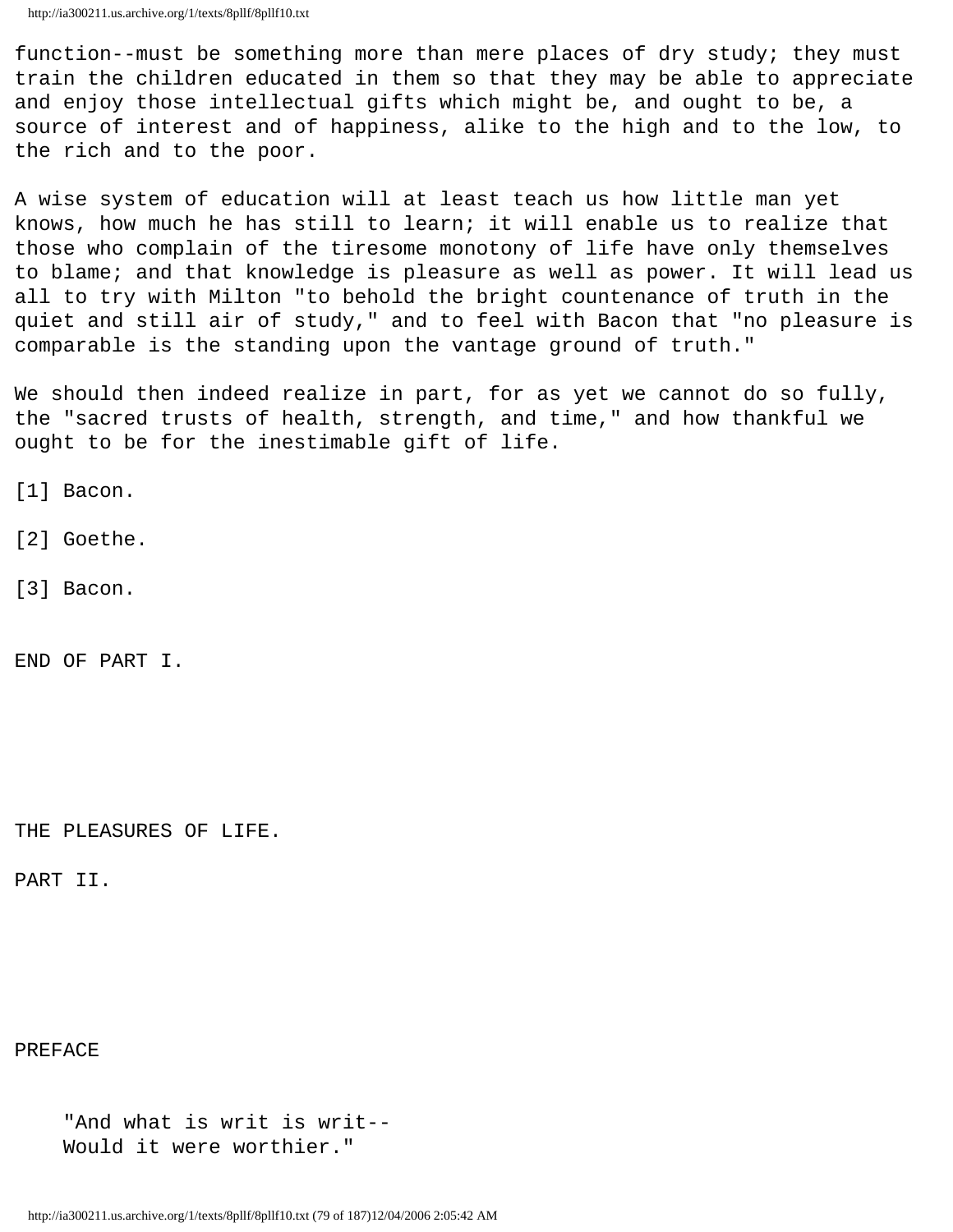function--must be something more than mere places of dry study; they must train the children educated in them so that they may be able to appreciate and enjoy those intellectual gifts which might be, and ought to be, a source of interest and of happiness, alike to the high and to the low, to the rich and to the poor.

A wise system of education will at least teach us how little man yet knows, how much he has still to learn; it will enable us to realize that those who complain of the tiresome monotony of life have only themselves to blame; and that knowledge is pleasure as well as power. It will lead us all to try with Milton "to behold the bright countenance of truth in the quiet and still air of study," and to feel with Bacon that "no pleasure is comparable is the standing upon the vantage ground of truth."

We should then indeed realize in part, for as yet we cannot do so fully, the "sacred trusts of health, strength, and time," and how thankful we ought to be for the inestimable gift of life.

[1] Bacon.

[2] Goethe.

[3] Bacon.

END OF PART I.

# THE PLEASURES OF LIFE.

## PART II.

### PREFACE

> "And what is writ is writ--
> Would it were worthier."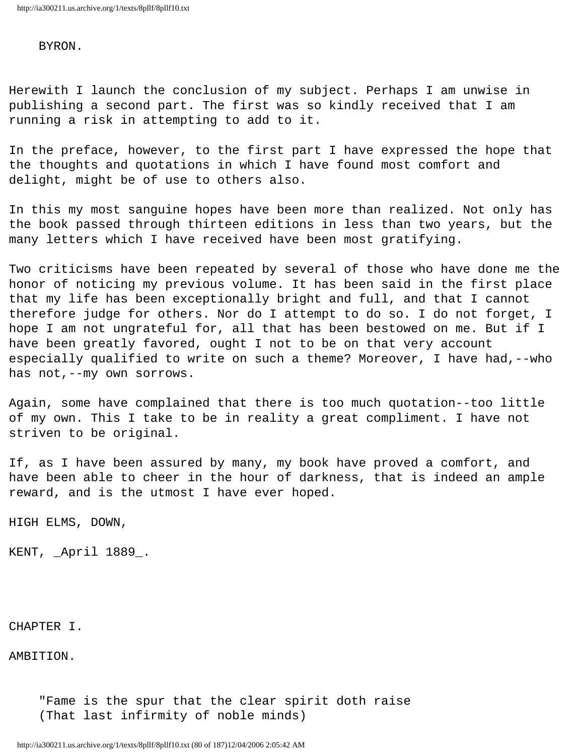BYRON.

Herewith I launch the conclusion of my subject. Perhaps I am unwise in publishing a second part. The first was so kindly received that I am running a risk in attempting to add to it.

In the preface, however, to the first part I have expressed the hope that the thoughts and quotations in which I have found most comfort and delight, might be of use to others also.

In this my most sanguine hopes have been more than realized. Not only has the book passed through thirteen editions in less than two years, but the many letters which I have received have been most gratifying.

Two criticisms have been repeated by several of those who have done me the honor of noticing my previous volume. It has been said in the first place that my life has been exceptionally bright and full, and that I cannot therefore judge for others. Nor do I attempt to do so. I do not forget, I hope I am not ungrateful for, all that has been bestowed on me. But if I have been greatly favored, ought I not to be on that very account especially qualified to write on such a theme? Moreover, I have had,--who has not,--my own sorrows.

Again, some have complained that there is too much quotation--too little of my own. This I take to be in reality a great compliment. I have not striven to be original.

If, as I have been assured by many, my book have proved a comfort, and have been able to cheer in the hour of darkness, that is indeed an ample reward, and is the utmost I have ever hoped.

HIGH ELMS, DOWN,

KENT, _April 1889_.

## CHAPTER I.

## AMBITION.

> "Fame is the spur that the clear spirit doth raise
> (That last infirmity of noble minds)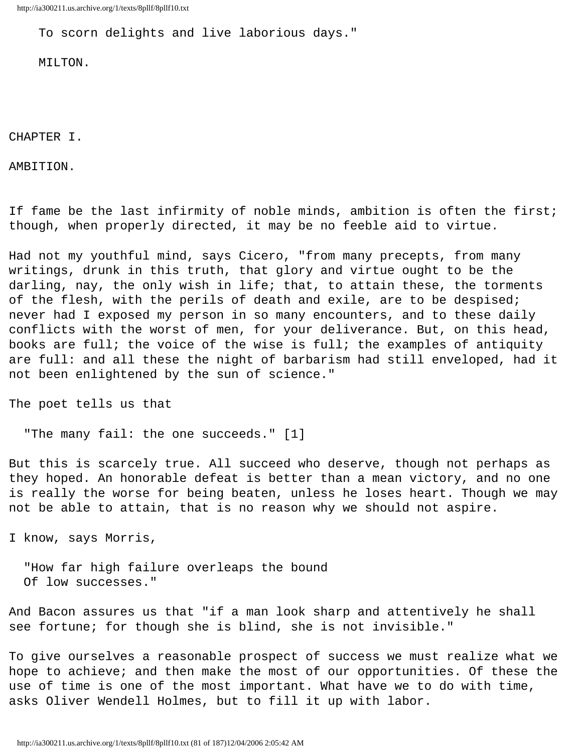To scorn delights and live laborious days."

MILTON.

# CHAPTER I.

## AMBITION.

If fame be the last infirmity of noble minds, ambition is often the first; though, when properly directed, it may be no feeble aid to virtue.

Had not my youthful mind, says Cicero, "from many precepts, from many writings, drunk in this truth, that glory and virtue ought to be the darling, nay, the only wish in life; that, to attain these, the torments of the flesh, with the perils of death and exile, are to be despised; never had I exposed my person in so many encounters, and to these daily conflicts with the worst of men, for your deliverance. But, on this head, books are full; the voice of the wise is full; the examples of antiquity are full: and all these the night of barbarism had still enveloped, had it not been enlightened by the sun of science."

The poet tells us that

> "The many fail: the one succeeds." [1]

But this is scarcely true. All succeed who deserve, though not perhaps as they hoped. An honorable defeat is better than a mean victory, and no one is really the worse for being beaten, unless he loses heart. Though we may not be able to attain, that is no reason why we should not aspire.

I know, says Morris,

> "How far high failure overleaps the bound
> Of low successes."

And Bacon assures us that "if a man look sharp and attentively he shall see fortune; for though she is blind, she is not invisible."

To give ourselves a reasonable prospect of success we must realize what we hope to achieve; and then make the most of our opportunities. Of these the use of time is one of the most important. What have we to do with time, asks Oliver Wendell Holmes, but to fill it up with labor.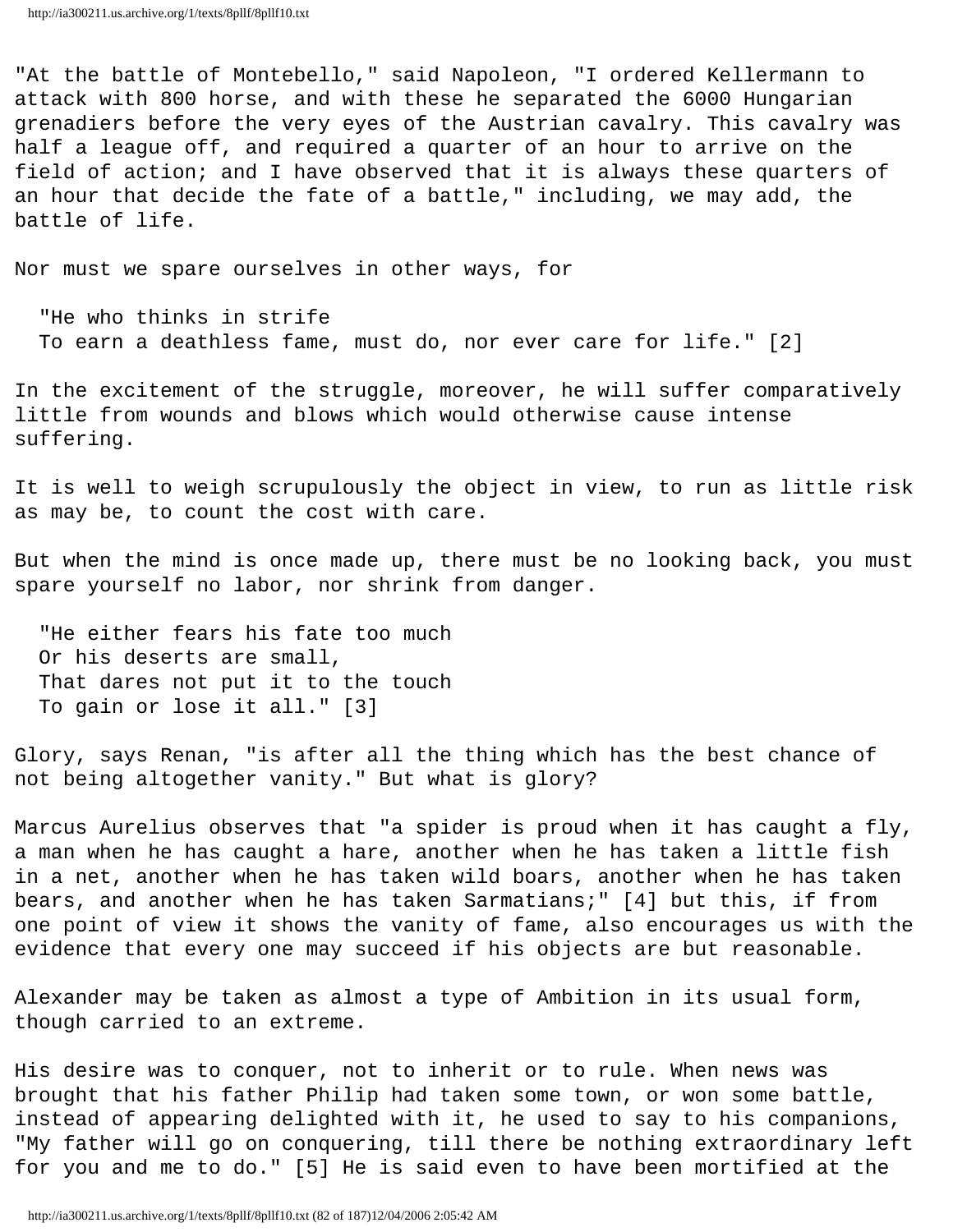"At the battle of Montebello," said Napoleon, "I ordered Kellermann to attack with 800 horse, and with these he separated the 6000 Hungarian grenadiers before the very eyes of the Austrian cavalry. This cavalry was half a league off, and required a quarter of an hour to arrive on the field of action; and I have observed that it is always these quarters of an hour that decide the fate of a battle," including, we may add, the battle of life.

Nor must we spare ourselves in other ways, for

> "He who thinks in strife
> To earn a deathless fame, must do, nor ever care for life." [2]

In the excitement of the struggle, moreover, he will suffer comparatively little from wounds and blows which would otherwise cause intense suffering.

It is well to weigh scrupulously the object in view, to run as little risk as may be, to count the cost with care.

But when the mind is once made up, there must be no looking back, you must spare yourself no labor, nor shrink from danger.

> "He either fears his fate too much
> Or his deserts are small,
> That dares not put it to the touch
> To gain or lose it all." [3]

Glory, says Renan, "is after all the thing which has the best chance of not being altogether vanity." But what is glory?

Marcus Aurelius observes that "a spider is proud when it has caught a fly, a man when he has caught a hare, another when he has taken a little fish in a net, another when he has taken wild boars, another when he has taken bears, and another when he has taken Sarmatians;" [4] but this, if from one point of view it shows the vanity of fame, also encourages us with the evidence that every one may succeed if his objects are but reasonable.

Alexander may be taken as almost a type of Ambition in its usual form, though carried to an extreme.

His desire was to conquer, not to inherit or to rule. When news was brought that his father Philip had taken some town, or won some battle, instead of appearing delighted with it, he used to say to his companions, "My father will go on conquering, till there be nothing extraordinary left for you and me to do." [5] He is said even to have been mortified at the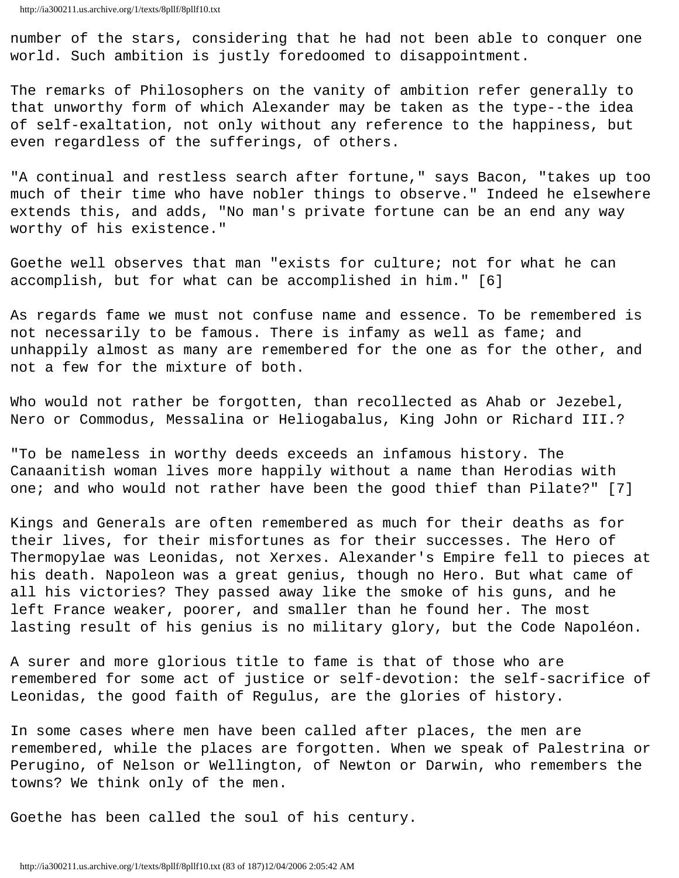number of the stars, considering that he had not been able to conquer one world. Such ambition is justly foredoomed to disappointment.

The remarks of Philosophers on the vanity of ambition refer generally to that unworthy form of which Alexander may be taken as the type--the idea of self-exaltation, not only without any reference to the happiness, but even regardless of the sufferings, of others.

"A continual and restless search after fortune," says Bacon, "takes up too much of their time who have nobler things to observe." Indeed he elsewhere extends this, and adds, "No man's private fortune can be an end any way worthy of his existence."

Goethe well observes that man "exists for culture; not for what he can accomplish, but for what can be accomplished in him." [6]

As regards fame we must not confuse name and essence. To be remembered is not necessarily to be famous. There is infamy as well as fame; and unhappily almost as many are remembered for the one as for the other, and not a few for the mixture of both.

Who would not rather be forgotten, than recollected as Ahab or Jezebel, Nero or Commodus, Messalina or Heliogabalus, King John or Richard III.?

"To be nameless in worthy deeds exceeds an infamous history. The Canaanitish woman lives more happily without a name than Herodias with one; and who would not rather have been the good thief than Pilate?" [7]

Kings and Generals are often remembered as much for their deaths as for their lives, for their misfortunes as for their successes. The Hero of Thermopylae was Leonidas, not Xerxes. Alexander's Empire fell to pieces at his death. Napoleon was a great genius, though no Hero. But what came of all his victories? They passed away like the smoke of his guns, and he left France weaker, poorer, and smaller than he found her. The most lasting result of his genius is no military glory, but the Code Napoléon.

A surer and more glorious title to fame is that of those who are remembered for some act of justice or self-devotion: the self-sacrifice of Leonidas, the good faith of Regulus, are the glories of history.

In some cases where men have been called after places, the men are remembered, while the places are forgotten. When we speak of Palestrina or Perugino, of Nelson or Wellington, of Newton or Darwin, who remembers the towns? We think only of the men.

Goethe has been called the soul of his century.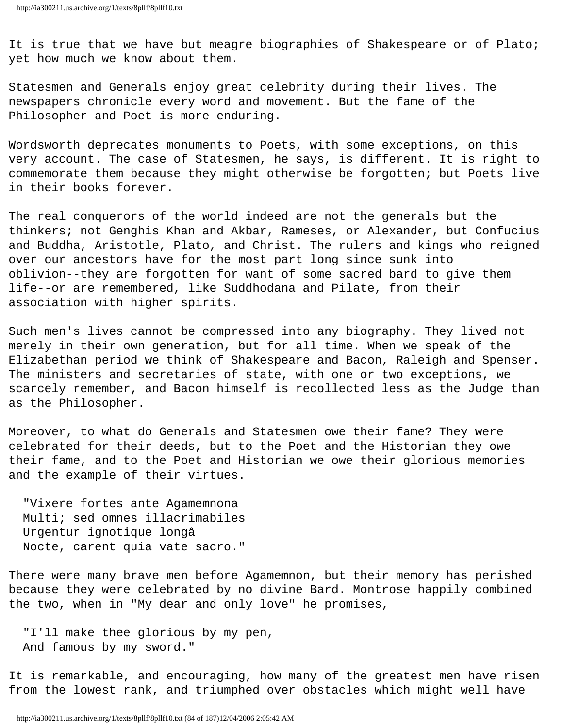It is true that we have but meagre biographies of Shakespeare or of Plato; yet how much we know about them.

Statesmen and Generals enjoy great celebrity during their lives. The newspapers chronicle every word and movement. But the fame of the Philosopher and Poet is more enduring.

Wordsworth deprecates monuments to Poets, with some exceptions, on this very account. The case of Statesmen, he says, is different. It is right to commemorate them because they might otherwise be forgotten; but Poets live in their books forever.

The real conquerors of the world indeed are not the generals but the thinkers; not Genghis Khan and Akbar, Rameses, or Alexander, but Confucius and Buddha, Aristotle, Plato, and Christ. The rulers and kings who reigned over our ancestors have for the most part long since sunk into oblivion--they are forgotten for want of some sacred bard to give them life--or are remembered, like Suddhodana and Pilate, from their association with higher spirits.

Such men's lives cannot be compressed into any biography. They lived not merely in their own generation, but for all time. When we speak of the Elizabethan period we think of Shakespeare and Bacon, Raleigh and Spenser. The ministers and secretaries of state, with one or two exceptions, we scarcely remember, and Bacon himself is recollected less as the Judge than as the Philosopher.

Moreover, to what do Generals and Statesmen owe their fame? They were celebrated for their deeds, but to the Poet and the Historian they owe their fame, and to the Poet and Historian we owe their glorious memories and the example of their virtues.

> "Vixere fortes ante Agamemnona
> Multi; sed omnes illacrimabiles
> Urgentur ignotique longâ
> Nocte, carent quia vate sacro."

There were many brave men before Agamemnon, but their memory has perished because they were celebrated by no divine Bard. Montrose happily combined the two, when in "My dear and only love" he promises,

> "I'll make thee glorious by my pen,
> And famous by my sword."

It is remarkable, and encouraging, how many of the greatest men have risen from the lowest rank, and triumphed over obstacles which might well have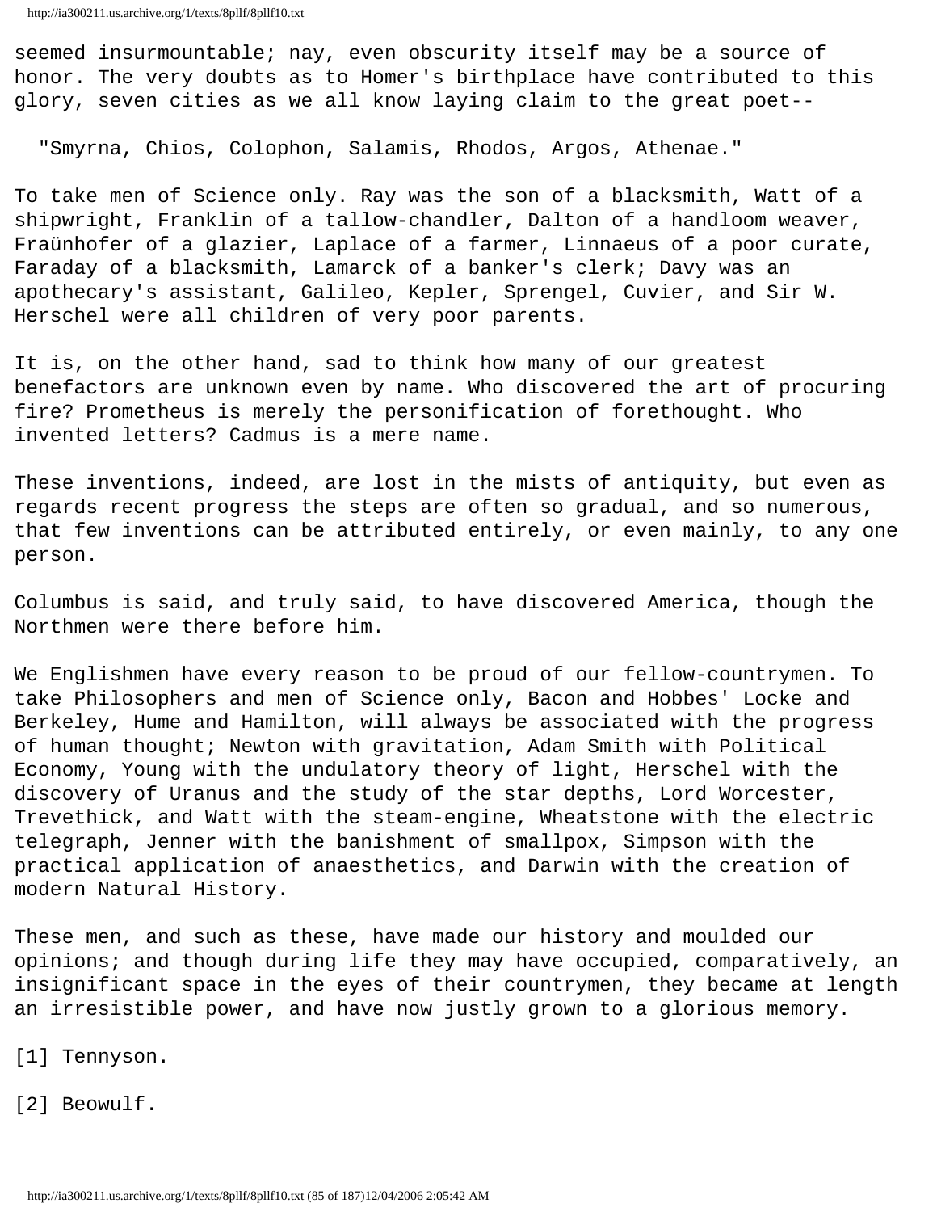seemed insurmountable; nay, even obscurity itself may be a source of honor. The very doubts as to Homer's birthplace have contributed to this glory, seven cities as we all know laying claim to the great poet--

"Smyrna, Chios, Colophon, Salamis, Rhodos, Argos, Athenae."

To take men of Science only. Ray was the son of a blacksmith, Watt of a shipwright, Franklin of a tallow-chandler, Dalton of a handloom weaver, Fraünhofer of a glazier, Laplace of a farmer, Linnaeus of a poor curate, Faraday of a blacksmith, Lamarck of a banker's clerk; Davy was an apothecary's assistant, Galileo, Kepler, Sprengel, Cuvier, and Sir W. Herschel were all children of very poor parents.

It is, on the other hand, sad to think how many of our greatest benefactors are unknown even by name. Who discovered the art of procuring fire? Prometheus is merely the personification of forethought. Who invented letters? Cadmus is a mere name.

These inventions, indeed, are lost in the mists of antiquity, but even as regards recent progress the steps are often so gradual, and so numerous, that few inventions can be attributed entirely, or even mainly, to any one person.

Columbus is said, and truly said, to have discovered America, though the Northmen were there before him.

We Englishmen have every reason to be proud of our fellow-countrymen. To take Philosophers and men of Science only, Bacon and Hobbes' Locke and Berkeley, Hume and Hamilton, will always be associated with the progress of human thought; Newton with gravitation, Adam Smith with Political Economy, Young with the undulatory theory of light, Herschel with the discovery of Uranus and the study of the star depths, Lord Worcester, Trevethick, and Watt with the steam-engine, Wheatstone with the electric telegraph, Jenner with the banishment of smallpox, Simpson with the practical application of anaesthetics, and Darwin with the creation of modern Natural History.

These men, and such as these, have made our history and moulded our opinions; and though during life they may have occupied, comparatively, an insignificant space in the eyes of their countrymen, they became at length an irresistible power, and have now justly grown to a glorious memory.

[1] Tennyson.

[2] Beowulf.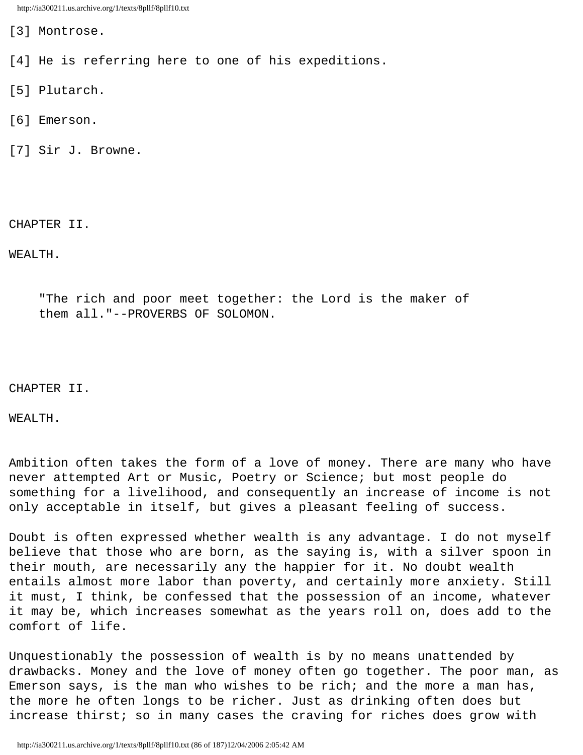[3] Montrose.

[4] He is referring here to one of his expeditions.

[5] Plutarch.

[6] Emerson.

[7] Sir J. Browne.

## CHAPTER II.

## WEALTH.

> "The rich and poor meet together: the Lord is the maker of them all."--PROVERBS OF SOLOMON.

## CHAPTER II.

## WEALTH.

Ambition often takes the form of a love of money. There are many who have never attempted Art or Music, Poetry or Science; but most people do something for a livelihood, and consequently an increase of income is not only acceptable in itself, but gives a pleasant feeling of success.

Doubt is often expressed whether wealth is any advantage. I do not myself believe that those who are born, as the saying is, with a silver spoon in their mouth, are necessarily any the happier for it. No doubt wealth entails almost more labor than poverty, and certainly more anxiety. Still it must, I think, be confessed that the possession of an income, whatever it may be, which increases somewhat as the years roll on, does add to the comfort of life.

Unquestionably the possession of wealth is by no means unattended by drawbacks. Money and the love of money often go together. The poor man, as Emerson says, is the man who wishes to be rich; and the more a man has, the more he often longs to be richer. Just as drinking often does but increase thirst; so in many cases the craving for riches does grow with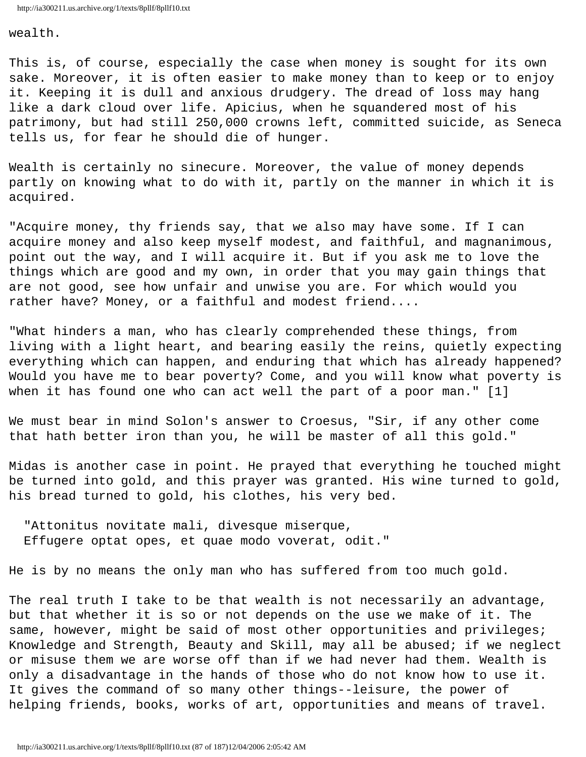wealth.

This is, of course, especially the case when money is sought for its own sake. Moreover, it is often easier to make money than to keep or to enjoy it. Keeping it is dull and anxious drudgery. The dread of loss may hang like a dark cloud over life. Apicius, when he squandered most of his patrimony, but had still 250,000 crowns left, committed suicide, as Seneca tells us, for fear he should die of hunger.

Wealth is certainly no sinecure. Moreover, the value of money depends partly on knowing what to do with it, partly on the manner in which it is acquired.

"Acquire money, thy friends say, that we also may have some. If I can acquire money and also keep myself modest, and faithful, and magnanimous, point out the way, and I will acquire it. But if you ask me to love the things which are good and my own, in order that you may gain things that are not good, see how unfair and unwise you are. For which would you rather have? Money, or a faithful and modest friend....

"What hinders a man, who has clearly comprehended these things, from living with a light heart, and bearing easily the reins, quietly expecting everything which can happen, and enduring that which has already happened? Would you have me to bear poverty? Come, and you will know what poverty is when it has found one who can act well the part of a poor man." [1]

We must bear in mind Solon's answer to Croesus, "Sir, if any other come that hath better iron than you, he will be master of all this gold."

Midas is another case in point. He prayed that everything he touched might be turned into gold, and this prayer was granted. His wine turned to gold, his bread turned to gold, his clothes, his very bed.

> "Attonitus novitate mali, divesque miserque,
> Effugere optat opes, et quae modo voverat, odit."

He is by no means the only man who has suffered from too much gold.

The real truth I take to be that wealth is not necessarily an advantage, but that whether it is so or not depends on the use we make of it. The same, however, might be said of most other opportunities and privileges; Knowledge and Strength, Beauty and Skill, may all be abused; if we neglect or misuse them we are worse off than if we had never had them. Wealth is only a disadvantage in the hands of those who do not know how to use it. It gives the command of so many other things--leisure, the power of helping friends, books, works of art, opportunities and means of travel.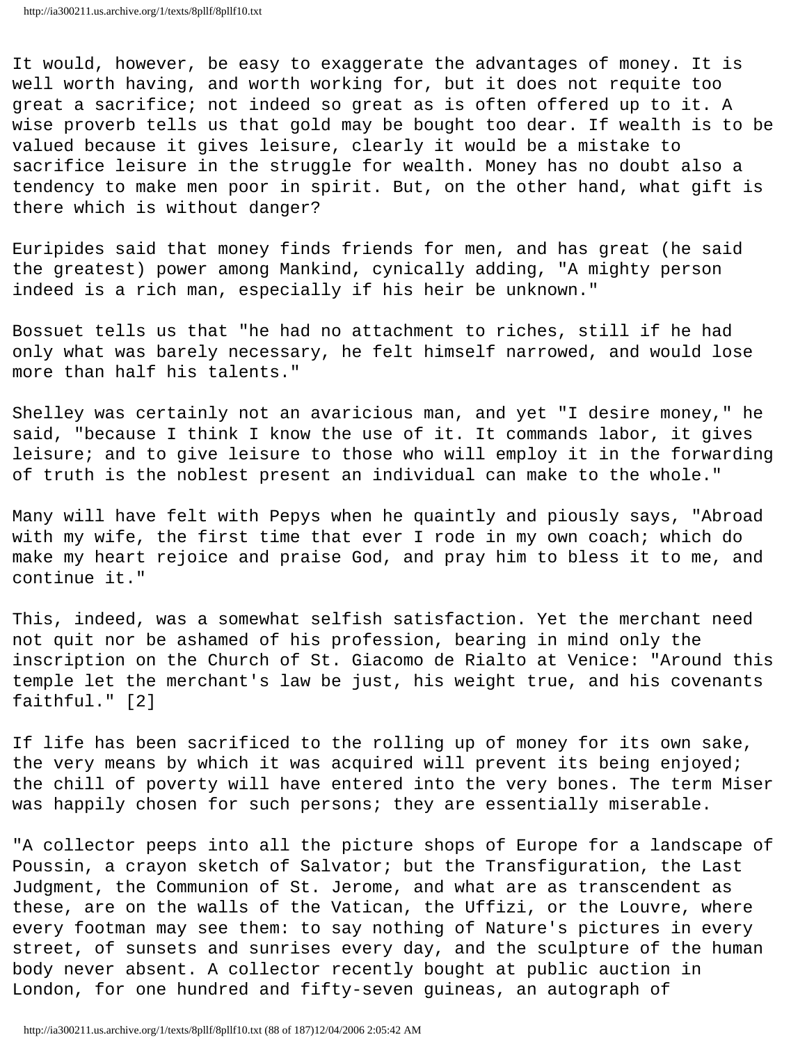It would, however, be easy to exaggerate the advantages of money. It is well worth having, and worth working for, but it does not requite too great a sacrifice; not indeed so great as is often offered up to it. A wise proverb tells us that gold may be bought too dear. If wealth is to be valued because it gives leisure, clearly it would be a mistake to sacrifice leisure in the struggle for wealth. Money has no doubt also a tendency to make men poor in spirit. But, on the other hand, what gift is there which is without danger?

Euripides said that money finds friends for men, and has great (he said the greatest) power among Mankind, cynically adding, "A mighty person indeed is a rich man, especially if his heir be unknown."

Bossuet tells us that "he had no attachment to riches, still if he had only what was barely necessary, he felt himself narrowed, and would lose more than half his talents."

Shelley was certainly not an avaricious man, and yet "I desire money," he said, "because I think I know the use of it. It commands labor, it gives leisure; and to give leisure to those who will employ it in the forwarding of truth is the noblest present an individual can make to the whole."

Many will have felt with Pepys when he quaintly and piously says, "Abroad with my wife, the first time that ever I rode in my own coach; which do make my heart rejoice and praise God, and pray him to bless it to me, and continue it."

This, indeed, was a somewhat selfish satisfaction. Yet the merchant need not quit nor be ashamed of his profession, bearing in mind only the inscription on the Church of St. Giacomo de Rialto at Venice: "Around this temple let the merchant's law be just, his weight true, and his covenants faithful." [2]

If life has been sacrificed to the rolling up of money for its own sake, the very means by which it was acquired will prevent its being enjoyed; the chill of poverty will have entered into the very bones. The term Miser was happily chosen for such persons; they are essentially miserable.

"A collector peeps into all the picture shops of Europe for a landscape of Poussin, a crayon sketch of Salvator; but the Transfiguration, the Last Judgment, the Communion of St. Jerome, and what are as transcendent as these, are on the walls of the Vatican, the Uffizi, or the Louvre, where every footman may see them: to say nothing of Nature's pictures in every street, of sunsets and sunrises every day, and the sculpture of the human body never absent. A collector recently bought at public auction in London, for one hundred and fifty-seven guineas, an autograph of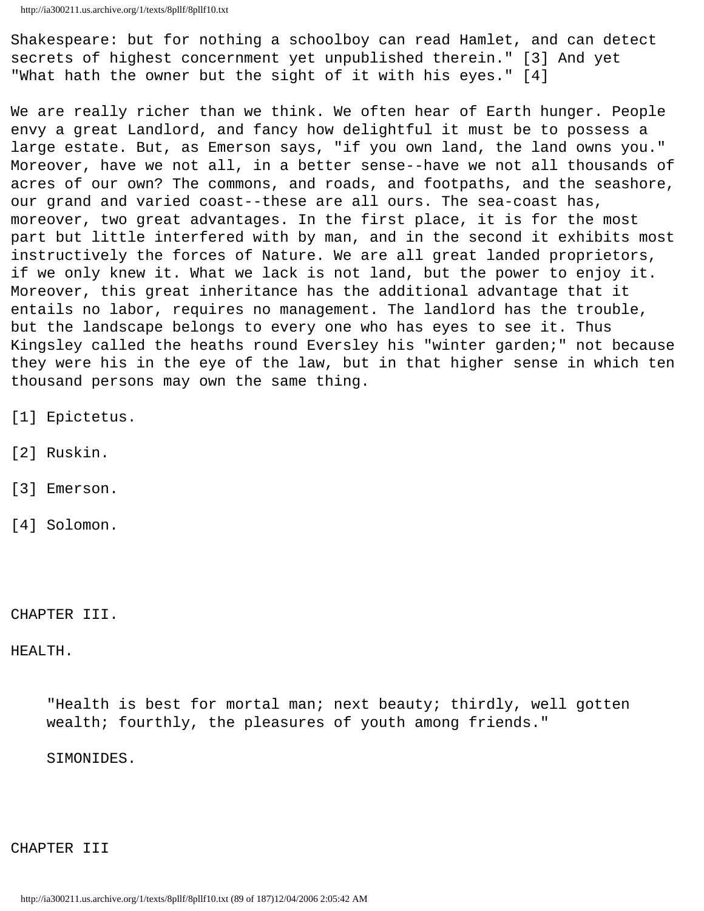Shakespeare: but for nothing a schoolboy can read Hamlet, and can detect secrets of highest concernment yet unpublished therein." [3] And yet "What hath the owner but the sight of it with his eyes." [4]

We are really richer than we think. We often hear of Earth hunger. People envy a great Landlord, and fancy how delightful it must be to possess a large estate. But, as Emerson says, "if you own land, the land owns you." Moreover, have we not all, in a better sense--have we not all thousands of acres of our own? The commons, and roads, and footpaths, and the seashore, our grand and varied coast--these are all ours. The sea-coast has, moreover, two great advantages. In the first place, it is for the most part but little interfered with by man, and in the second it exhibits most instructively the forces of Nature. We are all great landed proprietors, if we only knew it. What we lack is not land, but the power to enjoy it. Moreover, this great inheritance has the additional advantage that it entails no labor, requires no management. The landlord has the trouble, but the landscape belongs to every one who has eyes to see it. Thus Kingsley called the heaths round Eversley his "winter garden;" not because they were his in the eye of the law, but in that higher sense in which ten thousand persons may own the same thing.

[1] Epictetus.

[2] Ruskin.

[3] Emerson.

[4] Solomon.

# CHAPTER III.

## HEALTH.

> "Health is best for mortal man; next beauty; thirdly, well gotten wealth; fourthly, the pleasures of youth among friends."
>
> SIMONIDES.

CHAPTER III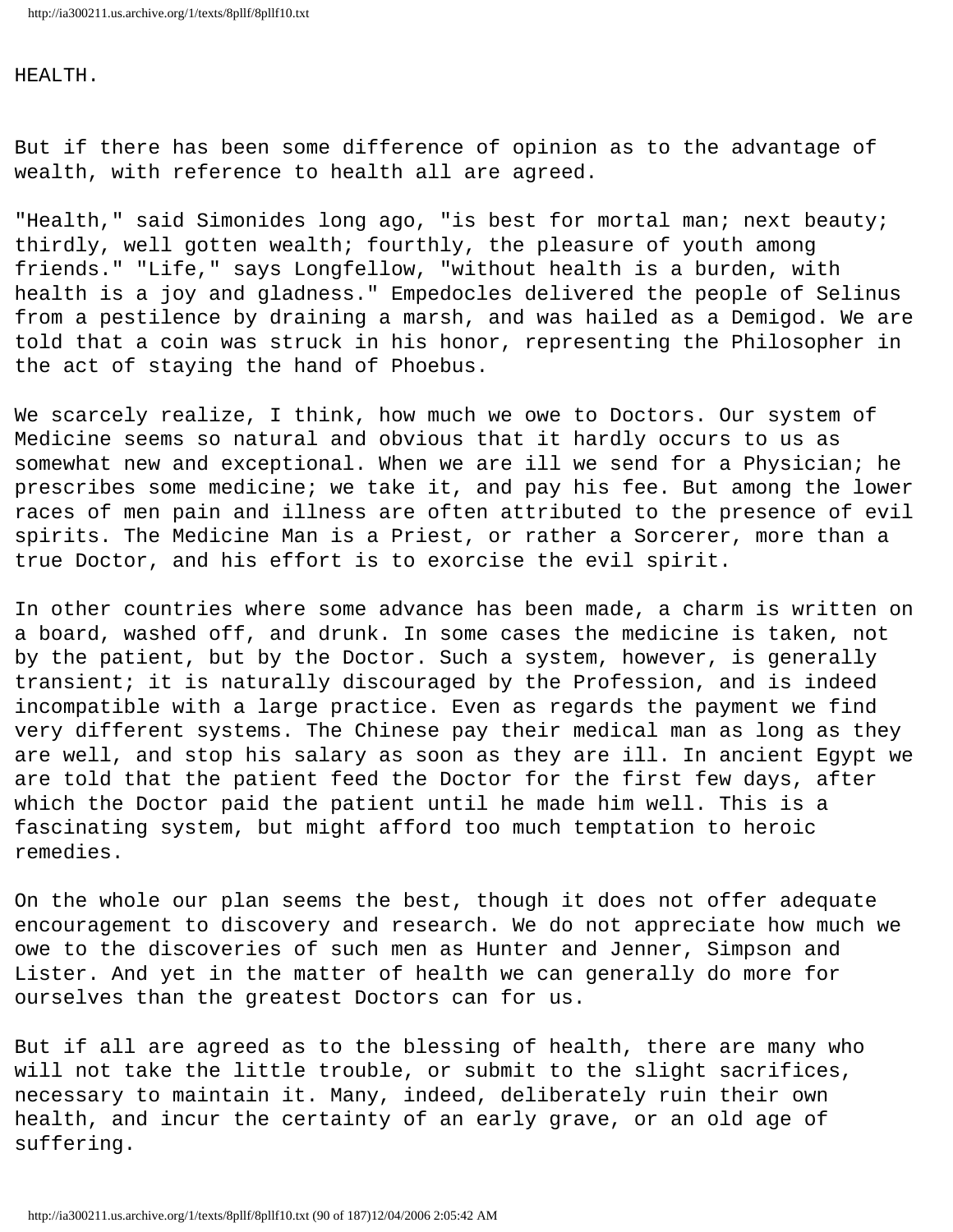# HEALTH.

But if there has been some difference of opinion as to the advantage of wealth, with reference to health all are agreed.

"Health," said Simonides long ago, "is best for mortal man; next beauty; thirdly, well gotten wealth; fourthly, the pleasure of youth among friends." "Life," says Longfellow, "without health is a burden, with health is a joy and gladness." Empedocles delivered the people of Selinus from a pestilence by draining a marsh, and was hailed as a Demigod. We are told that a coin was struck in his honor, representing the Philosopher in the act of staying the hand of Phoebus.

We scarcely realize, I think, how much we owe to Doctors. Our system of Medicine seems so natural and obvious that it hardly occurs to us as somewhat new and exceptional. When we are ill we send for a Physician; he prescribes some medicine; we take it, and pay his fee. But among the lower races of men pain and illness are often attributed to the presence of evil spirits. The Medicine Man is a Priest, or rather a Sorcerer, more than a true Doctor, and his effort is to exorcise the evil spirit.

In other countries where some advance has been made, a charm is written on a board, washed off, and drunk. In some cases the medicine is taken, not by the patient, but by the Doctor. Such a system, however, is generally transient; it is naturally discouraged by the Profession, and is indeed incompatible with a large practice. Even as regards the payment we find very different systems. The Chinese pay their medical man as long as they are well, and stop his salary as soon as they are ill. In ancient Egypt we are told that the patient feed the Doctor for the first few days, after which the Doctor paid the patient until he made him well. This is a fascinating system, but might afford too much temptation to heroic remedies.

On the whole our plan seems the best, though it does not offer adequate encouragement to discovery and research. We do not appreciate how much we owe to the discoveries of such men as Hunter and Jenner, Simpson and Lister. And yet in the matter of health we can generally do more for ourselves than the greatest Doctors can for us.

But if all are agreed as to the blessing of health, there are many who will not take the little trouble, or submit to the slight sacrifices, necessary to maintain it. Many, indeed, deliberately ruin their own health, and incur the certainty of an early grave, or an old age of suffering.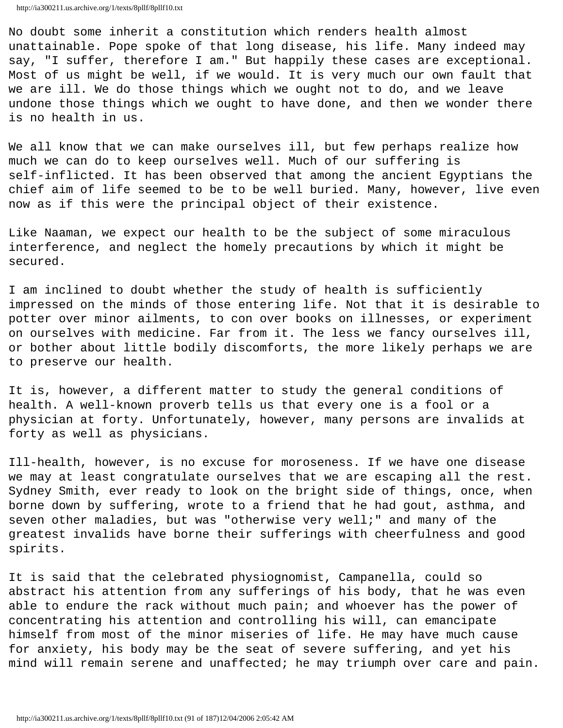No doubt some inherit a constitution which renders health almost unattainable. Pope spoke of that long disease, his life. Many indeed may say, "I suffer, therefore I am." But happily these cases are exceptional. Most of us might be well, if we would. It is very much our own fault that we are ill. We do those things which we ought not to do, and we leave undone those things which we ought to have done, and then we wonder there is no health in us.

We all know that we can make ourselves ill, but few perhaps realize how much we can do to keep ourselves well. Much of our suffering is self-inflicted. It has been observed that among the ancient Egyptians the chief aim of life seemed to be to be well buried. Many, however, live even now as if this were the principal object of their existence.

Like Naaman, we expect our health to be the subject of some miraculous interference, and neglect the homely precautions by which it might be secured.

I am inclined to doubt whether the study of health is sufficiently impressed on the minds of those entering life. Not that it is desirable to potter over minor ailments, to con over books on illnesses, or experiment on ourselves with medicine. Far from it. The less we fancy ourselves ill, or bother about little bodily discomforts, the more likely perhaps we are to preserve our health.

It is, however, a different matter to study the general conditions of health. A well-known proverb tells us that every one is a fool or a physician at forty. Unfortunately, however, many persons are invalids at forty as well as physicians.

Ill-health, however, is no excuse for moroseness. If we have one disease we may at least congratulate ourselves that we are escaping all the rest. Sydney Smith, ever ready to look on the bright side of things, once, when borne down by suffering, wrote to a friend that he had gout, asthma, and seven other maladies, but was "otherwise very well;" and many of the greatest invalids have borne their sufferings with cheerfulness and good spirits.

It is said that the celebrated physiognomist, Campanella, could so abstract his attention from any sufferings of his body, that he was even able to endure the rack without much pain; and whoever has the power of concentrating his attention and controlling his will, can emancipate himself from most of the minor miseries of life. He may have much cause for anxiety, his body may be the seat of severe suffering, and yet his mind will remain serene and unaffected; he may triumph over care and pain.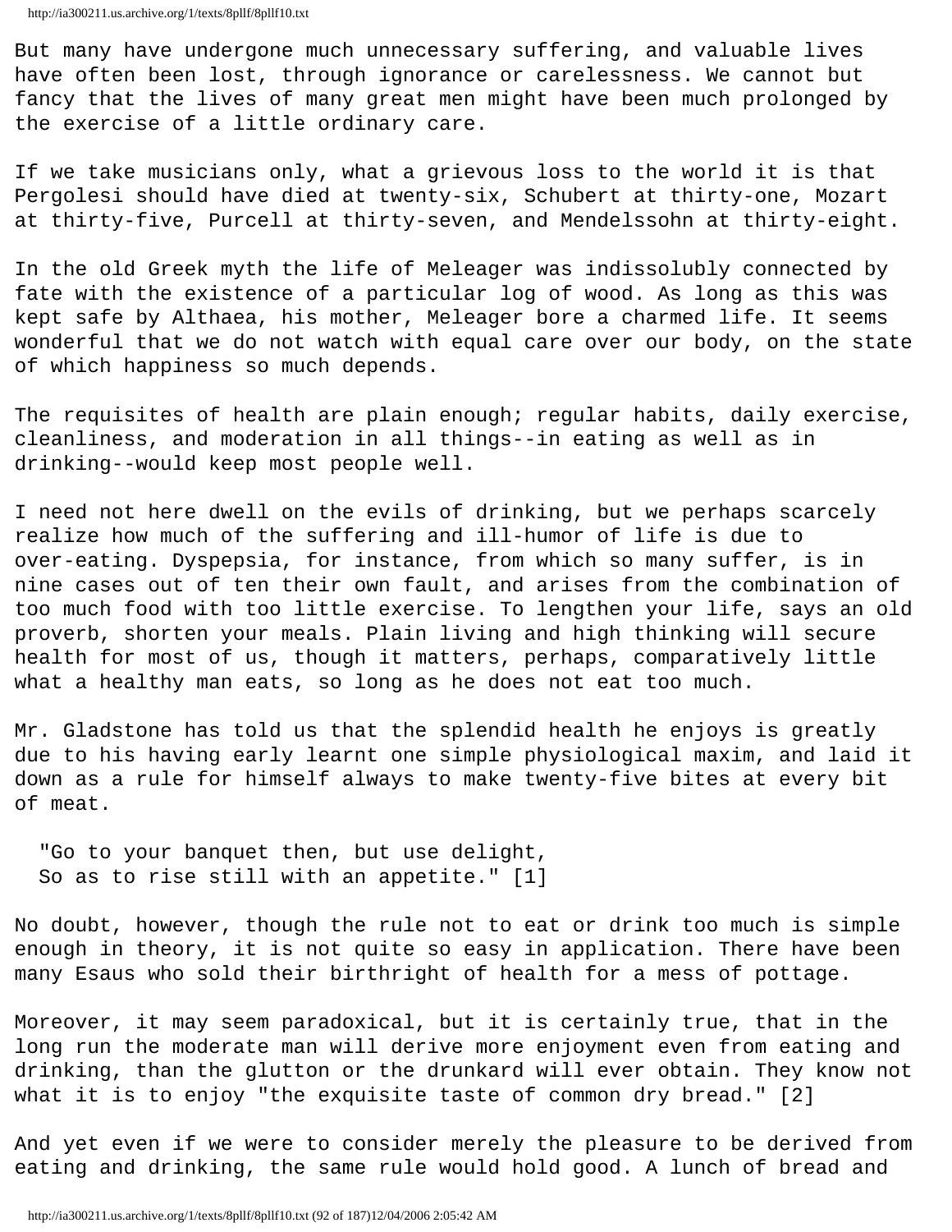But many have undergone much unnecessary suffering, and valuable lives have often been lost, through ignorance or carelessness. We cannot but fancy that the lives of many great men might have been much prolonged by the exercise of a little ordinary care.

If we take musicians only, what a grievous loss to the world it is that Pergolesi should have died at twenty-six, Schubert at thirty-one, Mozart at thirty-five, Purcell at thirty-seven, and Mendelssohn at thirty-eight.

In the old Greek myth the life of Meleager was indissolubly connected by fate with the existence of a particular log of wood. As long as this was kept safe by Althaea, his mother, Meleager bore a charmed life. It seems wonderful that we do not watch with equal care over our body, on the state of which happiness so much depends.

The requisites of health are plain enough; regular habits, daily exercise, cleanliness, and moderation in all things--in eating as well as in drinking--would keep most people well.

I need not here dwell on the evils of drinking, but we perhaps scarcely realize how much of the suffering and ill-humor of life is due to over-eating. Dyspepsia, for instance, from which so many suffer, is in nine cases out of ten their own fault, and arises from the combination of too much food with too little exercise. To lengthen your life, says an old proverb, shorten your meals. Plain living and high thinking will secure health for most of us, though it matters, perhaps, comparatively little what a healthy man eats, so long as he does not eat too much.

Mr. Gladstone has told us that the splendid health he enjoys is greatly due to his having early learnt one simple physiological maxim, and laid it down as a rule for himself always to make twenty-five bites at every bit of meat.

> "Go to your banquet then, but use delight,
> So as to rise still with an appetite." [1]

No doubt, however, though the rule not to eat or drink too much is simple enough in theory, it is not quite so easy in application. There have been many Esaus who sold their birthright of health for a mess of pottage.

Moreover, it may seem paradoxical, but it is certainly true, that in the long run the moderate man will derive more enjoyment even from eating and drinking, than the glutton or the drunkard will ever obtain. They know not what it is to enjoy "the exquisite taste of common dry bread." [2]

And yet even if we were to consider merely the pleasure to be derived from eating and drinking, the same rule would hold good. A lunch of bread and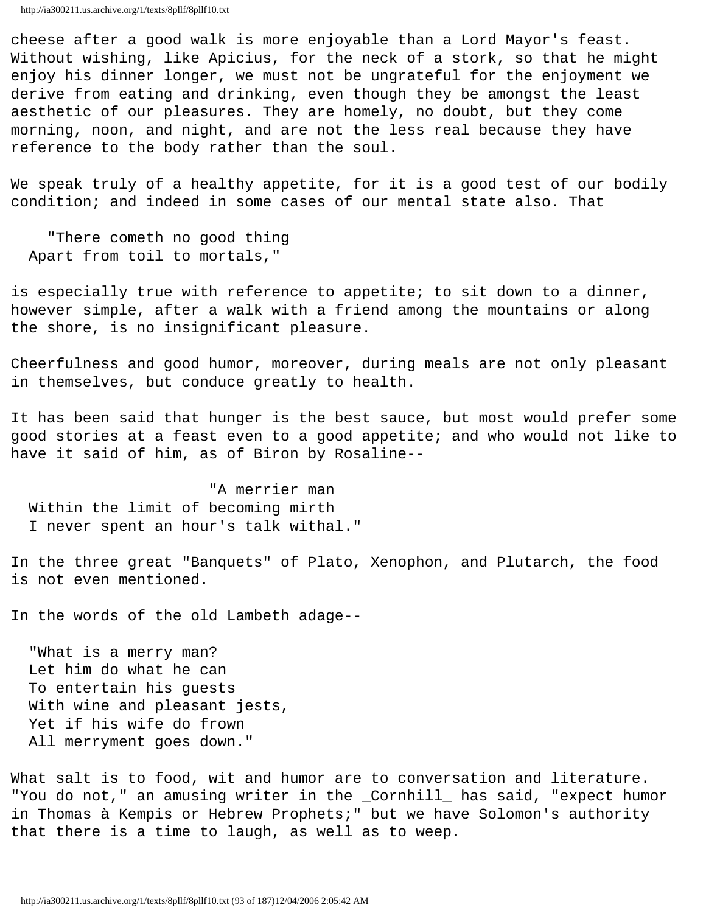cheese after a good walk is more enjoyable than a Lord Mayor's feast. Without wishing, like Apicius, for the neck of a stork, so that he might enjoy his dinner longer, we must not be ungrateful for the enjoyment we derive from eating and drinking, even though they be amongst the least aesthetic of our pleasures. They are homely, no doubt, but they come morning, noon, and night, and are not the less real because they have reference to the body rather than the soul.

We speak truly of a healthy appetite, for it is a good test of our bodily condition; and indeed in some cases of our mental state also. That

> "There cometh no good thing
> Apart from toil to mortals,"

is especially true with reference to appetite; to sit down to a dinner, however simple, after a walk with a friend among the mountains or along the shore, is no insignificant pleasure.

Cheerfulness and good humor, moreover, during meals are not only pleasant in themselves, but conduce greatly to health.

It has been said that hunger is the best sauce, but most would prefer some good stories at a feast even to a good appetite; and who would not like to have it said of him, as of Biron by Rosaline--

> "A merrier man
> Within the limit of becoming mirth
> I never spent an hour's talk withal."

In the three great "Banquets" of Plato, Xenophon, and Plutarch, the food is not even mentioned.

In the words of the old Lambeth adage--

> "What is a merry man?
> Let him do what he can
> To entertain his guests
> With wine and pleasant jests,
> Yet if his wife do frown
> All merryment goes down."

What salt is to food, wit and humor are to conversation and literature. "You do not," an amusing writer in the _Cornhill_ has said, "expect humor in Thomas à Kempis or Hebrew Prophets;" but we have Solomon's authority that there is a time to laugh, as well as to weep.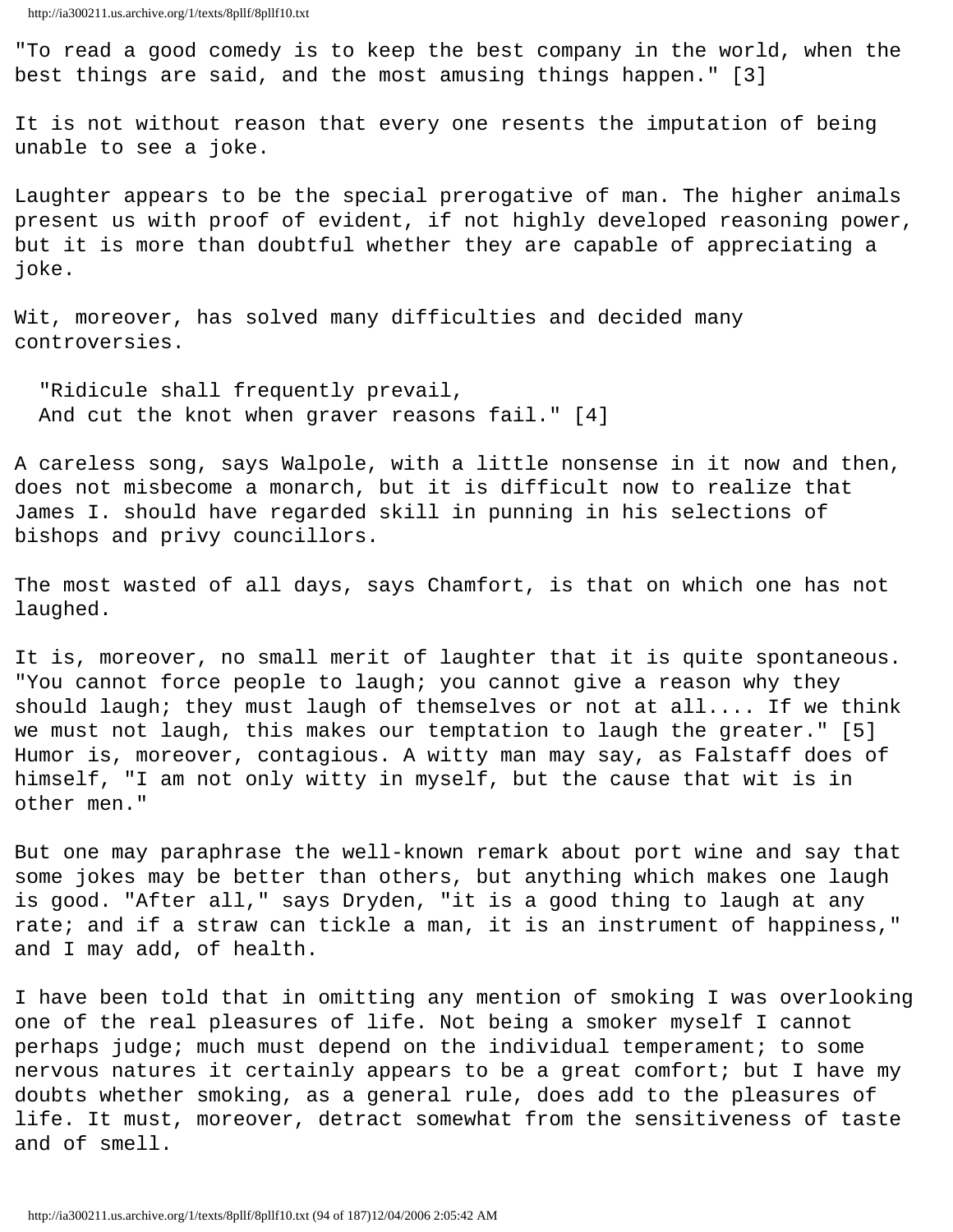"To read a good comedy is to keep the best company in the world, when the best things are said, and the most amusing things happen." [3]

It is not without reason that every one resents the imputation of being unable to see a joke.

Laughter appears to be the special prerogative of man. The higher animals present us with proof of evident, if not highly developed reasoning power, but it is more than doubtful whether they are capable of appreciating a joke.

Wit, moreover, has solved many difficulties and decided many controversies.

> "Ridicule shall frequently prevail,
> And cut the knot when graver reasons fail." [4]

A careless song, says Walpole, with a little nonsense in it now and then, does not misbecome a monarch, but it is difficult now to realize that James I. should have regarded skill in punning in his selections of bishops and privy councillors.

The most wasted of all days, says Chamfort, is that on which one has not laughed.

It is, moreover, no small merit of laughter that it is quite spontaneous. "You cannot force people to laugh; you cannot give a reason why they should laugh; they must laugh of themselves or not at all.... If we think we must not laugh, this makes our temptation to laugh the greater." [5] Humor is, moreover, contagious. A witty man may say, as Falstaff does of himself, "I am not only witty in myself, but the cause that wit is in other men."

But one may paraphrase the well-known remark about port wine and say that some jokes may be better than others, but anything which makes one laugh is good. "After all," says Dryden, "it is a good thing to laugh at any rate; and if a straw can tickle a man, it is an instrument of happiness," and I may add, of health.

I have been told that in omitting any mention of smoking I was overlooking one of the real pleasures of life. Not being a smoker myself I cannot perhaps judge; much must depend on the individual temperament; to some nervous natures it certainly appears to be a great comfort; but I have my doubts whether smoking, as a general rule, does add to the pleasures of life. It must, moreover, detract somewhat from the sensitiveness of taste and of smell.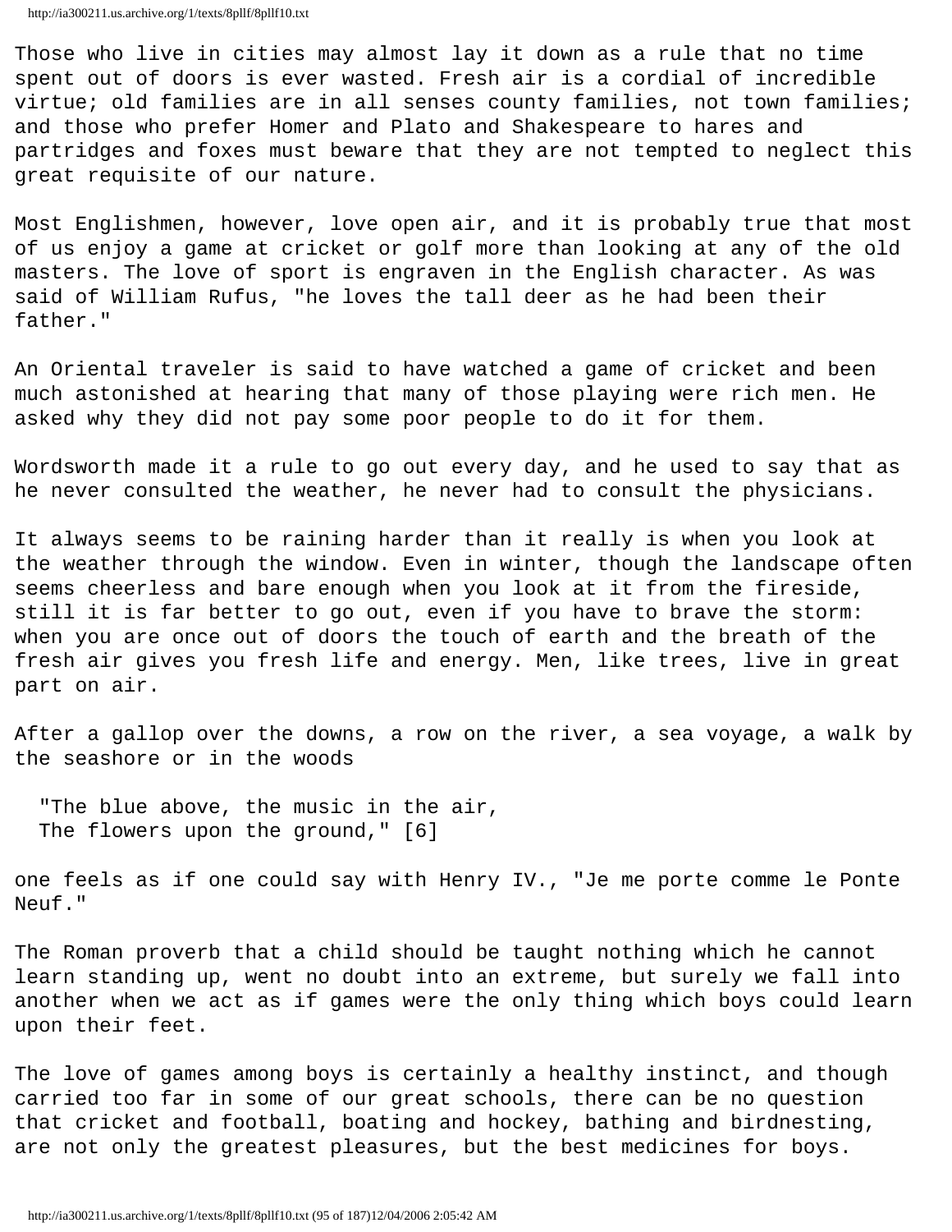Those who live in cities may almost lay it down as a rule that no time spent out of doors is ever wasted. Fresh air is a cordial of incredible virtue; old families are in all senses county families, not town families; and those who prefer Homer and Plato and Shakespeare to hares and partridges and foxes must beware that they are not tempted to neglect this great requisite of our nature.

Most Englishmen, however, love open air, and it is probably true that most of us enjoy a game at cricket or golf more than looking at any of the old masters. The love of sport is engraven in the English character. As was said of William Rufus, "he loves the tall deer as he had been their father."

An Oriental traveler is said to have watched a game of cricket and been much astonished at hearing that many of those playing were rich men. He asked why they did not pay some poor people to do it for them.

Wordsworth made it a rule to go out every day, and he used to say that as he never consulted the weather, he never had to consult the physicians.

It always seems to be raining harder than it really is when you look at the weather through the window. Even in winter, though the landscape often seems cheerless and bare enough when you look at it from the fireside, still it is far better to go out, even if you have to brave the storm: when you are once out of doors the touch of earth and the breath of the fresh air gives you fresh life and energy. Men, like trees, live in great part on air.

After a gallop over the downs, a row on the river, a sea voyage, a walk by the seashore or in the woods

> "The blue above, the music in the air,
> The flowers upon the ground," [6]

one feels as if one could say with Henry IV., "Je me porte comme le Ponte Neuf."

The Roman proverb that a child should be taught nothing which he cannot learn standing up, went no doubt into an extreme, but surely we fall into another when we act as if games were the only thing which boys could learn upon their feet.

The love of games among boys is certainly a healthy instinct, and though carried too far in some of our great schools, there can be no question that cricket and football, boating and hockey, bathing and birdnesting, are not only the greatest pleasures, but the best medicines for boys.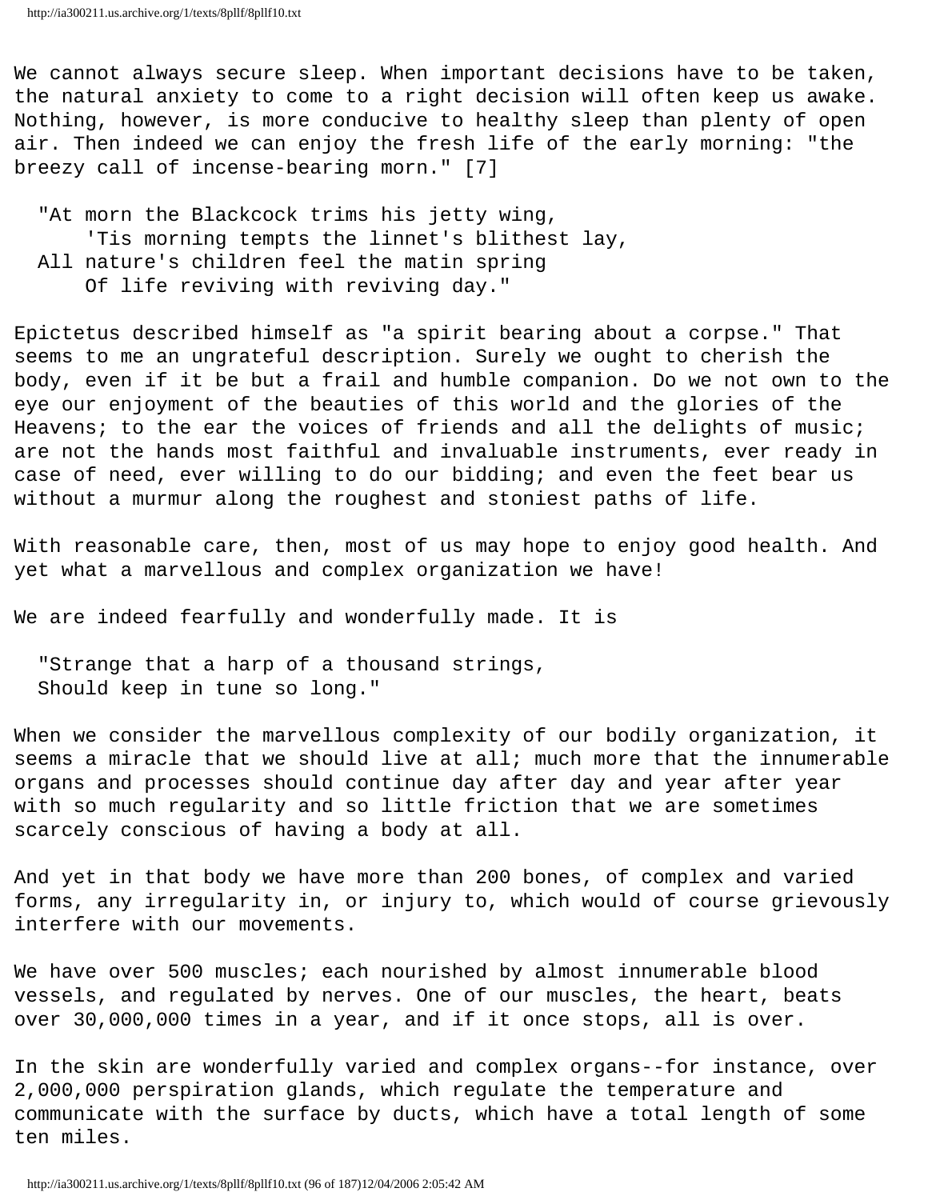We cannot always secure sleep. When important decisions have to be taken, the natural anxiety to come to a right decision will often keep us awake. Nothing, however, is more conducive to healthy sleep than plenty of open air. Then indeed we can enjoy the fresh life of the early morning: "the breezy call of incense-bearing morn." [7]

> "At morn the Blackcock trims his jetty wing,
> 'Tis morning tempts the linnet's blithest lay,
> All nature's children feel the matin spring
> Of life reviving with reviving day."

Epictetus described himself as "a spirit bearing about a corpse." That seems to me an ungrateful description. Surely we ought to cherish the body, even if it be but a frail and humble companion. Do we not own to the eye our enjoyment of the beauties of this world and the glories of the Heavens; to the ear the voices of friends and all the delights of music; are not the hands most faithful and invaluable instruments, ever ready in case of need, ever willing to do our bidding; and even the feet bear us without a murmur along the roughest and stoniest paths of life.

With reasonable care, then, most of us may hope to enjoy good health. And yet what a marvellous and complex organization we have!

We are indeed fearfully and wonderfully made. It is

> "Strange that a harp of a thousand strings,
> Should keep in tune so long."

When we consider the marvellous complexity of our bodily organization, it seems a miracle that we should live at all; much more that the innumerable organs and processes should continue day after day and year after year with so much regularity and so little friction that we are sometimes scarcely conscious of having a body at all.

And yet in that body we have more than 200 bones, of complex and varied forms, any irregularity in, or injury to, which would of course grievously interfere with our movements.

We have over 500 muscles; each nourished by almost innumerable blood vessels, and regulated by nerves. One of our muscles, the heart, beats over 30,000,000 times in a year, and if it once stops, all is over.

In the skin are wonderfully varied and complex organs--for instance, over 2,000,000 perspiration glands, which regulate the temperature and communicate with the surface by ducts, which have a total length of some ten miles.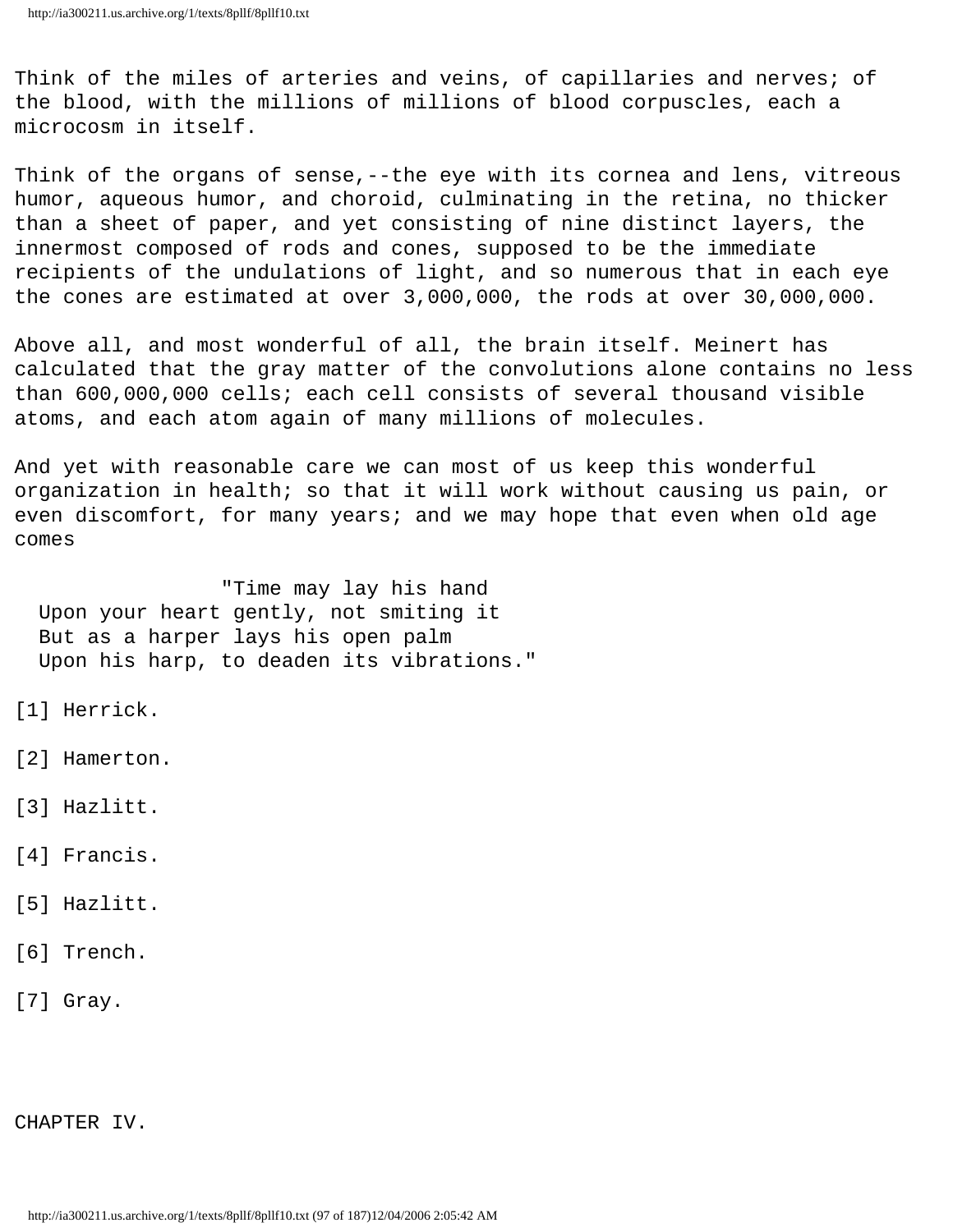Think of the miles of arteries and veins, of capillaries and nerves; of the blood, with the millions of millions of blood corpuscles, each a microcosm in itself.

Think of the organs of sense,--the eye with its cornea and lens, vitreous humor, aqueous humor, and choroid, culminating in the retina, no thicker than a sheet of paper, and yet consisting of nine distinct layers, the innermost composed of rods and cones, supposed to be the immediate recipients of the undulations of light, and so numerous that in each eye the cones are estimated at over 3,000,000, the rods at over 30,000,000.

Above all, and most wonderful of all, the brain itself. Meinert has calculated that the gray matter of the convolutions alone contains no less than 600,000,000 cells; each cell consists of several thousand visible atoms, and each atom again of many millions of molecules.

And yet with reasonable care we can most of us keep this wonderful organization in health; so that it will work without causing us pain, or even discomfort, for many years; and we may hope that even when old age comes

> "Time may lay his hand
> Upon your heart gently, not smiting it
> But as a harper lays his open palm
> Upon his harp, to deaden its vibrations."

[1] Herrick.

[2] Hamerton.

[3] Hazlitt.

[4] Francis.

[5] Hazlitt.

[6] Trench.

[7] Gray.

## CHAPTER IV.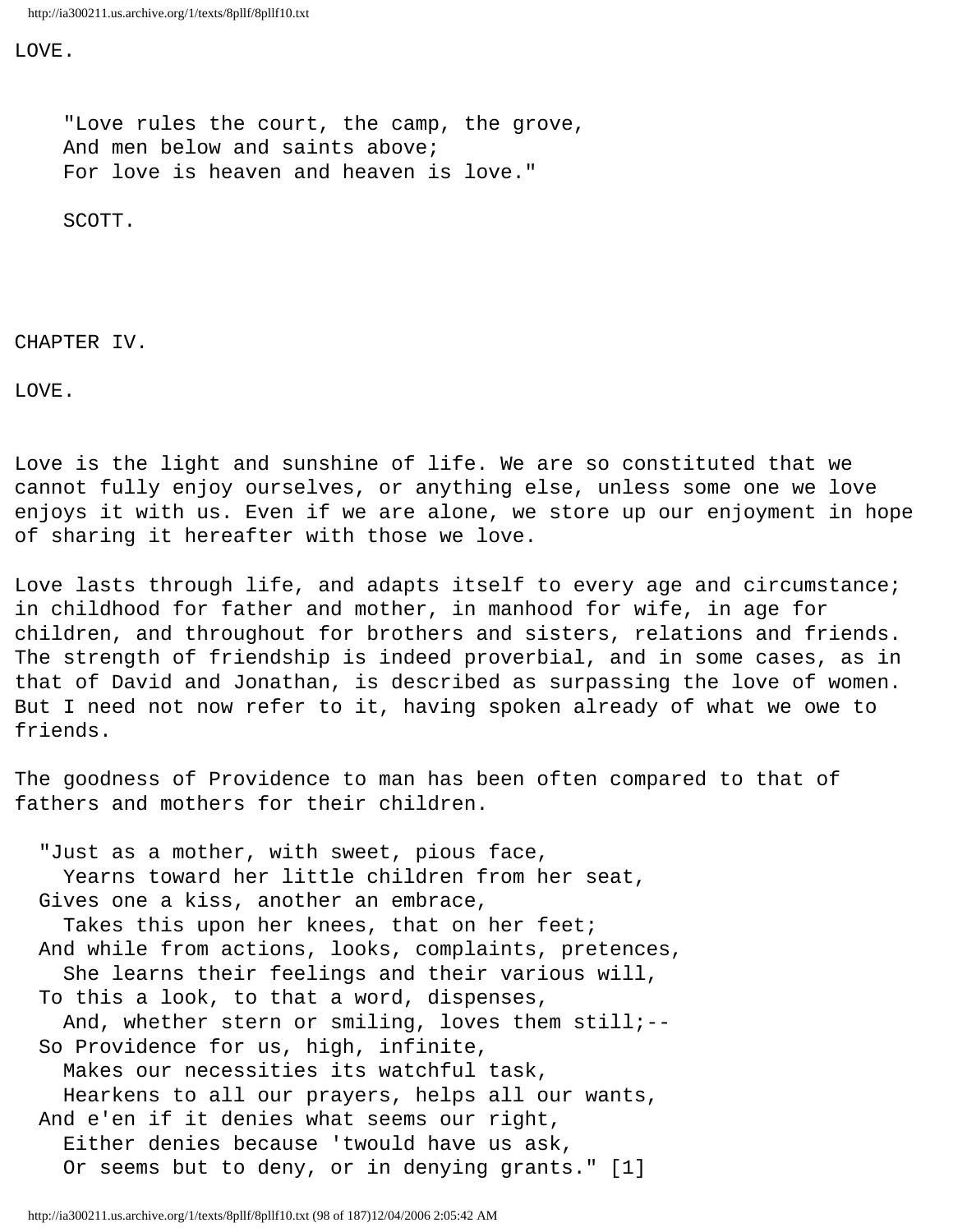LOVE.

> "Love rules the court, the camp, the grove,
> And men below and saints above;
> For love is heaven and heaven is love."
>
> SCOTT.

## CHAPTER IV.

## LOVE.

Love is the light and sunshine of life. We are so constituted that we cannot fully enjoy ourselves, or anything else, unless some one we love enjoys it with us. Even if we are alone, we store up our enjoyment in hope of sharing it hereafter with those we love.

Love lasts through life, and adapts itself to every age and circumstance; in childhood for father and mother, in manhood for wife, in age for children, and throughout for brothers and sisters, relations and friends. The strength of friendship is indeed proverbial, and in some cases, as in that of David and Jonathan, is described as surpassing the love of women. But I need not now refer to it, having spoken already of what we owe to friends.

The goodness of Providence to man has been often compared to that of fathers and mothers for their children.

> "Just as a mother, with sweet, pious face,
> Yearns toward her little children from her seat,
> Gives one a kiss, another an embrace,
> Takes this upon her knees, that on her feet;
> And while from actions, looks, complaints, pretences,
> She learns their feelings and their various will,
> To this a look, to that a word, dispenses,
> And, whether stern or smiling, loves them still;--
> So Providence for us, high, infinite,
> Makes our necessities its watchful task,
> Hearkens to all our prayers, helps all our wants,
> And e'en if it denies what seems our right,
> Either denies because 'twould have us ask,
> Or seems but to deny, or in denying grants." [1]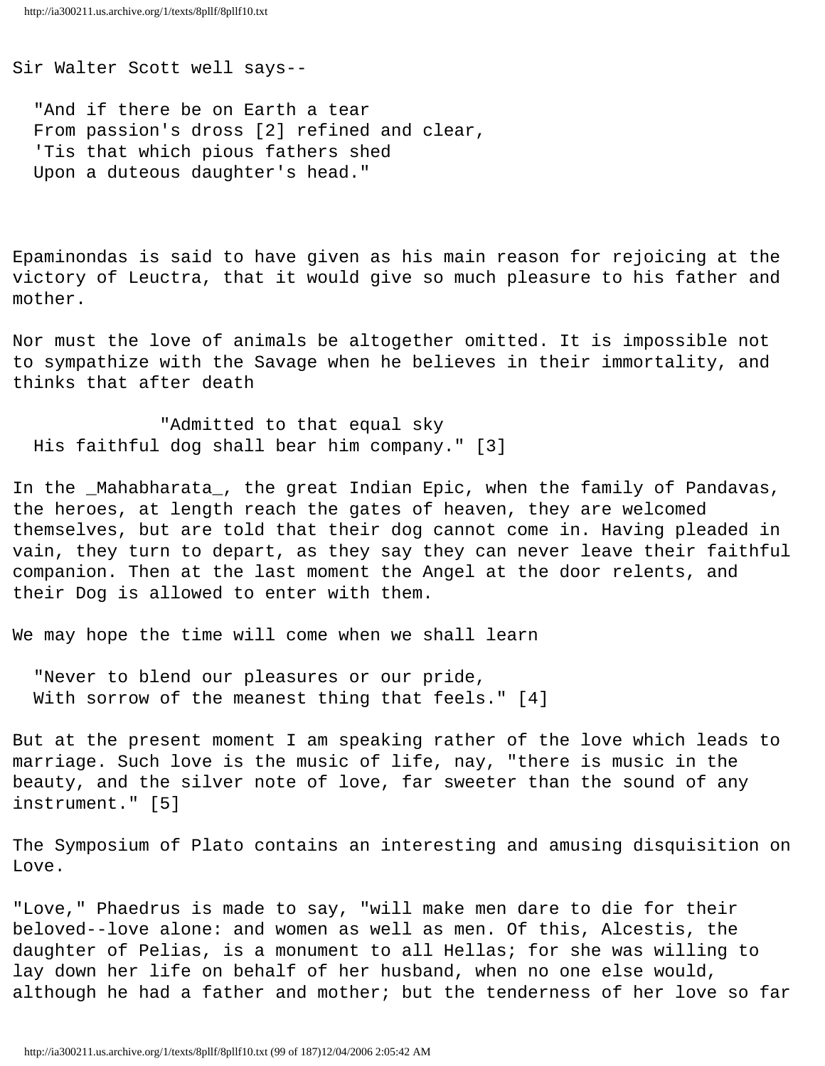Sir Walter Scott well says--

> "And if there be on Earth a tear
> From passion's dross [2] refined and clear,
> 'Tis that which pious fathers shed
> Upon a duteous daughter's head."

Epaminondas is said to have given as his main reason for rejoicing at the victory of Leuctra, that it would give so much pleasure to his father and mother.

Nor must the love of animals be altogether omitted. It is impossible not to sympathize with the Savage when he believes in their immortality, and thinks that after death

> "Admitted to that equal sky
> His faithful dog shall bear him company." [3]

In the _Mahabharata_, the great Indian Epic, when the family of Pandavas, the heroes, at length reach the gates of heaven, they are welcomed themselves, but are told that their dog cannot come in. Having pleaded in vain, they turn to depart, as they say they can never leave their faithful companion. Then at the last moment the Angel at the door relents, and their Dog is allowed to enter with them.

We may hope the time will come when we shall learn

> "Never to blend our pleasures or our pride,
> With sorrow of the meanest thing that feels." [4]

But at the present moment I am speaking rather of the love which leads to marriage. Such love is the music of life, nay, "there is music in the beauty, and the silver note of love, far sweeter than the sound of any instrument." [5]

The Symposium of Plato contains an interesting and amusing disquisition on Love.

"Love," Phaedrus is made to say, "will make men dare to die for their beloved--love alone: and women as well as men. Of this, Alcestis, the daughter of Pelias, is a monument to all Hellas; for she was willing to lay down her life on behalf of her husband, when no one else would, although he had a father and mother; but the tenderness of her love so far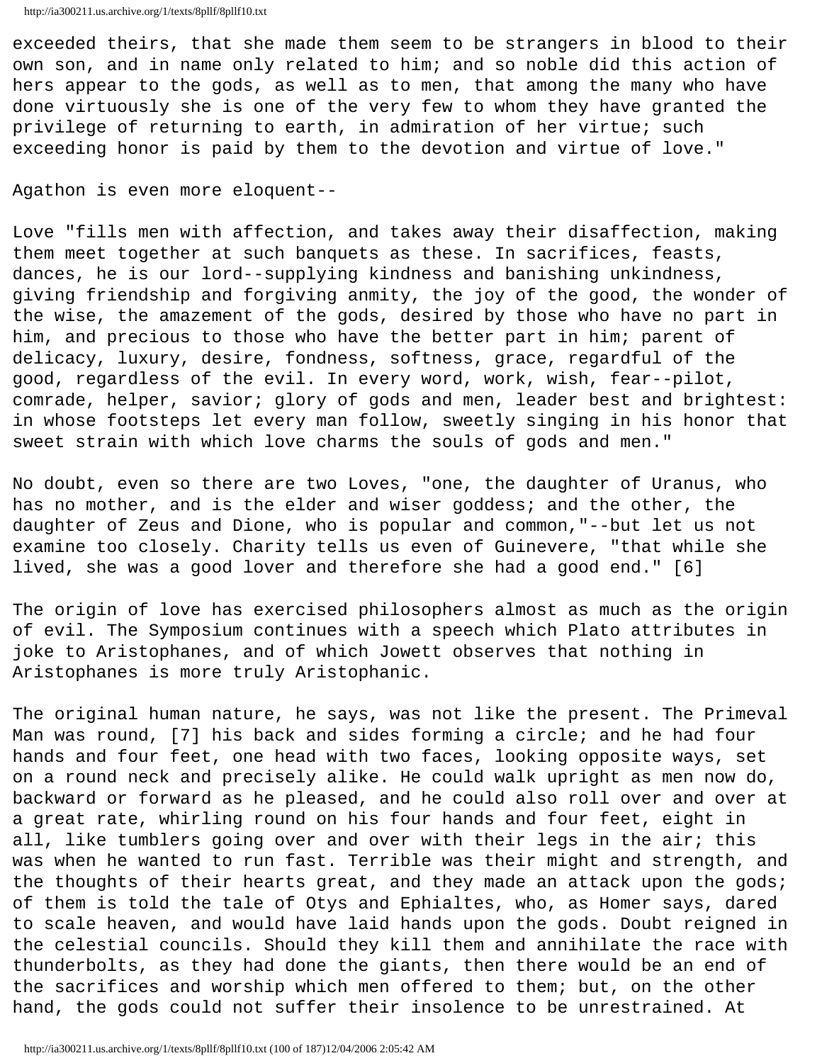exceeded theirs, that she made them seem to be strangers in blood to their own son, and in name only related to him; and so noble did this action of hers appear to the gods, as well as to men, that among the many who have done virtuously she is one of the very few to whom they have granted the privilege of returning to earth, in admiration of her virtue; such exceeding honor is paid by them to the devotion and virtue of love."

Agathon is even more eloquent--

Love "fills men with affection, and takes away their disaffection, making them meet together at such banquets as these. In sacrifices, feasts, dances, he is our lord--supplying kindness and banishing unkindness, giving friendship and forgiving anmity, the joy of the good, the wonder of the wise, the amazement of the gods, desired by those who have no part in him, and precious to those who have the better part in him; parent of delicacy, luxury, desire, fondness, softness, grace, regardful of the good, regardless of the evil. In every word, work, wish, fear--pilot, comrade, helper, savior; glory of gods and men, leader best and brightest: in whose footsteps let every man follow, sweetly singing in his honor that sweet strain with which love charms the souls of gods and men."

No doubt, even so there are two Loves, "one, the daughter of Uranus, who has no mother, and is the elder and wiser goddess; and the other, the daughter of Zeus and Dione, who is popular and common,"--but let us not examine too closely. Charity tells us even of Guinevere, "that while she lived, she was a good lover and therefore she had a good end." [6]

The origin of love has exercised philosophers almost as much as the origin of evil. The Symposium continues with a speech which Plato attributes in joke to Aristophanes, and of which Jowett observes that nothing in Aristophanes is more truly Aristophanic.

The original human nature, he says, was not like the present. The Primeval Man was round, [7] his back and sides forming a circle; and he had four hands and four feet, one head with two faces, looking opposite ways, set on a round neck and precisely alike. He could walk upright as men now do, backward or forward as he pleased, and he could also roll over and over at a great rate, whirling round on his four hands and four feet, eight in all, like tumblers going over and over with their legs in the air; this was when he wanted to run fast. Terrible was their might and strength, and the thoughts of their hearts great, and they made an attack upon the gods; of them is told the tale of Otys and Ephialtes, who, as Homer says, dared to scale heaven, and would have laid hands upon the gods. Doubt reigned in the celestial councils. Should they kill them and annihilate the race with thunderbolts, as they had done the giants, then there would be an end of the sacrifices and worship which men offered to them; but, on the other hand, the gods could not suffer their insolence to be unrestrained. At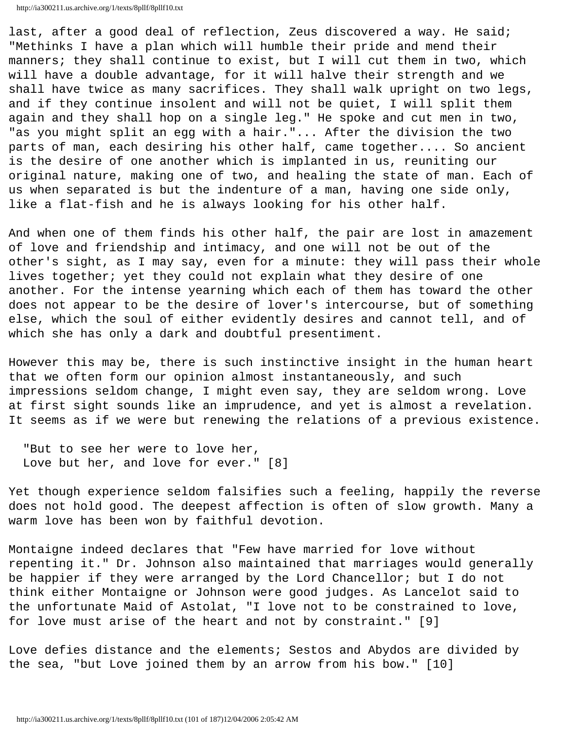last, after a good deal of reflection, Zeus discovered a way. He said; "Methinks I have a plan which will humble their pride and mend their manners; they shall continue to exist, but I will cut them in two, which will have a double advantage, for it will halve their strength and we shall have twice as many sacrifices. They shall walk upright on two legs, and if they continue insolent and will not be quiet, I will split them again and they shall hop on a single leg." He spoke and cut men in two, "as you might split an egg with a hair."... After the division the two parts of man, each desiring his other half, came together.... So ancient is the desire of one another which is implanted in us, reuniting our original nature, making one of two, and healing the state of man. Each of us when separated is but the indenture of a man, having one side only, like a flat-fish and he is always looking for his other half.

And when one of them finds his other half, the pair are lost in amazement of love and friendship and intimacy, and one will not be out of the other's sight, as I may say, even for a minute: they will pass their whole lives together; yet they could not explain what they desire of one another. For the intense yearning which each of them has toward the other does not appear to be the desire of lover's intercourse, but of something else, which the soul of either evidently desires and cannot tell, and of which she has only a dark and doubtful presentiment.

However this may be, there is such instinctive insight in the human heart that we often form our opinion almost instantaneously, and such impressions seldom change, I might even say, they are seldom wrong. Love at first sight sounds like an imprudence, and yet is almost a revelation. It seems as if we were but renewing the relations of a previous existence.

> "But to see her were to love her,
> Love but her, and love for ever." [8]

Yet though experience seldom falsifies such a feeling, happily the reverse does not hold good. The deepest affection is often of slow growth. Many a warm love has been won by faithful devotion.

Montaigne indeed declares that "Few have married for love without repenting it." Dr. Johnson also maintained that marriages would generally be happier if they were arranged by the Lord Chancellor; but I do not think either Montaigne or Johnson were good judges. As Lancelot said to the unfortunate Maid of Astolat, "I love not to be constrained to love, for love must arise of the heart and not by constraint." [9]

Love defies distance and the elements; Sestos and Abydos are divided by the sea, "but Love joined them by an arrow from his bow." [10]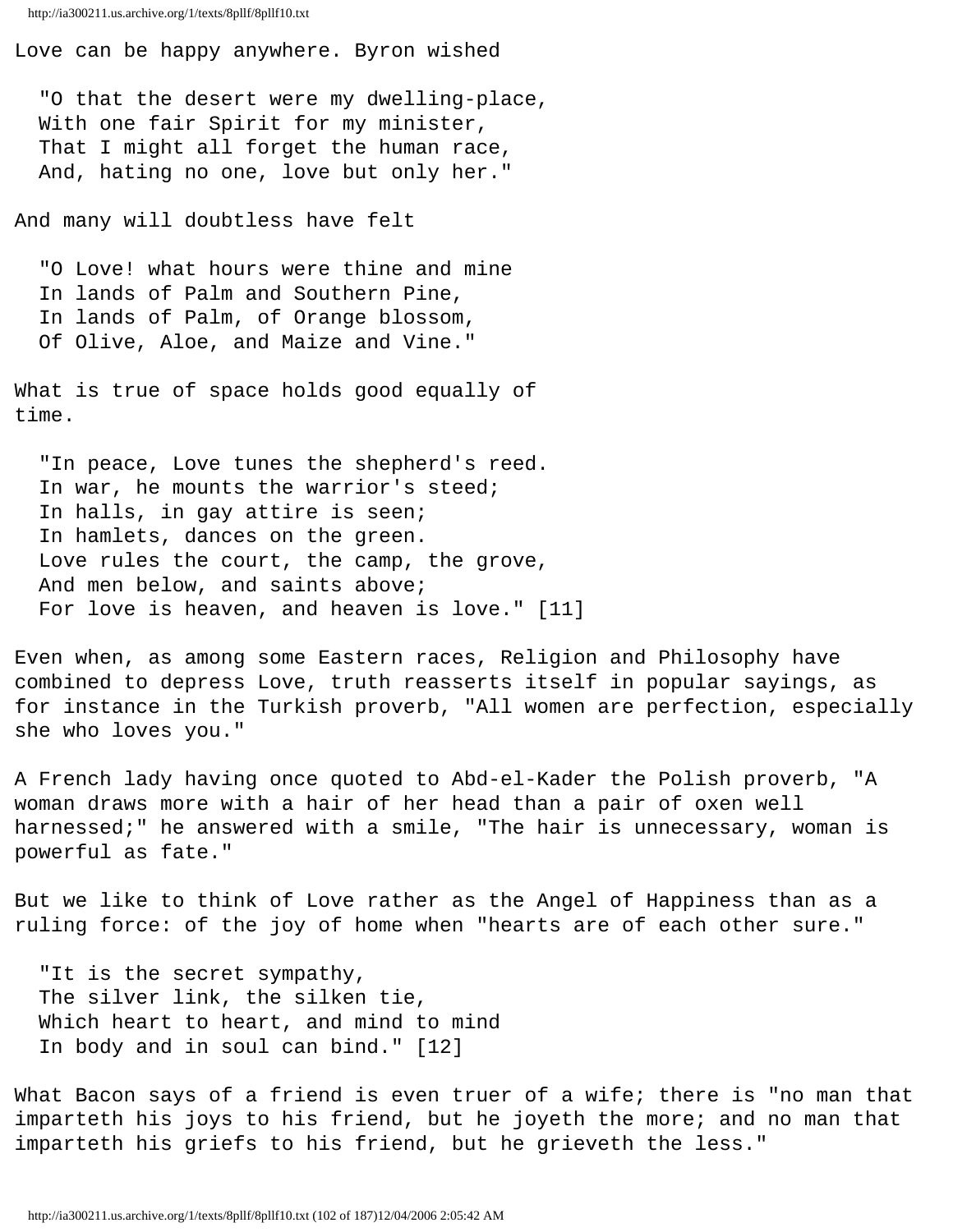Love can be happy anywhere. Byron wished

> "O that the desert were my dwelling-place,
> With one fair Spirit for my minister,
> That I might all forget the human race,
> And, hating no one, love but only her."

And many will doubtless have felt

> "O Love! what hours were thine and mine
> In lands of Palm and Southern Pine,
> In lands of Palm, of Orange blossom,
> Of Olive, Aloe, and Maize and Vine."

What is true of space holds good equally of time.

> "In peace, Love tunes the shepherd's reed.
> In war, he mounts the warrior's steed;
> In halls, in gay attire is seen;
> In hamlets, dances on the green.
> Love rules the court, the camp, the grove,
> And men below, and saints above;
> For love is heaven, and heaven is love." [11]

Even when, as among some Eastern races, Religion and Philosophy have combined to depress Love, truth reasserts itself in popular sayings, as for instance in the Turkish proverb, "All women are perfection, especially she who loves you."

A French lady having once quoted to Abd-el-Kader the Polish proverb, "A woman draws more with a hair of her head than a pair of oxen well harnessed;" he answered with a smile, "The hair is unnecessary, woman is powerful as fate."

But we like to think of Love rather as the Angel of Happiness than as a ruling force: of the joy of home when "hearts are of each other sure."

> "It is the secret sympathy,
> The silver link, the silken tie,
> Which heart to heart, and mind to mind
> In body and in soul can bind." [12]

What Bacon says of a friend is even truer of a wife; there is "no man that imparteth his joys to his friend, but he joyeth the more; and no man that imparteth his griefs to his friend, but he grieveth the less."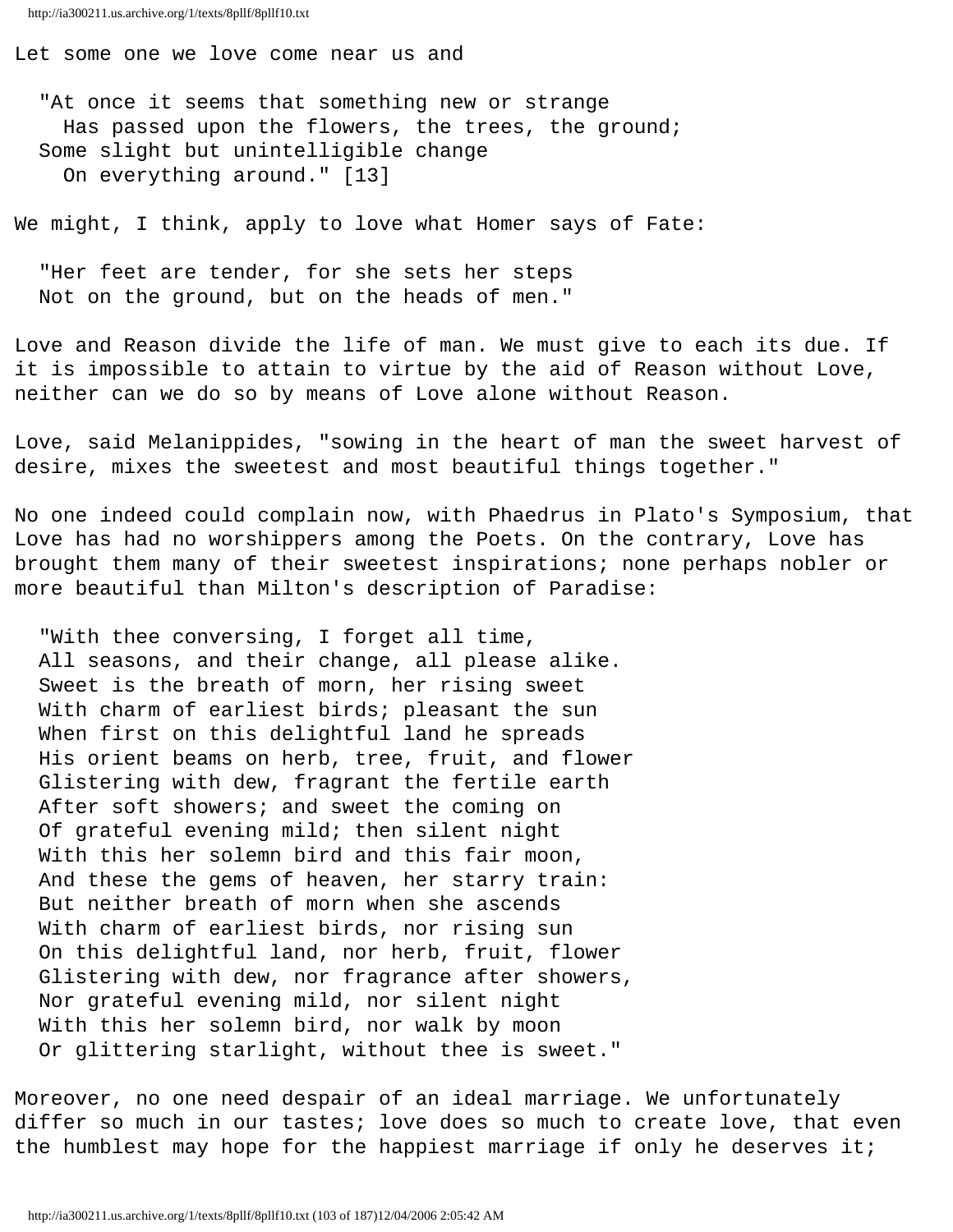Let some one we love come near us and

> "At once it seems that something new or strange
> Has passed upon the flowers, the trees, the ground;
> Some slight but unintelligible change
> On everything around." [13]

We might, I think, apply to love what Homer says of Fate:

> "Her feet are tender, for she sets her steps
> Not on the ground, but on the heads of men."

Love and Reason divide the life of man. We must give to each its due. If it is impossible to attain to virtue by the aid of Reason without Love, neither can we do so by means of Love alone without Reason.

Love, said Melanippides, "sowing in the heart of man the sweet harvest of desire, mixes the sweetest and most beautiful things together."

No one indeed could complain now, with Phaedrus in Plato's Symposium, that Love has had no worshippers among the Poets. On the contrary, Love has brought them many of their sweetest inspirations; none perhaps nobler or more beautiful than Milton's description of Paradise:

> "With thee conversing, I forget all time,
> All seasons, and their change, all please alike.
> Sweet is the breath of morn, her rising sweet
> With charm of earliest birds; pleasant the sun
> When first on this delightful land he spreads
> His orient beams on herb, tree, fruit, and flower
> Glistering with dew, fragrant the fertile earth
> After soft showers; and sweet the coming on
> Of grateful evening mild; then silent night
> With this her solemn bird and this fair moon,
> And these the gems of heaven, her starry train:
> But neither breath of morn when she ascends
> With charm of earliest birds, nor rising sun
> On this delightful land, nor herb, fruit, flower
> Glistering with dew, nor fragrance after showers,
> Nor grateful evening mild, nor silent night
> With this her solemn bird, nor walk by moon
> Or glittering starlight, without thee is sweet."

Moreover, no one need despair of an ideal marriage. We unfortunately differ so much in our tastes; love does so much to create love, that even the humblest may hope for the happiest marriage if only he deserves it;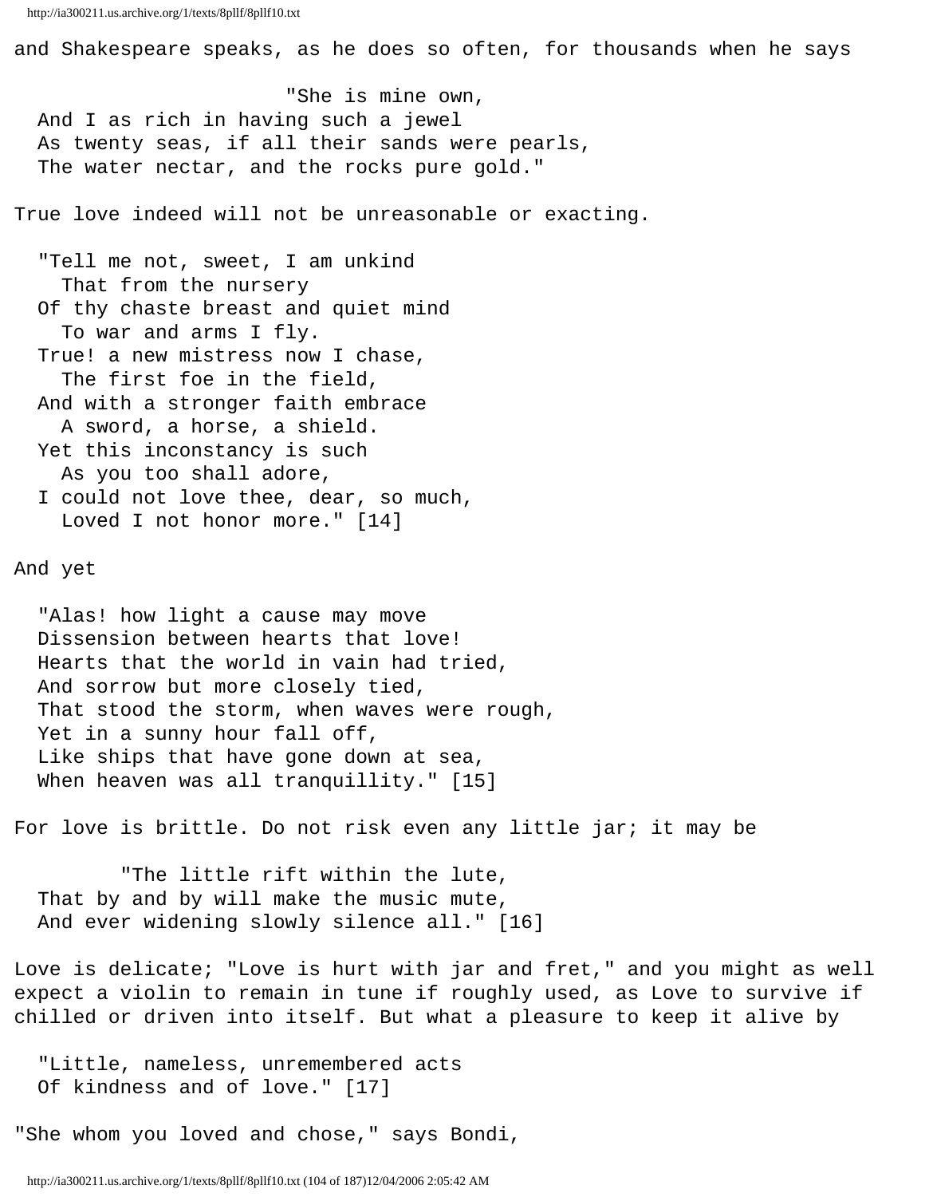and Shakespeare speaks, as he does so often, for thousands when he says

> "She is mine own,
> And I as rich in having such a jewel
> As twenty seas, if all their sands were pearls,
> The water nectar, and the rocks pure gold."

True love indeed will not be unreasonable or exacting.

> "Tell me not, sweet, I am unkind
>   That from the nursery
> Of thy chaste breast and quiet mind
>   To war and arms I fly.
> True! a new mistress now I chase,
>   The first foe in the field,
> And with a stronger faith embrace
>   A sword, a horse, a shield.
> Yet this inconstancy is such
>   As you too shall adore,
> I could not love thee, dear, so much,
>   Loved I not honor more." [14]

And yet

> "Alas! how light a cause may move
> Dissension between hearts that love!
> Hearts that the world in vain had tried,
> And sorrow but more closely tied,
> That stood the storm, when waves were rough,
> Yet in a sunny hour fall off,
> Like ships that have gone down at sea,
> When heaven was all tranquillity." [15]

For love is brittle. Do not risk even any little jar; it may be

> "The little rift within the lute,
> That by and by will make the music mute,
> And ever widening slowly silence all." [16]

Love is delicate; "Love is hurt with jar and fret," and you might as well expect a violin to remain in tune if roughly used, as Love to survive if chilled or driven into itself. But what a pleasure to keep it alive by

> "Little, nameless, unremembered acts
> Of kindness and of love." [17]

"She whom you loved and chose," says Bondi,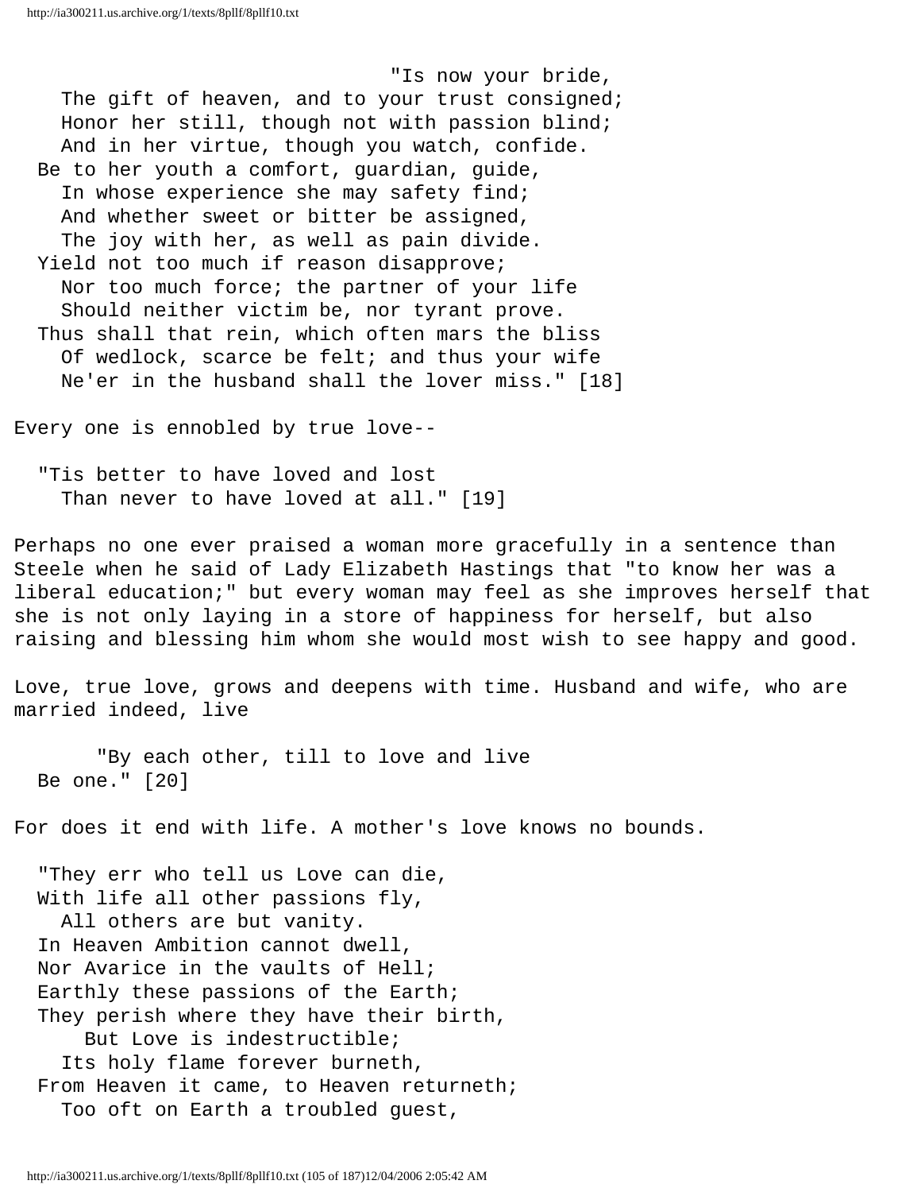"Is now your bride,  
The gift of heaven, and to your trust consigned;  
Honor her still, though not with passion blind;  
And in her virtue, though you watch, confide.  
Be to her youth a comfort, guardian, guide,  
In whose experience she may safety find;  
And whether sweet or bitter be assigned,  
The joy with her, as well as pain divide.  
Yield not too much if reason disapprove;  
Nor too much force; the partner of your life  
Should neither victim be, nor tyrant prove.  
Thus shall that rein, which often mars the bliss  
Of wedlock, scarce be felt; and thus your wife  
Ne'er in the husband shall the lover miss." [18]

Every one is ennobled by true love--

"Tis better to have loved and lost  
Than never to have loved at all." [19]

Perhaps no one ever praised a woman more gracefully in a sentence than Steele when he said of Lady Elizabeth Hastings that "to know her was a liberal education;" but every woman may feel as she improves herself that she is not only laying in a store of happiness for herself, but also raising and blessing him whom she would most wish to see happy and good.

Love, true love, grows and deepens with time. Husband and wife, who are married indeed, live

"By each other, till to love and live  
Be one." [20]

For does it end with life. A mother's love knows no bounds.

"They err who tell us Love can die,  
With life all other passions fly,  
All others are but vanity.  
In Heaven Ambition cannot dwell,  
Nor Avarice in the vaults of Hell;  
Earthly these passions of the Earth;  
They perish where they have their birth,  
But Love is indestructible;  
Its holy flame forever burneth,  
From Heaven it came, to Heaven returneth;  
Too oft on Earth a troubled guest,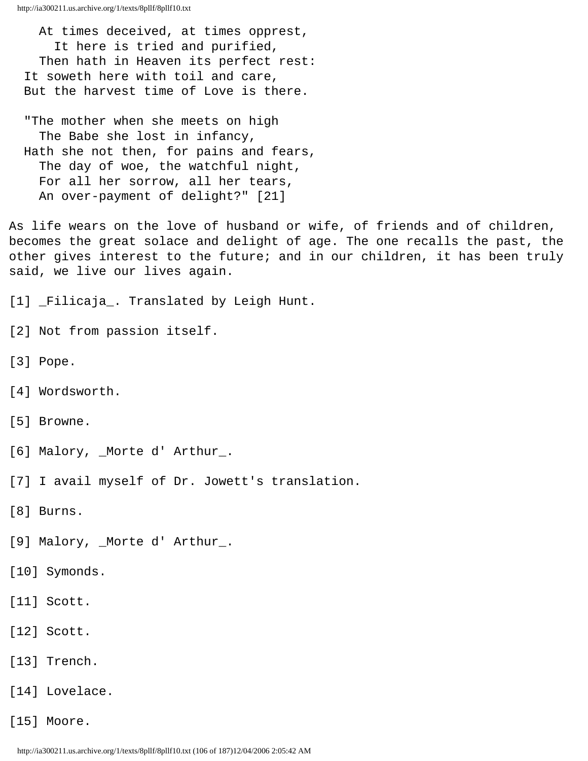At times deceived, at times opprest,
  It here is tried and purified,
Then hath in Heaven its perfect rest:
It soweth here with toil and care,
But the harvest time of Love is there.

"The mother when she meets on high
  The Babe she lost in infancy,
Hath she not then, for pains and fears,
  The day of woe, the watchful night,
  For all her sorrow, all her tears,
  An over-payment of delight?" [21]

As life wears on the love of husband or wife, of friends and of children, becomes the great solace and delight of age. The one recalls the past, the other gives interest to the future; and in our children, it has been truly said, we live our lives again.

[1] _Filicaja_. Translated by Leigh Hunt.

[2] Not from passion itself.

[3] Pope.

[4] Wordsworth.

[5] Browne.

[6] Malory, _Morte d' Arthur_.

[7] I avail myself of Dr. Jowett's translation.

[8] Burns.

[9] Malory, _Morte d' Arthur_.

[10] Symonds.

[11] Scott.

[12] Scott.

[13] Trench.

[14] Lovelace.

[15] Moore.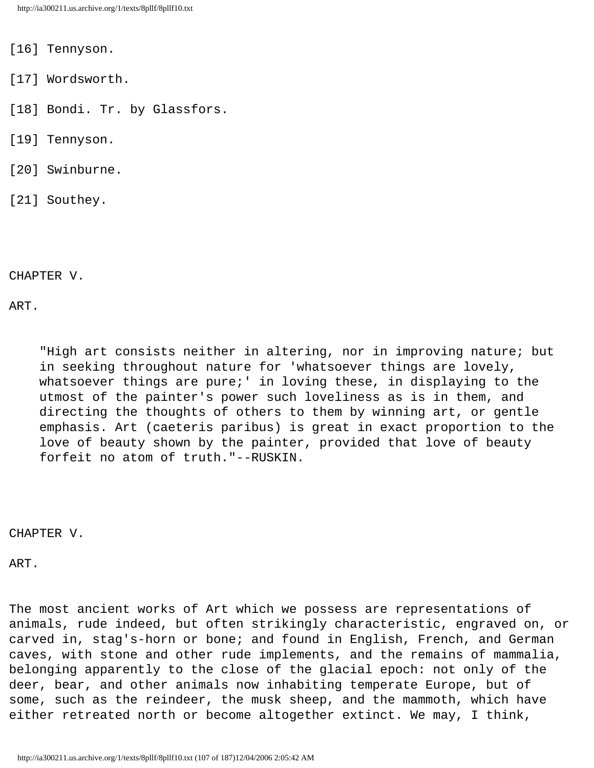[16] Tennyson.

[17] Wordsworth.

[18] Bondi. Tr. by Glassfors.

[19] Tennyson.

[20] Swinburne.

[21] Southey.

# CHAPTER V.

## ART.

> "High art consists neither in altering, nor in improving nature; but in seeking throughout nature for 'whatsoever things are lovely, whatsoever things are pure;' in loving these, in displaying to the utmost of the painter's power such loveliness as is in them, and directing the thoughts of others to them by winning art, or gentle emphasis. Art (caeteris paribus) is great in exact proportion to the love of beauty shown by the painter, provided that love of beauty forfeit no atom of truth."--RUSKIN.

# CHAPTER V.

## ART.

The most ancient works of Art which we possess are representations of animals, rude indeed, but often strikingly characteristic, engraved on, or carved in, stag's-horn or bone; and found in English, French, and German caves, with stone and other rude implements, and the remains of mammalia, belonging apparently to the close of the glacial epoch: not only of the deer, bear, and other animals now inhabiting temperate Europe, but of some, such as the reindeer, the musk sheep, and the mammoth, which have either retreated north or become altogether extinct. We may, I think,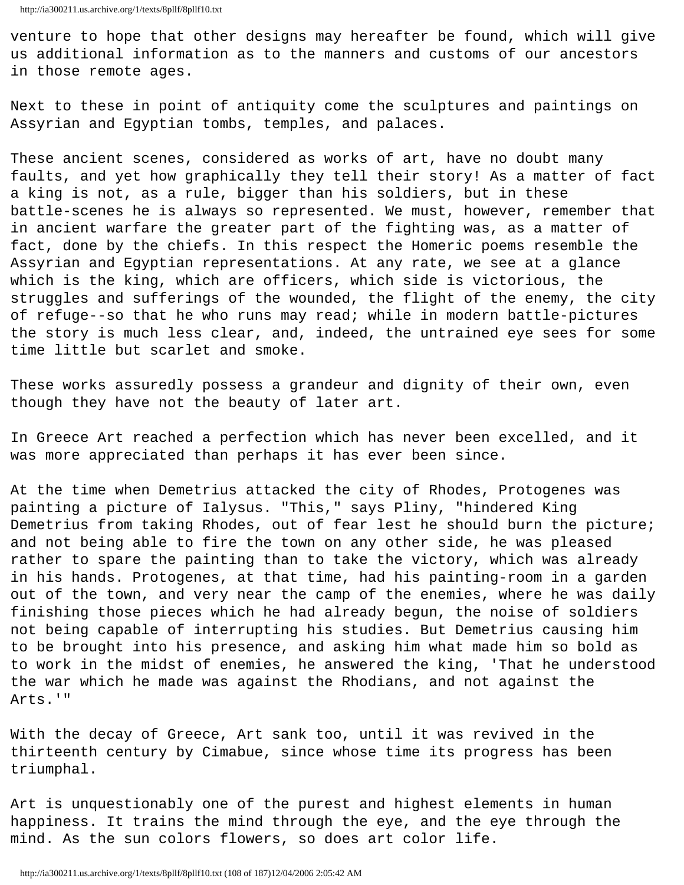venture to hope that other designs may hereafter be found, which will give us additional information as to the manners and customs of our ancestors in those remote ages.

Next to these in point of antiquity come the sculptures and paintings on Assyrian and Egyptian tombs, temples, and palaces.

These ancient scenes, considered as works of art, have no doubt many faults, and yet how graphically they tell their story! As a matter of fact a king is not, as a rule, bigger than his soldiers, but in these battle-scenes he is always so represented. We must, however, remember that in ancient warfare the greater part of the fighting was, as a matter of fact, done by the chiefs. In this respect the Homeric poems resemble the Assyrian and Egyptian representations. At any rate, we see at a glance which is the king, which are officers, which side is victorious, the struggles and sufferings of the wounded, the flight of the enemy, the city of refuge--so that he who runs may read; while in modern battle-pictures the story is much less clear, and, indeed, the untrained eye sees for some time little but scarlet and smoke.

These works assuredly possess a grandeur and dignity of their own, even though they have not the beauty of later art.

In Greece Art reached a perfection which has never been excelled, and it was more appreciated than perhaps it has ever been since.

At the time when Demetrius attacked the city of Rhodes, Protogenes was painting a picture of Ialysus. "This," says Pliny, "hindered King Demetrius from taking Rhodes, out of fear lest he should burn the picture; and not being able to fire the town on any other side, he was pleased rather to spare the painting than to take the victory, which was already in his hands. Protogenes, at that time, had his painting-room in a garden out of the town, and very near the camp of the enemies, where he was daily finishing those pieces which he had already begun, the noise of soldiers not being capable of interrupting his studies. But Demetrius causing him to be brought into his presence, and asking him what made him so bold as to work in the midst of enemies, he answered the king, 'That he understood the war which he made was against the Rhodians, and not against the Arts.'"

With the decay of Greece, Art sank too, until it was revived in the thirteenth century by Cimabue, since whose time its progress has been triumphal.

Art is unquestionably one of the purest and highest elements in human happiness. It trains the mind through the eye, and the eye through the mind. As the sun colors flowers, so does art color life.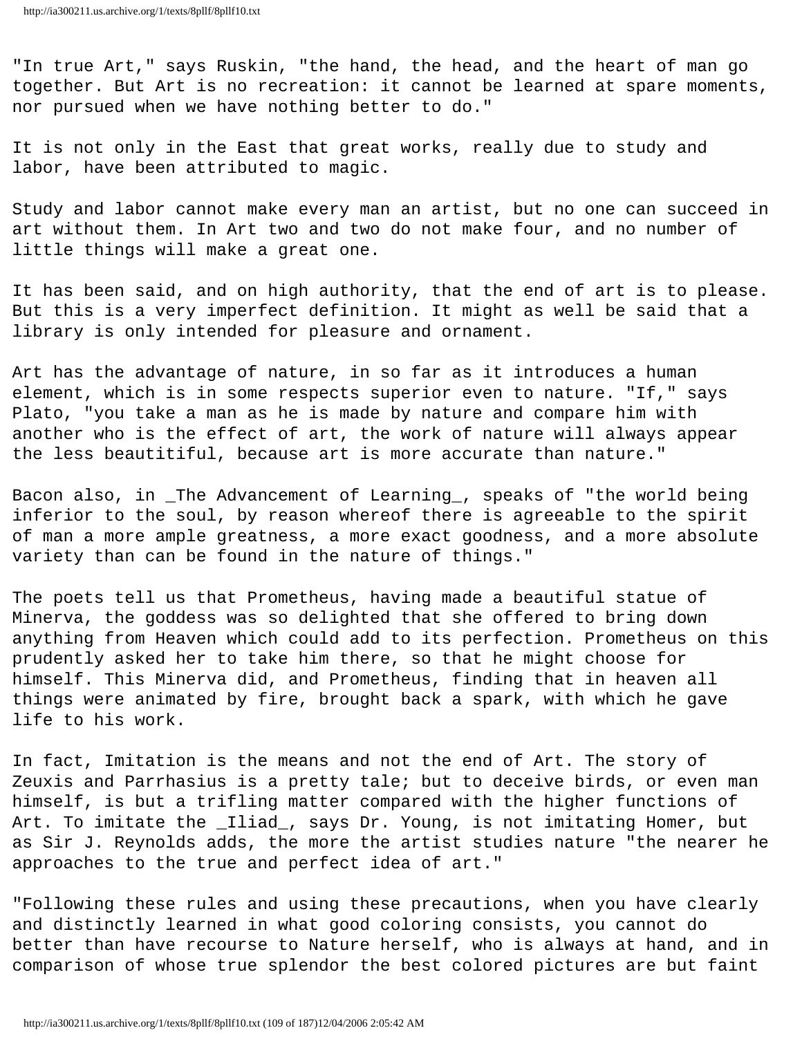"In true Art," says Ruskin, "the hand, the head, and the heart of man go together. But Art is no recreation: it cannot be learned at spare moments, nor pursued when we have nothing better to do."

It is not only in the East that great works, really due to study and labor, have been attributed to magic.

Study and labor cannot make every man an artist, but no one can succeed in art without them. In Art two and two do not make four, and no number of little things will make a great one.

It has been said, and on high authority, that the end of art is to please. But this is a very imperfect definition. It might as well be said that a library is only intended for pleasure and ornament.

Art has the advantage of nature, in so far as it introduces a human element, which is in some respects superior even to nature. "If," says Plato, "you take a man as he is made by nature and compare him with another who is the effect of art, the work of nature will always appear the less beautitiful, because art is more accurate than nature."

Bacon also, in _The Advancement of Learning_, speaks of "the world being inferior to the soul, by reason whereof there is agreeable to the spirit of man a more ample greatness, a more exact goodness, and a more absolute variety than can be found in the nature of things."

The poets tell us that Prometheus, having made a beautiful statue of Minerva, the goddess was so delighted that she offered to bring down anything from Heaven which could add to its perfection. Prometheus on this prudently asked her to take him there, so that he might choose for himself. This Minerva did, and Prometheus, finding that in heaven all things were animated by fire, brought back a spark, with which he gave life to his work.

In fact, Imitation is the means and not the end of Art. The story of Zeuxis and Parrhasius is a pretty tale; but to deceive birds, or even man himself, is but a trifling matter compared with the higher functions of Art. To imitate the _Iliad_, says Dr. Young, is not imitating Homer, but as Sir J. Reynolds adds, the more the artist studies nature "the nearer he approaches to the true and perfect idea of art."

"Following these rules and using these precautions, when you have clearly and distinctly learned in what good coloring consists, you cannot do better than have recourse to Nature herself, who is always at hand, and in comparison of whose true splendor the best colored pictures are but faint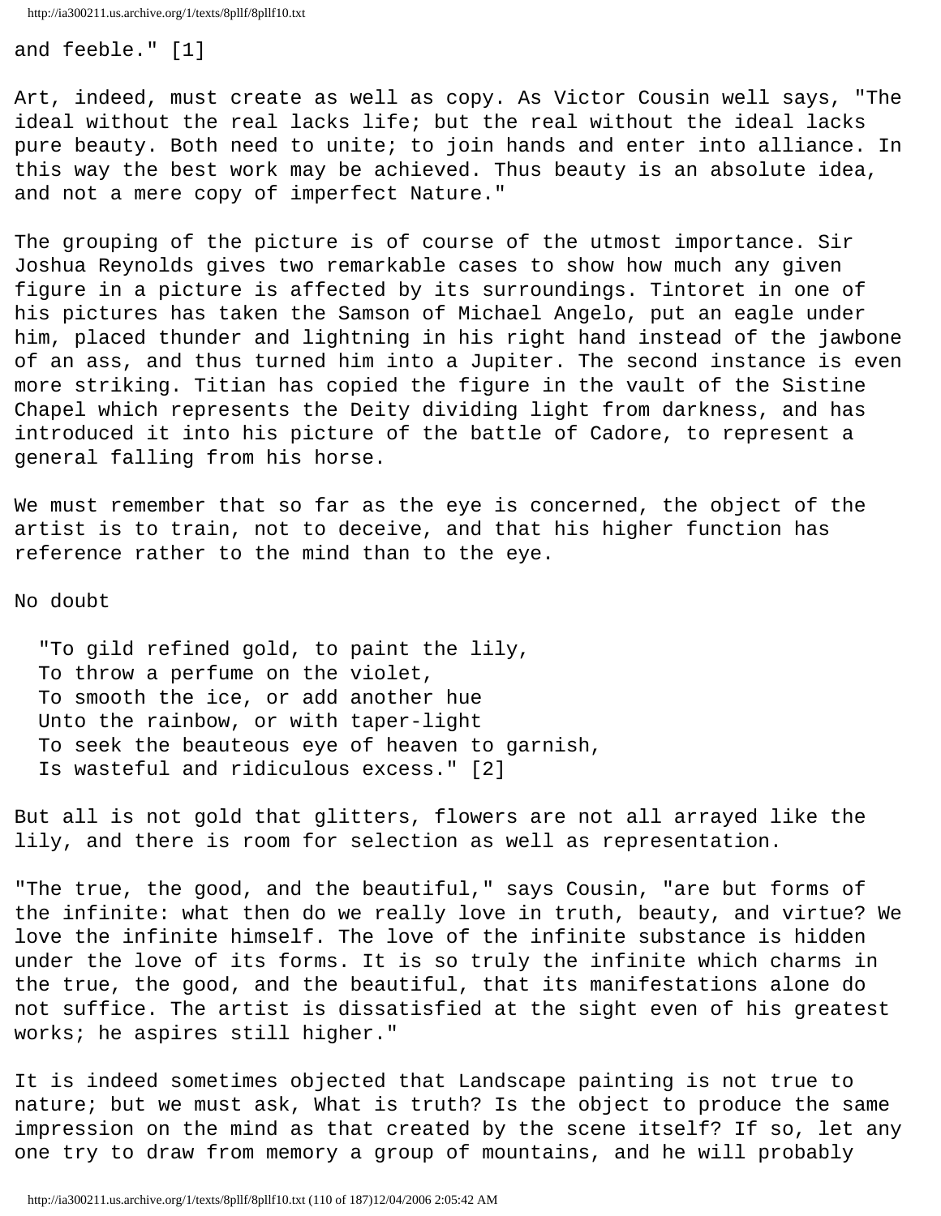and feeble." [1]

Art, indeed, must create as well as copy. As Victor Cousin well says, "The ideal without the real lacks life; but the real without the ideal lacks pure beauty. Both need to unite; to join hands and enter into alliance. In this way the best work may be achieved. Thus beauty is an absolute idea, and not a mere copy of imperfect Nature."

The grouping of the picture is of course of the utmost importance. Sir Joshua Reynolds gives two remarkable cases to show how much any given figure in a picture is affected by its surroundings. Tintoret in one of his pictures has taken the Samson of Michael Angelo, put an eagle under him, placed thunder and lightning in his right hand instead of the jawbone of an ass, and thus turned him into a Jupiter. The second instance is even more striking. Titian has copied the figure in the vault of the Sistine Chapel which represents the Deity dividing light from darkness, and has introduced it into his picture of the battle of Cadore, to represent a general falling from his horse.

We must remember that so far as the eye is concerned, the object of the artist is to train, not to deceive, and that his higher function has reference rather to the mind than to the eye.

No doubt

> "To gild refined gold, to paint the lily,  
> To throw a perfume on the violet,  
> To smooth the ice, or add another hue  
> Unto the rainbow, or with taper-light  
> To seek the beauteous eye of heaven to garnish,  
> Is wasteful and ridiculous excess." [2]

But all is not gold that glitters, flowers are not all arrayed like the lily, and there is room for selection as well as representation.

"The true, the good, and the beautiful," says Cousin, "are but forms of the infinite: what then do we really love in truth, beauty, and virtue? We love the infinite himself. The love of the infinite substance is hidden under the love of its forms. It is so truly the infinite which charms in the true, the good, and the beautiful, that its manifestations alone do not suffice. The artist is dissatisfied at the sight even of his greatest works; he aspires still higher."

It is indeed sometimes objected that Landscape painting is not true to nature; but we must ask, What is truth? Is the object to produce the same impression on the mind as that created by the scene itself? If so, let any one try to draw from memory a group of mountains, and he will probably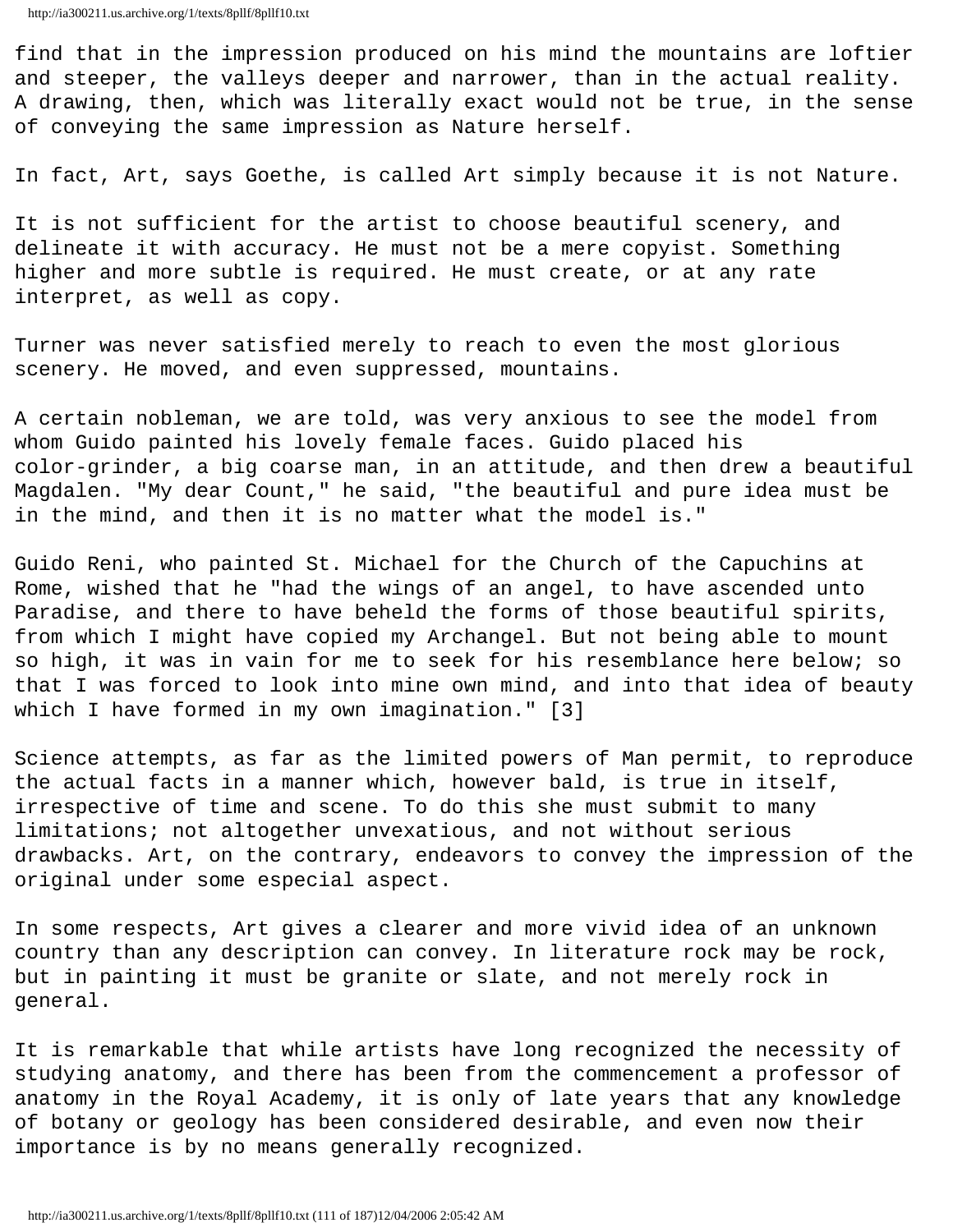find that in the impression produced on his mind the mountains are loftier and steeper, the valleys deeper and narrower, than in the actual reality. A drawing, then, which was literally exact would not be true, in the sense of conveying the same impression as Nature herself.

In fact, Art, says Goethe, is called Art simply because it is not Nature.

It is not sufficient for the artist to choose beautiful scenery, and delineate it with accuracy. He must not be a mere copyist. Something higher and more subtle is required. He must create, or at any rate interpret, as well as copy.

Turner was never satisfied merely to reach to even the most glorious scenery. He moved, and even suppressed, mountains.

A certain nobleman, we are told, was very anxious to see the model from whom Guido painted his lovely female faces. Guido placed his color-grinder, a big coarse man, in an attitude, and then drew a beautiful Magdalen. "My dear Count," he said, "the beautiful and pure idea must be in the mind, and then it is no matter what the model is."

Guido Reni, who painted St. Michael for the Church of the Capuchins at Rome, wished that he "had the wings of an angel, to have ascended unto Paradise, and there to have beheld the forms of those beautiful spirits, from which I might have copied my Archangel. But not being able to mount so high, it was in vain for me to seek for his resemblance here below; so that I was forced to look into mine own mind, and into that idea of beauty which I have formed in my own imagination." [3]

Science attempts, as far as the limited powers of Man permit, to reproduce the actual facts in a manner which, however bald, is true in itself, irrespective of time and scene. To do this she must submit to many limitations; not altogether unvexatious, and not without serious drawbacks. Art, on the contrary, endeavors to convey the impression of the original under some especial aspect.

In some respects, Art gives a clearer and more vivid idea of an unknown country than any description can convey. In literature rock may be rock, but in painting it must be granite or slate, and not merely rock in general.

It is remarkable that while artists have long recognized the necessity of studying anatomy, and there has been from the commencement a professor of anatomy in the Royal Academy, it is only of late years that any knowledge of botany or geology has been considered desirable, and even now their importance is by no means generally recognized.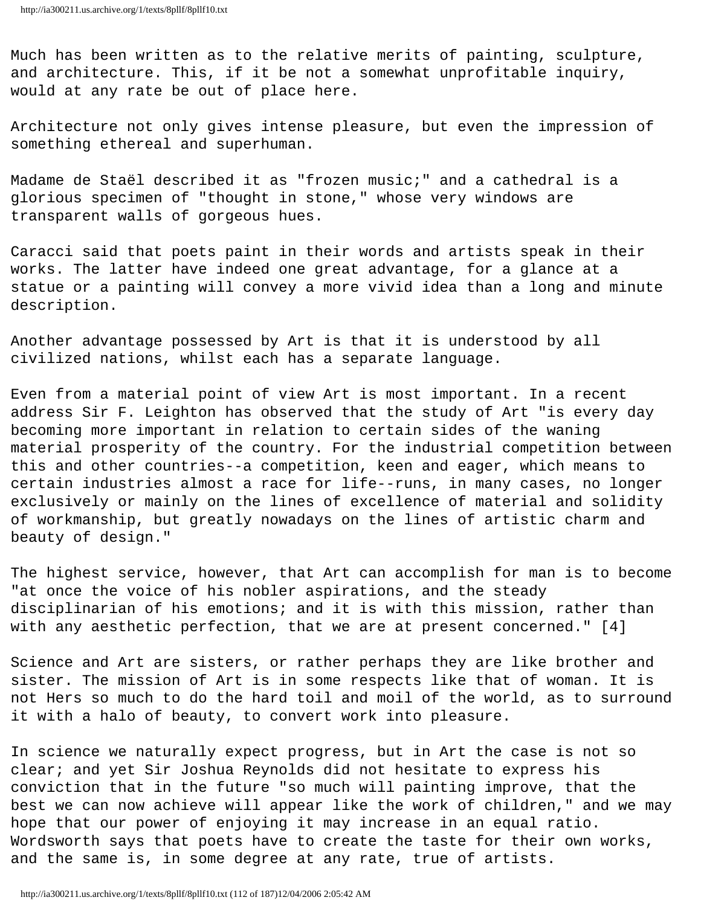Much has been written as to the relative merits of painting, sculpture, and architecture. This, if it be not a somewhat unprofitable inquiry, would at any rate be out of place here.

Architecture not only gives intense pleasure, but even the impression of something ethereal and superhuman.

Madame de Staël described it as "frozen music;" and a cathedral is a glorious specimen of "thought in stone," whose very windows are transparent walls of gorgeous hues.

Caracci said that poets paint in their words and artists speak in their works. The latter have indeed one great advantage, for a glance at a statue or a painting will convey a more vivid idea than a long and minute description.

Another advantage possessed by Art is that it is understood by all civilized nations, whilst each has a separate language.

Even from a material point of view Art is most important. In a recent address Sir F. Leighton has observed that the study of Art "is every day becoming more important in relation to certain sides of the waning material prosperity of the country. For the industrial competition between this and other countries--a competition, keen and eager, which means to certain industries almost a race for life--runs, in many cases, no longer exclusively or mainly on the lines of excellence of material and solidity of workmanship, but greatly nowadays on the lines of artistic charm and beauty of design."

The highest service, however, that Art can accomplish for man is to become "at once the voice of his nobler aspirations, and the steady disciplinarian of his emotions; and it is with this mission, rather than with any aesthetic perfection, that we are at present concerned." [4]

Science and Art are sisters, or rather perhaps they are like brother and sister. The mission of Art is in some respects like that of woman. It is not Hers so much to do the hard toil and moil of the world, as to surround it with a halo of beauty, to convert work into pleasure.

In science we naturally expect progress, but in Art the case is not so clear; and yet Sir Joshua Reynolds did not hesitate to express his conviction that in the future "so much will painting improve, that the best we can now achieve will appear like the work of children," and we may hope that our power of enjoying it may increase in an equal ratio. Wordsworth says that poets have to create the taste for their own works, and the same is, in some degree at any rate, true of artists.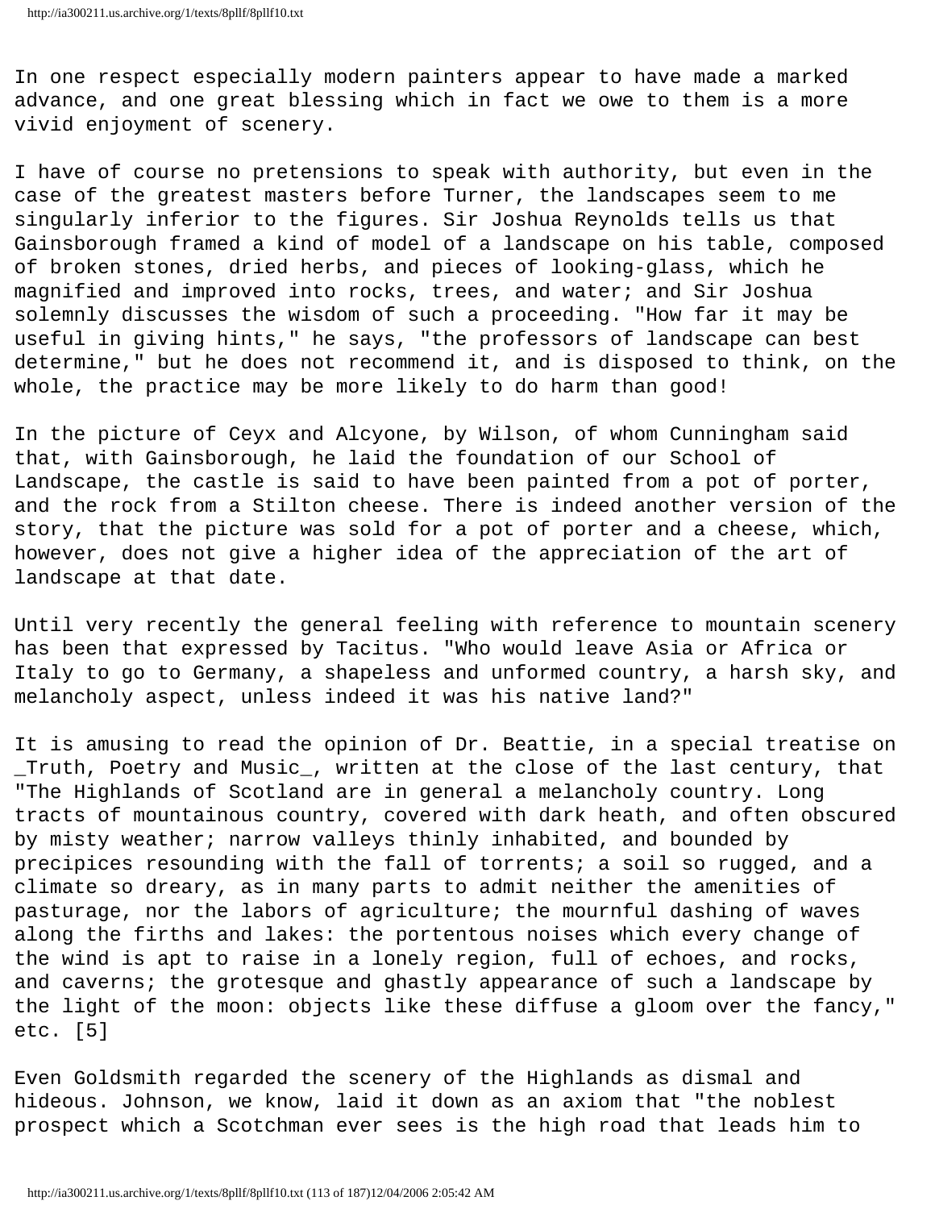In one respect especially modern painters appear to have made a marked advance, and one great blessing which in fact we owe to them is a more vivid enjoyment of scenery.

I have of course no pretensions to speak with authority, but even in the case of the greatest masters before Turner, the landscapes seem to me singularly inferior to the figures. Sir Joshua Reynolds tells us that Gainsborough framed a kind of model of a landscape on his table, composed of broken stones, dried herbs, and pieces of looking-glass, which he magnified and improved into rocks, trees, and water; and Sir Joshua solemnly discusses the wisdom of such a proceeding. "How far it may be useful in giving hints," he says, "the professors of landscape can best determine," but he does not recommend it, and is disposed to think, on the whole, the practice may be more likely to do harm than good!

In the picture of Ceyx and Alcyone, by Wilson, of whom Cunningham said that, with Gainsborough, he laid the foundation of our School of Landscape, the castle is said to have been painted from a pot of porter, and the rock from a Stilton cheese. There is indeed another version of the story, that the picture was sold for a pot of porter and a cheese, which, however, does not give a higher idea of the appreciation of the art of landscape at that date.

Until very recently the general feeling with reference to mountain scenery has been that expressed by Tacitus. "Who would leave Asia or Africa or Italy to go to Germany, a shapeless and unformed country, a harsh sky, and melancholy aspect, unless indeed it was his native land?"

It is amusing to read the opinion of Dr. Beattie, in a special treatise on _Truth, Poetry and Music_, written at the close of the last century, that "The Highlands of Scotland are in general a melancholy country. Long tracts of mountainous country, covered with dark heath, and often obscured by misty weather; narrow valleys thinly inhabited, and bounded by precipices resounding with the fall of torrents; a soil so rugged, and a climate so dreary, as in many parts to admit neither the amenities of pasturage, nor the labors of agriculture; the mournful dashing of waves along the firths and lakes: the portentous noises which every change of the wind is apt to raise in a lonely region, full of echoes, and rocks, and caverns; the grotesque and ghastly appearance of such a landscape by the light of the moon: objects like these diffuse a gloom over the fancy," etc. [5]

Even Goldsmith regarded the scenery of the Highlands as dismal and hideous. Johnson, we know, laid it down as an axiom that "the noblest prospect which a Scotchman ever sees is the high road that leads him to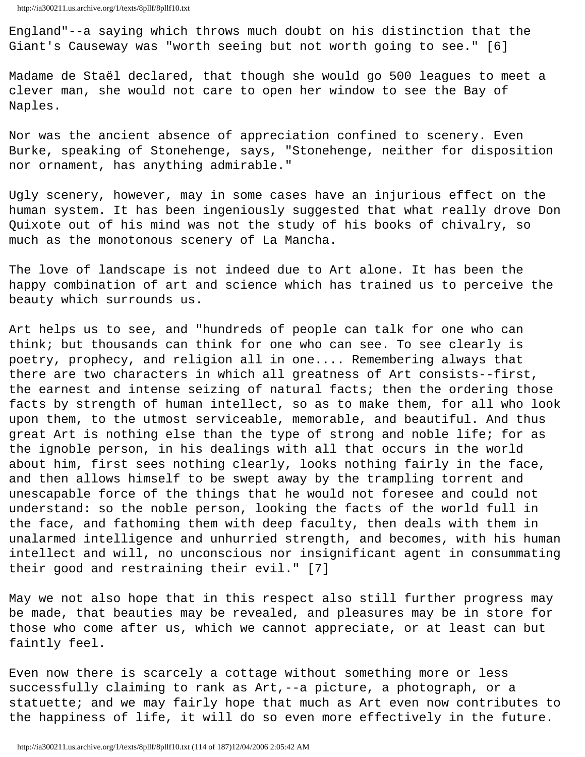England"--a saying which throws much doubt on his distinction that the Giant's Causeway was "worth seeing but not worth going to see." [6]

Madame de Staël declared, that though she would go 500 leagues to meet a clever man, she would not care to open her window to see the Bay of Naples.

Nor was the ancient absence of appreciation confined to scenery. Even Burke, speaking of Stonehenge, says, "Stonehenge, neither for disposition nor ornament, has anything admirable."

Ugly scenery, however, may in some cases have an injurious effect on the human system. It has been ingeniously suggested that what really drove Don Quixote out of his mind was not the study of his books of chivalry, so much as the monotonous scenery of La Mancha.

The love of landscape is not indeed due to Art alone. It has been the happy combination of art and science which has trained us to perceive the beauty which surrounds us.

Art helps us to see, and "hundreds of people can talk for one who can think; but thousands can think for one who can see. To see clearly is poetry, prophecy, and religion all in one.... Remembering always that there are two characters in which all greatness of Art consists--first, the earnest and intense seizing of natural facts; then the ordering those facts by strength of human intellect, so as to make them, for all who look upon them, to the utmost serviceable, memorable, and beautiful. And thus great Art is nothing else than the type of strong and noble life; for as the ignoble person, in his dealings with all that occurs in the world about him, first sees nothing clearly, looks nothing fairly in the face, and then allows himself to be swept away by the trampling torrent and unescapable force of the things that he would not foresee and could not understand: so the noble person, looking the facts of the world full in the face, and fathoming them with deep faculty, then deals with them in unalarmed intelligence and unhurried strength, and becomes, with his human intellect and will, no unconscious nor insignificant agent in consummating their good and restraining their evil." [7]

May we not also hope that in this respect also still further progress may be made, that beauties may be revealed, and pleasures may be in store for those who come after us, which we cannot appreciate, or at least can but faintly feel.

Even now there is scarcely a cottage without something more or less successfully claiming to rank as Art,--a picture, a photograph, or a statuette; and we may fairly hope that much as Art even now contributes to the happiness of life, it will do so even more effectively in the future.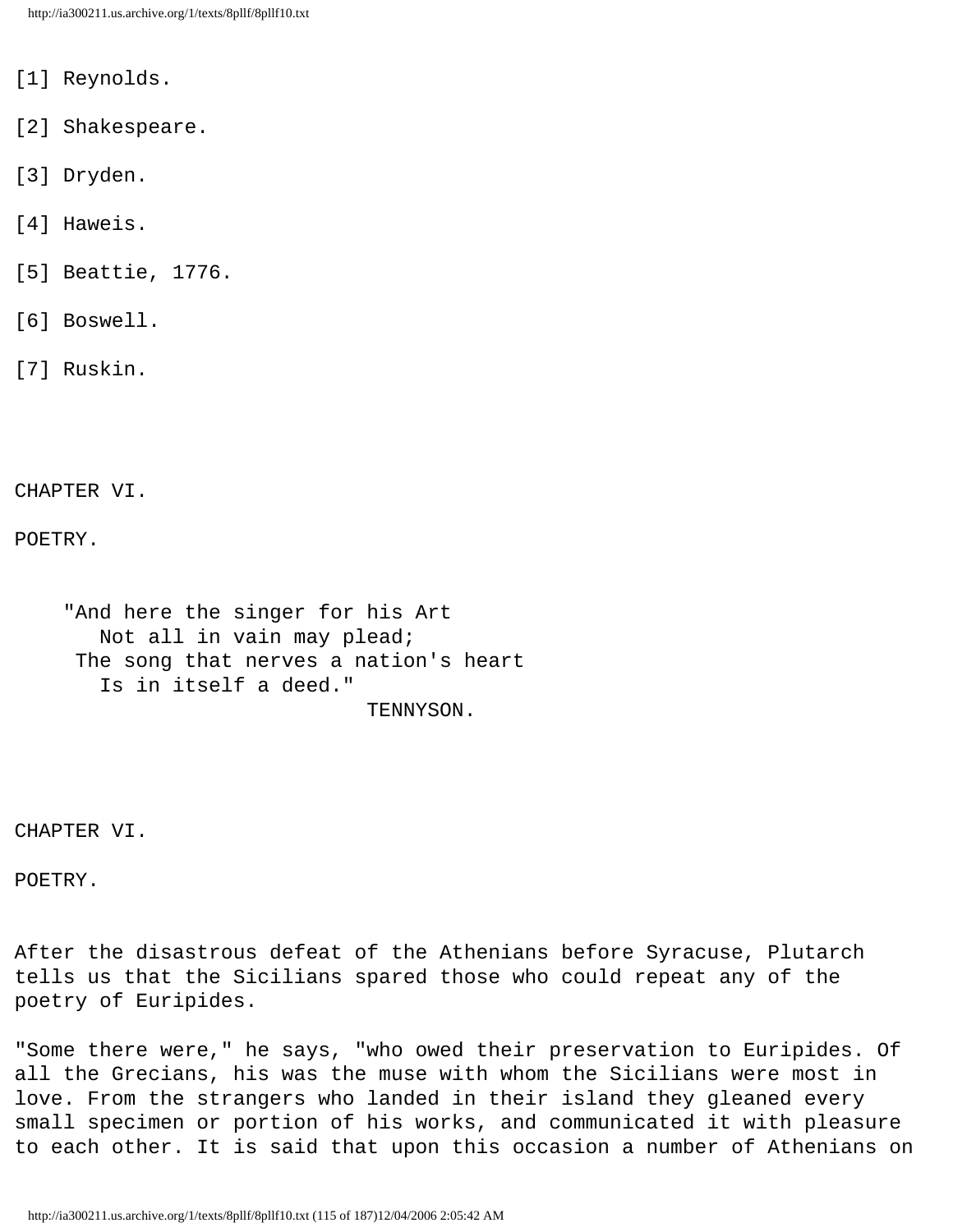[1] Reynolds.

[2] Shakespeare.

[3] Dryden.

[4] Haweis.

[5] Beattie, 1776.

[6] Boswell.

[7] Ruskin.

## CHAPTER VI.

## POETRY.

> "And here the singer for his Art
> Not all in vain may plead;
> The song that nerves a nation's heart
> Is in itself a deed."
>
> TENNYSON.

## CHAPTER VI.

## POETRY.

After the disastrous defeat of the Athenians before Syracuse, Plutarch tells us that the Sicilians spared those who could repeat any of the poetry of Euripides.

"Some there were," he says, "who owed their preservation to Euripides. Of all the Grecians, his was the muse with whom the Sicilians were most in love. From the strangers who landed in their island they gleaned every small specimen or portion of his works, and communicated it with pleasure to each other. It is said that upon this occasion a number of Athenians on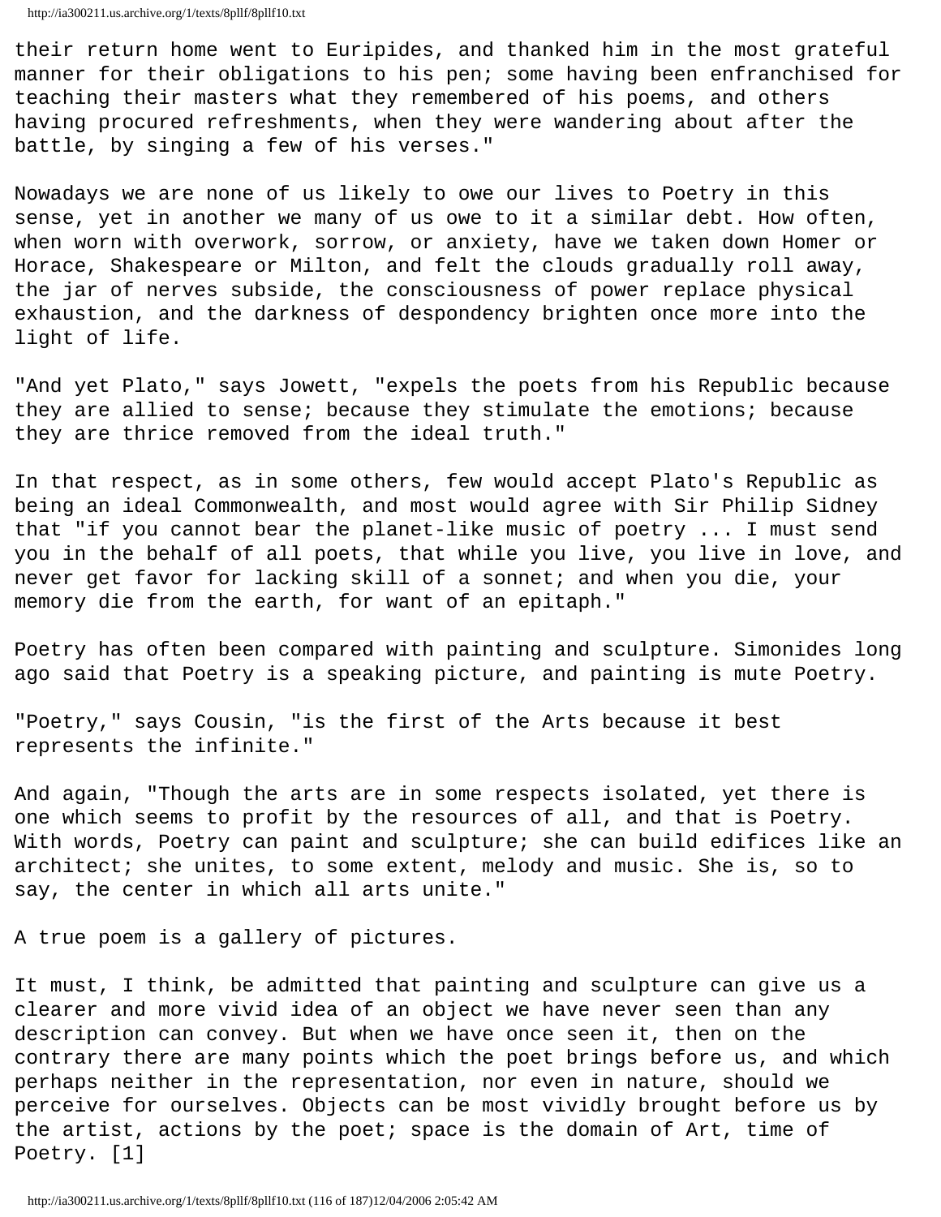their return home went to Euripides, and thanked him in the most grateful manner for their obligations to his pen; some having been enfranchised for teaching their masters what they remembered of his poems, and others having procured refreshments, when they were wandering about after the battle, by singing a few of his verses."

Nowadays we are none of us likely to owe our lives to Poetry in this sense, yet in another we many of us owe to it a similar debt. How often, when worn with overwork, sorrow, or anxiety, have we taken down Homer or Horace, Shakespeare or Milton, and felt the clouds gradually roll away, the jar of nerves subside, the consciousness of power replace physical exhaustion, and the darkness of despondency brighten once more into the light of life.

"And yet Plato," says Jowett, "expels the poets from his Republic because they are allied to sense; because they stimulate the emotions; because they are thrice removed from the ideal truth."

In that respect, as in some others, few would accept Plato's Republic as being an ideal Commonwealth, and most would agree with Sir Philip Sidney that "if you cannot bear the planet-like music of poetry ... I must send you in the behalf of all poets, that while you live, you live in love, and never get favor for lacking skill of a sonnet; and when you die, your memory die from the earth, for want of an epitaph."

Poetry has often been compared with painting and sculpture. Simonides long ago said that Poetry is a speaking picture, and painting is mute Poetry.

"Poetry," says Cousin, "is the first of the Arts because it best represents the infinite."

And again, "Though the arts are in some respects isolated, yet there is one which seems to profit by the resources of all, and that is Poetry. With words, Poetry can paint and sculpture; she can build edifices like an architect; she unites, to some extent, melody and music. She is, so to say, the center in which all arts unite."

A true poem is a gallery of pictures.

It must, I think, be admitted that painting and sculpture can give us a clearer and more vivid idea of an object we have never seen than any description can convey. But when we have once seen it, then on the contrary there are many points which the poet brings before us, and which perhaps neither in the representation, nor even in nature, should we perceive for ourselves. Objects can be most vividly brought before us by the artist, actions by the poet; space is the domain of Art, time of Poetry. [1]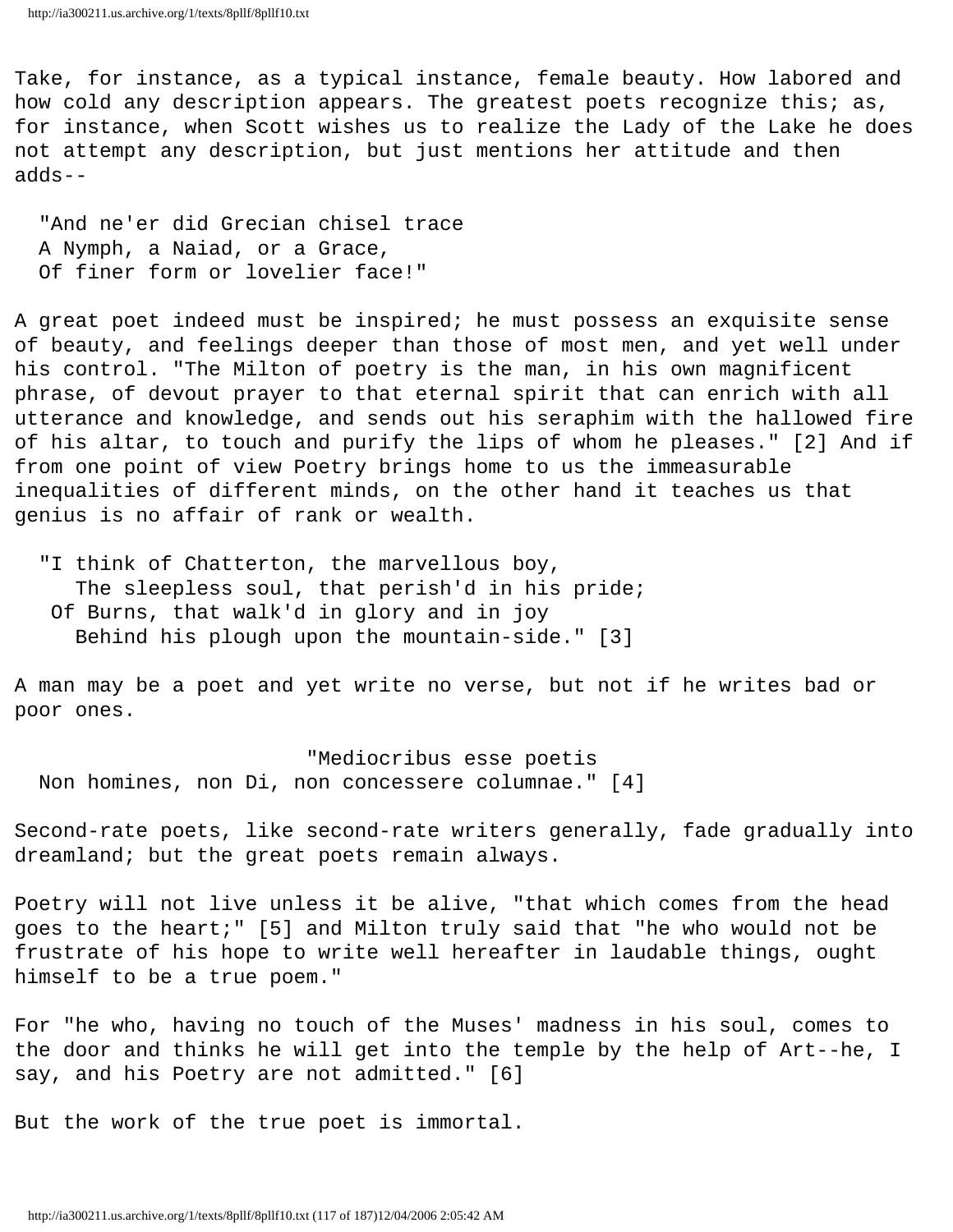Take, for instance, as a typical instance, female beauty. How labored and how cold any description appears. The greatest poets recognize this; as, for instance, when Scott wishes us to realize the Lady of the Lake he does not attempt any description, but just mentions her attitude and then adds--

> "And ne'er did Grecian chisel trace
> A Nymph, a Naiad, or a Grace,
> Of finer form or lovelier face!"

A great poet indeed must be inspired; he must possess an exquisite sense of beauty, and feelings deeper than those of most men, and yet well under his control. "The Milton of poetry is the man, in his own magnificent phrase, of devout prayer to that eternal spirit that can enrich with all utterance and knowledge, and sends out his seraphim with the hallowed fire of his altar, to touch and purify the lips of whom he pleases." [2] And if from one point of view Poetry brings home to us the immeasurable inequalities of different minds, on the other hand it teaches us that genius is no affair of rank or wealth.

> "I think of Chatterton, the marvellous boy,
>   The sleepless soul, that perish'd in his pride;
> Of Burns, that walk'd in glory and in joy
>   Behind his plough upon the mountain-side." [3]

A man may be a poet and yet write no verse, but not if he writes bad or poor ones.

> "Mediocribus esse poetis
> Non homines, non Di, non concessere columnae." [4]

Second-rate poets, like second-rate writers generally, fade gradually into dreamland; but the great poets remain always.

Poetry will not live unless it be alive, "that which comes from the head goes to the heart;" [5] and Milton truly said that "he who would not be frustrate of his hope to write well hereafter in laudable things, ought himself to be a true poem."

For "he who, having no touch of the Muses' madness in his soul, comes to the door and thinks he will get into the temple by the help of Art--he, I say, and his Poetry are not admitted." [6]

But the work of the true poet is immortal.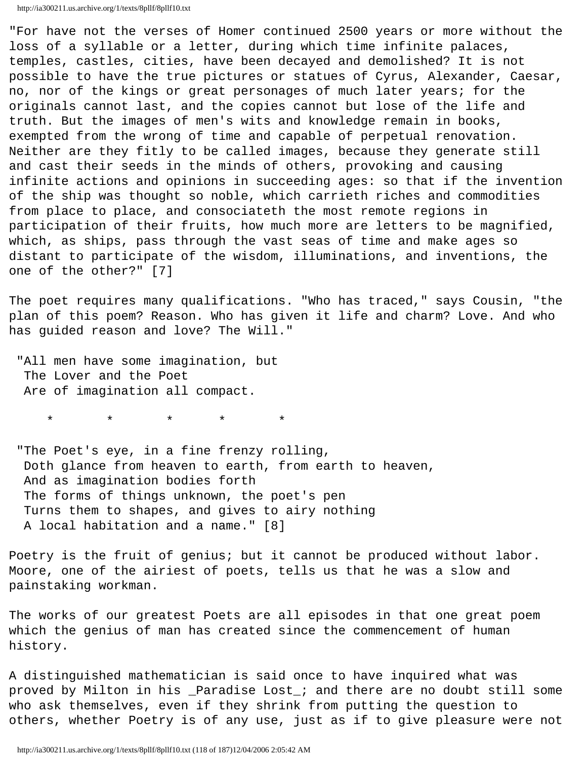"For have not the verses of Homer continued 2500 years or more without the loss of a syllable or a letter, during which time infinite palaces, temples, castles, cities, have been decayed and demolished? It is not possible to have the true pictures or statues of Cyrus, Alexander, Caesar, no, nor of the kings or great personages of much later years; for the originals cannot last, and the copies cannot but lose of the life and truth. But the images of men's wits and knowledge remain in books, exempted from the wrong of time and capable of perpetual renovation. Neither are they fitly to be called images, because they generate still and cast their seeds in the minds of others, provoking and causing infinite actions and opinions in succeeding ages: so that if the invention of the ship was thought so noble, which carrieth riches and commodities from place to place, and consociateth the most remote regions in participation of their fruits, how much more are letters to be magnified, which, as ships, pass through the vast seas of time and make ages so distant to participate of the wisdom, illuminations, and inventions, the one of the other?" [7]

The poet requires many qualifications. "Who has traced," says Cousin, "the plan of this poem? Reason. Who has given it life and charm? Love. And who has guided reason and love? The Will."

"All men have some imagination, but  
The Lover and the Poet  
Are of imagination all compact.

\* \* \* \* \*

"The Poet's eye, in a fine frenzy rolling,  
Doth glance from heaven to earth, from earth to heaven,  
And as imagination bodies forth  
The forms of things unknown, the poet's pen  
Turns them to shapes, and gives to airy nothing  
A local habitation and a name." [8]

Poetry is the fruit of genius; but it cannot be produced without labor. Moore, one of the airiest of poets, tells us that he was a slow and painstaking workman.

The works of our greatest Poets are all episodes in that one great poem which the genius of man has created since the commencement of human history.

A distinguished mathematician is said once to have inquired what was proved by Milton in his _Paradise Lost_; and there are no doubt still some who ask themselves, even if they shrink from putting the question to others, whether Poetry is of any use, just as if to give pleasure were not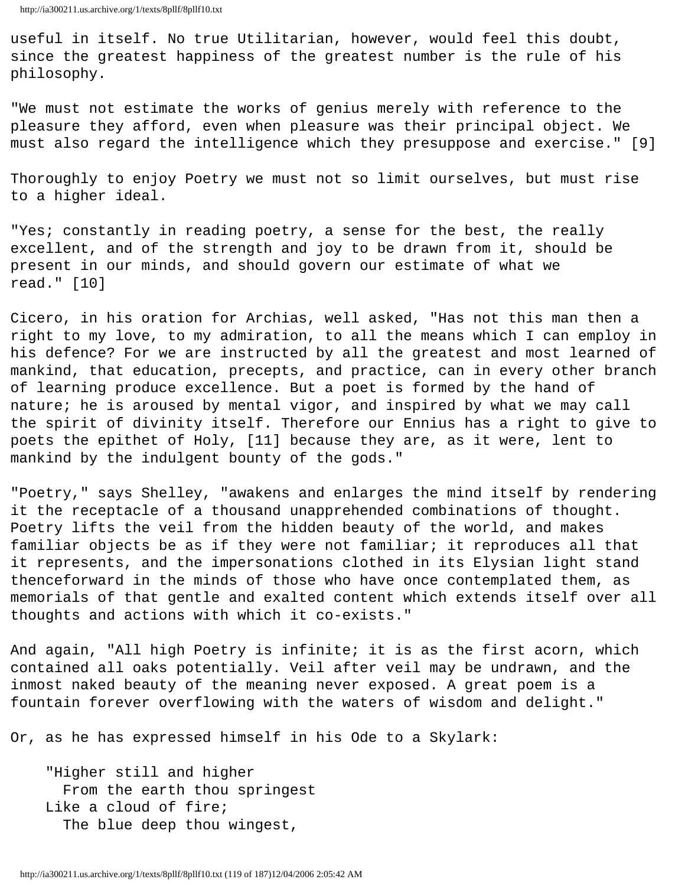useful in itself. No true Utilitarian, however, would feel this doubt, since the greatest happiness of the greatest number is the rule of his philosophy.

"We must not estimate the works of genius merely with reference to the pleasure they afford, even when pleasure was their principal object. We must also regard the intelligence which they presuppose and exercise." [9]

Thoroughly to enjoy Poetry we must not so limit ourselves, but must rise to a higher ideal.

"Yes; constantly in reading poetry, a sense for the best, the really excellent, and of the strength and joy to be drawn from it, should be present in our minds, and should govern our estimate of what we read." [10]

Cicero, in his oration for Archias, well asked, "Has not this man then a right to my love, to my admiration, to all the means which I can employ in his defence? For we are instructed by all the greatest and most learned of mankind, that education, precepts, and practice, can in every other branch of learning produce excellence. But a poet is formed by the hand of nature; he is aroused by mental vigor, and inspired by what we may call the spirit of divinity itself. Therefore our Ennius has a right to give to poets the epithet of Holy, [11] because they are, as it were, lent to mankind by the indulgent bounty of the gods."

"Poetry," says Shelley, "awakens and enlarges the mind itself by rendering it the receptacle of a thousand unapprehended combinations of thought. Poetry lifts the veil from the hidden beauty of the world, and makes familiar objects be as if they were not familiar; it reproduces all that it represents, and the impersonations clothed in its Elysian light stand thenceforward in the minds of those who have once contemplated them, as memorials of that gentle and exalted content which extends itself over all thoughts and actions with which it co-exists."

And again, "All high Poetry is infinite; it is as the first acorn, which contained all oaks potentially. Veil after veil may be undrawn, and the inmost naked beauty of the meaning never exposed. A great poem is a fountain forever overflowing with the waters of wisdom and delight."

Or, as he has expressed himself in his Ode to a Skylark:

"Higher still and higher
  From the earth thou springest
Like a cloud of fire;
  The blue deep thou wingest,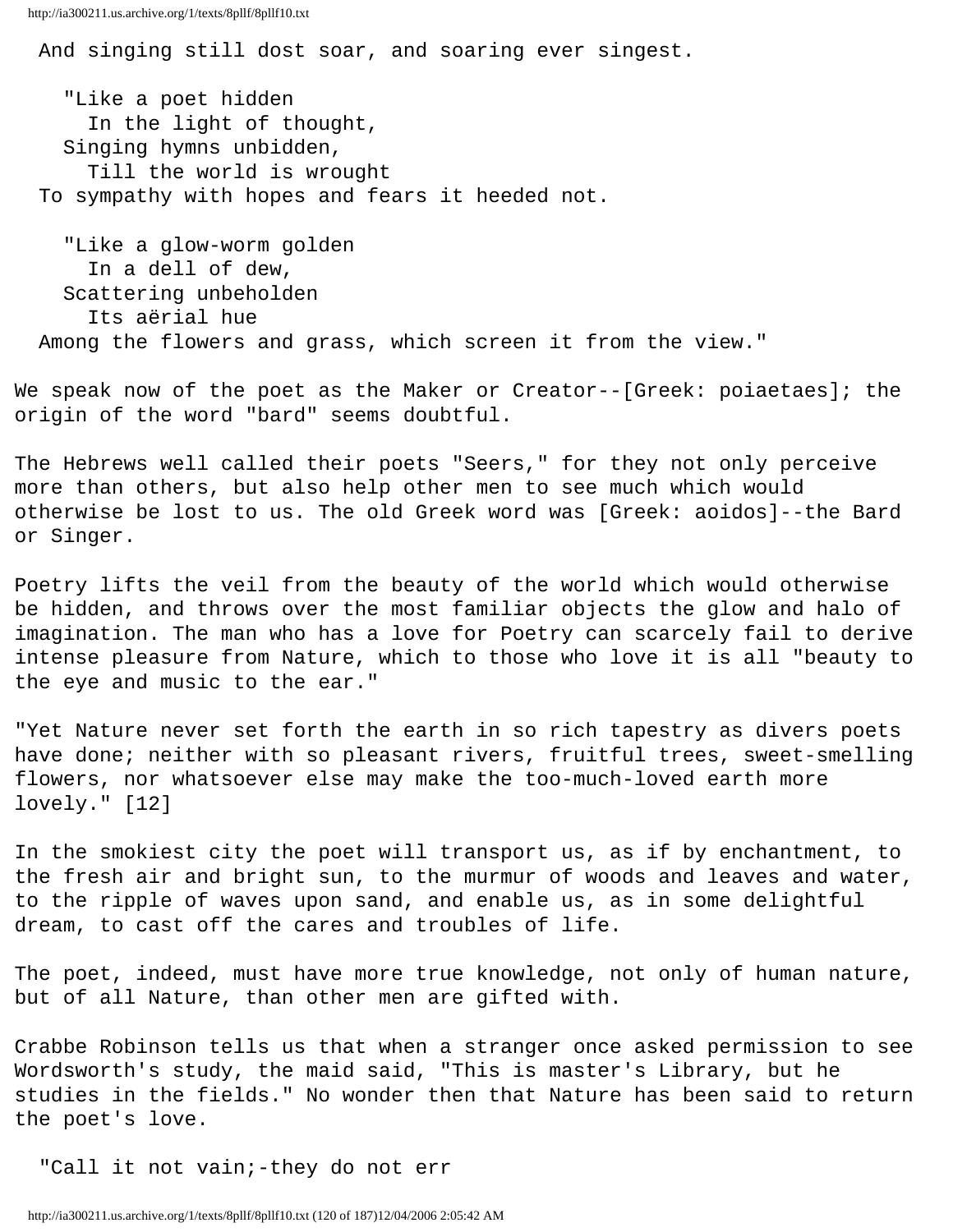And singing still dost soar, and soaring ever singest.

"Like a poet hidden
In the light of thought,
Singing hymns unbidden,
Till the world is wrought
To sympathy with hopes and fears it heeded not.

"Like a glow-worm golden
In a dell of dew,
Scattering unbeholden
Its aërial hue
Among the flowers and grass, which screen it from the view."

We speak now of the poet as the Maker or Creator--[Greek: poiaetaes]; the origin of the word "bard" seems doubtful.

The Hebrews well called their poets "Seers," for they not only perceive more than others, but also help other men to see much which would otherwise be lost to us. The old Greek word was [Greek: aoidos]--the Bard or Singer.

Poetry lifts the veil from the beauty of the world which would otherwise be hidden, and throws over the most familiar objects the glow and halo of imagination. The man who has a love for Poetry can scarcely fail to derive intense pleasure from Nature, which to those who love it is all "beauty to the eye and music to the ear."

"Yet Nature never set forth the earth in so rich tapestry as divers poets have done; neither with so pleasant rivers, fruitful trees, sweet-smelling flowers, nor whatsoever else may make the too-much-loved earth more lovely." [12]

In the smokiest city the poet will transport us, as if by enchantment, to the fresh air and bright sun, to the murmur of woods and leaves and water, to the ripple of waves upon sand, and enable us, as in some delightful dream, to cast off the cares and troubles of life.

The poet, indeed, must have more true knowledge, not only of human nature, but of all Nature, than other men are gifted with.

Crabbe Robinson tells us that when a stranger once asked permission to see Wordsworth's study, the maid said, "This is master's Library, but he studies in the fields." No wonder then that Nature has been said to return the poet's love.

"Call it not vain;-they do not err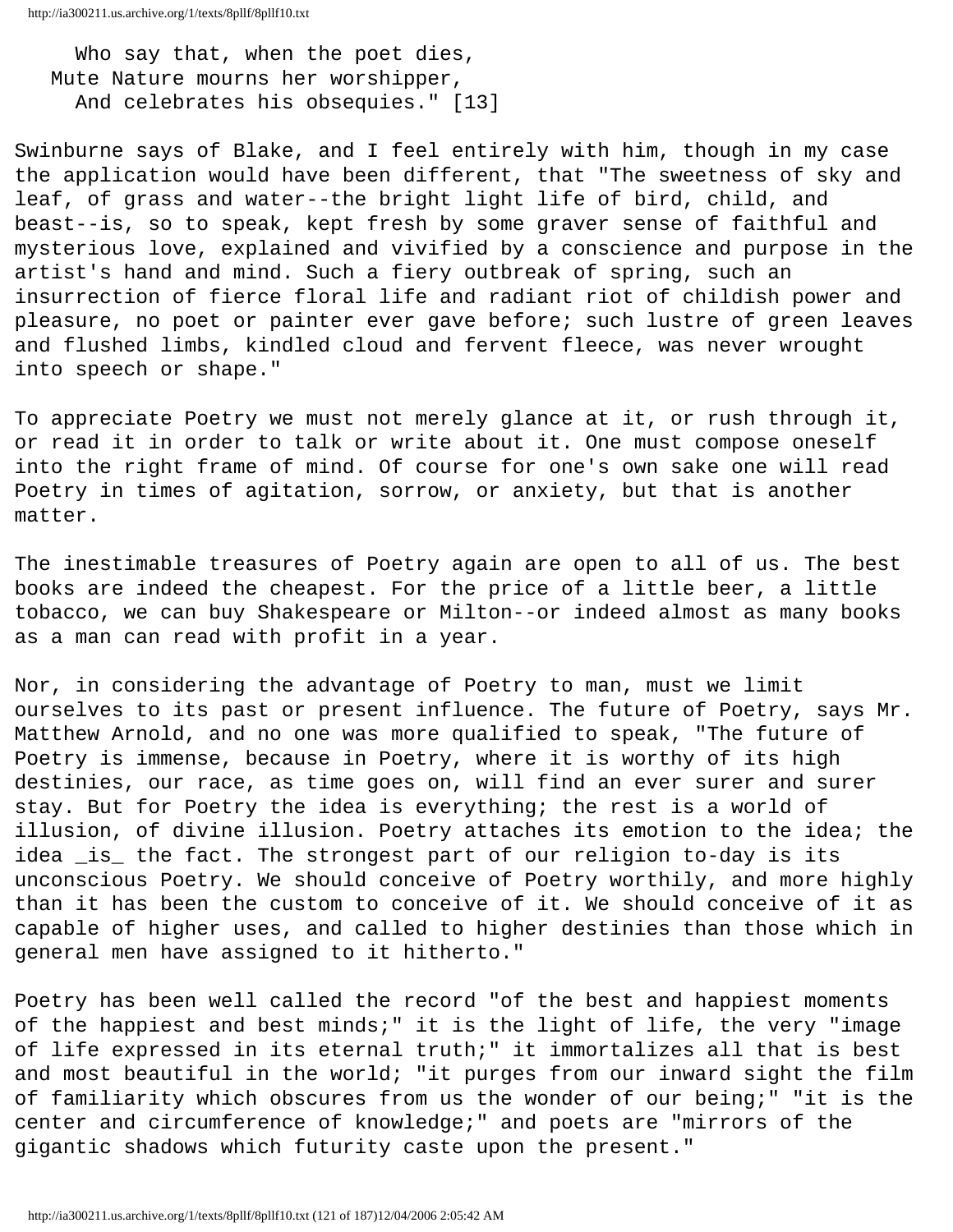Who say that, when the poet dies,  
Mute Nature mourns her worshipper,  
And celebrates his obsequies." [13]

Swinburne says of Blake, and I feel entirely with him, though in my case the application would have been different, that "The sweetness of sky and leaf, of grass and water--the bright light life of bird, child, and beast--is, so to speak, kept fresh by some graver sense of faithful and mysterious love, explained and vivified by a conscience and purpose in the artist's hand and mind. Such a fiery outbreak of spring, such an insurrection of fierce floral life and radiant riot of childish power and pleasure, no poet or painter ever gave before; such lustre of green leaves and flushed limbs, kindled cloud and fervent fleece, was never wrought into speech or shape."

To appreciate Poetry we must not merely glance at it, or rush through it, or read it in order to talk or write about it. One must compose oneself into the right frame of mind. Of course for one's own sake one will read Poetry in times of agitation, sorrow, or anxiety, but that is another matter.

The inestimable treasures of Poetry again are open to all of us. The best books are indeed the cheapest. For the price of a little beer, a little tobacco, we can buy Shakespeare or Milton--or indeed almost as many books as a man can read with profit in a year.

Nor, in considering the advantage of Poetry to man, must we limit ourselves to its past or present influence. The future of Poetry, says Mr. Matthew Arnold, and no one was more qualified to speak, "The future of Poetry is immense, because in Poetry, where it is worthy of its high destinies, our race, as time goes on, will find an ever surer and surer stay. But for Poetry the idea is everything; the rest is a world of illusion, of divine illusion. Poetry attaches its emotion to the idea; the idea _is_ the fact. The strongest part of our religion to-day is its unconscious Poetry. We should conceive of Poetry worthily, and more highly than it has been the custom to conceive of it. We should conceive of it as capable of higher uses, and called to higher destinies than those which in general men have assigned to it hitherto."

Poetry has been well called the record "of the best and happiest moments of the happiest and best minds;" it is the light of life, the very "image of life expressed in its eternal truth;" it immortalizes all that is best and most beautiful in the world; "it purges from our inward sight the film of familiarity which obscures from us the wonder of our being;" "it is the center and circumference of knowledge;" and poets are "mirrors of the gigantic shadows which futurity caste upon the present."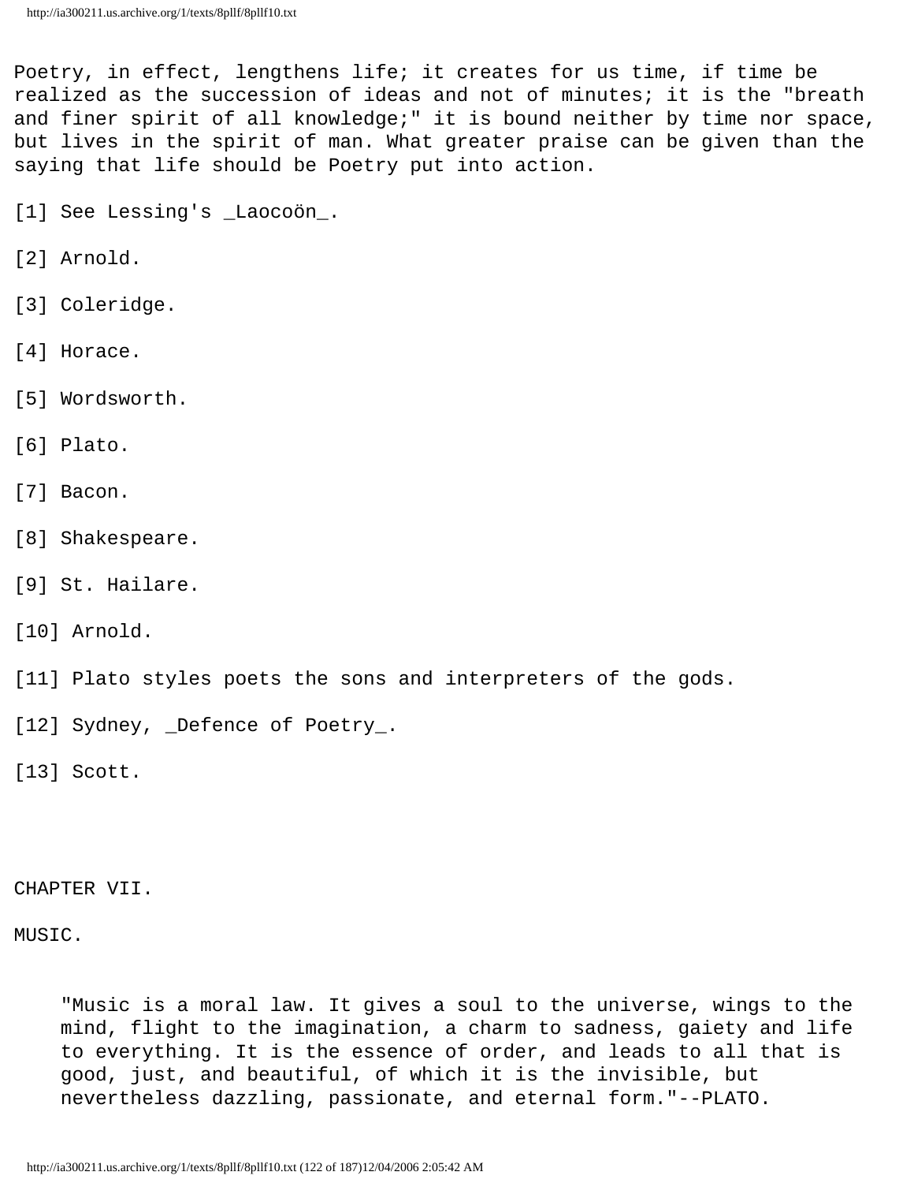Poetry, in effect, lengthens life; it creates for us time, if time be realized as the succession of ideas and not of minutes; it is the "breath and finer spirit of all knowledge;" it is bound neither by time nor space, but lives in the spirit of man. What greater praise can be given than the saying that life should be Poetry put into action.

[1] See Lessing's _Laocoön_.

[2] Arnold.

[3] Coleridge.

[4] Horace.

[5] Wordsworth.

[6] Plato.

[7] Bacon.

[8] Shakespeare.

[9] St. Hailare.

[10] Arnold.

[11] Plato styles poets the sons and interpreters of the gods.

[12] Sydney, _Defence of Poetry_.

[13] Scott.

## CHAPTER VII.

## MUSIC.

> "Music is a moral law. It gives a soul to the universe, wings to the mind, flight to the imagination, a charm to sadness, gaiety and life to everything. It is the essence of order, and leads to all that is good, just, and beautiful, of which it is the invisible, but nevertheless dazzling, passionate, and eternal form."--PLATO.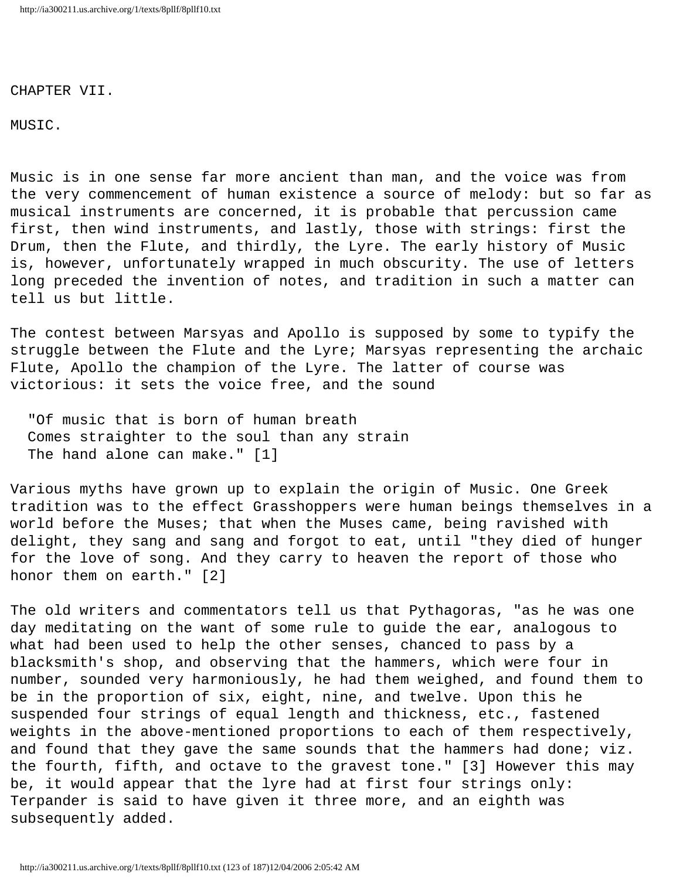# CHAPTER VII.

## MUSIC.

Music is in one sense far more ancient than man, and the voice was from the very commencement of human existence a source of melody: but so far as musical instruments are concerned, it is probable that percussion came first, then wind instruments, and lastly, those with strings: first the Drum, then the Flute, and thirdly, the Lyre. The early history of Music is, however, unfortunately wrapped in much obscurity. The use of letters long preceded the invention of notes, and tradition in such a matter can tell us but little.

The contest between Marsyas and Apollo is supposed by some to typify the struggle between the Flute and the Lyre; Marsyas representing the archaic Flute, Apollo the champion of the Lyre. The latter of course was victorious: it sets the voice free, and the sound

> "Of music that is born of human breath
> Comes straighter to the soul than any strain
> The hand alone can make." [1]

Various myths have grown up to explain the origin of Music. One Greek tradition was to the effect Grasshoppers were human beings themselves in a world before the Muses; that when the Muses came, being ravished with delight, they sang and sang and forgot to eat, until "they died of hunger for the love of song. And they carry to heaven the report of those who honor them on earth." [2]

The old writers and commentators tell us that Pythagoras, "as he was one day meditating on the want of some rule to guide the ear, analogous to what had been used to help the other senses, chanced to pass by a blacksmith's shop, and observing that the hammers, which were four in number, sounded very harmoniously, he had them weighed, and found them to be in the proportion of six, eight, nine, and twelve. Upon this he suspended four strings of equal length and thickness, etc., fastened weights in the above-mentioned proportions to each of them respectively, and found that they gave the same sounds that the hammers had done; viz. the fourth, fifth, and octave to the gravest tone." [3] However this may be, it would appear that the lyre had at first four strings only: Terpander is said to have given it three more, and an eighth was subsequently added.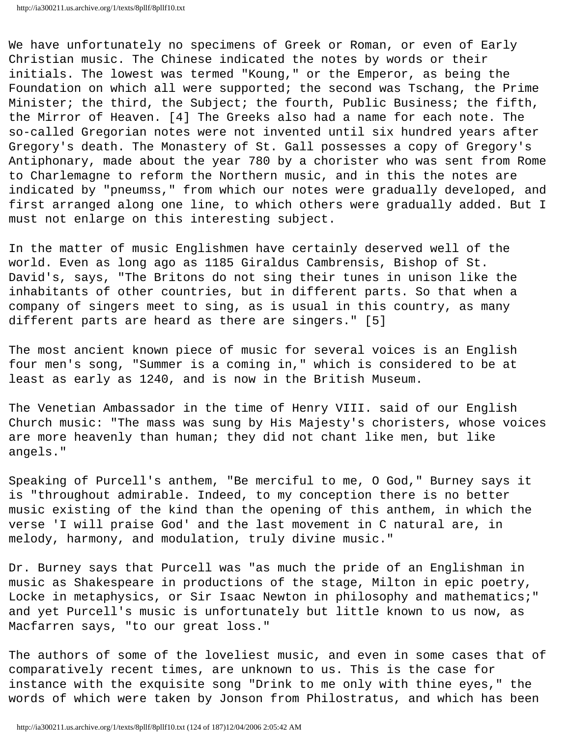We have unfortunately no specimens of Greek or Roman, or even of Early Christian music. The Chinese indicated the notes by words or their initials. The lowest was termed "Koung," or the Emperor, as being the Foundation on which all were supported; the second was Tschang, the Prime Minister; the third, the Subject; the fourth, Public Business; the fifth, the Mirror of Heaven. [4] The Greeks also had a name for each note. The so-called Gregorian notes were not invented until six hundred years after Gregory's death. The Monastery of St. Gall possesses a copy of Gregory's Antiphonary, made about the year 780 by a chorister who was sent from Rome to Charlemagne to reform the Northern music, and in this the notes are indicated by "pneumss," from which our notes were gradually developed, and first arranged along one line, to which others were gradually added. But I must not enlarge on this interesting subject.

In the matter of music Englishmen have certainly deserved well of the world. Even as long ago as 1185 Giraldus Cambrensis, Bishop of St. David's, says, "The Britons do not sing their tunes in unison like the inhabitants of other countries, but in different parts. So that when a company of singers meet to sing, as is usual in this country, as many different parts are heard as there are singers." [5]

The most ancient known piece of music for several voices is an English four men's song, "Summer is a coming in," which is considered to be at least as early as 1240, and is now in the British Museum.

The Venetian Ambassador in the time of Henry VIII. said of our English Church music: "The mass was sung by His Majesty's choristers, whose voices are more heavenly than human; they did not chant like men, but like angels."

Speaking of Purcell's anthem, "Be merciful to me, O God," Burney says it is "throughout admirable. Indeed, to my conception there is no better music existing of the kind than the opening of this anthem, in which the verse 'I will praise God' and the last movement in C natural are, in melody, harmony, and modulation, truly divine music."

Dr. Burney says that Purcell was "as much the pride of an Englishman in music as Shakespeare in productions of the stage, Milton in epic poetry, Locke in metaphysics, or Sir Isaac Newton in philosophy and mathematics;" and yet Purcell's music is unfortunately but little known to us now, as Macfarren says, "to our great loss."

The authors of some of the loveliest music, and even in some cases that of comparatively recent times, are unknown to us. This is the case for instance with the exquisite song "Drink to me only with thine eyes," the words of which were taken by Jonson from Philostratus, and which has been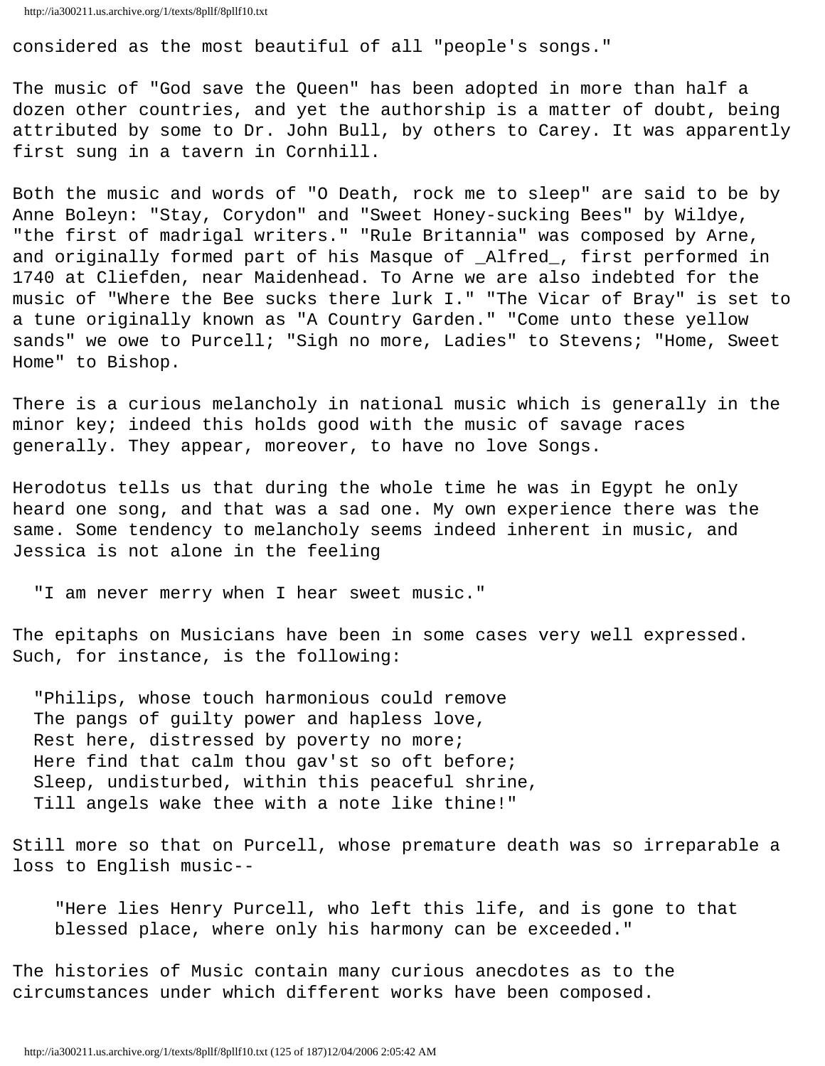considered as the most beautiful of all "people's songs."

The music of "God save the Queen" has been adopted in more than half a dozen other countries, and yet the authorship is a matter of doubt, being attributed by some to Dr. John Bull, by others to Carey. It was apparently first sung in a tavern in Cornhill.

Both the music and words of "O Death, rock me to sleep" are said to be by Anne Boleyn: "Stay, Corydon" and "Sweet Honey-sucking Bees" by Wildye, "the first of madrigal writers." "Rule Britannia" was composed by Arne, and originally formed part of his Masque of _Alfred_, first performed in 1740 at Cliefden, near Maidenhead. To Arne we are also indebted for the music of "Where the Bee sucks there lurk I." "The Vicar of Bray" is set to a tune originally known as "A Country Garden." "Come unto these yellow sands" we owe to Purcell; "Sigh no more, Ladies" to Stevens; "Home, Sweet Home" to Bishop.

There is a curious melancholy in national music which is generally in the minor key; indeed this holds good with the music of savage races generally. They appear, moreover, to have no love Songs.

Herodotus tells us that during the whole time he was in Egypt he only heard one song, and that was a sad one. My own experience there was the same. Some tendency to melancholy seems indeed inherent in music, and Jessica is not alone in the feeling

> "I am never merry when I hear sweet music."

The epitaphs on Musicians have been in some cases very well expressed. Such, for instance, is the following:

> "Philips, whose touch harmonious could remove
> The pangs of guilty power and hapless love,
> Rest here, distressed by poverty no more;
> Here find that calm thou gav'st so oft before;
> Sleep, undisturbed, within this peaceful shrine,
> Till angels wake thee with a note like thine!"

Still more so that on Purcell, whose premature death was so irreparable a loss to English music--

> "Here lies Henry Purcell, who left this life, and is gone to that blessed place, where only his harmony can be exceeded."

The histories of Music contain many curious anecdotes as to the circumstances under which different works have been composed.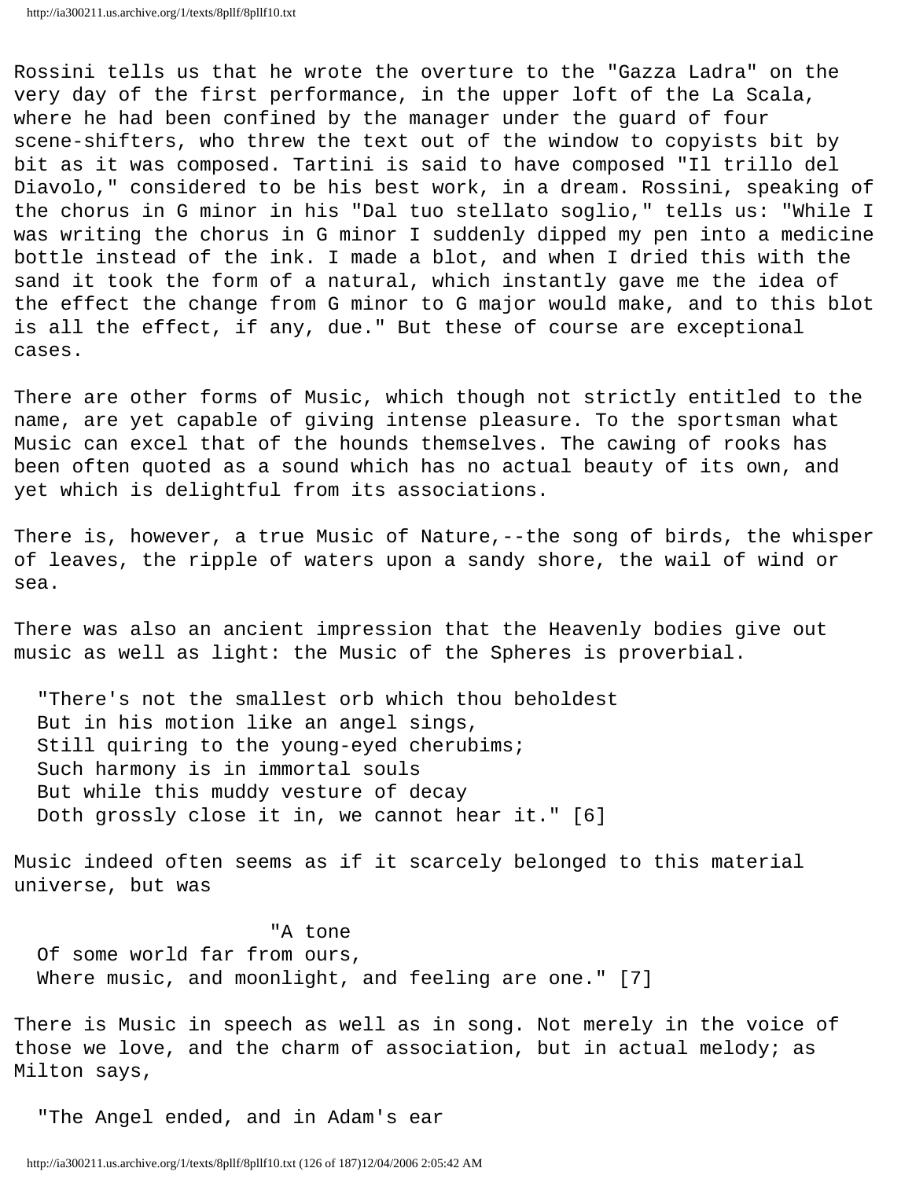Rossini tells us that he wrote the overture to the "Gazza Ladra" on the very day of the first performance, in the upper loft of the La Scala, where he had been confined by the manager under the guard of four scene-shifters, who threw the text out of the window to copyists bit by bit as it was composed. Tartini is said to have composed "Il trillo del Diavolo," considered to be his best work, in a dream. Rossini, speaking of the chorus in G minor in his "Dal tuo stellato soglio," tells us: "While I was writing the chorus in G minor I suddenly dipped my pen into a medicine bottle instead of the ink. I made a blot, and when I dried this with the sand it took the form of a natural, which instantly gave me the idea of the effect the change from G minor to G major would make, and to this blot is all the effect, if any, due." But these of course are exceptional cases.

There are other forms of Music, which though not strictly entitled to the name, are yet capable of giving intense pleasure. To the sportsman what Music can excel that of the hounds themselves. The cawing of rooks has been often quoted as a sound which has no actual beauty of its own, and yet which is delightful from its associations.

There is, however, a true Music of Nature,--the song of birds, the whisper of leaves, the ripple of waters upon a sandy shore, the wail of wind or sea.

There was also an ancient impression that the Heavenly bodies give out music as well as light: the Music of the Spheres is proverbial.

> "There's not the smallest orb which thou beholdest
> But in his motion like an angel sings,
> Still quiring to the young-eyed cherubims;
> Such harmony is in immortal souls
> But while this muddy vesture of decay
> Doth grossly close it in, we cannot hear it." [6]

Music indeed often seems as if it scarcely belonged to this material universe, but was

> "A tone
> Of some world far from ours,
> Where music, and moonlight, and feeling are one." [7]

There is Music in speech as well as in song. Not merely in the voice of those we love, and the charm of association, but in actual melody; as Milton says,

> "The Angel ended, and in Adam's ear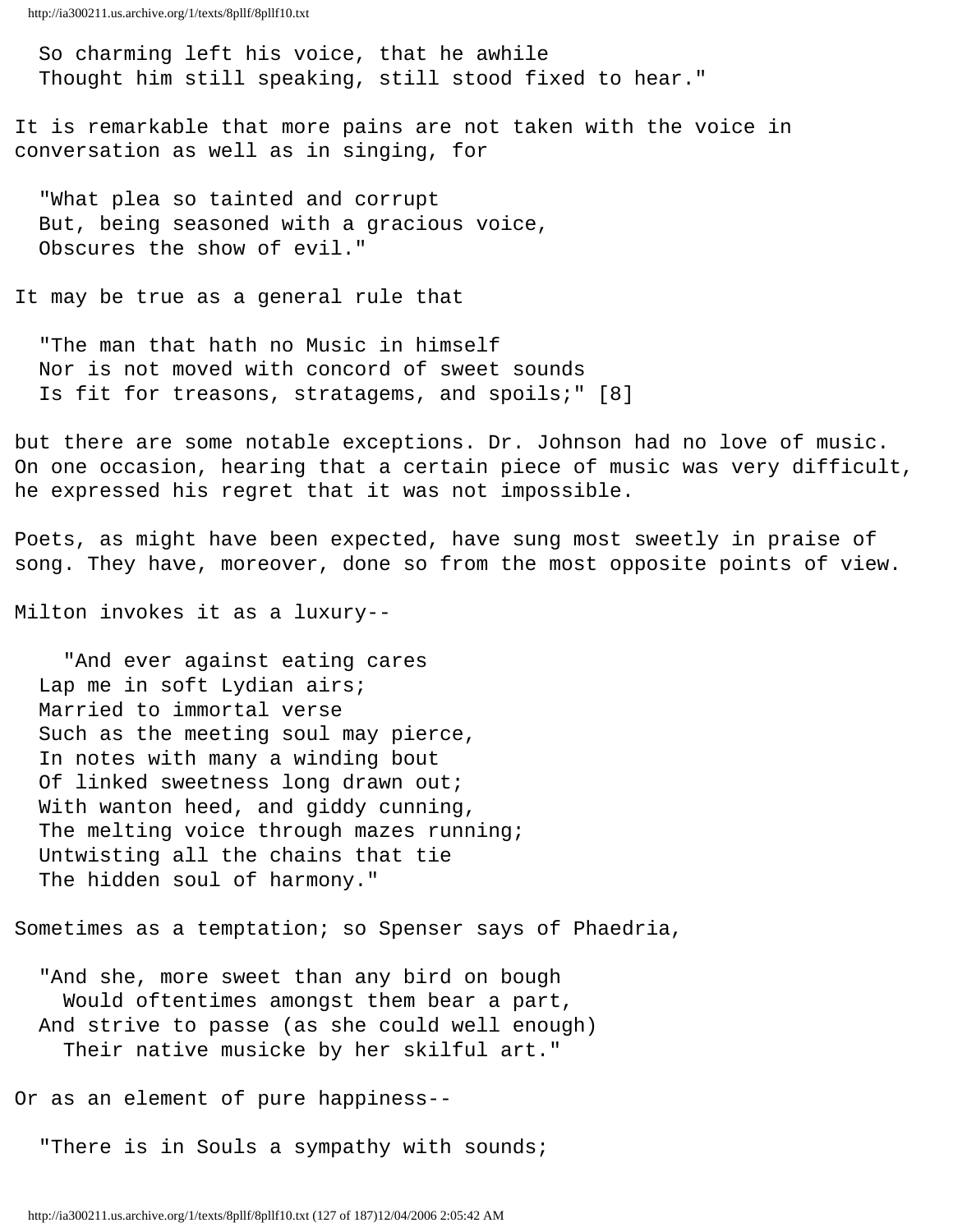> So charming left his voice, that he awhile
> Thought him still speaking, still stood fixed to hear."

It is remarkable that more pains are not taken with the voice in conversation as well as in singing, for

> "What plea so tainted and corrupt
> But, being seasoned with a gracious voice,
> Obscures the show of evil."

It may be true as a general rule that

> "The man that hath no Music in himself
> Nor is not moved with concord of sweet sounds
> Is fit for treasons, stratagems, and spoils;" [8]

but there are some notable exceptions. Dr. Johnson had no love of music. On one occasion, hearing that a certain piece of music was very difficult, he expressed his regret that it was not impossible.

Poets, as might have been expected, have sung most sweetly in praise of song. They have, moreover, done so from the most opposite points of view.

Milton invokes it as a luxury--

> "And ever against eating cares
> Lap me in soft Lydian airs;
> Married to immortal verse
> Such as the meeting soul may pierce,
> In notes with many a winding bout
> Of linked sweetness long drawn out;
> With wanton heed, and giddy cunning,
> The melting voice through mazes running;
> Untwisting all the chains that tie
> The hidden soul of harmony."

Sometimes as a temptation; so Spenser says of Phaedria,

> "And she, more sweet than any bird on bough
> Would oftentimes amongst them bear a part,
> And strive to passe (as she could well enough)
> Their native musicke by her skilful art."

Or as an element of pure happiness--

> "There is in Souls a sympathy with sounds;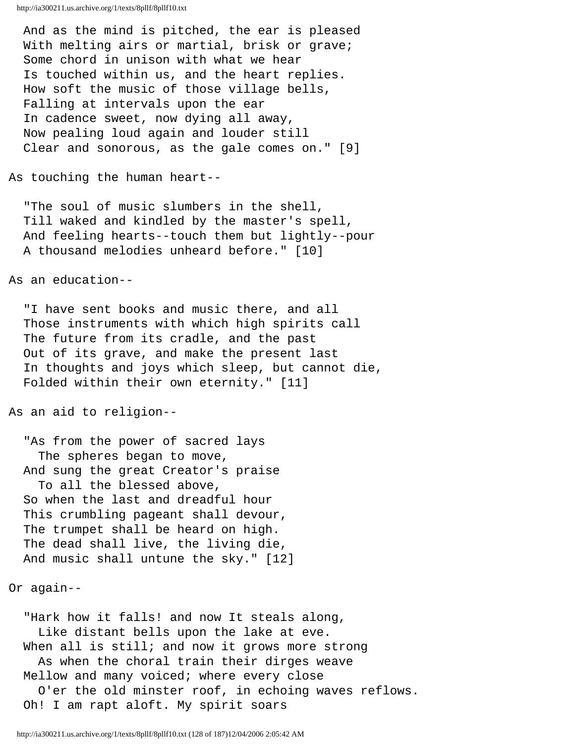And as the mind is pitched, the ear is pleased
With melting airs or martial, brisk or grave;
Some chord in unison with what we hear
Is touched within us, and the heart replies.
How soft the music of those village bells,
Falling at intervals upon the ear
In cadence sweet, now dying all away,
Now pealing loud again and louder still
Clear and sonorous, as the gale comes on." [9]

As touching the human heart--

"The soul of music slumbers in the shell,
Till waked and kindled by the master's spell,
And feeling hearts--touch them but lightly--pour
A thousand melodies unheard before." [10]

As an education--

"I have sent books and music there, and all
Those instruments with which high spirits call
The future from its cradle, and the past
Out of its grave, and make the present last
In thoughts and joys which sleep, but cannot die,
Folded within their own eternity." [11]

As an aid to religion--

"As from the power of sacred lays
  The spheres began to move,
And sung the great Creator's praise
  To all the blessed above,
So when the last and dreadful hour
This crumbling pageant shall devour,
The trumpet shall be heard on high.
The dead shall live, the living die,
And music shall untune the sky." [12]

Or again--

"Hark how it falls! and now It steals along,
  Like distant bells upon the lake at eve.
When all is still; and now it grows more strong
  As when the choral train their dirges weave
Mellow and many voiced; where every close
  O'er the old minster roof, in echoing waves reflows.
Oh! I am rapt aloft. My spirit soars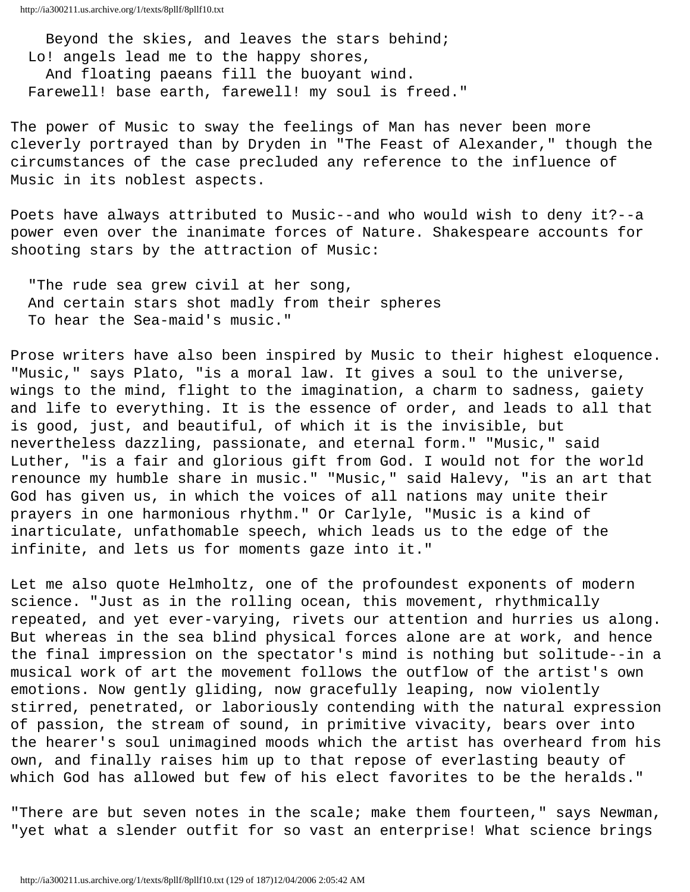Beyond the skies, and leaves the stars behind;  
Lo! angels lead me to the happy shores,  
And floating paeans fill the buoyant wind.  
Farewell! base earth, farewell! my soul is freed."

The power of Music to sway the feelings of Man has never been more cleverly portrayed than by Dryden in "The Feast of Alexander," though the circumstances of the case precluded any reference to the influence of Music in its noblest aspects.

Poets have always attributed to Music--and who would wish to deny it?--a power even over the inanimate forces of Nature. Shakespeare accounts for shooting stars by the attraction of Music:

"The rude sea grew civil at her song,  
And certain stars shot madly from their spheres  
To hear the Sea-maid's music."

Prose writers have also been inspired by Music to their highest eloquence. "Music," says Plato, "is a moral law. It gives a soul to the universe, wings to the mind, flight to the imagination, a charm to sadness, gaiety and life to everything. It is the essence of order, and leads to all that is good, just, and beautiful, of which it is the invisible, but nevertheless dazzling, passionate, and eternal form." "Music," said Luther, "is a fair and glorious gift from God. I would not for the world renounce my humble share in music." "Music," said Halevy, "is an art that God has given us, in which the voices of all nations may unite their prayers in one harmonious rhythm." Or Carlyle, "Music is a kind of inarticulate, unfathomable speech, which leads us to the edge of the infinite, and lets us for moments gaze into it."

Let me also quote Helmholtz, one of the profoundest exponents of modern science. "Just as in the rolling ocean, this movement, rhythmically repeated, and yet ever-varying, rivets our attention and hurries us along. But whereas in the sea blind physical forces alone are at work, and hence the final impression on the spectator's mind is nothing but solitude--in a musical work of art the movement follows the outflow of the artist's own emotions. Now gently gliding, now gracefully leaping, now violently stirred, penetrated, or laboriously contending with the natural expression of passion, the stream of sound, in primitive vivacity, bears over into the hearer's soul unimagined moods which the artist has overheard from his own, and finally raises him up to that repose of everlasting beauty of which God has allowed but few of his elect favorites to be the heralds."

"There are but seven notes in the scale; make them fourteen," says Newman, "yet what a slender outfit for so vast an enterprise! What science brings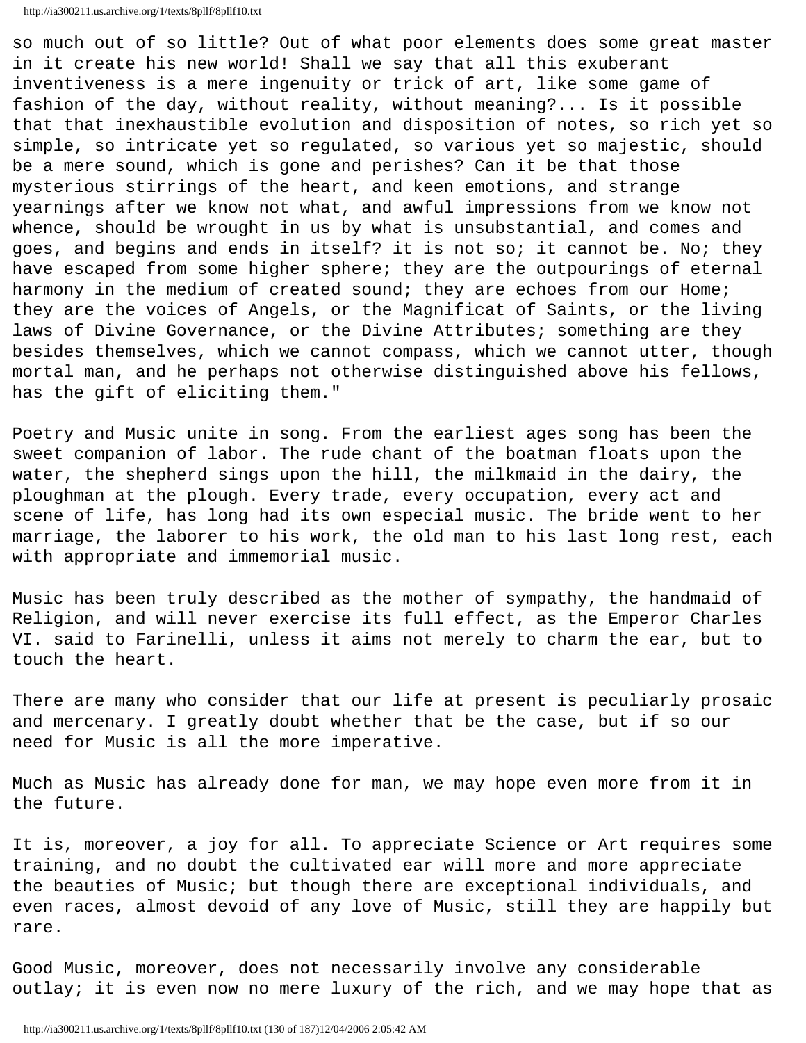so much out of so little? Out of what poor elements does some great master in it create his new world! Shall we say that all this exuberant inventiveness is a mere ingenuity or trick of art, like some game of fashion of the day, without reality, without meaning?... Is it possible that that inexhaustible evolution and disposition of notes, so rich yet so simple, so intricate yet so regulated, so various yet so majestic, should be a mere sound, which is gone and perishes? Can it be that those mysterious stirrings of the heart, and keen emotions, and strange yearnings after we know not what, and awful impressions from we know not whence, should be wrought in us by what is unsubstantial, and comes and goes, and begins and ends in itself? it is not so; it cannot be. No; they have escaped from some higher sphere; they are the outpourings of eternal harmony in the medium of created sound; they are echoes from our Home; they are the voices of Angels, or the Magnificat of Saints, or the living laws of Divine Governance, or the Divine Attributes; something are they besides themselves, which we cannot compass, which we cannot utter, though mortal man, and he perhaps not otherwise distinguished above his fellows, has the gift of eliciting them."

Poetry and Music unite in song. From the earliest ages song has been the sweet companion of labor. The rude chant of the boatman floats upon the water, the shepherd sings upon the hill, the milkmaid in the dairy, the ploughman at the plough. Every trade, every occupation, every act and scene of life, has long had its own especial music. The bride went to her marriage, the laborer to his work, the old man to his last long rest, each with appropriate and immemorial music.

Music has been truly described as the mother of sympathy, the handmaid of Religion, and will never exercise its full effect, as the Emperor Charles VI. said to Farinelli, unless it aims not merely to charm the ear, but to touch the heart.

There are many who consider that our life at present is peculiarly prosaic and mercenary. I greatly doubt whether that be the case, but if so our need for Music is all the more imperative.

Much as Music has already done for man, we may hope even more from it in the future.

It is, moreover, a joy for all. To appreciate Science or Art requires some training, and no doubt the cultivated ear will more and more appreciate the beauties of Music; but though there are exceptional individuals, and even races, almost devoid of any love of Music, still they are happily but rare.

Good Music, moreover, does not necessarily involve any considerable outlay; it is even now no mere luxury of the rich, and we may hope that as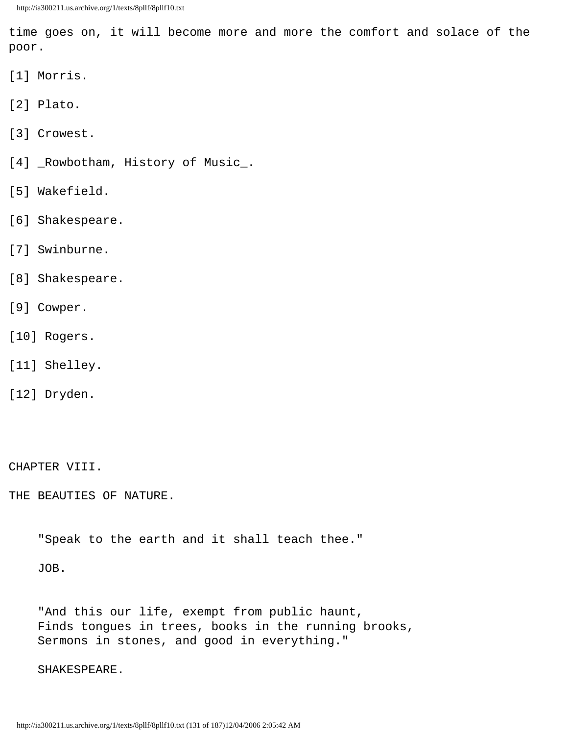time goes on, it will become more and more the comfort and solace of the poor.

[1] Morris.

[2] Plato.

[3] Crowest.

[4] _Rowbotham, History of Music_.

[5] Wakefield.

[6] Shakespeare.

[7] Swinburne.

[8] Shakespeare.

[9] Cowper.

[10] Rogers.

[11] Shelley.

[12] Dryden.

## CHAPTER VIII.

## THE BEAUTIES OF NATURE.

> "Speak to the earth and it shall teach thee."
>
> JOB.

> "And this our life, exempt from public haunt,
> Finds tongues in trees, books in the running brooks,
> Sermons in stones, and good in everything."
>
> SHAKESPEARE.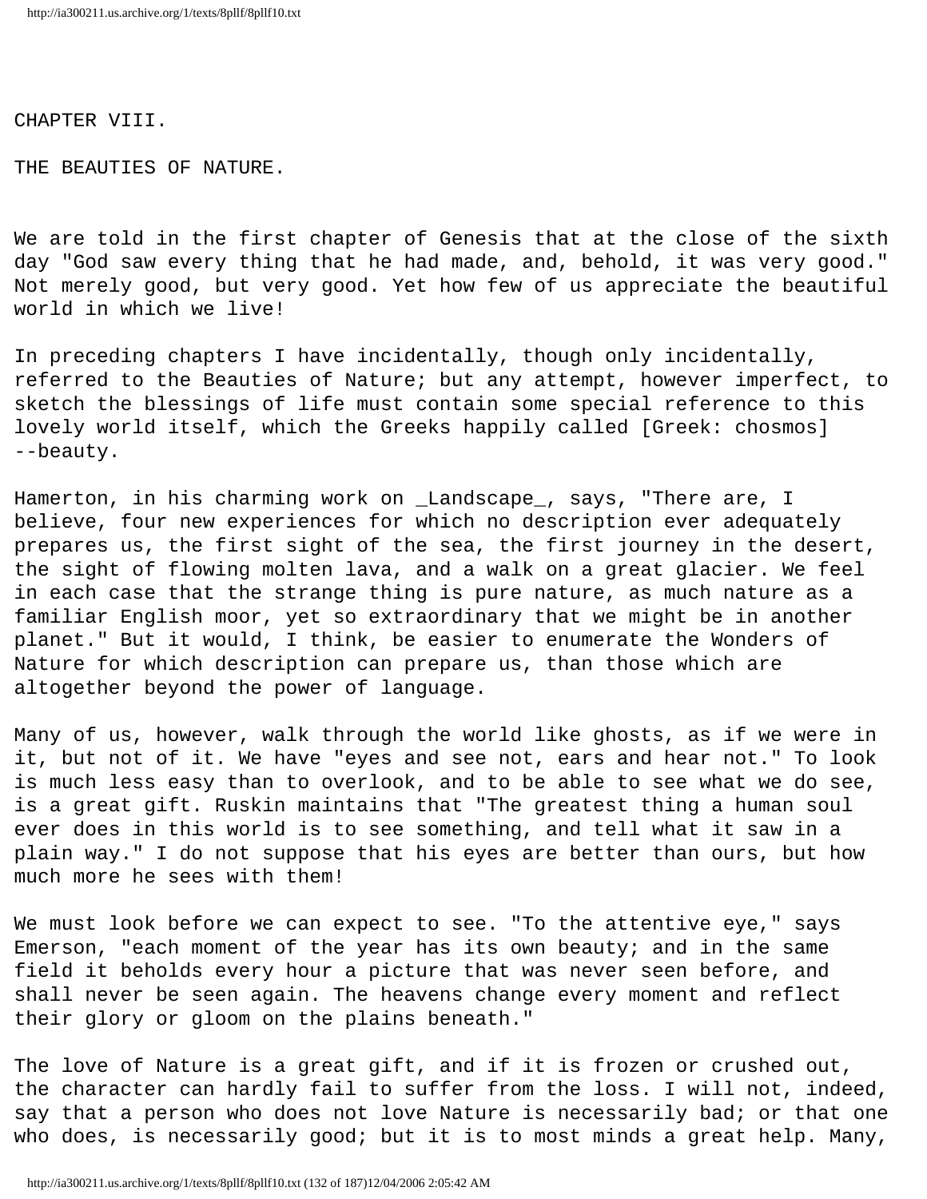# CHAPTER VIII.

## THE BEAUTIES OF NATURE.

We are told in the first chapter of Genesis that at the close of the sixth day "God saw every thing that he had made, and, behold, it was very good." Not merely good, but very good. Yet how few of us appreciate the beautiful world in which we live!

In preceding chapters I have incidentally, though only incidentally, referred to the Beauties of Nature; but any attempt, however imperfect, to sketch the blessings of life must contain some special reference to this lovely world itself, which the Greeks happily called [Greek: chosmos] --beauty.

Hamerton, in his charming work on _Landscape_, says, "There are, I believe, four new experiences for which no description ever adequately prepares us, the first sight of the sea, the first journey in the desert, the sight of flowing molten lava, and a walk on a great glacier. We feel in each case that the strange thing is pure nature, as much nature as a familiar English moor, yet so extraordinary that we might be in another planet." But it would, I think, be easier to enumerate the Wonders of Nature for which description can prepare us, than those which are altogether beyond the power of language.

Many of us, however, walk through the world like ghosts, as if we were in it, but not of it. We have "eyes and see not, ears and hear not." To look is much less easy than to overlook, and to be able to see what we do see, is a great gift. Ruskin maintains that "The greatest thing a human soul ever does in this world is to see something, and tell what it saw in a plain way." I do not suppose that his eyes are better than ours, but how much more he sees with them!

We must look before we can expect to see. "To the attentive eye," says Emerson, "each moment of the year has its own beauty; and in the same field it beholds every hour a picture that was never seen before, and shall never be seen again. The heavens change every moment and reflect their glory or gloom on the plains beneath."

The love of Nature is a great gift, and if it is frozen or crushed out, the character can hardly fail to suffer from the loss. I will not, indeed, say that a person who does not love Nature is necessarily bad; or that one who does, is necessarily good; but it is to most minds a great help. Many,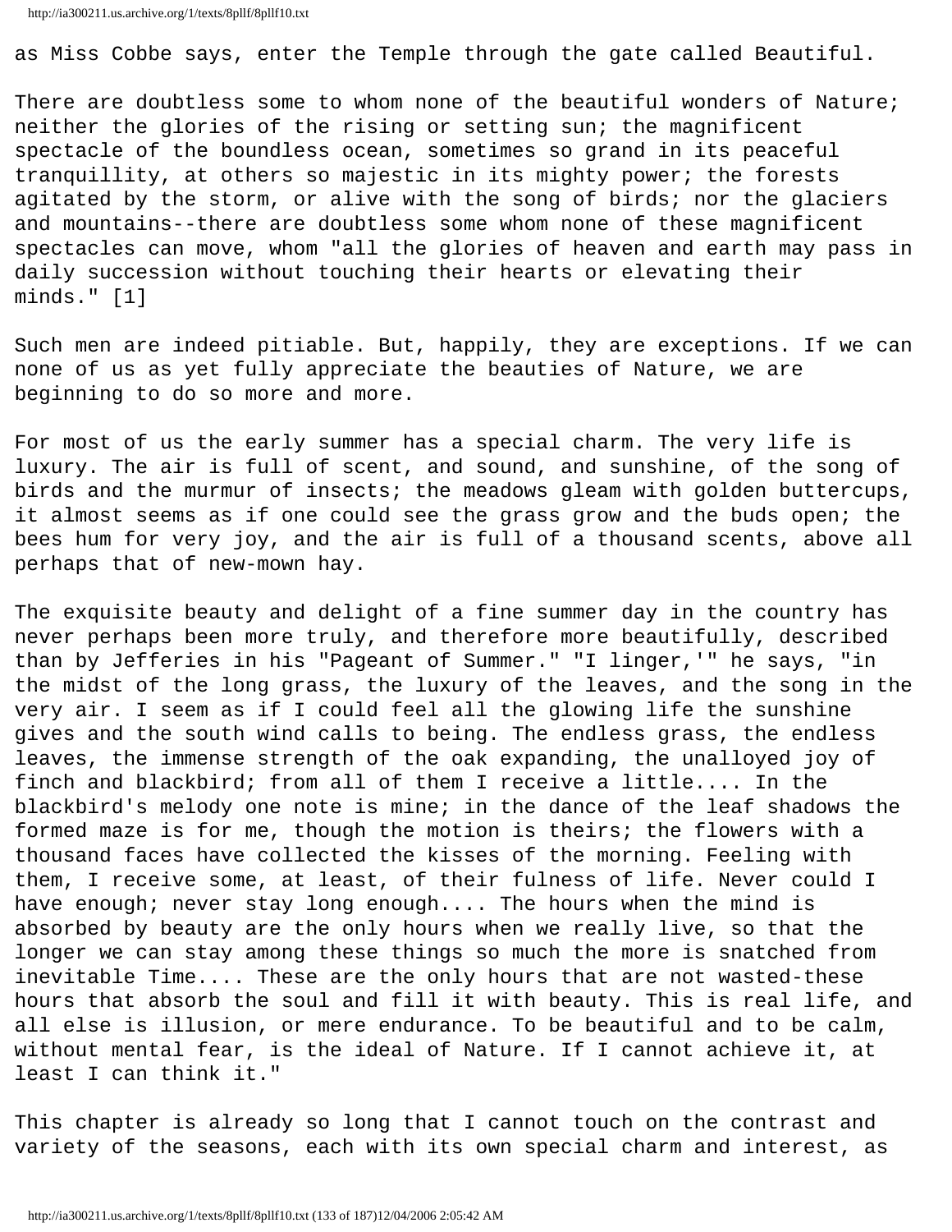as Miss Cobbe says, enter the Temple through the gate called Beautiful.

There are doubtless some to whom none of the beautiful wonders of Nature; neither the glories of the rising or setting sun; the magnificent spectacle of the boundless ocean, sometimes so grand in its peaceful tranquillity, at others so majestic in its mighty power; the forests agitated by the storm, or alive with the song of birds; nor the glaciers and mountains--there are doubtless some whom none of these magnificent spectacles can move, whom "all the glories of heaven and earth may pass in daily succession without touching their hearts or elevating their minds." [1]

Such men are indeed pitiable. But, happily, they are exceptions. If we can none of us as yet fully appreciate the beauties of Nature, we are beginning to do so more and more.

For most of us the early summer has a special charm. The very life is luxury. The air is full of scent, and sound, and sunshine, of the song of birds and the murmur of insects; the meadows gleam with golden buttercups, it almost seems as if one could see the grass grow and the buds open; the bees hum for very joy, and the air is full of a thousand scents, above all perhaps that of new-mown hay.

The exquisite beauty and delight of a fine summer day in the country has never perhaps been more truly, and therefore more beautifully, described than by Jefferies in his "Pageant of Summer." "I linger,'" he says, "in the midst of the long grass, the luxury of the leaves, and the song in the very air. I seem as if I could feel all the glowing life the sunshine gives and the south wind calls to being. The endless grass, the endless leaves, the immense strength of the oak expanding, the unalloyed joy of finch and blackbird; from all of them I receive a little.... In the blackbird's melody one note is mine; in the dance of the leaf shadows the formed maze is for me, though the motion is theirs; the flowers with a thousand faces have collected the kisses of the morning. Feeling with them, I receive some, at least, of their fulness of life. Never could I have enough; never stay long enough.... The hours when the mind is absorbed by beauty are the only hours when we really live, so that the longer we can stay among these things so much the more is snatched from inevitable Time.... These are the only hours that are not wasted-these hours that absorb the soul and fill it with beauty. This is real life, and all else is illusion, or mere endurance. To be beautiful and to be calm, without mental fear, is the ideal of Nature. If I cannot achieve it, at least I can think it."

This chapter is already so long that I cannot touch on the contrast and variety of the seasons, each with its own special charm and interest, as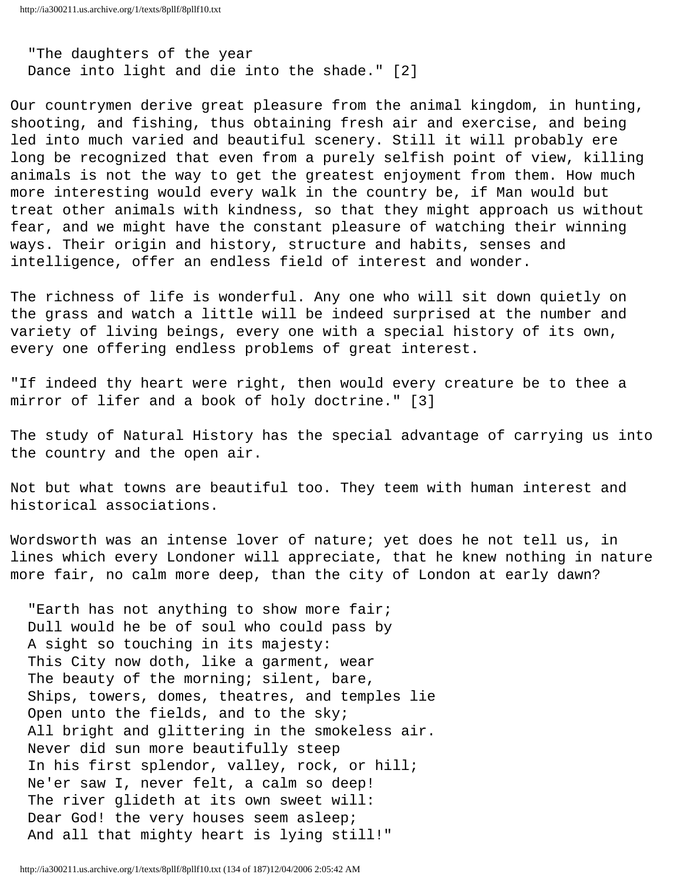"The daughters of the year  
Dance into light and die into the shade." [2]

Our countrymen derive great pleasure from the animal kingdom, in hunting, shooting, and fishing, thus obtaining fresh air and exercise, and being led into much varied and beautiful scenery. Still it will probably ere long be recognized that even from a purely selfish point of view, killing animals is not the way to get the greatest enjoyment from them. How much more interesting would every walk in the country be, if Man would but treat other animals with kindness, so that they might approach us without fear, and we might have the constant pleasure of watching their winning ways. Their origin and history, structure and habits, senses and intelligence, offer an endless field of interest and wonder.

The richness of life is wonderful. Any one who will sit down quietly on the grass and watch a little will be indeed surprised at the number and variety of living beings, every one with a special history of its own, every one offering endless problems of great interest.

"If indeed thy heart were right, then would every creature be to thee a mirror of lifer and a book of holy doctrine." [3]

The study of Natural History has the special advantage of carrying us into the country and the open air.

Not but what towns are beautiful too. They teem with human interest and historical associations.

Wordsworth was an intense lover of nature; yet does he not tell us, in lines which every Londoner will appreciate, that he knew nothing in nature more fair, no calm more deep, than the city of London at early dawn?

"Earth has not anything to show more fair;  
Dull would he be of soul who could pass by  
A sight so touching in its majesty:  
This City now doth, like a garment, wear  
The beauty of the morning; silent, bare,  
Ships, towers, domes, theatres, and temples lie  
Open unto the fields, and to the sky;  
All bright and glittering in the smokeless air.  
Never did sun more beautifully steep  
In his first splendor, valley, rock, or hill;  
Ne'er saw I, never felt, a calm so deep!  
The river glideth at its own sweet will:  
Dear God! the very houses seem asleep;  
And all that mighty heart is lying still!"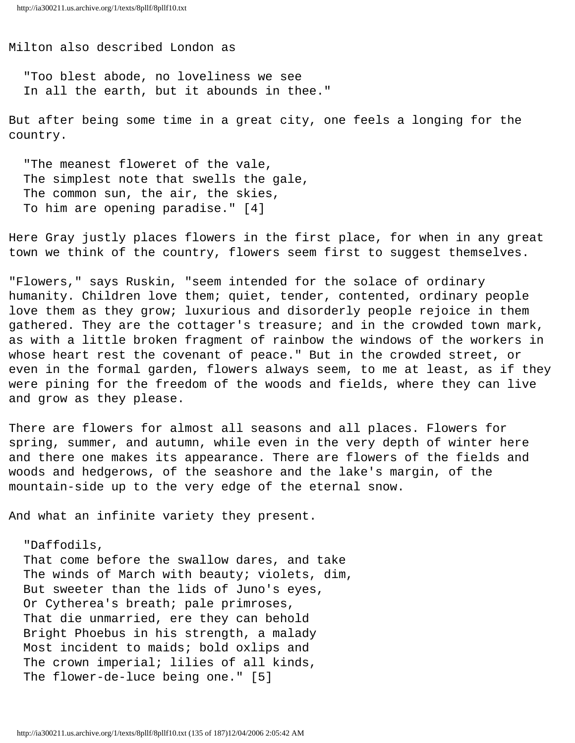Milton also described London as

> "Too blest abode, no loveliness we see  
> In all the earth, but it abounds in thee."

But after being some time in a great city, one feels a longing for the country.

> "The meanest floweret of the vale,  
> The simplest note that swells the gale,  
> The common sun, the air, the skies,  
> To him are opening paradise." [4]

Here Gray justly places flowers in the first place, for when in any great town we think of the country, flowers seem first to suggest themselves.

"Flowers," says Ruskin, "seem intended for the solace of ordinary humanity. Children love them; quiet, tender, contented, ordinary people love them as they grow; luxurious and disorderly people rejoice in them gathered. They are the cottager's treasure; and in the crowded town mark, as with a little broken fragment of rainbow the windows of the workers in whose heart rest the covenant of peace." But in the crowded street, or even in the formal garden, flowers always seem, to me at least, as if they were pining for the freedom of the woods and fields, where they can live and grow as they please.

There are flowers for almost all seasons and all places. Flowers for spring, summer, and autumn, while even in the very depth of winter here and there one makes its appearance. There are flowers of the fields and woods and hedgerows, of the seashore and the lake's margin, of the mountain-side up to the very edge of the eternal snow.

And what an infinite variety they present.

> "Daffodils,  
> That come before the swallow dares, and take  
> The winds of March with beauty; violets, dim,  
> But sweeter than the lids of Juno's eyes,  
> Or Cytherea's breath; pale primroses,  
> That die unmarried, ere they can behold  
> Bright Phoebus in his strength, a malady  
> Most incident to maids; bold oxlips and  
> The crown imperial; lilies of all kinds,  
> The flower-de-luce being one." [5]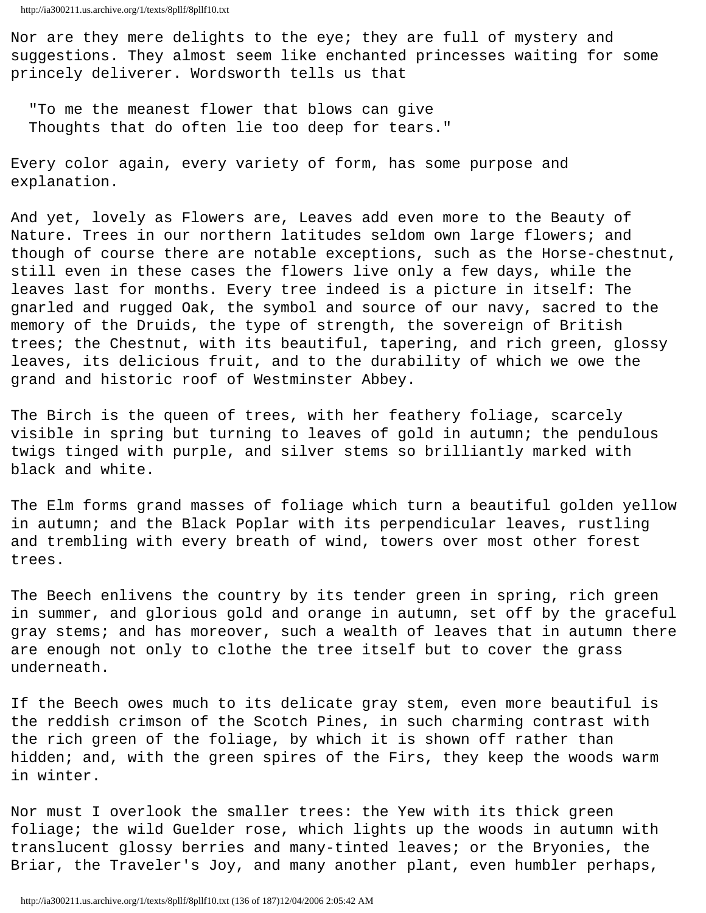Nor are they mere delights to the eye; they are full of mystery and suggestions. They almost seem like enchanted princesses waiting for some princely deliverer. Wordsworth tells us that

> "To me the meanest flower that blows can give
> Thoughts that do often lie too deep for tears."

Every color again, every variety of form, has some purpose and explanation.

And yet, lovely as Flowers are, Leaves add even more to the Beauty of Nature. Trees in our northern latitudes seldom own large flowers; and though of course there are notable exceptions, such as the Horse-chestnut, still even in these cases the flowers live only a few days, while the leaves last for months. Every tree indeed is a picture in itself: The gnarled and rugged Oak, the symbol and source of our navy, sacred to the memory of the Druids, the type of strength, the sovereign of British trees; the Chestnut, with its beautiful, tapering, and rich green, glossy leaves, its delicious fruit, and to the durability of which we owe the grand and historic roof of Westminster Abbey.

The Birch is the queen of trees, with her feathery foliage, scarcely visible in spring but turning to leaves of gold in autumn; the pendulous twigs tinged with purple, and silver stems so brilliantly marked with black and white.

The Elm forms grand masses of foliage which turn a beautiful golden yellow in autumn; and the Black Poplar with its perpendicular leaves, rustling and trembling with every breath of wind, towers over most other forest trees.

The Beech enlivens the country by its tender green in spring, rich green in summer, and glorious gold and orange in autumn, set off by the graceful gray stems; and has moreover, such a wealth of leaves that in autumn there are enough not only to clothe the tree itself but to cover the grass underneath.

If the Beech owes much to its delicate gray stem, even more beautiful is the reddish crimson of the Scotch Pines, in such charming contrast with the rich green of the foliage, by which it is shown off rather than hidden; and, with the green spires of the Firs, they keep the woods warm in winter.

Nor must I overlook the smaller trees: the Yew with its thick green foliage; the wild Guelder rose, which lights up the woods in autumn with translucent glossy berries and many-tinted leaves; or the Bryonies, the Briar, the Traveler's Joy, and many another plant, even humbler perhaps,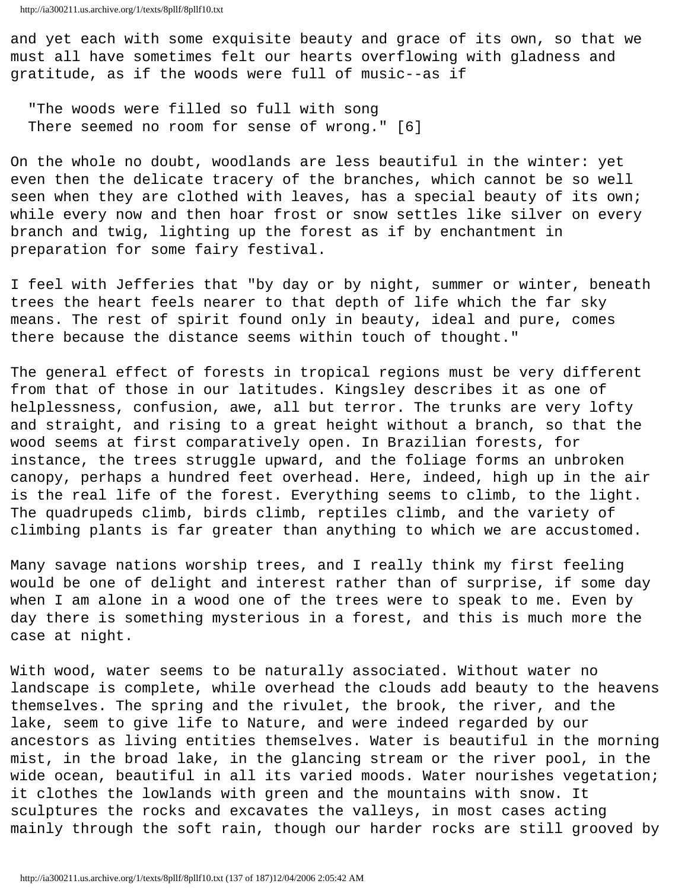and yet each with some exquisite beauty and grace of its own, so that we must all have sometimes felt our hearts overflowing with gladness and gratitude, as if the woods were full of music--as if

> "The woods were filled so full with song
> There seemed no room for sense of wrong." [6]

On the whole no doubt, woodlands are less beautiful in the winter: yet even then the delicate tracery of the branches, which cannot be so well seen when they are clothed with leaves, has a special beauty of its own; while every now and then hoar frost or snow settles like silver on every branch and twig, lighting up the forest as if by enchantment in preparation for some fairy festival.

I feel with Jefferies that "by day or by night, summer or winter, beneath trees the heart feels nearer to that depth of life which the far sky means. The rest of spirit found only in beauty, ideal and pure, comes there because the distance seems within touch of thought."

The general effect of forests in tropical regions must be very different from that of those in our latitudes. Kingsley describes it as one of helplessness, confusion, awe, all but terror. The trunks are very lofty and straight, and rising to a great height without a branch, so that the wood seems at first comparatively open. In Brazilian forests, for instance, the trees struggle upward, and the foliage forms an unbroken canopy, perhaps a hundred feet overhead. Here, indeed, high up in the air is the real life of the forest. Everything seems to climb, to the light. The quadrupeds climb, birds climb, reptiles climb, and the variety of climbing plants is far greater than anything to which we are accustomed.

Many savage nations worship trees, and I really think my first feeling would be one of delight and interest rather than of surprise, if some day when I am alone in a wood one of the trees were to speak to me. Even by day there is something mysterious in a forest, and this is much more the case at night.

With wood, water seems to be naturally associated. Without water no landscape is complete, while overhead the clouds add beauty to the heavens themselves. The spring and the rivulet, the brook, the river, and the lake, seem to give life to Nature, and were indeed regarded by our ancestors as living entities themselves. Water is beautiful in the morning mist, in the broad lake, in the glancing stream or the river pool, in the wide ocean, beautiful in all its varied moods. Water nourishes vegetation; it clothes the lowlands with green and the mountains with snow. It sculptures the rocks and excavates the valleys, in most cases acting mainly through the soft rain, though our harder rocks are still grooved by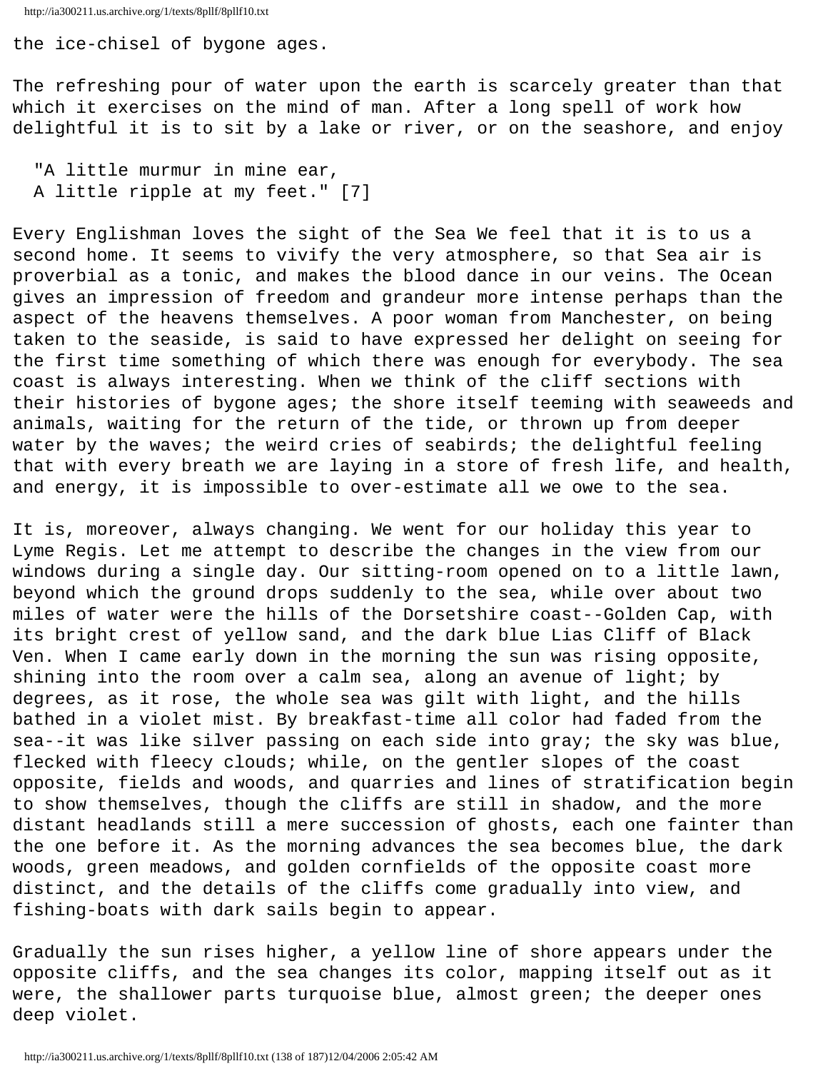the ice-chisel of bygone ages.

The refreshing pour of water upon the earth is scarcely greater than that which it exercises on the mind of man. After a long spell of work how delightful it is to sit by a lake or river, or on the seashore, and enjoy

> "A little murmur in mine ear,
> A little ripple at my feet." [7]

Every Englishman loves the sight of the Sea We feel that it is to us a second home. It seems to vivify the very atmosphere, so that Sea air is proverbial as a tonic, and makes the blood dance in our veins. The Ocean gives an impression of freedom and grandeur more intense perhaps than the aspect of the heavens themselves. A poor woman from Manchester, on being taken to the seaside, is said to have expressed her delight on seeing for the first time something of which there was enough for everybody. The sea coast is always interesting. When we think of the cliff sections with their histories of bygone ages; the shore itself teeming with seaweeds and animals, waiting for the return of the tide, or thrown up from deeper water by the waves; the weird cries of seabirds; the delightful feeling that with every breath we are laying in a store of fresh life, and health, and energy, it is impossible to over-estimate all we owe to the sea.

It is, moreover, always changing. We went for our holiday this year to Lyme Regis. Let me attempt to describe the changes in the view from our windows during a single day. Our sitting-room opened on to a little lawn, beyond which the ground drops suddenly to the sea, while over about two miles of water were the hills of the Dorsetshire coast--Golden Cap, with its bright crest of yellow sand, and the dark blue Lias Cliff of Black Ven. When I came early down in the morning the sun was rising opposite, shining into the room over a calm sea, along an avenue of light; by degrees, as it rose, the whole sea was gilt with light, and the hills bathed in a violet mist. By breakfast-time all color had faded from the sea--it was like silver passing on each side into gray; the sky was blue, flecked with fleecy clouds; while, on the gentler slopes of the coast opposite, fields and woods, and quarries and lines of stratification begin to show themselves, though the cliffs are still in shadow, and the more distant headlands still a mere succession of ghosts, each one fainter than the one before it. As the morning advances the sea becomes blue, the dark woods, green meadows, and golden cornfields of the opposite coast more distinct, and the details of the cliffs come gradually into view, and fishing-boats with dark sails begin to appear.

Gradually the sun rises higher, a yellow line of shore appears under the opposite cliffs, and the sea changes its color, mapping itself out as it were, the shallower parts turquoise blue, almost green; the deeper ones deep violet.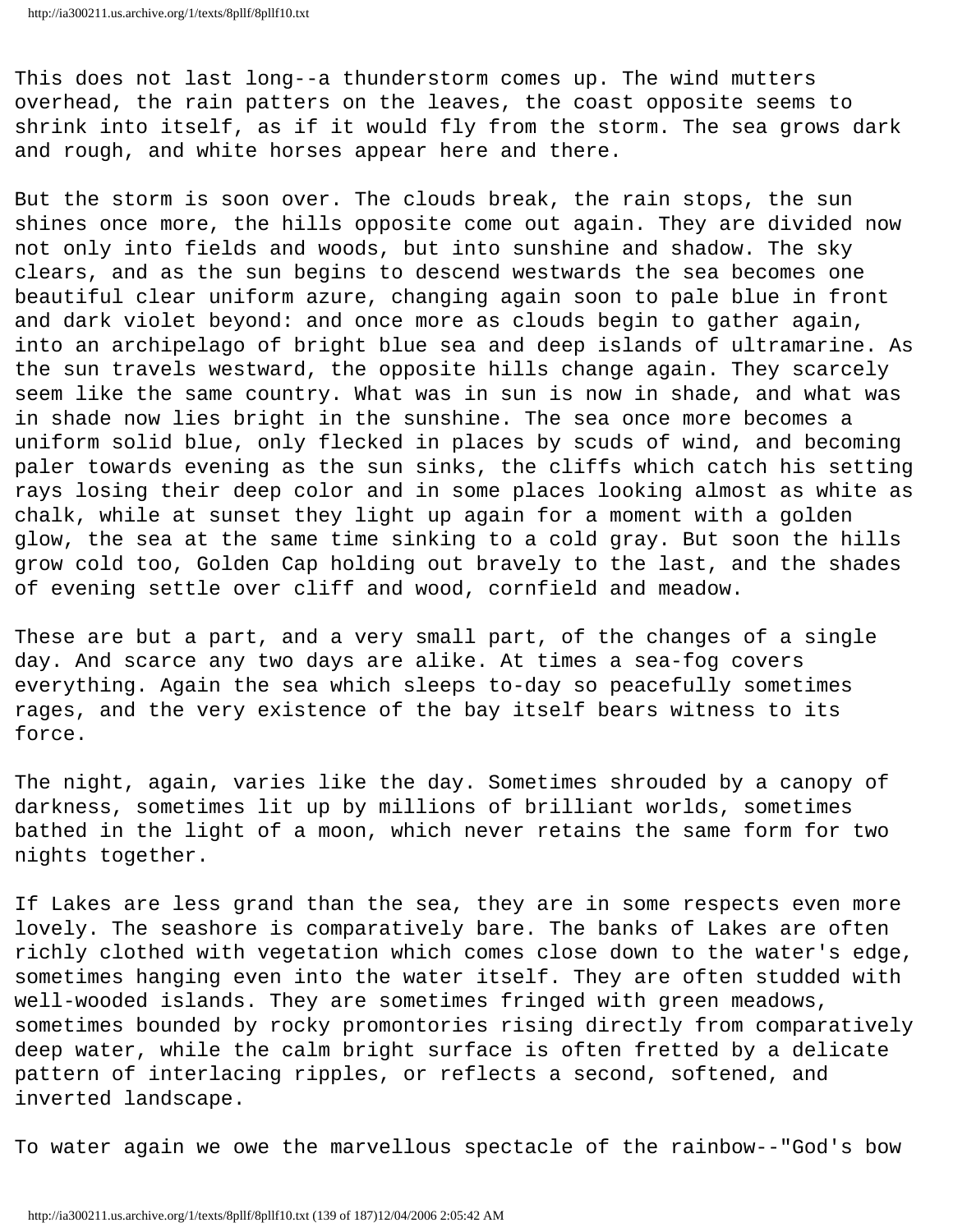This does not last long--a thunderstorm comes up. The wind mutters overhead, the rain patters on the leaves, the coast opposite seems to shrink into itself, as if it would fly from the storm. The sea grows dark and rough, and white horses appear here and there.

But the storm is soon over. The clouds break, the rain stops, the sun shines once more, the hills opposite come out again. They are divided now not only into fields and woods, but into sunshine and shadow. The sky clears, and as the sun begins to descend westwards the sea becomes one beautiful clear uniform azure, changing again soon to pale blue in front and dark violet beyond: and once more as clouds begin to gather again, into an archipelago of bright blue sea and deep islands of ultramarine. As the sun travels westward, the opposite hills change again. They scarcely seem like the same country. What was in sun is now in shade, and what was in shade now lies bright in the sunshine. The sea once more becomes a uniform solid blue, only flecked in places by scuds of wind, and becoming paler towards evening as the sun sinks, the cliffs which catch his setting rays losing their deep color and in some places looking almost as white as chalk, while at sunset they light up again for a moment with a golden glow, the sea at the same time sinking to a cold gray. But soon the hills grow cold too, Golden Cap holding out bravely to the last, and the shades of evening settle over cliff and wood, cornfield and meadow.

These are but a part, and a very small part, of the changes of a single day. And scarce any two days are alike. At times a sea-fog covers everything. Again the sea which sleeps to-day so peacefully sometimes rages, and the very existence of the bay itself bears witness to its force.

The night, again, varies like the day. Sometimes shrouded by a canopy of darkness, sometimes lit up by millions of brilliant worlds, sometimes bathed in the light of a moon, which never retains the same form for two nights together.

If Lakes are less grand than the sea, they are in some respects even more lovely. The seashore is comparatively bare. The banks of Lakes are often richly clothed with vegetation which comes close down to the water's edge, sometimes hanging even into the water itself. They are often studded with well-wooded islands. They are sometimes fringed with green meadows, sometimes bounded by rocky promontories rising directly from comparatively deep water, while the calm bright surface is often fretted by a delicate pattern of interlacing ripples, or reflects a second, softened, and inverted landscape.

To water again we owe the marvellous spectacle of the rainbow--"God's bow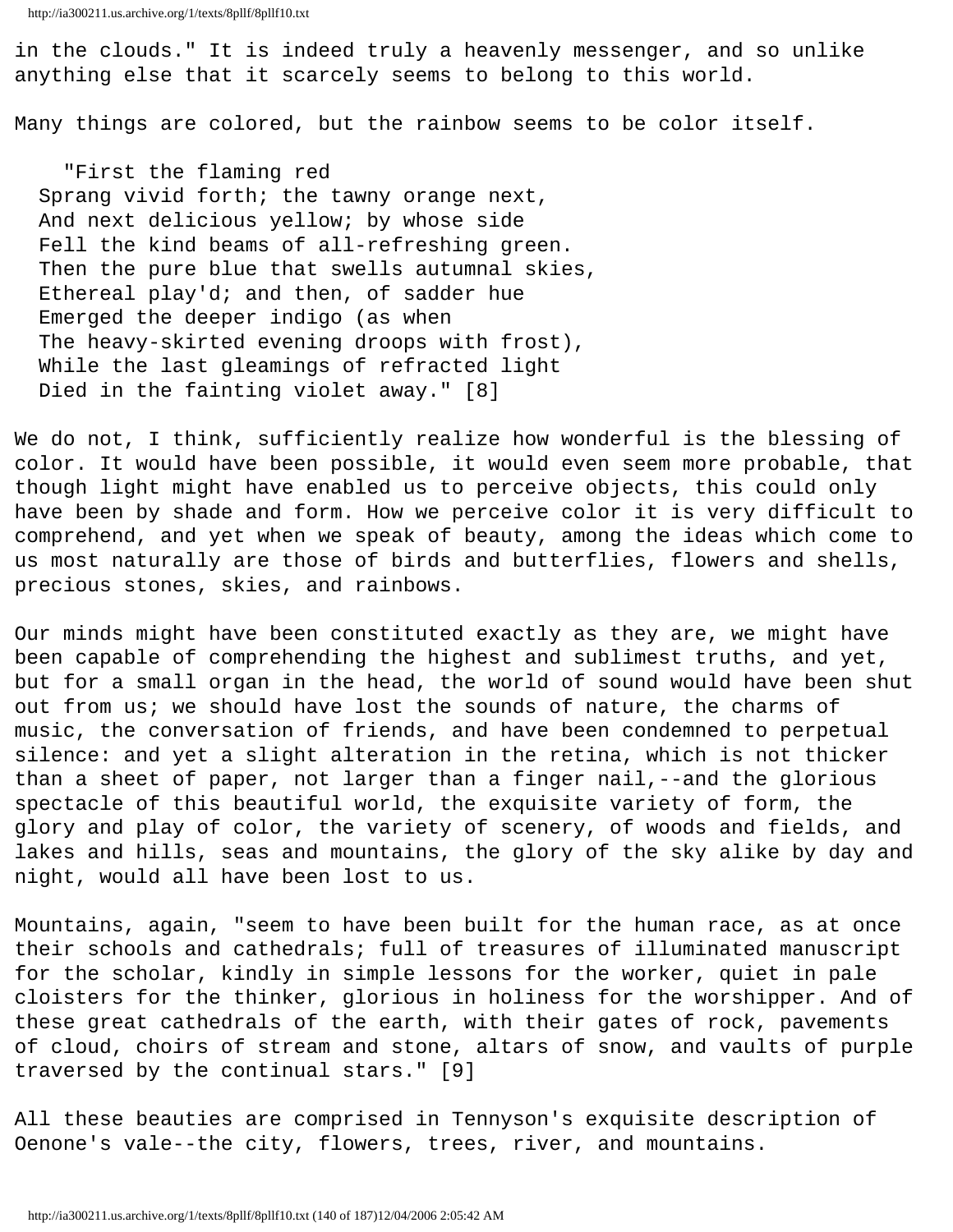in the clouds." It is indeed truly a heavenly messenger, and so unlike anything else that it scarcely seems to belong to this world.

Many things are colored, but the rainbow seems to be color itself.

> "First the flaming red
> Sprang vivid forth; the tawny orange next,
> And next delicious yellow; by whose side
> Fell the kind beams of all-refreshing green.
> Then the pure blue that swells autumnal skies,
> Ethereal play'd; and then, of sadder hue
> Emerged the deeper indigo (as when
> The heavy-skirted evening droops with frost),
> While the last gleamings of refracted light
> Died in the fainting violet away." [8]

We do not, I think, sufficiently realize how wonderful is the blessing of color. It would have been possible, it would even seem more probable, that though light might have enabled us to perceive objects, this could only have been by shade and form. How we perceive color it is very difficult to comprehend, and yet when we speak of beauty, among the ideas which come to us most naturally are those of birds and butterflies, flowers and shells, precious stones, skies, and rainbows.

Our minds might have been constituted exactly as they are, we might have been capable of comprehending the highest and sublimest truths, and yet, but for a small organ in the head, the world of sound would have been shut out from us; we should have lost the sounds of nature, the charms of music, the conversation of friends, and have been condemned to perpetual silence: and yet a slight alteration in the retina, which is not thicker than a sheet of paper, not larger than a finger nail,--and the glorious spectacle of this beautiful world, the exquisite variety of form, the glory and play of color, the variety of scenery, of woods and fields, and lakes and hills, seas and mountains, the glory of the sky alike by day and night, would all have been lost to us.

Mountains, again, "seem to have been built for the human race, as at once their schools and cathedrals; full of treasures of illuminated manuscript for the scholar, kindly in simple lessons for the worker, quiet in pale cloisters for the thinker, glorious in holiness for the worshipper. And of these great cathedrals of the earth, with their gates of rock, pavements of cloud, choirs of stream and stone, altars of snow, and vaults of purple traversed by the continual stars." [9]

All these beauties are comprised in Tennyson's exquisite description of Oenone's vale--the city, flowers, trees, river, and mountains.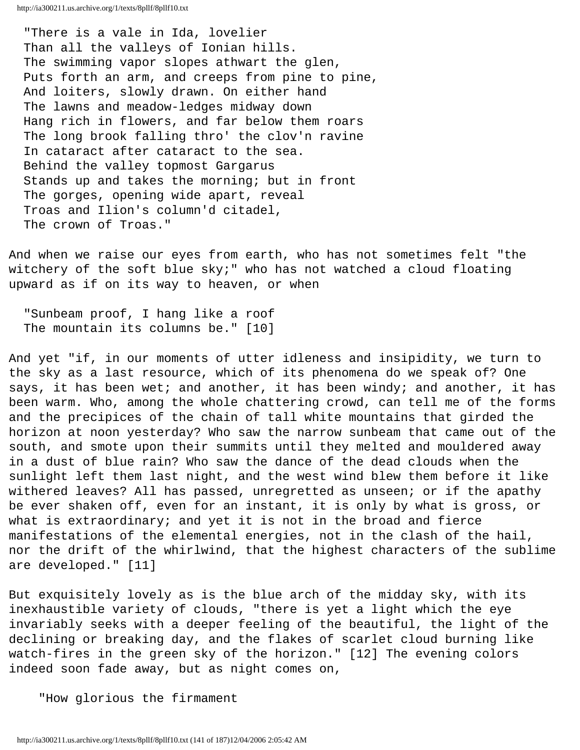"There is a vale in Ida, lovelier  
Than all the valleys of Ionian hills.  
The swimming vapor slopes athwart the glen,  
Puts forth an arm, and creeps from pine to pine,  
And loiters, slowly drawn. On either hand  
The lawns and meadow-ledges midway down  
Hang rich in flowers, and far below them roars  
The long brook falling thro' the clov'n ravine  
In cataract after cataract to the sea.  
Behind the valley topmost Gargarus  
Stands up and takes the morning; but in front  
The gorges, opening wide apart, reveal  
Troas and Ilion's column'd citadel,  
The crown of Troas."

And when we raise our eyes from earth, who has not sometimes felt "the witchery of the soft blue sky;" who has not watched a cloud floating upward as if on its way to heaven, or when

"Sunbeam proof, I hang like a roof  
The mountain its columns be." [10]

And yet "if, in our moments of utter idleness and insipidity, we turn to the sky as a last resource, which of its phenomena do we speak of? One says, it has been wet; and another, it has been windy; and another, it has been warm. Who, among the whole chattering crowd, can tell me of the forms and the precipices of the chain of tall white mountains that girded the horizon at noon yesterday? Who saw the narrow sunbeam that came out of the south, and smote upon their summits until they melted and mouldered away in a dust of blue rain? Who saw the dance of the dead clouds when the sunlight left them last night, and the west wind blew them before it like withered leaves? All has passed, unregretted as unseen; or if the apathy be ever shaken off, even for an instant, it is only by what is gross, or what is extraordinary; and yet it is not in the broad and fierce manifestations of the elemental energies, not in the clash of the hail, nor the drift of the whirlwind, that the highest characters of the sublime are developed." [11]

But exquisitely lovely as is the blue arch of the midday sky, with its inexhaustible variety of clouds, "there is yet a light which the eye invariably seeks with a deeper feeling of the beautiful, the light of the declining or breaking day, and the flakes of scarlet cloud burning like watch-fires in the green sky of the horizon." [12] The evening colors indeed soon fade away, but as night comes on,

"How glorious the firmament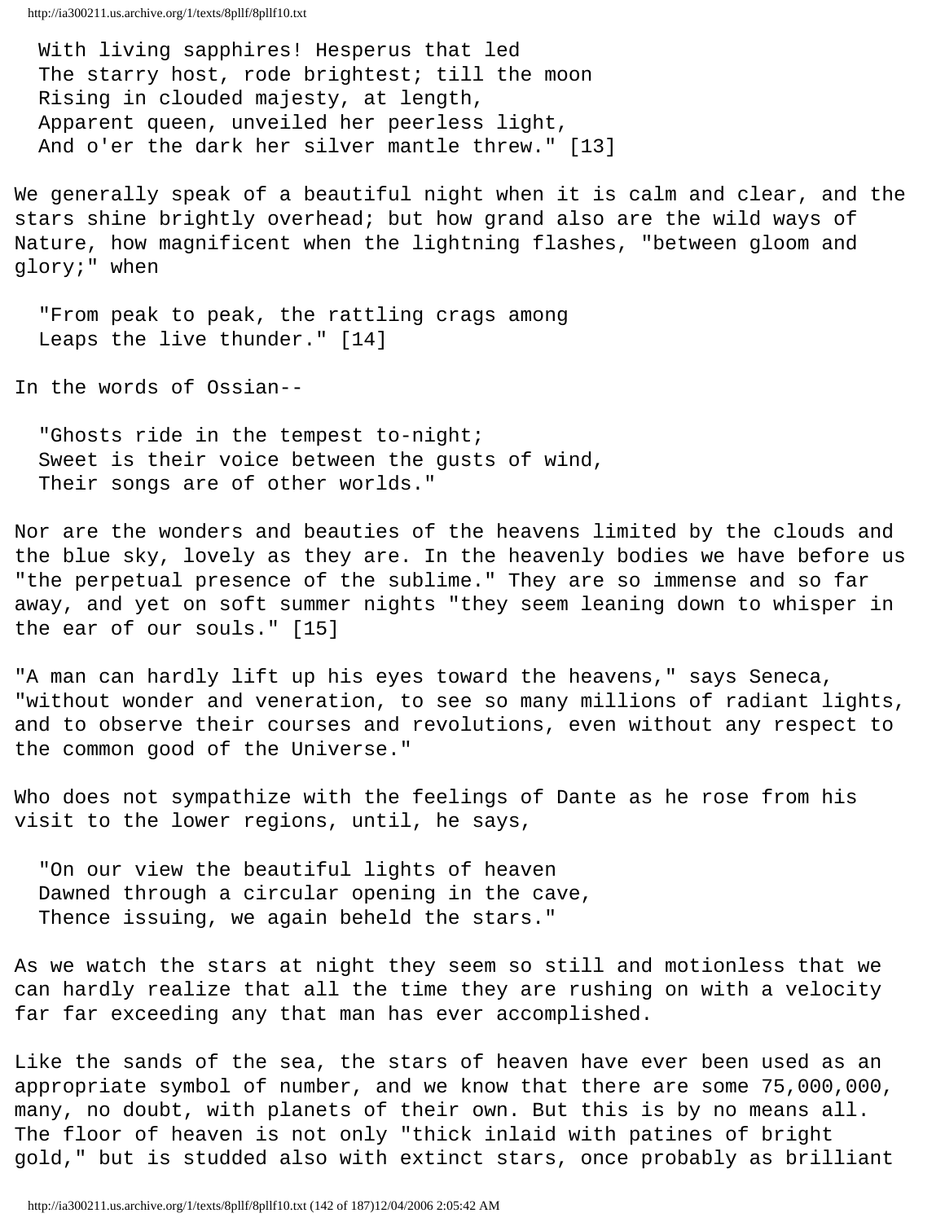With living sapphires! Hesperus that led
The starry host, rode brightest; till the moon
Rising in clouded majesty, at length,
Apparent queen, unveiled her peerless light,
And o'er the dark her silver mantle threw." [13]

We generally speak of a beautiful night when it is calm and clear, and the stars shine brightly overhead; but how grand also are the wild ways of Nature, how magnificent when the lightning flashes, "between gloom and glory;" when

"From peak to peak, the rattling crags among
Leaps the live thunder." [14]

In the words of Ossian--

"Ghosts ride in the tempest to-night;
Sweet is their voice between the gusts of wind,
Their songs are of other worlds."

Nor are the wonders and beauties of the heavens limited by the clouds and the blue sky, lovely as they are. In the heavenly bodies we have before us "the perpetual presence of the sublime." They are so immense and so far away, and yet on soft summer nights "they seem leaning down to whisper in the ear of our souls." [15]

"A man can hardly lift up his eyes toward the heavens," says Seneca, "without wonder and veneration, to see so many millions of radiant lights, and to observe their courses and revolutions, even without any respect to the common good of the Universe."

Who does not sympathize with the feelings of Dante as he rose from his visit to the lower regions, until, he says,

"On our view the beautiful lights of heaven
Dawned through a circular opening in the cave,
Thence issuing, we again beheld the stars."

As we watch the stars at night they seem so still and motionless that we can hardly realize that all the time they are rushing on with a velocity far far exceeding any that man has ever accomplished.

Like the sands of the sea, the stars of heaven have ever been used as an appropriate symbol of number, and we know that there are some 75,000,000, many, no doubt, with planets of their own. But this is by no means all. The floor of heaven is not only "thick inlaid with patines of bright gold," but is studded also with extinct stars, once probably as brilliant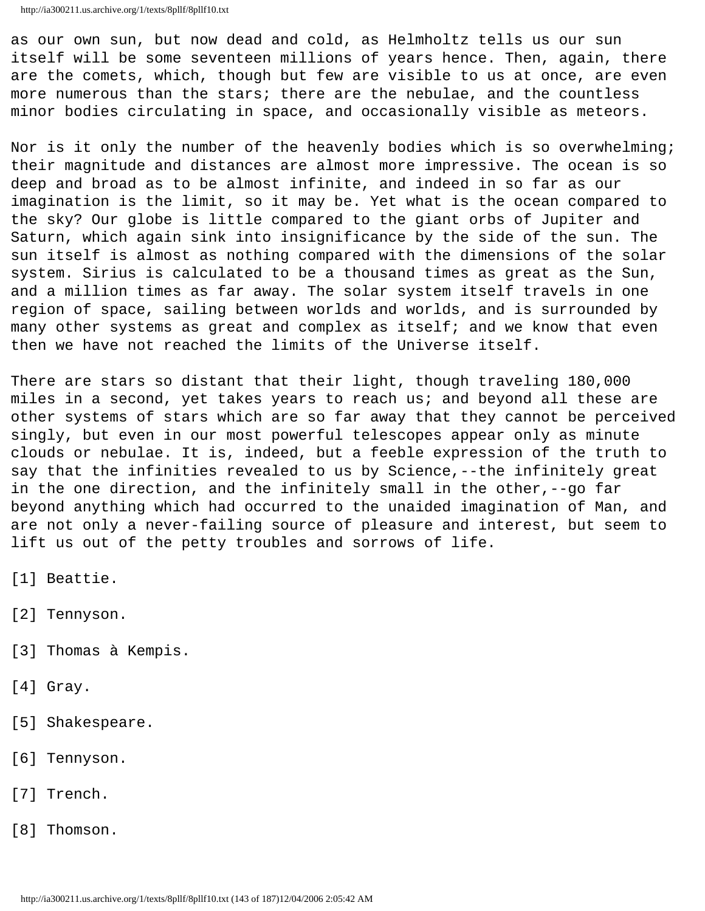as our own sun, but now dead and cold, as Helmholtz tells us our sun itself will be some seventeen millions of years hence. Then, again, there are the comets, which, though but few are visible to us at once, are even more numerous than the stars; there are the nebulae, and the countless minor bodies circulating in space, and occasionally visible as meteors.

Nor is it only the number of the heavenly bodies which is so overwhelming; their magnitude and distances are almost more impressive. The ocean is so deep and broad as to be almost infinite, and indeed in so far as our imagination is the limit, so it may be. Yet what is the ocean compared to the sky? Our globe is little compared to the giant orbs of Jupiter and Saturn, which again sink into insignificance by the side of the sun. The sun itself is almost as nothing compared with the dimensions of the solar system. Sirius is calculated to be a thousand times as great as the Sun, and a million times as far away. The solar system itself travels in one region of space, sailing between worlds and worlds, and is surrounded by many other systems as great and complex as itself; and we know that even then we have not reached the limits of the Universe itself.

There are stars so distant that their light, though traveling 180,000 miles in a second, yet takes years to reach us; and beyond all these are other systems of stars which are so far away that they cannot be perceived singly, but even in our most powerful telescopes appear only as minute clouds or nebulae. It is, indeed, but a feeble expression of the truth to say that the infinities revealed to us by Science,--the infinitely great in the one direction, and the infinitely small in the other,--go far beyond anything which had occurred to the unaided imagination of Man, and are not only a never-failing source of pleasure and interest, but seem to lift us out of the petty troubles and sorrows of life.

[1] Beattie.

[2] Tennyson.

[3] Thomas à Kempis.

[4] Gray.

[5] Shakespeare.

[6] Tennyson.

[7] Trench.

[8] Thomson.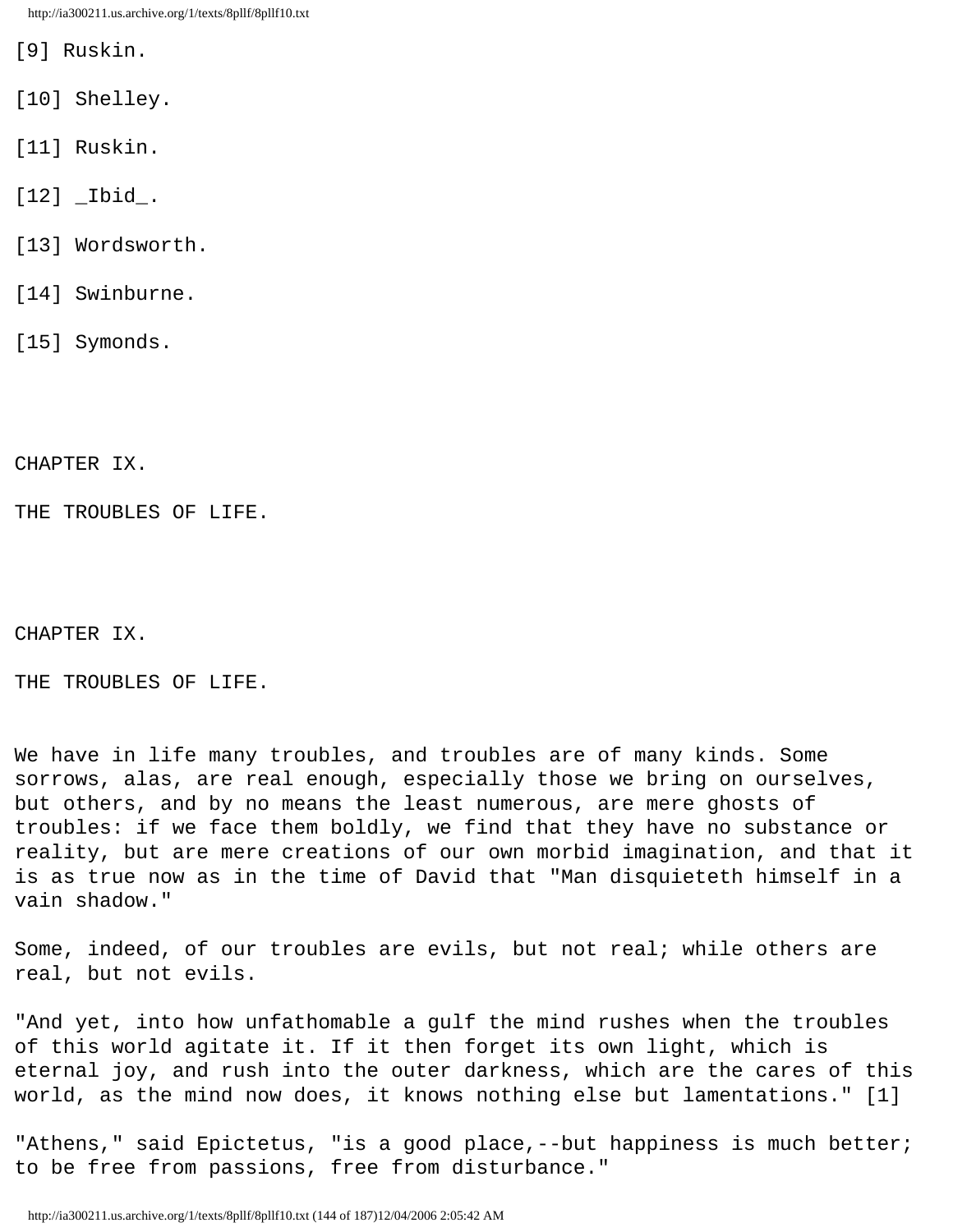[9] Ruskin.

[10] Shelley.

[11] Ruskin.

[12] _Ibid_.

[13] Wordsworth.

[14] Swinburne.

[15] Symonds.

CHAPTER IX.

THE TROUBLES OF LIFE.

# CHAPTER IX.

## THE TROUBLES OF LIFE.

We have in life many troubles, and troubles are of many kinds. Some sorrows, alas, are real enough, especially those we bring on ourselves, but others, and by no means the least numerous, are mere ghosts of troubles: if we face them boldly, we find that they have no substance or reality, but are mere creations of our own morbid imagination, and that it is as true now as in the time of David that "Man disquieteth himself in a vain shadow."

Some, indeed, of our troubles are evils, but not real; while others are real, but not evils.

"And yet, into how unfathomable a gulf the mind rushes when the troubles of this world agitate it. If it then forget its own light, which is eternal joy, and rush into the outer darkness, which are the cares of this world, as the mind now does, it knows nothing else but lamentations." [1]

"Athens," said Epictetus, "is a good place,--but happiness is much better; to be free from passions, free from disturbance."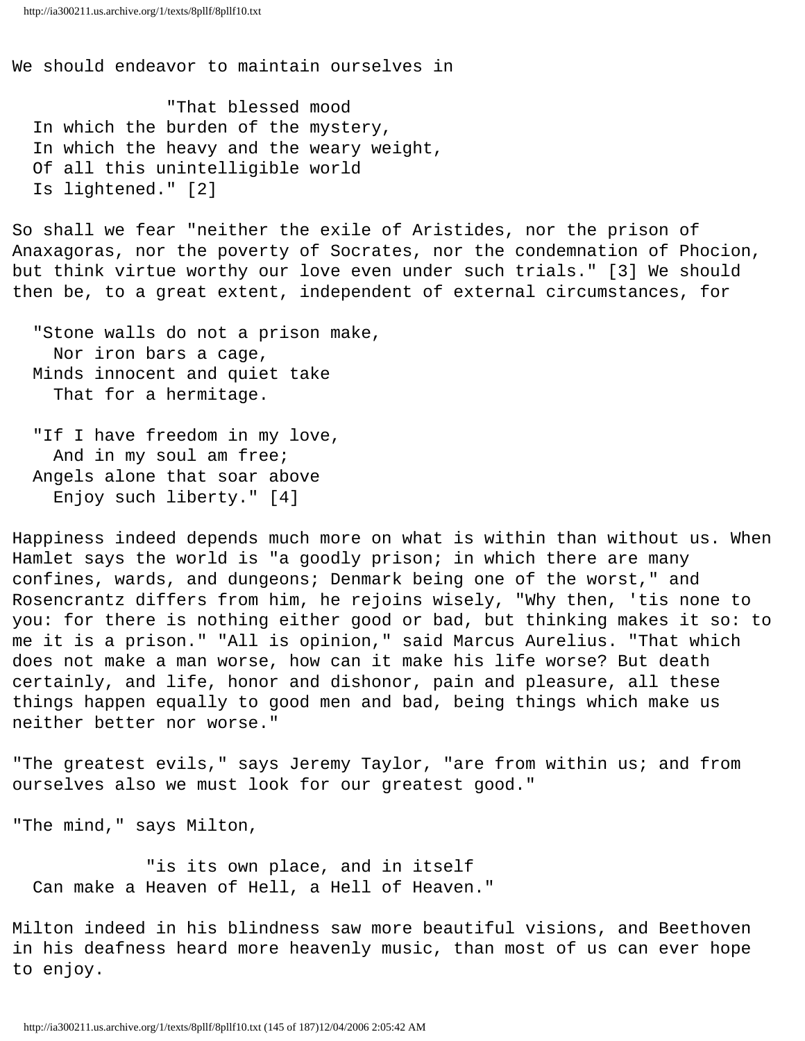We should endeavor to maintain ourselves in

> "That blessed mood
> In which the burden of the mystery,
> In which the heavy and the weary weight,
> Of all this unintelligible world
> Is lightened." [2]

So shall we fear "neither the exile of Aristides, nor the prison of Anaxagoras, nor the poverty of Socrates, nor the condemnation of Phocion, but think virtue worthy our love even under such trials." [3] We should then be, to a great extent, independent of external circumstances, for

> "Stone walls do not a prison make,
> Nor iron bars a cage,
> Minds innocent and quiet take
> That for a hermitage.
>
> "If I have freedom in my love,
> And in my soul am free;
> Angels alone that soar above
> Enjoy such liberty." [4]

Happiness indeed depends much more on what is within than without us. When Hamlet says the world is "a goodly prison; in which there are many confines, wards, and dungeons; Denmark being one of the worst," and Rosencrantz differs from him, he rejoins wisely, "Why then, 'tis none to you: for there is nothing either good or bad, but thinking makes it so: to me it is a prison." "All is opinion," said Marcus Aurelius. "That which does not make a man worse, how can it make his life worse? But death certainly, and life, honor and dishonor, pain and pleasure, all these things happen equally to good men and bad, being things which make us neither better nor worse."

"The greatest evils," says Jeremy Taylor, "are from within us; and from ourselves also we must look for our greatest good."

"The mind," says Milton,

> "is its own place, and in itself
> Can make a Heaven of Hell, a Hell of Heaven."

Milton indeed in his blindness saw more beautiful visions, and Beethoven in his deafness heard more heavenly music, than most of us can ever hope to enjoy.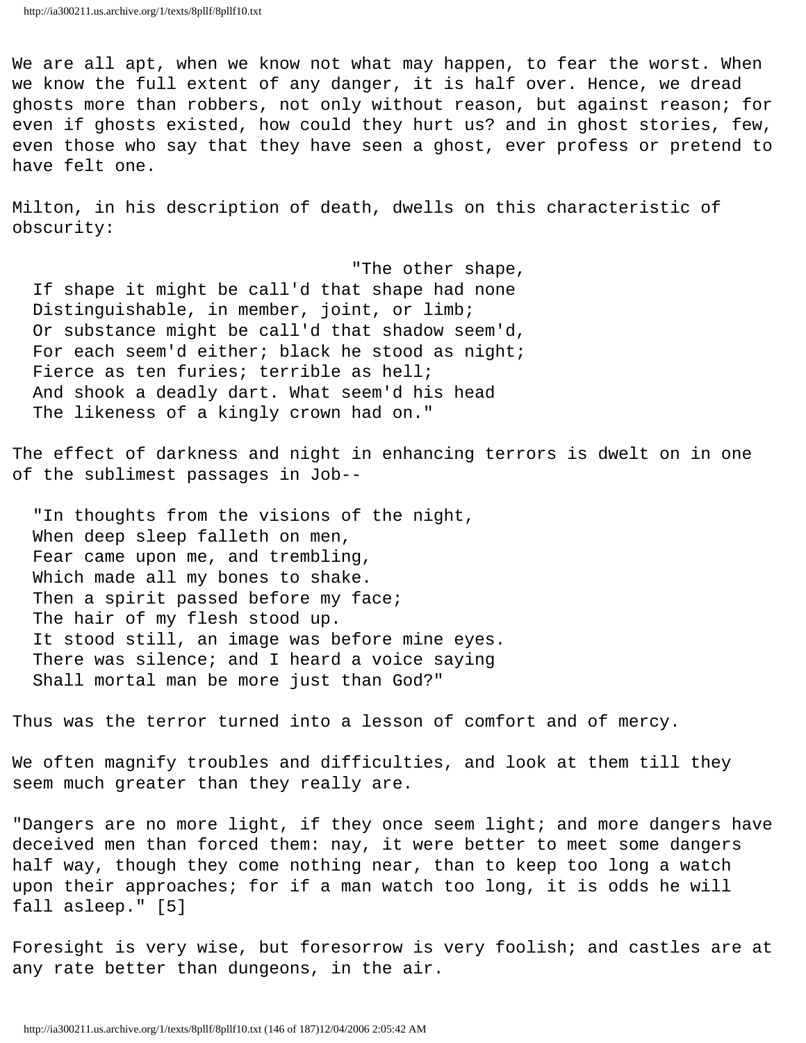We are all apt, when we know not what may happen, to fear the worst. When we know the full extent of any danger, it is half over. Hence, we dread ghosts more than robbers, not only without reason, but against reason; for even if ghosts existed, how could they hurt us? and in ghost stories, few, even those who say that they have seen a ghost, ever profess or pretend to have felt one.

Milton, in his description of death, dwells on this characteristic of obscurity:

> "The other shape,  
> If shape it might be call'd that shape had none  
> Distinguishable, in member, joint, or limb;  
> Or substance might be call'd that shadow seem'd,  
> For each seem'd either; black he stood as night;  
> Fierce as ten furies; terrible as hell;  
> And shook a deadly dart. What seem'd his head  
> The likeness of a kingly crown had on."

The effect of darkness and night in enhancing terrors is dwelt on in one of the sublimest passages in Job--

> "In thoughts from the visions of the night,  
> When deep sleep falleth on men,  
> Fear came upon me, and trembling,  
> Which made all my bones to shake.  
> Then a spirit passed before my face;  
> The hair of my flesh stood up.  
> It stood still, an image was before mine eyes.  
> There was silence; and I heard a voice saying  
> Shall mortal man be more just than God?"

Thus was the terror turned into a lesson of comfort and of mercy.

We often magnify troubles and difficulties, and look at them till they seem much greater than they really are.

"Dangers are no more light, if they once seem light; and more dangers have deceived men than forced them: nay, it were better to meet some dangers half way, though they come nothing near, than to keep too long a watch upon their approaches; for if a man watch too long, it is odds he will fall asleep." [5]

Foresight is very wise, but foresorrow is very foolish; and castles are at any rate better than dungeons, in the air.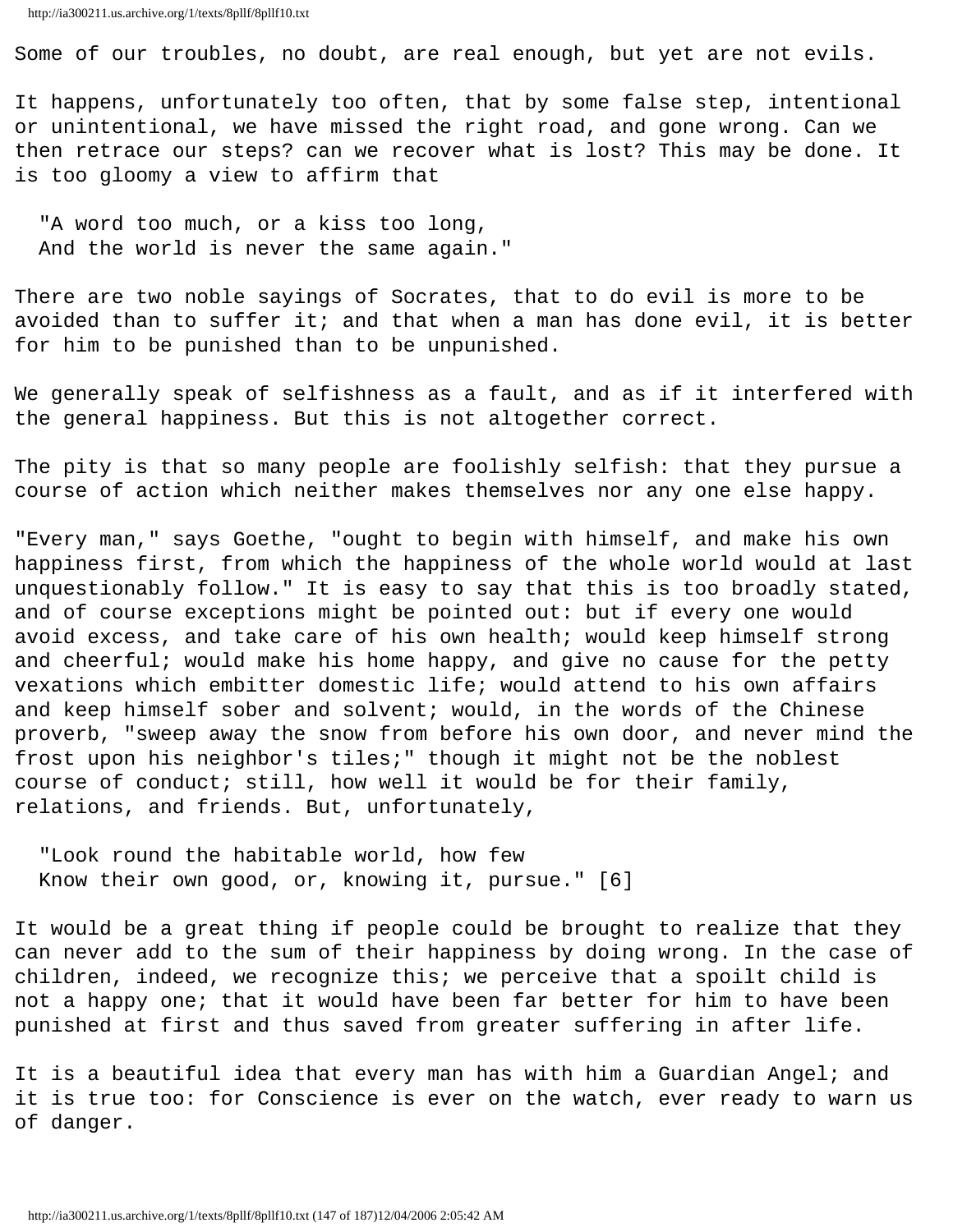Some of our troubles, no doubt, are real enough, but yet are not evils.

It happens, unfortunately too often, that by some false step, intentional or unintentional, we have missed the right road, and gone wrong. Can we then retrace our steps? can we recover what is lost? This may be done. It is too gloomy a view to affirm that

> "A word too much, or a kiss too long,
> And the world is never the same again."

There are two noble sayings of Socrates, that to do evil is more to be avoided than to suffer it; and that when a man has done evil, it is better for him to be punished than to be unpunished.

We generally speak of selfishness as a fault, and as if it interfered with the general happiness. But this is not altogether correct.

The pity is that so many people are foolishly selfish: that they pursue a course of action which neither makes themselves nor any one else happy.

"Every man," says Goethe, "ought to begin with himself, and make his own happiness first, from which the happiness of the whole world would at last unquestionably follow." It is easy to say that this is too broadly stated, and of course exceptions might be pointed out: but if every one would avoid excess, and take care of his own health; would keep himself strong and cheerful; would make his home happy, and give no cause for the petty vexations which embitter domestic life; would attend to his own affairs and keep himself sober and solvent; would, in the words of the Chinese proverb, "sweep away the snow from before his own door, and never mind the frost upon his neighbor's tiles;" though it might not be the noblest course of conduct; still, how well it would be for their family, relations, and friends. But, unfortunately,

> "Look round the habitable world, how few
> Know their own good, or, knowing it, pursue." [6]

It would be a great thing if people could be brought to realize that they can never add to the sum of their happiness by doing wrong. In the case of children, indeed, we recognize this; we perceive that a spoilt child is not a happy one; that it would have been far better for him to have been punished at first and thus saved from greater suffering in after life.

It is a beautiful idea that every man has with him a Guardian Angel; and it is true too: for Conscience is ever on the watch, ever ready to warn us of danger.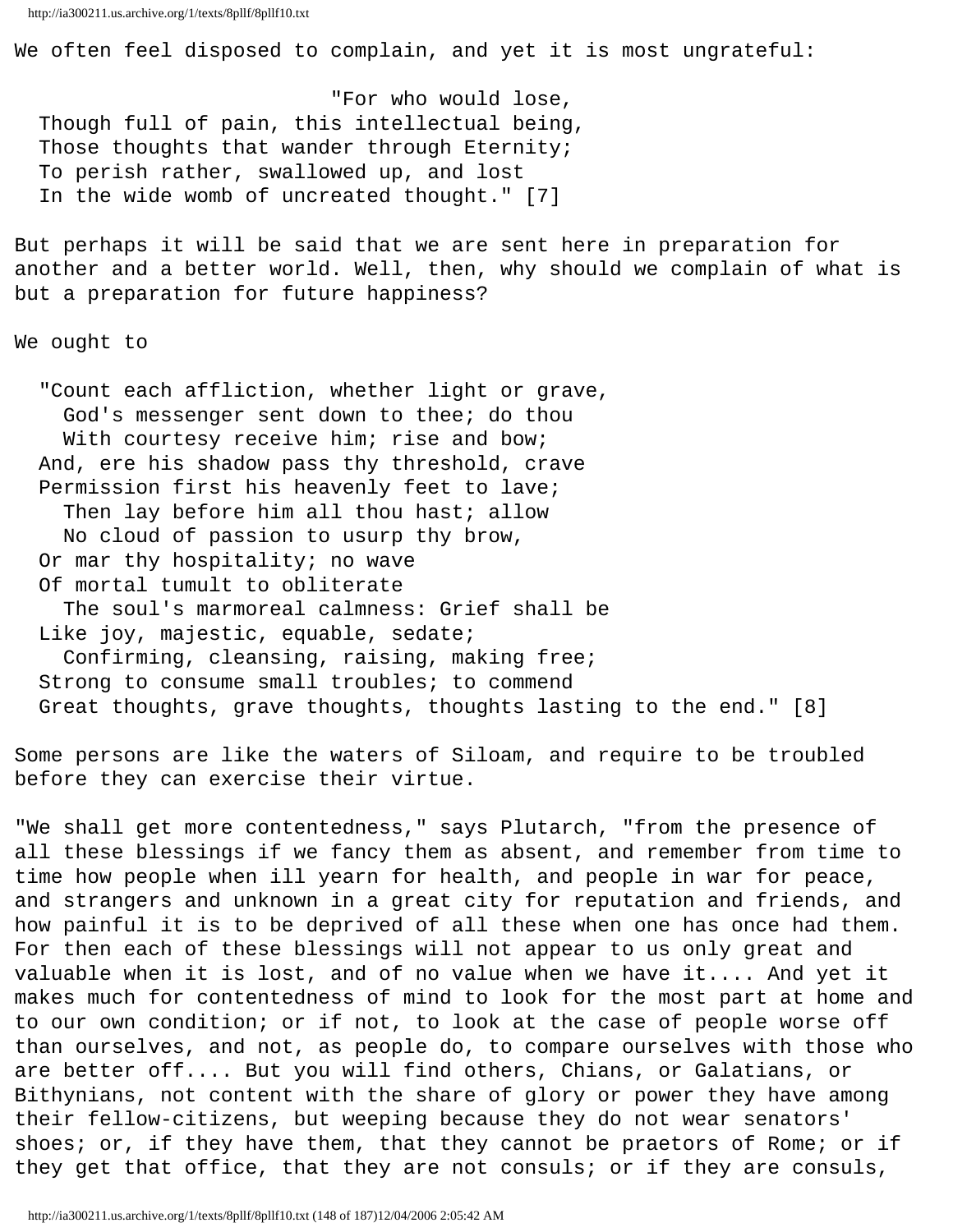We often feel disposed to complain, and yet it is most ungrateful:

> "For who would lose,
> Though full of pain, this intellectual being,
> Those thoughts that wander through Eternity;
> To perish rather, swallowed up, and lost
> In the wide womb of uncreated thought." [7]

But perhaps it will be said that we are sent here in preparation for another and a better world. Well, then, why should we complain of what is but a preparation for future happiness?

We ought to

> "Count each affliction, whether light or grave,
> God's messenger sent down to thee; do thou
> With courtesy receive him; rise and bow;
> And, ere his shadow pass thy threshold, crave
> Permission first his heavenly feet to lave;
> Then lay before him all thou hast; allow
> No cloud of passion to usurp thy brow,
> Or mar thy hospitality; no wave
> Of mortal tumult to obliterate
> The soul's marmoreal calmness: Grief shall be
> Like joy, majestic, equable, sedate;
> Confirming, cleansing, raising, making free;
> Strong to consume small troubles; to commend
> Great thoughts, grave thoughts, thoughts lasting to the end." [8]

Some persons are like the waters of Siloam, and require to be troubled before they can exercise their virtue.

"We shall get more contentedness," says Plutarch, "from the presence of all these blessings if we fancy them as absent, and remember from time to time how people when ill yearn for health, and people in war for peace, and strangers and unknown in a great city for reputation and friends, and how painful it is to be deprived of all these when one has once had them. For then each of these blessings will not appear to us only great and valuable when it is lost, and of no value when we have it.... And yet it makes much for contentedness of mind to look for the most part at home and to our own condition; or if not, to look at the case of people worse off than ourselves, and not, as people do, to compare ourselves with those who are better off.... But you will find others, Chians, or Galatians, or Bithynians, not content with the share of glory or power they have among their fellow-citizens, but weeping because they do not wear senators' shoes; or, if they have them, that they cannot be praetors of Rome; or if they get that office, that they are not consuls; or if they are consuls,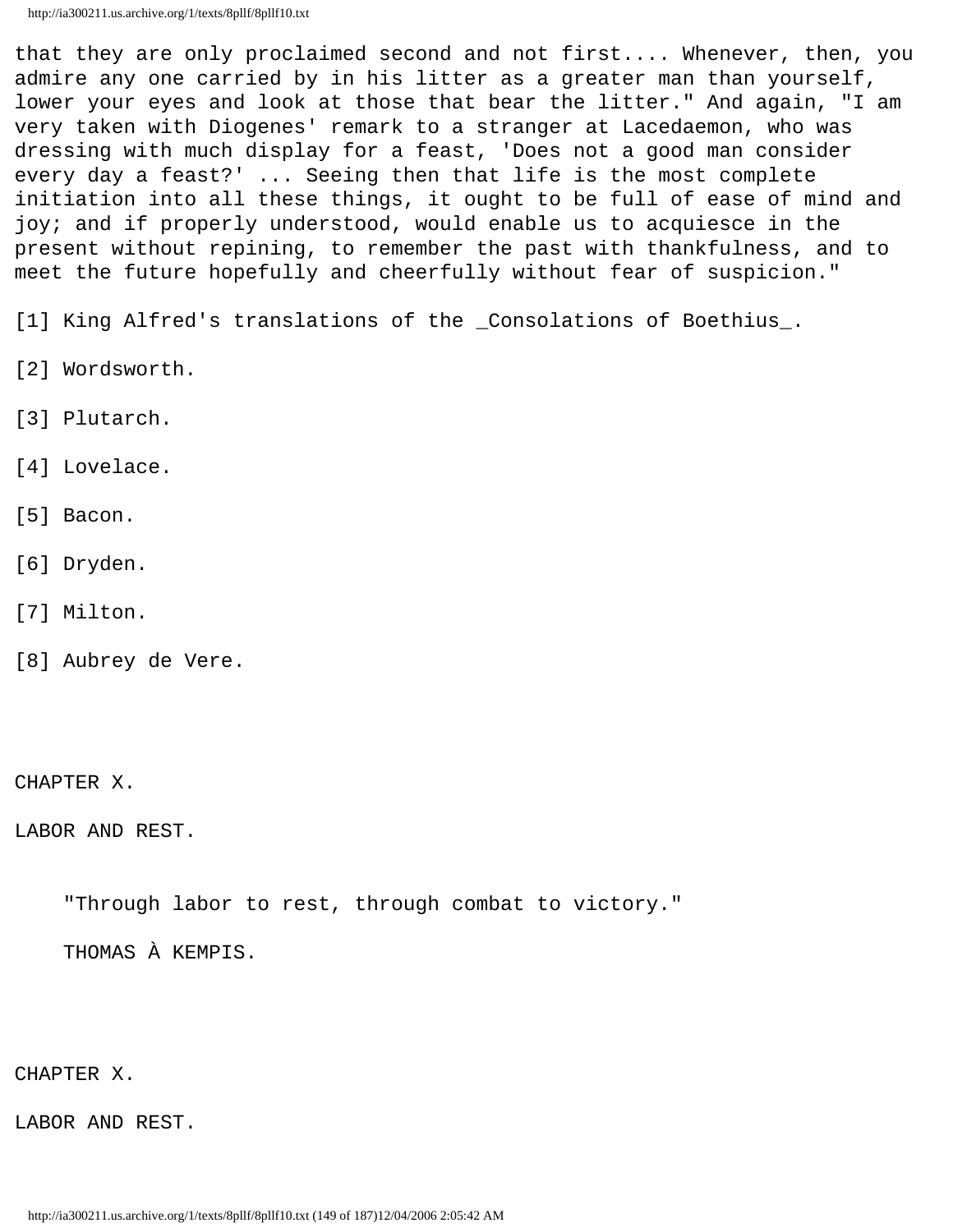that they are only proclaimed second and not first.... Whenever, then, you admire any one carried by in his litter as a greater man than yourself, lower your eyes and look at those that bear the litter." And again, "I am very taken with Diogenes' remark to a stranger at Lacedaemon, who was dressing with much display for a feast, 'Does not a good man consider every day a feast?' ... Seeing then that life is the most complete initiation into all these things, it ought to be full of ease of mind and joy; and if properly understood, would enable us to acquiesce in the present without repining, to remember the past with thankfulness, and to meet the future hopefully and cheerfully without fear of suspicion."

[1] King Alfred's translations of the _Consolations of Boethius_.

[2] Wordsworth.

[3] Plutarch.

[4] Lovelace.

[5] Bacon.

[6] Dryden.

[7] Milton.

[8] Aubrey de Vere.

## CHAPTER X.

## LABOR AND REST.

> "Through labor to rest, through combat to victory."
>
> THOMAS À KEMPIS.

## CHAPTER X.

## LABOR AND REST.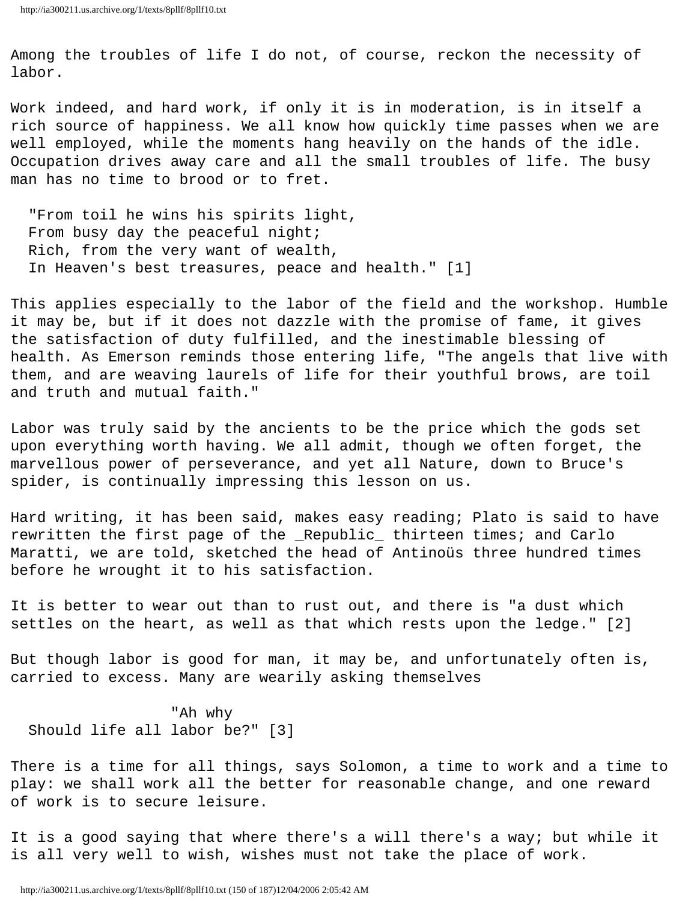Among the troubles of life I do not, of course, reckon the necessity of labor.

Work indeed, and hard work, if only it is in moderation, is in itself a rich source of happiness. We all know how quickly time passes when we are well employed, while the moments hang heavily on the hands of the idle. Occupation drives away care and all the small troubles of life. The busy man has no time to brood or to fret.

> "From toil he wins his spirits light,  
> From busy day the peaceful night;  
> Rich, from the very want of wealth,  
> In Heaven's best treasures, peace and health." [1]

This applies especially to the labor of the field and the workshop. Humble it may be, but if it does not dazzle with the promise of fame, it gives the satisfaction of duty fulfilled, and the inestimable blessing of health. As Emerson reminds those entering life, "The angels that live with them, and are weaving laurels of life for their youthful brows, are toil and truth and mutual faith."

Labor was truly said by the ancients to be the price which the gods set upon everything worth having. We all admit, though we often forget, the marvellous power of perseverance, and yet all Nature, down to Bruce's spider, is continually impressing this lesson on us.

Hard writing, it has been said, makes easy reading; Plato is said to have rewritten the first page of the _Republic_ thirteen times; and Carlo Maratti, we are told, sketched the head of Antinoüs three hundred times before he wrought it to his satisfaction.

It is better to wear out than to rust out, and there is "a dust which settles on the heart, as well as that which rests upon the ledge." [2]

But though labor is good for man, it may be, and unfortunately often is, carried to excess. Many are wearily asking themselves

> "Ah why  
> Should life all labor be?" [3]

There is a time for all things, says Solomon, a time to work and a time to play: we shall work all the better for reasonable change, and one reward of work is to secure leisure.

It is a good saying that where there's a will there's a way; but while it is all very well to wish, wishes must not take the place of work.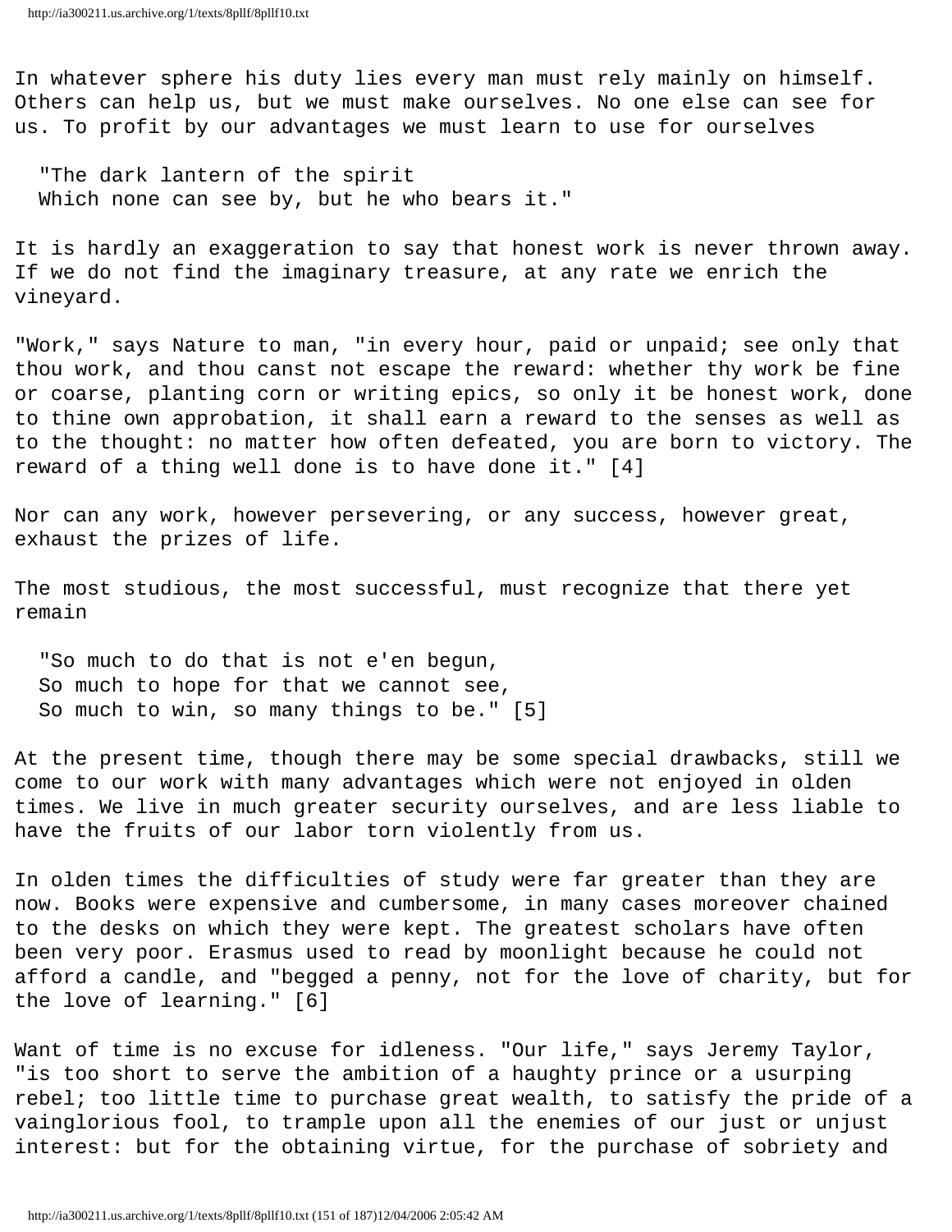In whatever sphere his duty lies every man must rely mainly on himself. Others can help us, but we must make ourselves. No one else can see for us. To profit by our advantages we must learn to use for ourselves

> "The dark lantern of the spirit
> Which none can see by, but he who bears it."

It is hardly an exaggeration to say that honest work is never thrown away. If we do not find the imaginary treasure, at any rate we enrich the vineyard.

"Work," says Nature to man, "in every hour, paid or unpaid; see only that thou work, and thou canst not escape the reward: whether thy work be fine or coarse, planting corn or writing epics, so only it be honest work, done to thine own approbation, it shall earn a reward to the senses as well as to the thought: no matter how often defeated, you are born to victory. The reward of a thing well done is to have done it." [4]

Nor can any work, however persevering, or any success, however great, exhaust the prizes of life.

The most studious, the most successful, must recognize that there yet remain

> "So much to do that is not e'en begun,
> So much to hope for that we cannot see,
> So much to win, so many things to be." [5]

At the present time, though there may be some special drawbacks, still we come to our work with many advantages which were not enjoyed in olden times. We live in much greater security ourselves, and are less liable to have the fruits of our labor torn violently from us.

In olden times the difficulties of study were far greater than they are now. Books were expensive and cumbersome, in many cases moreover chained to the desks on which they were kept. The greatest scholars have often been very poor. Erasmus used to read by moonlight because he could not afford a candle, and "begged a penny, not for the love of charity, but for the love of learning." [6]

Want of time is no excuse for idleness. "Our life," says Jeremy Taylor, "is too short to serve the ambition of a haughty prince or a usurping rebel; too little time to purchase great wealth, to satisfy the pride of a vainglorious fool, to trample upon all the enemies of our just or unjust interest: but for the obtaining virtue, for the purchase of sobriety and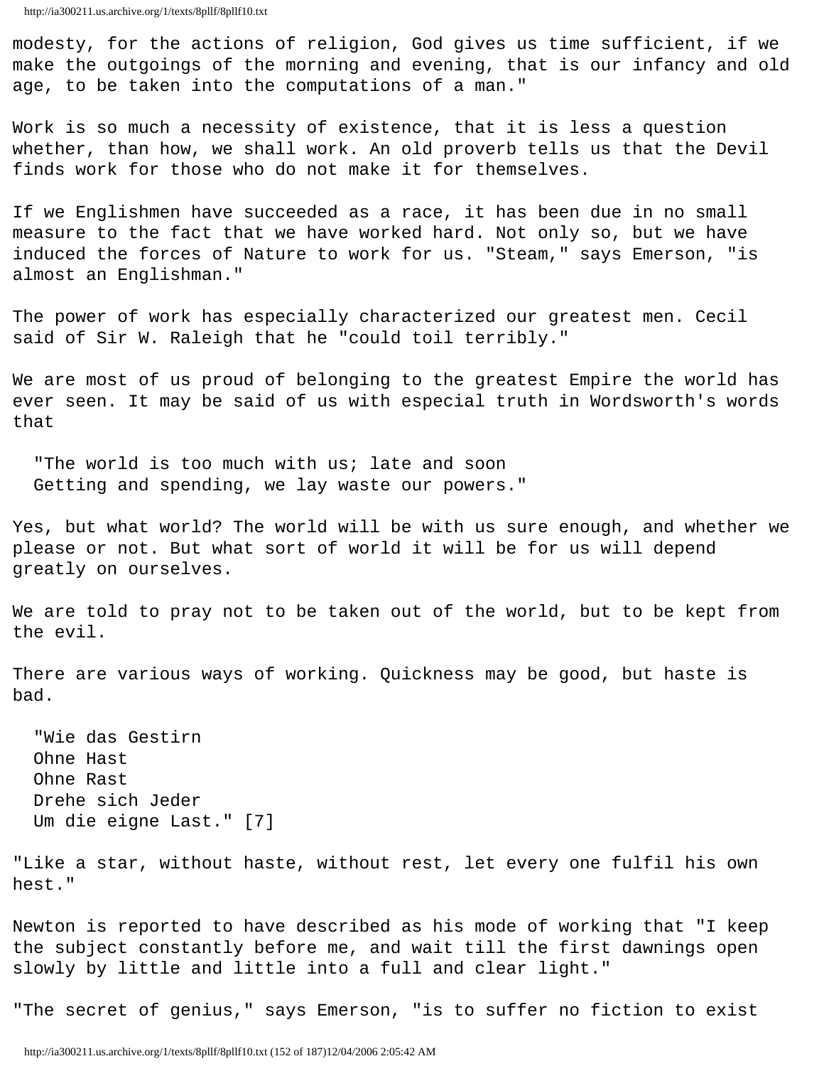modesty, for the actions of religion, God gives us time sufficient, if we make the outgoings of the morning and evening, that is our infancy and old age, to be taken into the computations of a man."

Work is so much a necessity of existence, that it is less a question whether, than how, we shall work. An old proverb tells us that the Devil finds work for those who do not make it for themselves.

If we Englishmen have succeeded as a race, it has been due in no small measure to the fact that we have worked hard. Not only so, but we have induced the forces of Nature to work for us. "Steam," says Emerson, "is almost an Englishman."

The power of work has especially characterized our greatest men. Cecil said of Sir W. Raleigh that he "could toil terribly."

We are most of us proud of belonging to the greatest Empire the world has ever seen. It may be said of us with especial truth in Wordsworth's words that

> "The world is too much with us; late and soon
> Getting and spending, we lay waste our powers."

Yes, but what world? The world will be with us sure enough, and whether we please or not. But what sort of world it will be for us will depend greatly on ourselves.

We are told to pray not to be taken out of the world, but to be kept from the evil.

There are various ways of working. Quickness may be good, but haste is bad.

> "Wie das Gestirn
> Ohne Hast
> Ohne Rast
> Drehe sich Jeder
> Um die eigne Last." [7]

"Like a star, without haste, without rest, let every one fulfil his own hest."

Newton is reported to have described as his mode of working that "I keep the subject constantly before me, and wait till the first dawnings open slowly by little and little into a full and clear light."

"The secret of genius," says Emerson, "is to suffer no fiction to exist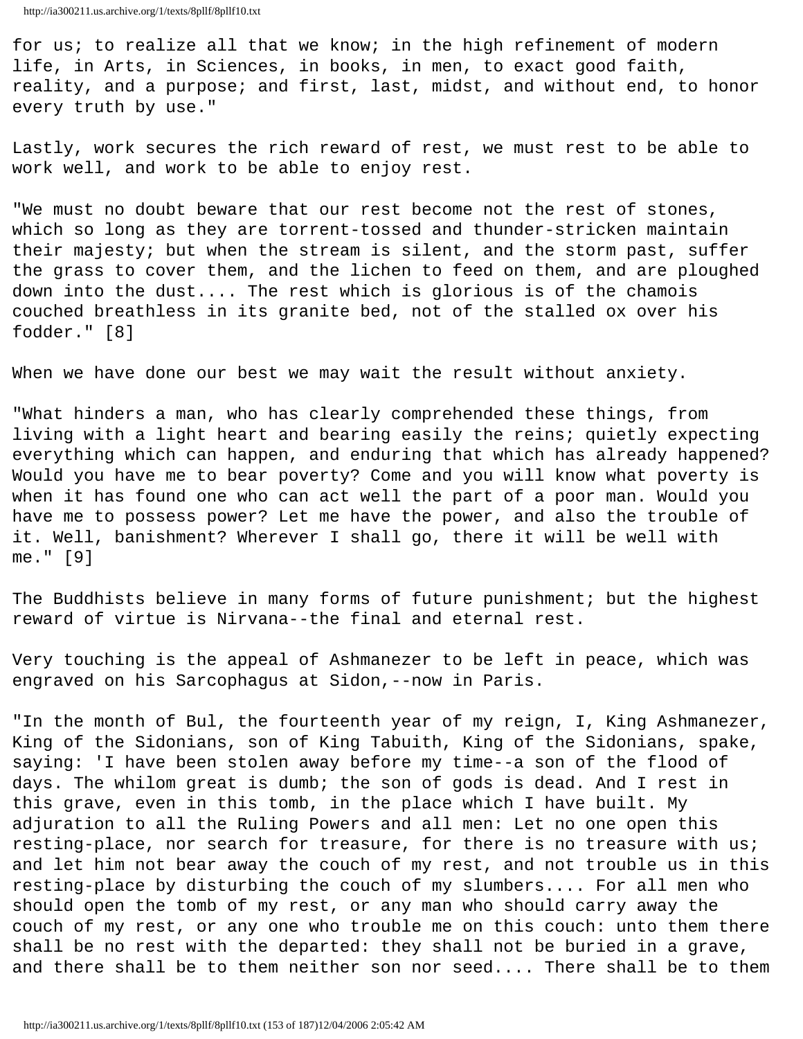for us; to realize all that we know; in the high refinement of modern life, in Arts, in Sciences, in books, in men, to exact good faith, reality, and a purpose; and first, last, midst, and without end, to honor every truth by use."

Lastly, work secures the rich reward of rest, we must rest to be able to work well, and work to be able to enjoy rest.

"We must no doubt beware that our rest become not the rest of stones, which so long as they are torrent-tossed and thunder-stricken maintain their majesty; but when the stream is silent, and the storm past, suffer the grass to cover them, and the lichen to feed on them, and are ploughed down into the dust.... The rest which is glorious is of the chamois couched breathless in its granite bed, not of the stalled ox over his fodder." [8]

When we have done our best we may wait the result without anxiety.

"What hinders a man, who has clearly comprehended these things, from living with a light heart and bearing easily the reins; quietly expecting everything which can happen, and enduring that which has already happened? Would you have me to bear poverty? Come and you will know what poverty is when it has found one who can act well the part of a poor man. Would you have me to possess power? Let me have the power, and also the trouble of it. Well, banishment? Wherever I shall go, there it will be well with me." [9]

The Buddhists believe in many forms of future punishment; but the highest reward of virtue is Nirvana--the final and eternal rest.

Very touching is the appeal of Ashmanezer to be left in peace, which was engraved on his Sarcophagus at Sidon,--now in Paris.

"In the month of Bul, the fourteenth year of my reign, I, King Ashmanezer, King of the Sidonians, son of King Tabuith, King of the Sidonians, spake, saying: 'I have been stolen away before my time--a son of the flood of days. The whilom great is dumb; the son of gods is dead. And I rest in this grave, even in this tomb, in the place which I have built. My adjuration to all the Ruling Powers and all men: Let no one open this resting-place, nor search for treasure, for there is no treasure with us; and let him not bear away the couch of my rest, and not trouble us in this resting-place by disturbing the couch of my slumbers.... For all men who should open the tomb of my rest, or any man who should carry away the couch of my rest, or any one who trouble me on this couch: unto them there shall be no rest with the departed: they shall not be buried in a grave, and there shall be to them neither son nor seed.... There shall be to them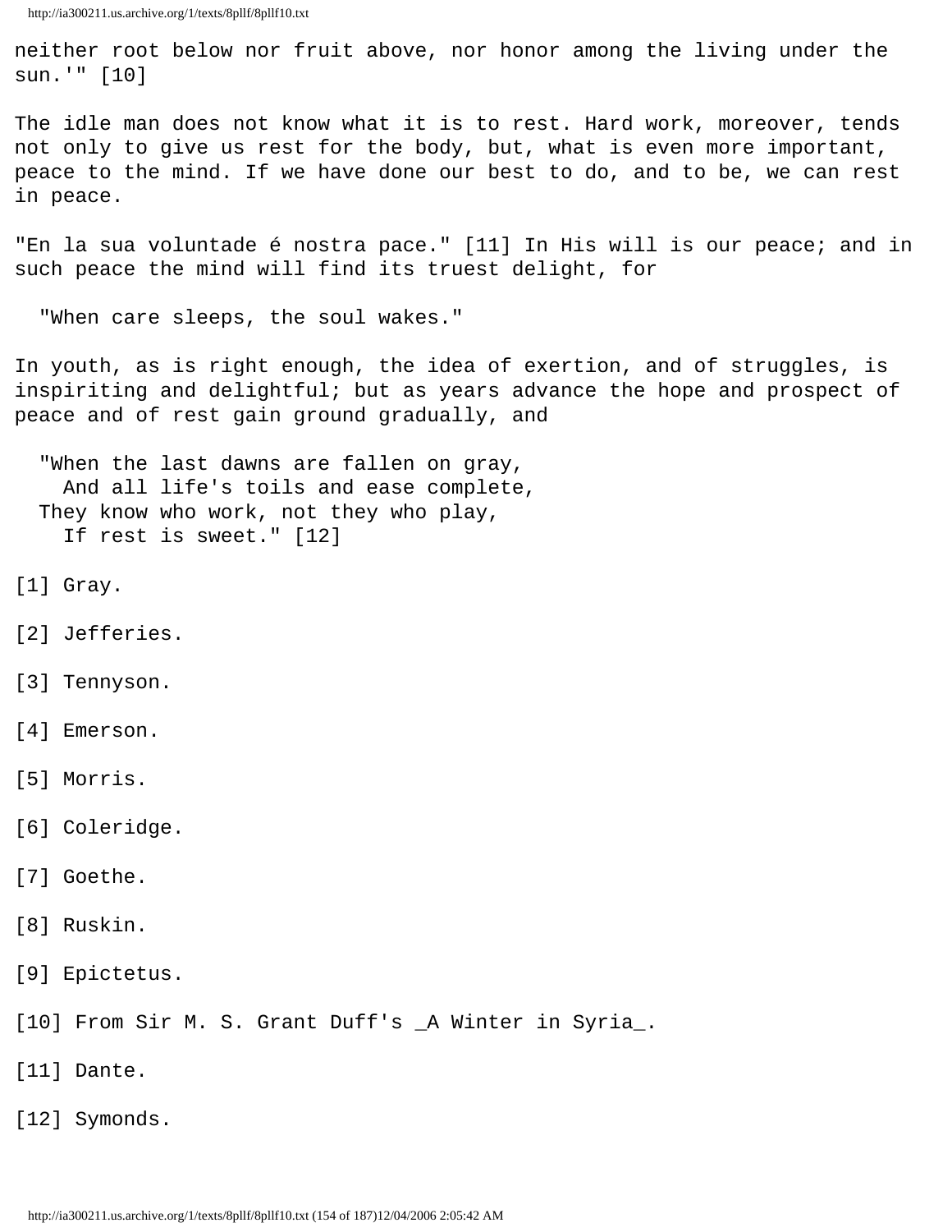neither root below nor fruit above, nor honor among the living under the sun.'" [10]

The idle man does not know what it is to rest. Hard work, moreover, tends not only to give us rest for the body, but, what is even more important, peace to the mind. If we have done our best to do, and to be, we can rest in peace.

"En la sua voluntade é nostra pace." [11] In His will is our peace; and in such peace the mind will find its truest delight, for

> "When care sleeps, the soul wakes."

In youth, as is right enough, the idea of exertion, and of struggles, is inspiriting and delightful; but as years advance the hope and prospect of peace and of rest gain ground gradually, and

> "When the last dawns are fallen on gray,
> And all life's toils and ease complete,
> They know who work, not they who play,
> If rest is sweet." [12]

[1] Gray.

[2] Jefferies.

[3] Tennyson.

[4] Emerson.

[5] Morris.

[6] Coleridge.

[7] Goethe.

[8] Ruskin.

[9] Epictetus.

[10] From Sir M. S. Grant Duff's _A Winter in Syria_.

[11] Dante.

[12] Symonds.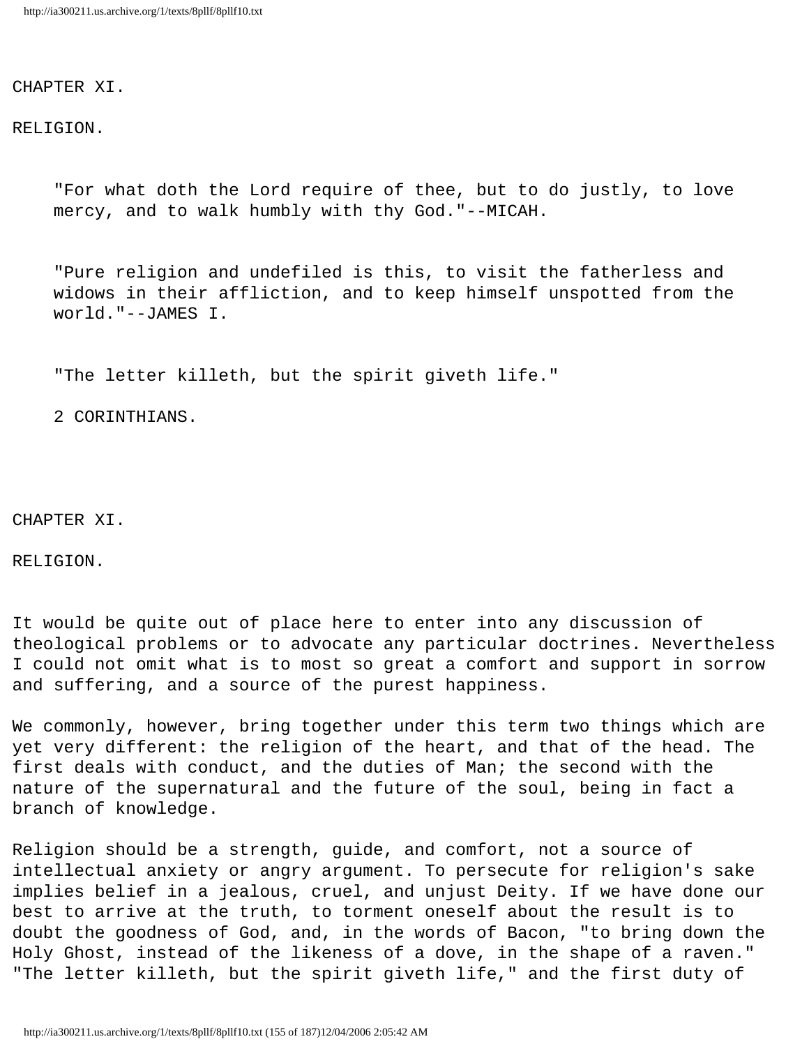## CHAPTER XI.

## RELIGION.

> "For what doth the Lord require of thee, but to do justly, to love mercy, and to walk humbly with thy God."--MICAH.

> "Pure religion and undefiled is this, to visit the fatherless and widows in their affliction, and to keep himself unspotted from the world."--JAMES I.

> "The letter killeth, but the spirit giveth life."
>
> 2 CORINTHIANS.

## CHAPTER XI.

## RELIGION.

It would be quite out of place here to enter into any discussion of theological problems or to advocate any particular doctrines. Nevertheless I could not omit what is to most so great a comfort and support in sorrow and suffering, and a source of the purest happiness.

We commonly, however, bring together under this term two things which are yet very different: the religion of the heart, and that of the head. The first deals with conduct, and the duties of Man; the second with the nature of the supernatural and the future of the soul, being in fact a branch of knowledge.

Religion should be a strength, guide, and comfort, not a source of intellectual anxiety or angry argument. To persecute for religion's sake implies belief in a jealous, cruel, and unjust Deity. If we have done our best to arrive at the truth, to torment oneself about the result is to doubt the goodness of God, and, in the words of Bacon, "to bring down the Holy Ghost, instead of the likeness of a dove, in the shape of a raven." "The letter killeth, but the spirit giveth life," and the first duty of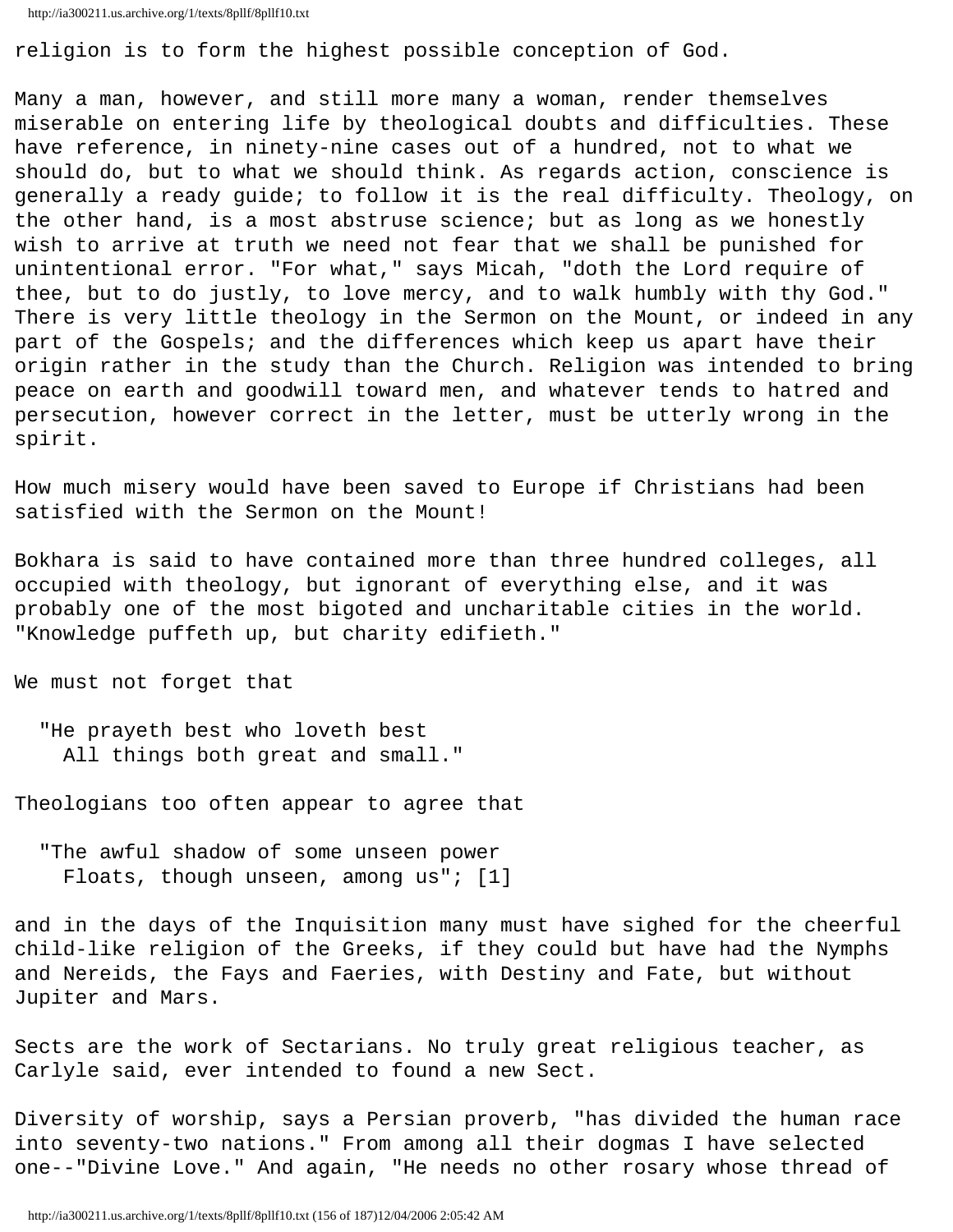religion is to form the highest possible conception of God.

Many a man, however, and still more many a woman, render themselves miserable on entering life by theological doubts and difficulties. These have reference, in ninety-nine cases out of a hundred, not to what we should do, but to what we should think. As regards action, conscience is generally a ready guide; to follow it is the real difficulty. Theology, on the other hand, is a most abstruse science; but as long as we honestly wish to arrive at truth we need not fear that we shall be punished for unintentional error. "For what," says Micah, "doth the Lord require of thee, but to do justly, to love mercy, and to walk humbly with thy God." There is very little theology in the Sermon on the Mount, or indeed in any part of the Gospels; and the differences which keep us apart have their origin rather in the study than the Church. Religion was intended to bring peace on earth and goodwill toward men, and whatever tends to hatred and persecution, however correct in the letter, must be utterly wrong in the spirit.

How much misery would have been saved to Europe if Christians had been satisfied with the Sermon on the Mount!

Bokhara is said to have contained more than three hundred colleges, all occupied with theology, but ignorant of everything else, and it was probably one of the most bigoted and uncharitable cities in the world. "Knowledge puffeth up, but charity edifieth."

We must not forget that

> "He prayeth best who loveth best
> All things both great and small."

Theologians too often appear to agree that

> "The awful shadow of some unseen power
> Floats, though unseen, among us"; [1]

and in the days of the Inquisition many must have sighed for the cheerful child-like religion of the Greeks, if they could but have had the Nymphs and Nereids, the Fays and Faeries, with Destiny and Fate, but without Jupiter and Mars.

Sects are the work of Sectarians. No truly great religious teacher, as Carlyle said, ever intended to found a new Sect.

Diversity of worship, says a Persian proverb, "has divided the human race into seventy-two nations." From among all their dogmas I have selected one--"Divine Love." And again, "He needs no other rosary whose thread of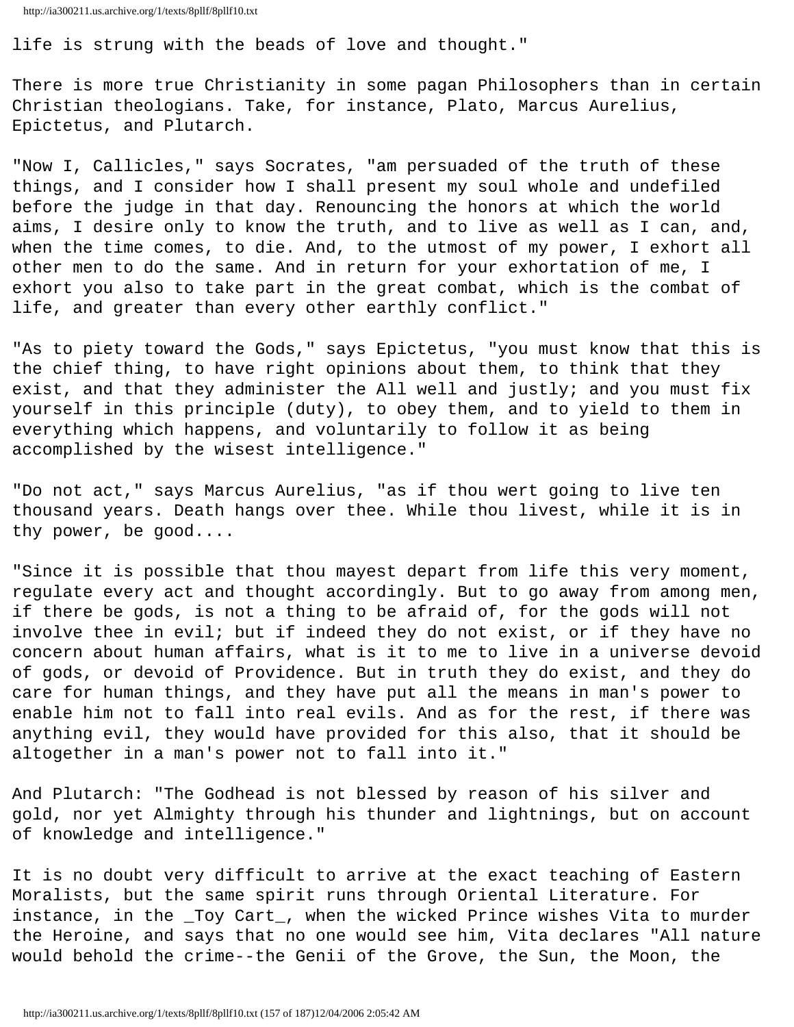life is strung with the beads of love and thought."

There is more true Christianity in some pagan Philosophers than in certain Christian theologians. Take, for instance, Plato, Marcus Aurelius, Epictetus, and Plutarch.

"Now I, Callicles," says Socrates, "am persuaded of the truth of these things, and I consider how I shall present my soul whole and undefiled before the judge in that day. Renouncing the honors at which the world aims, I desire only to know the truth, and to live as well as I can, and, when the time comes, to die. And, to the utmost of my power, I exhort all other men to do the same. And in return for your exhortation of me, I exhort you also to take part in the great combat, which is the combat of life, and greater than every other earthly conflict."

"As to piety toward the Gods," says Epictetus, "you must know that this is the chief thing, to have right opinions about them, to think that they exist, and that they administer the All well and justly; and you must fix yourself in this principle (duty), to obey them, and to yield to them in everything which happens, and voluntarily to follow it as being accomplished by the wisest intelligence."

"Do not act," says Marcus Aurelius, "as if thou wert going to live ten thousand years. Death hangs over thee. While thou livest, while it is in thy power, be good....

"Since it is possible that thou mayest depart from life this very moment, regulate every act and thought accordingly. But to go away from among men, if there be gods, is not a thing to be afraid of, for the gods will not involve thee in evil; but if indeed they do not exist, or if they have no concern about human affairs, what is it to me to live in a universe devoid of gods, or devoid of Providence. But in truth they do exist, and they do care for human things, and they have put all the means in man's power to enable him not to fall into real evils. And as for the rest, if there was anything evil, they would have provided for this also, that it should be altogether in a man's power not to fall into it."

And Plutarch: "The Godhead is not blessed by reason of his silver and gold, nor yet Almighty through his thunder and lightnings, but on account of knowledge and intelligence."

It is no doubt very difficult to arrive at the exact teaching of Eastern Moralists, but the same spirit runs through Oriental Literature. For instance, in the _Toy Cart_, when the wicked Prince wishes Vita to murder the Heroine, and says that no one would see him, Vita declares "All nature would behold the crime--the Genii of the Grove, the Sun, the Moon, the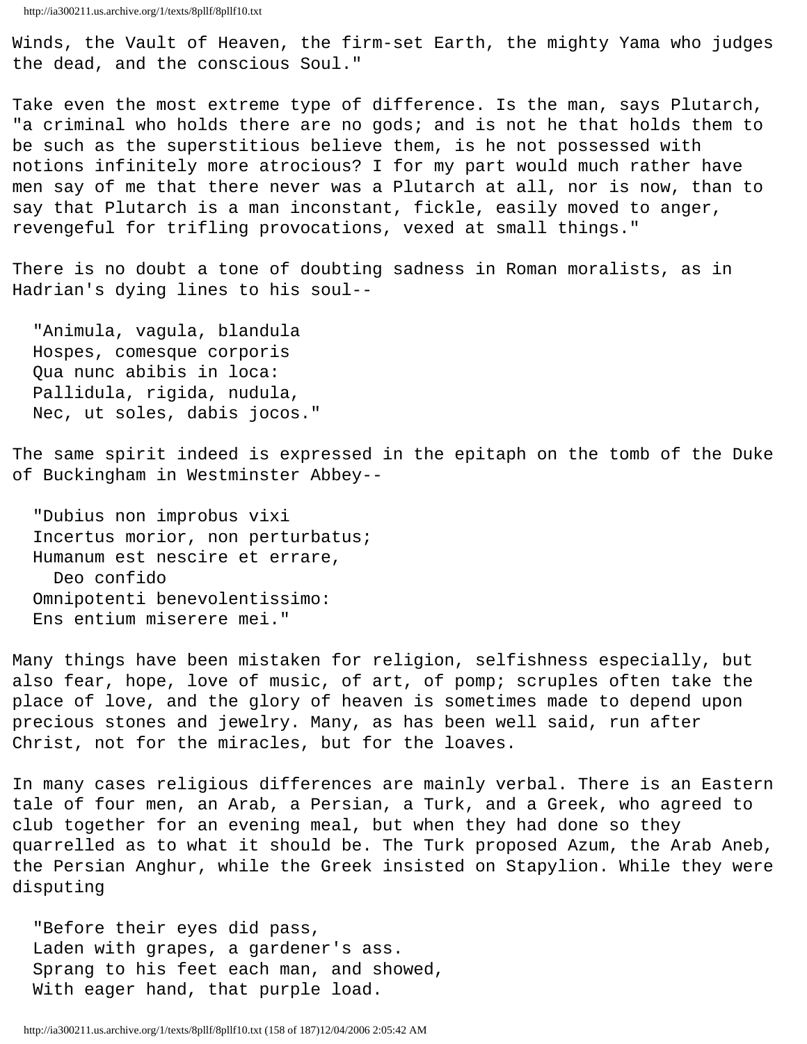Winds, the Vault of Heaven, the firm-set Earth, the mighty Yama who judges the dead, and the conscious Soul."

Take even the most extreme type of difference. Is the man, says Plutarch, "a criminal who holds there are no gods; and is not he that holds them to be such as the superstitious believe them, is he not possessed with notions infinitely more atrocious? I for my part would much rather have men say of me that there never was a Plutarch at all, nor is now, than to say that Plutarch is a man inconstant, fickle, easily moved to anger, revengeful for trifling provocations, vexed at small things."

There is no doubt a tone of doubting sadness in Roman moralists, as in Hadrian's dying lines to his soul--

> "Animula, vagula, blandula
> Hospes, comesque corporis
> Qua nunc abibis in loca:
> Pallidula, rigida, nudula,
> Nec, ut soles, dabis jocos."

The same spirit indeed is expressed in the epitaph on the tomb of the Duke of Buckingham in Westminster Abbey--

> "Dubius non improbus vixi
> Incertus morior, non perturbatus;
> Humanum est nescire et errare,
> Deo confido
> Omnipotenti benevolentissimo:
> Ens entium miserere mei."

Many things have been mistaken for religion, selfishness especially, but also fear, hope, love of music, of art, of pomp; scruples often take the place of love, and the glory of heaven is sometimes made to depend upon precious stones and jewelry. Many, as has been well said, run after Christ, not for the miracles, but for the loaves.

In many cases religious differences are mainly verbal. There is an Eastern tale of four men, an Arab, a Persian, a Turk, and a Greek, who agreed to club together for an evening meal, but when they had done so they quarrelled as to what it should be. The Turk proposed Azum, the Arab Aneb, the Persian Anghur, while the Greek insisted on Stapylion. While they were disputing

> "Before their eyes did pass,
> Laden with grapes, a gardener's ass.
> Sprang to his feet each man, and showed,
> With eager hand, that purple load.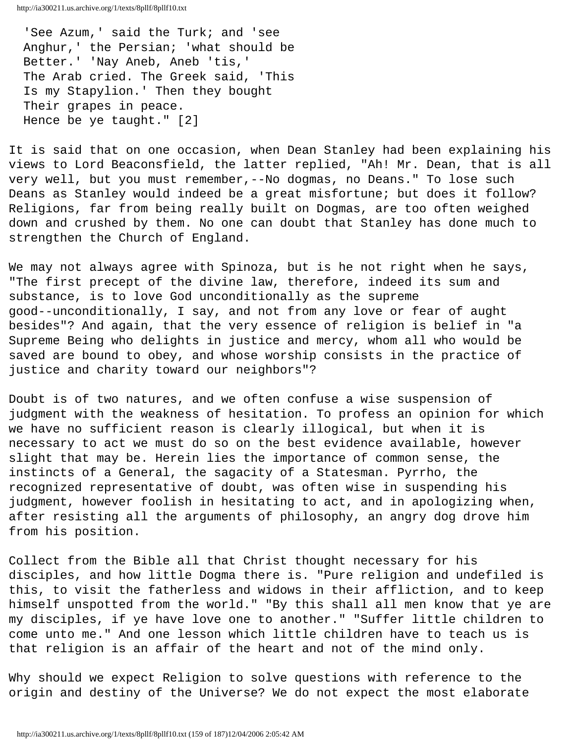'See Azum,' said the Turk; and 'see
Anghur,' the Persian; 'what should be
Better.' 'Nay Aneb, Aneb 'tis,'
The Arab cried. The Greek said, 'This
Is my Stapylion.' Then they bought
Their grapes in peace.
Hence be ye taught." [2]

It is said that on one occasion, when Dean Stanley had been explaining his views to Lord Beaconsfield, the latter replied, "Ah! Mr. Dean, that is all very well, but you must remember,--No dogmas, no Deans." To lose such Deans as Stanley would indeed be a great misfortune; but does it follow? Religions, far from being really built on Dogmas, are too often weighed down and crushed by them. No one can doubt that Stanley has done much to strengthen the Church of England.

We may not always agree with Spinoza, but is he not right when he says, "The first precept of the divine law, therefore, indeed its sum and substance, is to love God unconditionally as the supreme good--unconditionally, I say, and not from any love or fear of aught besides"? And again, that the very essence of religion is belief in "a Supreme Being who delights in justice and mercy, whom all who would be saved are bound to obey, and whose worship consists in the practice of justice and charity toward our neighbors"?

Doubt is of two natures, and we often confuse a wise suspension of judgment with the weakness of hesitation. To profess an opinion for which we have no sufficient reason is clearly illogical, but when it is necessary to act we must do so on the best evidence available, however slight that may be. Herein lies the importance of common sense, the instincts of a General, the sagacity of a Statesman. Pyrrho, the recognized representative of doubt, was often wise in suspending his judgment, however foolish in hesitating to act, and in apologizing when, after resisting all the arguments of philosophy, an angry dog drove him from his position.

Collect from the Bible all that Christ thought necessary for his disciples, and how little Dogma there is. "Pure religion and undefiled is this, to visit the fatherless and widows in their affliction, and to keep himself unspotted from the world." "By this shall all men know that ye are my disciples, if ye have love one to another." "Suffer little children to come unto me." And one lesson which little children have to teach us is that religion is an affair of the heart and not of the mind only.

Why should we expect Religion to solve questions with reference to the origin and destiny of the Universe? We do not expect the most elaborate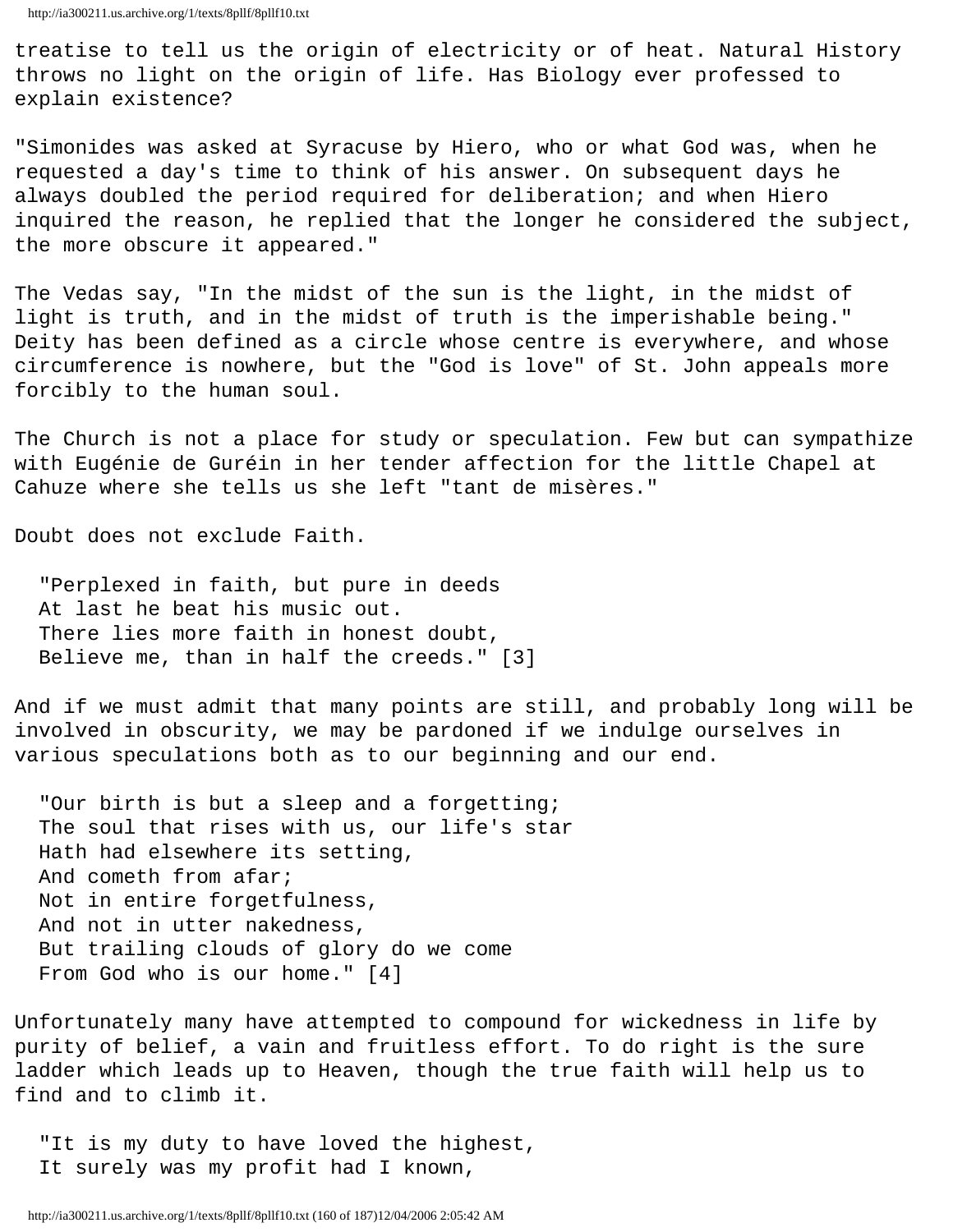treatise to tell us the origin of electricity or of heat. Natural History throws no light on the origin of life. Has Biology ever professed to explain existence?

"Simonides was asked at Syracuse by Hiero, who or what God was, when he requested a day's time to think of his answer. On subsequent days he always doubled the period required for deliberation; and when Hiero inquired the reason, he replied that the longer he considered the subject, the more obscure it appeared."

The Vedas say, "In the midst of the sun is the light, in the midst of light is truth, and in the midst of truth is the imperishable being." Deity has been defined as a circle whose centre is everywhere, and whose circumference is nowhere, but the "God is love" of St. John appeals more forcibly to the human soul.

The Church is not a place for study or speculation. Few but can sympathize with Eugénie de Guréin in her tender affection for the little Chapel at Cahuze where she tells us she left "tant de misères."

Doubt does not exclude Faith.

> "Perplexed in faith, but pure in deeds  
> At last he beat his music out.  
> There lies more faith in honest doubt,  
> Believe me, than in half the creeds." [3]

And if we must admit that many points are still, and probably long will be involved in obscurity, we may be pardoned if we indulge ourselves in various speculations both as to our beginning and our end.

> "Our birth is but a sleep and a forgetting;  
> The soul that rises with us, our life's star  
> Hath had elsewhere its setting,  
> And cometh from afar;  
> Not in entire forgetfulness,  
> And not in utter nakedness,  
> But trailing clouds of glory do we come  
> From God who is our home." [4]

Unfortunately many have attempted to compound for wickedness in life by purity of belief, a vain and fruitless effort. To do right is the sure ladder which leads up to Heaven, though the true faith will help us to find and to climb it.

> "It is my duty to have loved the highest,  
> It surely was my profit had I known,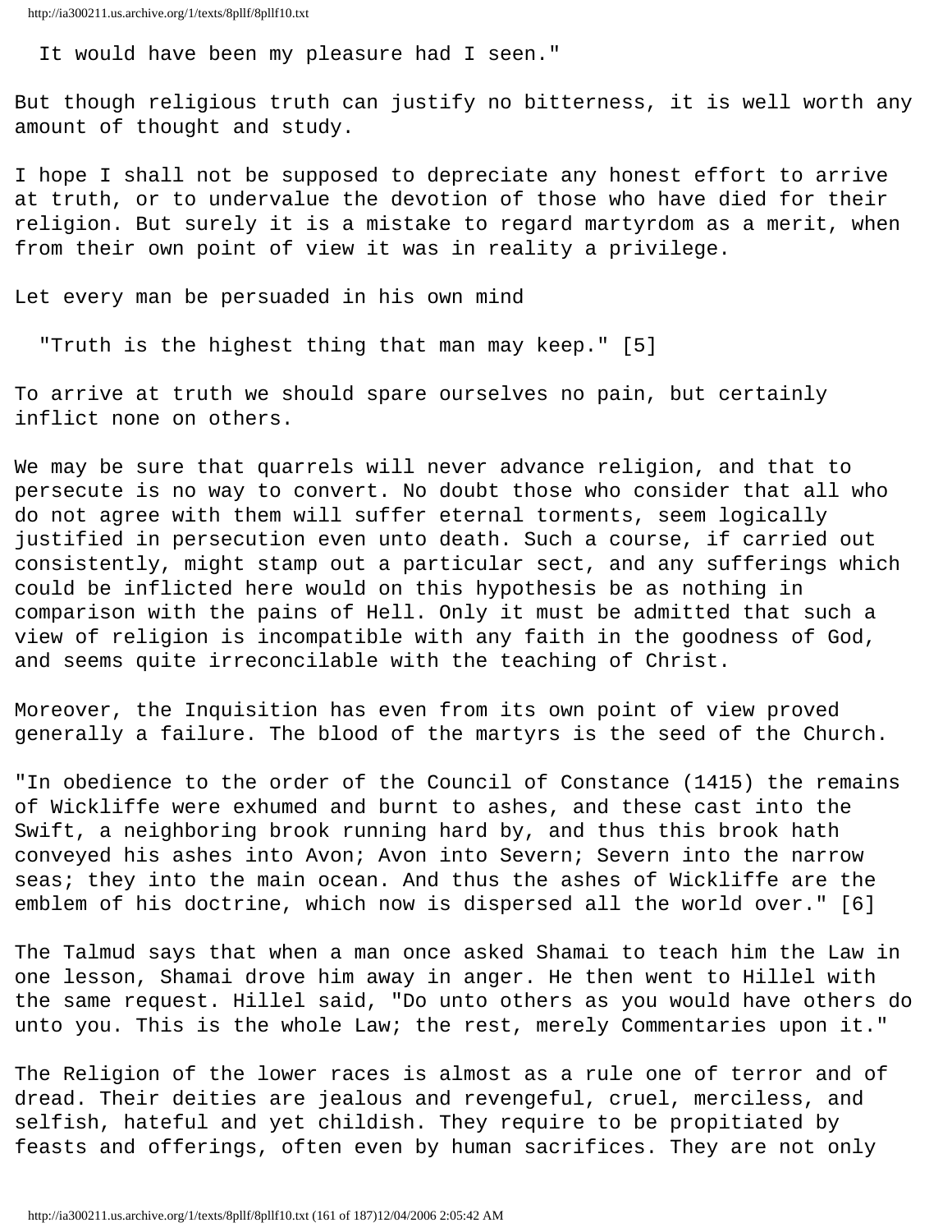It would have been my pleasure had I seen."

But though religious truth can justify no bitterness, it is well worth any amount of thought and study.

I hope I shall not be supposed to depreciate any honest effort to arrive at truth, or to undervalue the devotion of those who have died for their religion. But surely it is a mistake to regard martyrdom as a merit, when from their own point of view it was in reality a privilege.

Let every man be persuaded in his own mind

"Truth is the highest thing that man may keep." [5]

To arrive at truth we should spare ourselves no pain, but certainly inflict none on others.

We may be sure that quarrels will never advance religion, and that to persecute is no way to convert. No doubt those who consider that all who do not agree with them will suffer eternal torments, seem logically justified in persecution even unto death. Such a course, if carried out consistently, might stamp out a particular sect, and any sufferings which could be inflicted here would on this hypothesis be as nothing in comparison with the pains of Hell. Only it must be admitted that such a view of religion is incompatible with any faith in the goodness of God, and seems quite irreconcilable with the teaching of Christ.

Moreover, the Inquisition has even from its own point of view proved generally a failure. The blood of the martyrs is the seed of the Church.

"In obedience to the order of the Council of Constance (1415) the remains of Wickliffe were exhumed and burnt to ashes, and these cast into the Swift, a neighboring brook running hard by, and thus this brook hath conveyed his ashes into Avon; Avon into Severn; Severn into the narrow seas; they into the main ocean. And thus the ashes of Wickliffe are the emblem of his doctrine, which now is dispersed all the world over." [6]

The Talmud says that when a man once asked Shamai to teach him the Law in one lesson, Shamai drove him away in anger. He then went to Hillel with the same request. Hillel said, "Do unto others as you would have others do unto you. This is the whole Law; the rest, merely Commentaries upon it."

The Religion of the lower races is almost as a rule one of terror and of dread. Their deities are jealous and revengeful, cruel, merciless, and selfish, hateful and yet childish. They require to be propitiated by feasts and offerings, often even by human sacrifices. They are not only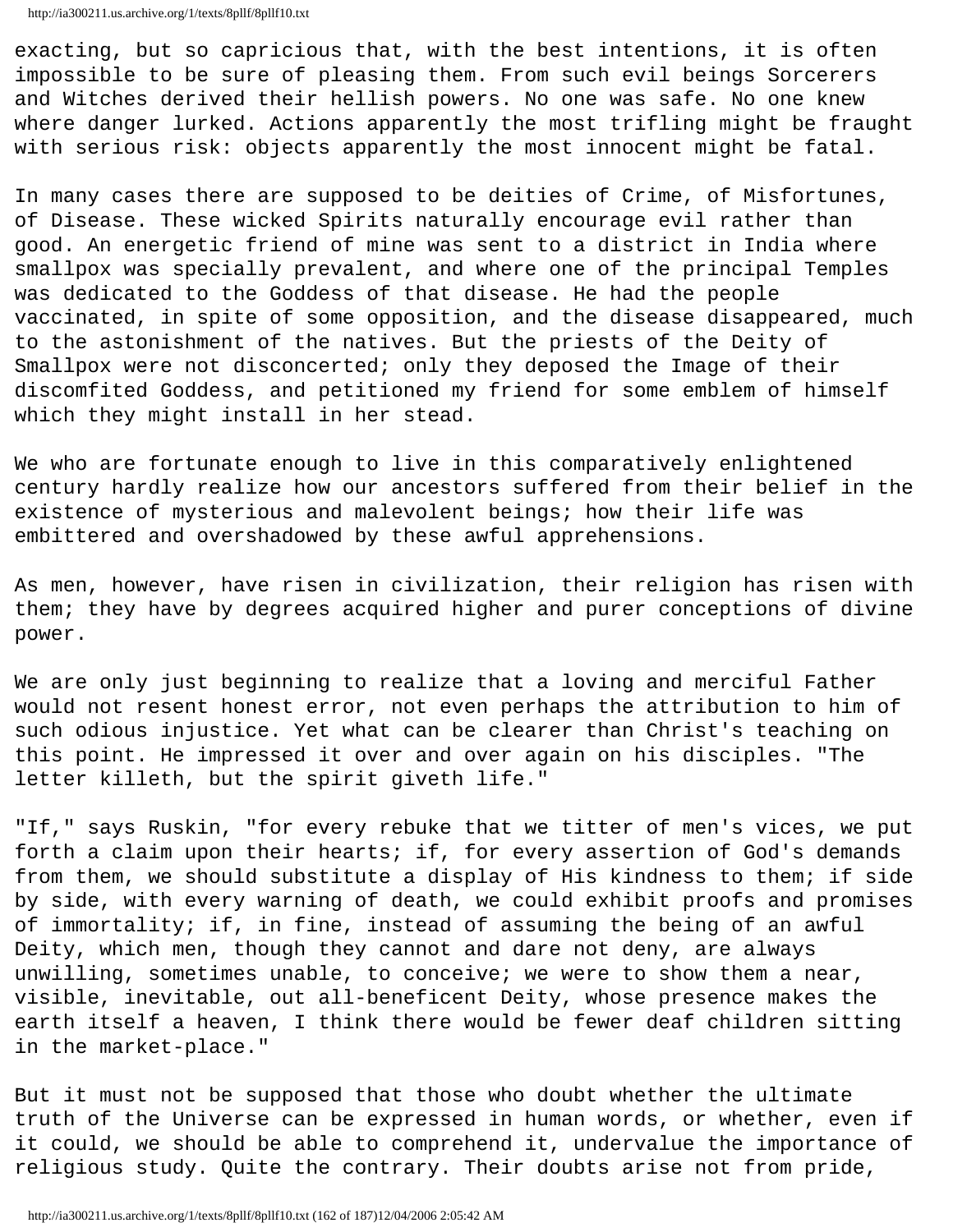exacting, but so capricious that, with the best intentions, it is often impossible to be sure of pleasing them. From such evil beings Sorcerers and Witches derived their hellish powers. No one was safe. No one knew where danger lurked. Actions apparently the most trifling might be fraught with serious risk: objects apparently the most innocent might be fatal.

In many cases there are supposed to be deities of Crime, of Misfortunes, of Disease. These wicked Spirits naturally encourage evil rather than good. An energetic friend of mine was sent to a district in India where smallpox was specially prevalent, and where one of the principal Temples was dedicated to the Goddess of that disease. He had the people vaccinated, in spite of some opposition, and the disease disappeared, much to the astonishment of the natives. But the priests of the Deity of Smallpox were not disconcerted; only they deposed the Image of their discomfited Goddess, and petitioned my friend for some emblem of himself which they might install in her stead.

We who are fortunate enough to live in this comparatively enlightened century hardly realize how our ancestors suffered from their belief in the existence of mysterious and malevolent beings; how their life was embittered and overshadowed by these awful apprehensions.

As men, however, have risen in civilization, their religion has risen with them; they have by degrees acquired higher and purer conceptions of divine power.

We are only just beginning to realize that a loving and merciful Father would not resent honest error, not even perhaps the attribution to him of such odious injustice. Yet what can be clearer than Christ's teaching on this point. He impressed it over and over again on his disciples. "The letter killeth, but the spirit giveth life."

"If," says Ruskin, "for every rebuke that we titter of men's vices, we put forth a claim upon their hearts; if, for every assertion of God's demands from them, we should substitute a display of His kindness to them; if side by side, with every warning of death, we could exhibit proofs and promises of immortality; if, in fine, instead of assuming the being of an awful Deity, which men, though they cannot and dare not deny, are always unwilling, sometimes unable, to conceive; we were to show them a near, visible, inevitable, out all-beneficent Deity, whose presence makes the earth itself a heaven, I think there would be fewer deaf children sitting in the market-place."

But it must not be supposed that those who doubt whether the ultimate truth of the Universe can be expressed in human words, or whether, even if it could, we should be able to comprehend it, undervalue the importance of religious study. Quite the contrary. Their doubts arise not from pride,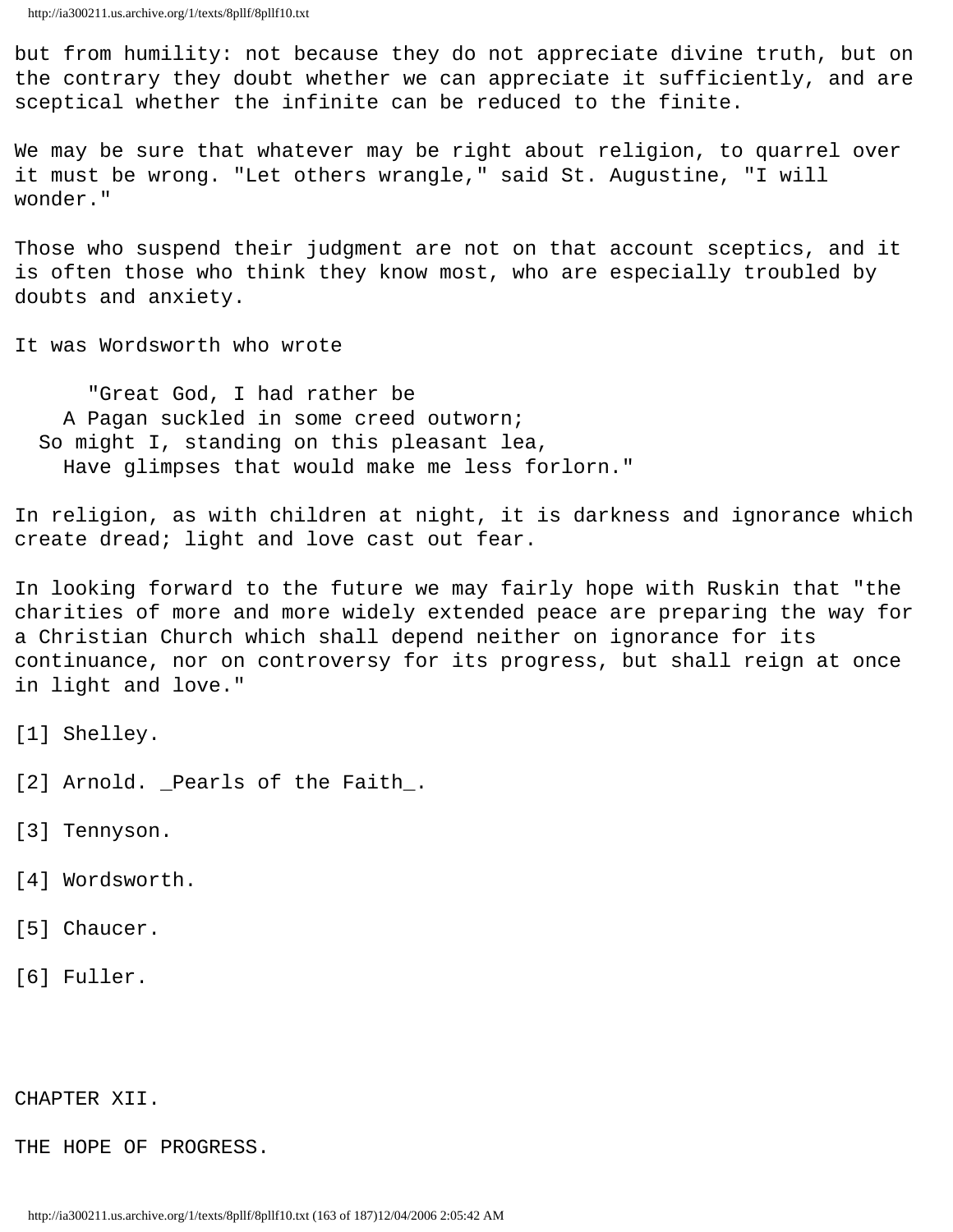but from humility: not because they do not appreciate divine truth, but on the contrary they doubt whether we can appreciate it sufficiently, and are sceptical whether the infinite can be reduced to the finite.

We may be sure that whatever may be right about religion, to quarrel over it must be wrong. "Let others wrangle," said St. Augustine, "I will wonder."

Those who suspend their judgment are not on that account sceptics, and it is often those who think they know most, who are especially troubled by doubts and anxiety.

It was Wordsworth who wrote

> "Great God, I had rather be
> A Pagan suckled in some creed outworn;
> So might I, standing on this pleasant lea,
> Have glimpses that would make me less forlorn."

In religion, as with children at night, it is darkness and ignorance which create dread; light and love cast out fear.

In looking forward to the future we may fairly hope with Ruskin that "the charities of more and more widely extended peace are preparing the way for a Christian Church which shall depend neither on ignorance for its continuance, nor on controversy for its progress, but shall reign at once in light and love."

[1] Shelley.

[2] Arnold. _Pearls of the Faith_.

[3] Tennyson.

[4] Wordsworth.

[5] Chaucer.

[6] Fuller.

## CHAPTER XII.

## THE HOPE OF PROGRESS.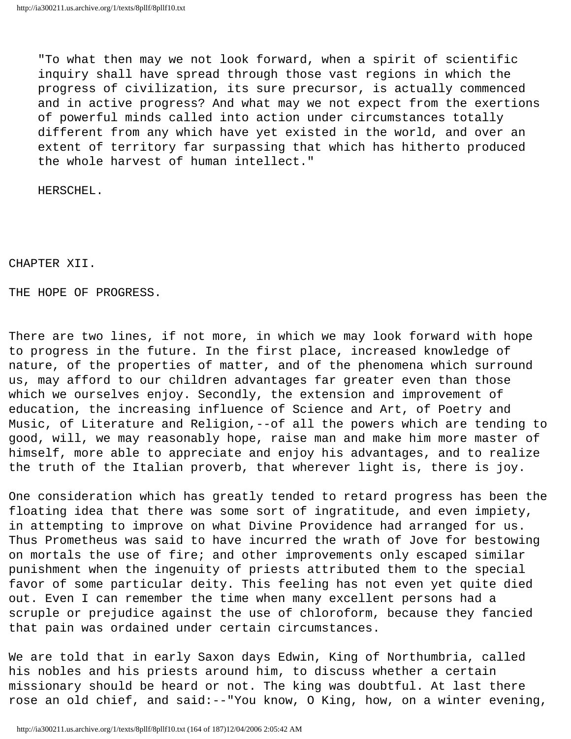"To what then may we not look forward, when a spirit of scientific inquiry shall have spread through those vast regions in which the progress of civilization, its sure precursor, is actually commenced and in active progress? And what may we not expect from the exertions of powerful minds called into action under circumstances totally different from any which have yet existed in the world, and over an extent of territory far surpassing that which has hitherto produced the whole harvest of human intellect."

HERSCHEL.

## CHAPTER XII.

## THE HOPE OF PROGRESS.

There are two lines, if not more, in which we may look forward with hope to progress in the future. In the first place, increased knowledge of nature, of the properties of matter, and of the phenomena which surround us, may afford to our children advantages far greater even than those which we ourselves enjoy. Secondly, the extension and improvement of education, the increasing influence of Science and Art, of Poetry and Music, of Literature and Religion,--of all the powers which are tending to good, will, we may reasonably hope, raise man and make him more master of himself, more able to appreciate and enjoy his advantages, and to realize the truth of the Italian proverb, that wherever light is, there is joy.

One consideration which has greatly tended to retard progress has been the floating idea that there was some sort of ingratitude, and even impiety, in attempting to improve on what Divine Providence had arranged for us. Thus Prometheus was said to have incurred the wrath of Jove for bestowing on mortals the use of fire; and other improvements only escaped similar punishment when the ingenuity of priests attributed them to the special favor of some particular deity. This feeling has not even yet quite died out. Even I can remember the time when many excellent persons had a scruple or prejudice against the use of chloroform, because they fancied that pain was ordained under certain circumstances.

We are told that in early Saxon days Edwin, King of Northumbria, called his nobles and his priests around him, to discuss whether a certain missionary should be heard or not. The king was doubtful. At last there rose an old chief, and said:--"You know, O King, how, on a winter evening,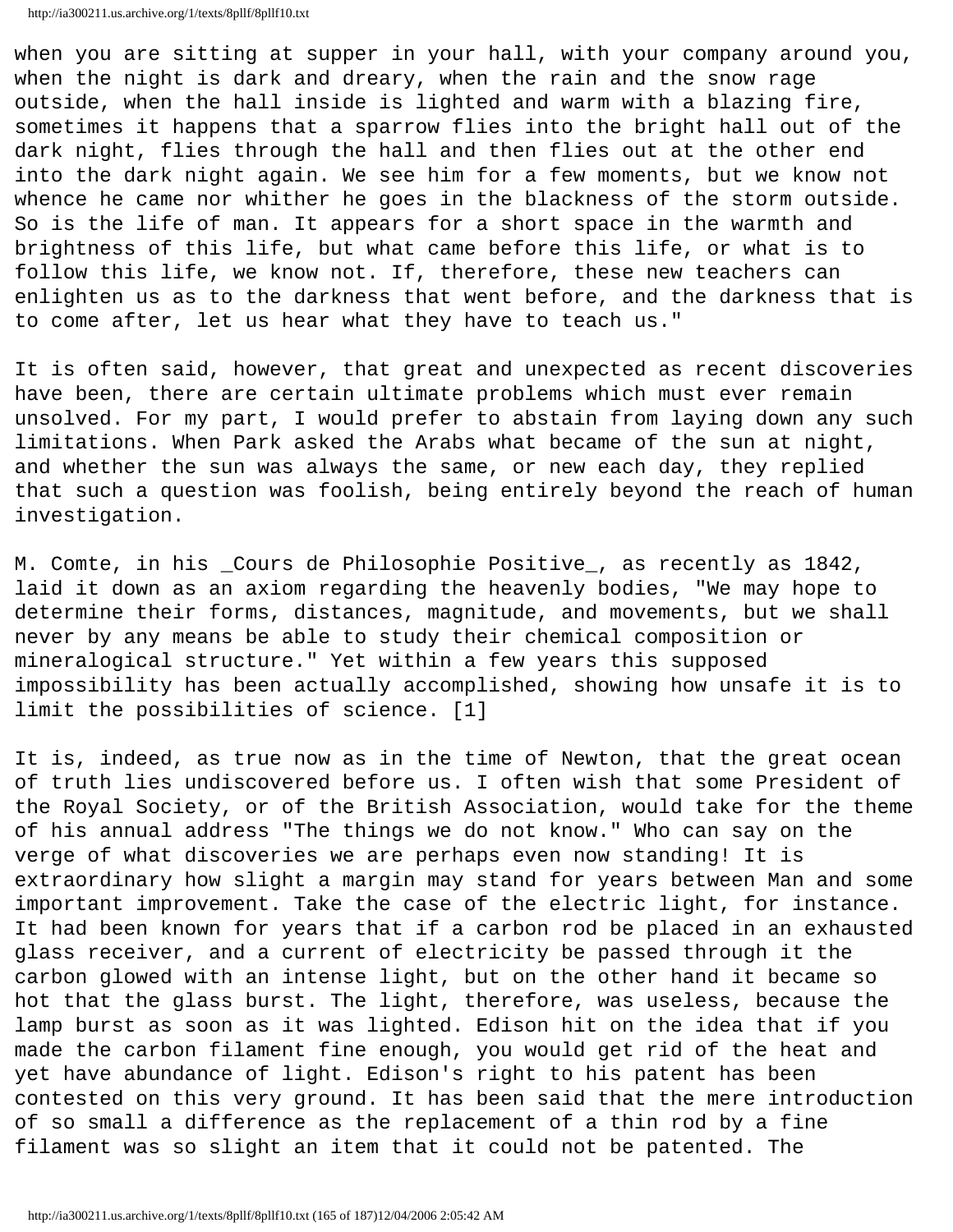when you are sitting at supper in your hall, with your company around you, when the night is dark and dreary, when the rain and the snow rage outside, when the hall inside is lighted and warm with a blazing fire, sometimes it happens that a sparrow flies into the bright hall out of the dark night, flies through the hall and then flies out at the other end into the dark night again. We see him for a few moments, but we know not whence he came nor whither he goes in the blackness of the storm outside. So is the life of man. It appears for a short space in the warmth and brightness of this life, but what came before this life, or what is to follow this life, we know not. If, therefore, these new teachers can enlighten us as to the darkness that went before, and the darkness that is to come after, let us hear what they have to teach us."

It is often said, however, that great and unexpected as recent discoveries have been, there are certain ultimate problems which must ever remain unsolved. For my part, I would prefer to abstain from laying down any such limitations. When Park asked the Arabs what became of the sun at night, and whether the sun was always the same, or new each day, they replied that such a question was foolish, being entirely beyond the reach of human investigation.

M. Comte, in his _Cours de Philosophie Positive_, as recently as 1842, laid it down as an axiom regarding the heavenly bodies, "We may hope to determine their forms, distances, magnitude, and movements, but we shall never by any means be able to study their chemical composition or mineralogical structure." Yet within a few years this supposed impossibility has been actually accomplished, showing how unsafe it is to limit the possibilities of science. [1]

It is, indeed, as true now as in the time of Newton, that the great ocean of truth lies undiscovered before us. I often wish that some President of the Royal Society, or of the British Association, would take for the theme of his annual address "The things we do not know." Who can say on the verge of what discoveries we are perhaps even now standing! It is extraordinary how slight a margin may stand for years between Man and some important improvement. Take the case of the electric light, for instance. It had been known for years that if a carbon rod be placed in an exhausted glass receiver, and a current of electricity be passed through it the carbon glowed with an intense light, but on the other hand it became so hot that the glass burst. The light, therefore, was useless, because the lamp burst as soon as it was lighted. Edison hit on the idea that if you made the carbon filament fine enough, you would get rid of the heat and yet have abundance of light. Edison's right to his patent has been contested on this very ground. It has been said that the mere introduction of so small a difference as the replacement of a thin rod by a fine filament was so slight an item that it could not be patented. The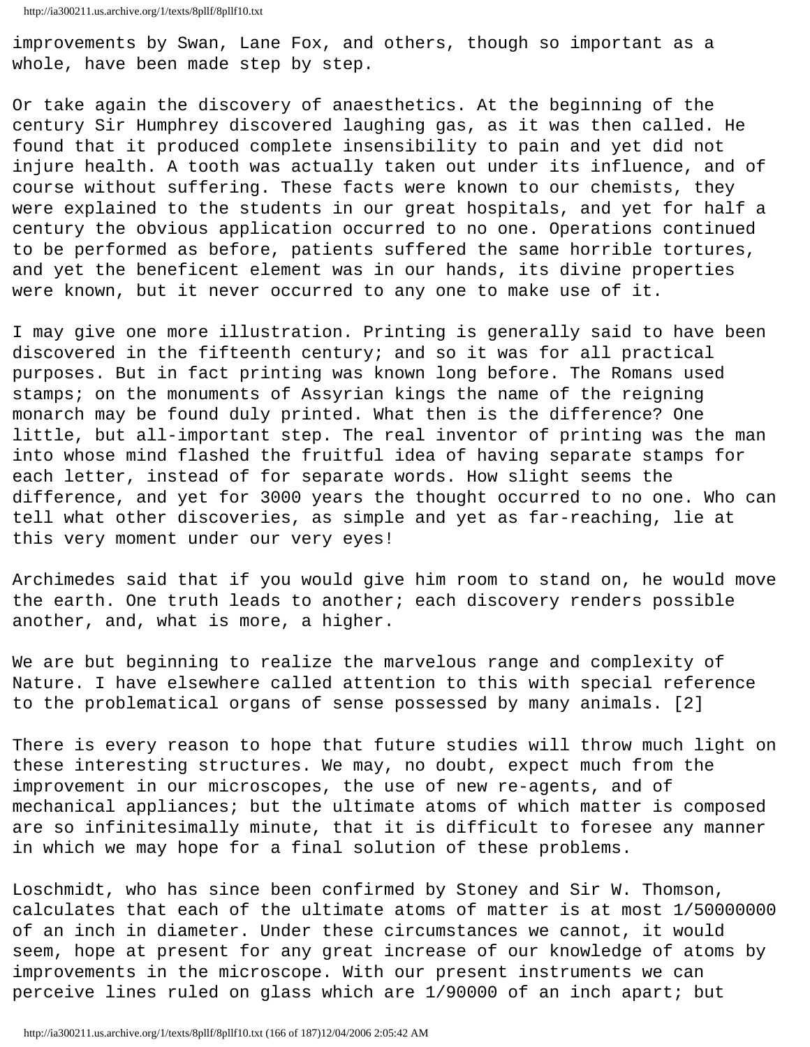improvements by Swan, Lane Fox, and others, though so important as a whole, have been made step by step.

Or take again the discovery of anaesthetics. At the beginning of the century Sir Humphrey discovered laughing gas, as it was then called. He found that it produced complete insensibility to pain and yet did not injure health. A tooth was actually taken out under its influence, and of course without suffering. These facts were known to our chemists, they were explained to the students in our great hospitals, and yet for half a century the obvious application occurred to no one. Operations continued to be performed as before, patients suffered the same horrible tortures, and yet the beneficent element was in our hands, its divine properties were known, but it never occurred to any one to make use of it.

I may give one more illustration. Printing is generally said to have been discovered in the fifteenth century; and so it was for all practical purposes. But in fact printing was known long before. The Romans used stamps; on the monuments of Assyrian kings the name of the reigning monarch may be found duly printed. What then is the difference? One little, but all-important step. The real inventor of printing was the man into whose mind flashed the fruitful idea of having separate stamps for each letter, instead of for separate words. How slight seems the difference, and yet for 3000 years the thought occurred to no one. Who can tell what other discoveries, as simple and yet as far-reaching, lie at this very moment under our very eyes!

Archimedes said that if you would give him room to stand on, he would move the earth. One truth leads to another; each discovery renders possible another, and, what is more, a higher.

We are but beginning to realize the marvelous range and complexity of Nature. I have elsewhere called attention to this with special reference to the problematical organs of sense possessed by many animals. [2]

There is every reason to hope that future studies will throw much light on these interesting structures. We may, no doubt, expect much from the improvement in our microscopes, the use of new re-agents, and of mechanical appliances; but the ultimate atoms of which matter is composed are so infinitesimally minute, that it is difficult to foresee any manner in which we may hope for a final solution of these problems.

Loschmidt, who has since been confirmed by Stoney and Sir W. Thomson, calculates that each of the ultimate atoms of matter is at most 1/50000000 of an inch in diameter. Under these circumstances we cannot, it would seem, hope at present for any great increase of our knowledge of atoms by improvements in the microscope. With our present instruments we can perceive lines ruled on glass which are 1/90000 of an inch apart; but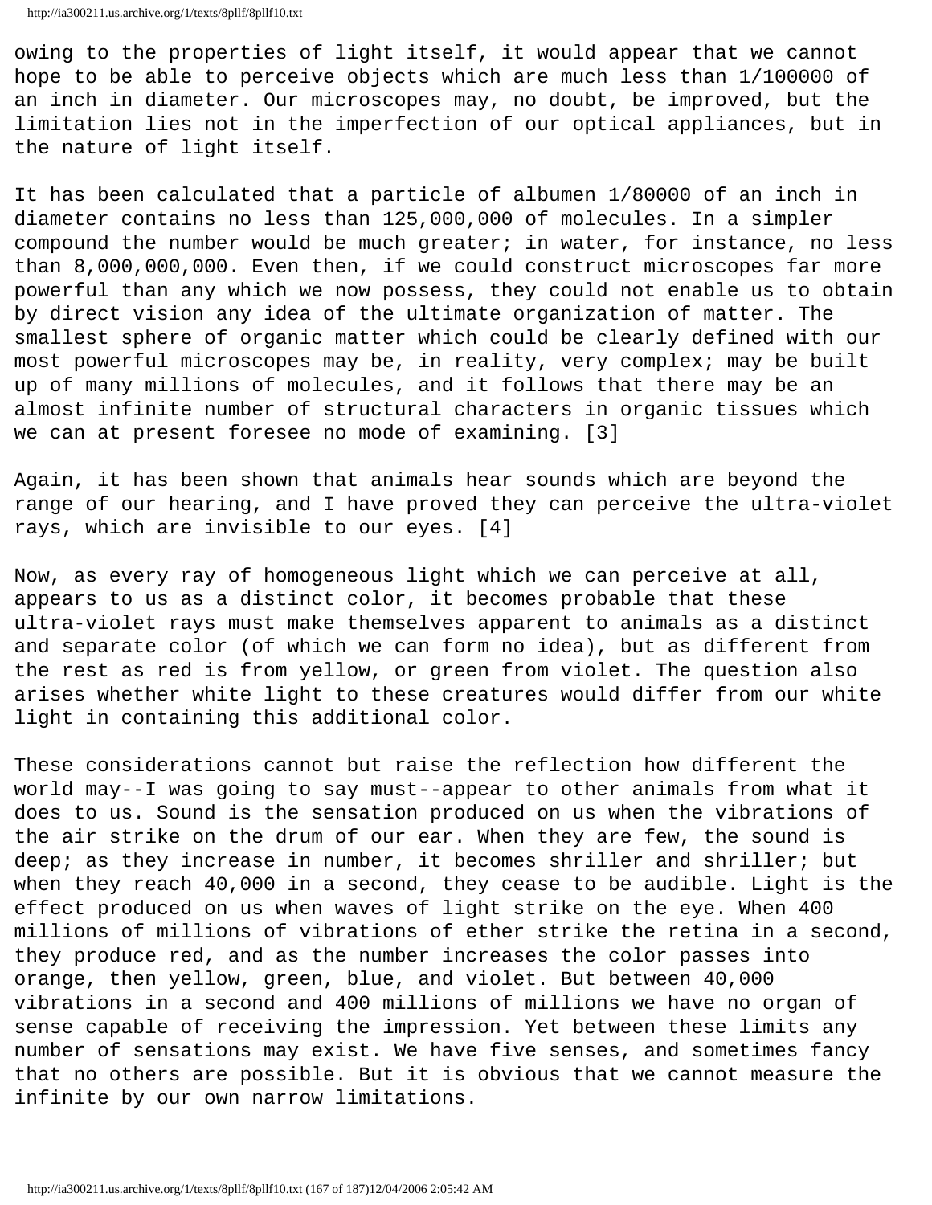owing to the properties of light itself, it would appear that we cannot hope to be able to perceive objects which are much less than 1/100000 of an inch in diameter. Our microscopes may, no doubt, be improved, but the limitation lies not in the imperfection of our optical appliances, but in the nature of light itself.

It has been calculated that a particle of albumen 1/80000 of an inch in diameter contains no less than 125,000,000 of molecules. In a simpler compound the number would be much greater; in water, for instance, no less than 8,000,000,000. Even then, if we could construct microscopes far more powerful than any which we now possess, they could not enable us to obtain by direct vision any idea of the ultimate organization of matter. The smallest sphere of organic matter which could be clearly defined with our most powerful microscopes may be, in reality, very complex; may be built up of many millions of molecules, and it follows that there may be an almost infinite number of structural characters in organic tissues which we can at present foresee no mode of examining. [3]

Again, it has been shown that animals hear sounds which are beyond the range of our hearing, and I have proved they can perceive the ultra-violet rays, which are invisible to our eyes. [4]

Now, as every ray of homogeneous light which we can perceive at all, appears to us as a distinct color, it becomes probable that these ultra-violet rays must make themselves apparent to animals as a distinct and separate color (of which we can form no idea), but as different from the rest as red is from yellow, or green from violet. The question also arises whether white light to these creatures would differ from our white light in containing this additional color.

These considerations cannot but raise the reflection how different the world may--I was going to say must--appear to other animals from what it does to us. Sound is the sensation produced on us when the vibrations of the air strike on the drum of our ear. When they are few, the sound is deep; as they increase in number, it becomes shriller and shriller; but when they reach 40,000 in a second, they cease to be audible. Light is the effect produced on us when waves of light strike on the eye. When 400 millions of millions of vibrations of ether strike the retina in a second, they produce red, and as the number increases the color passes into orange, then yellow, green, blue, and violet. But between 40,000 vibrations in a second and 400 millions of millions we have no organ of sense capable of receiving the impression. Yet between these limits any number of sensations may exist. We have five senses, and sometimes fancy that no others are possible. But it is obvious that we cannot measure the infinite by our own narrow limitations.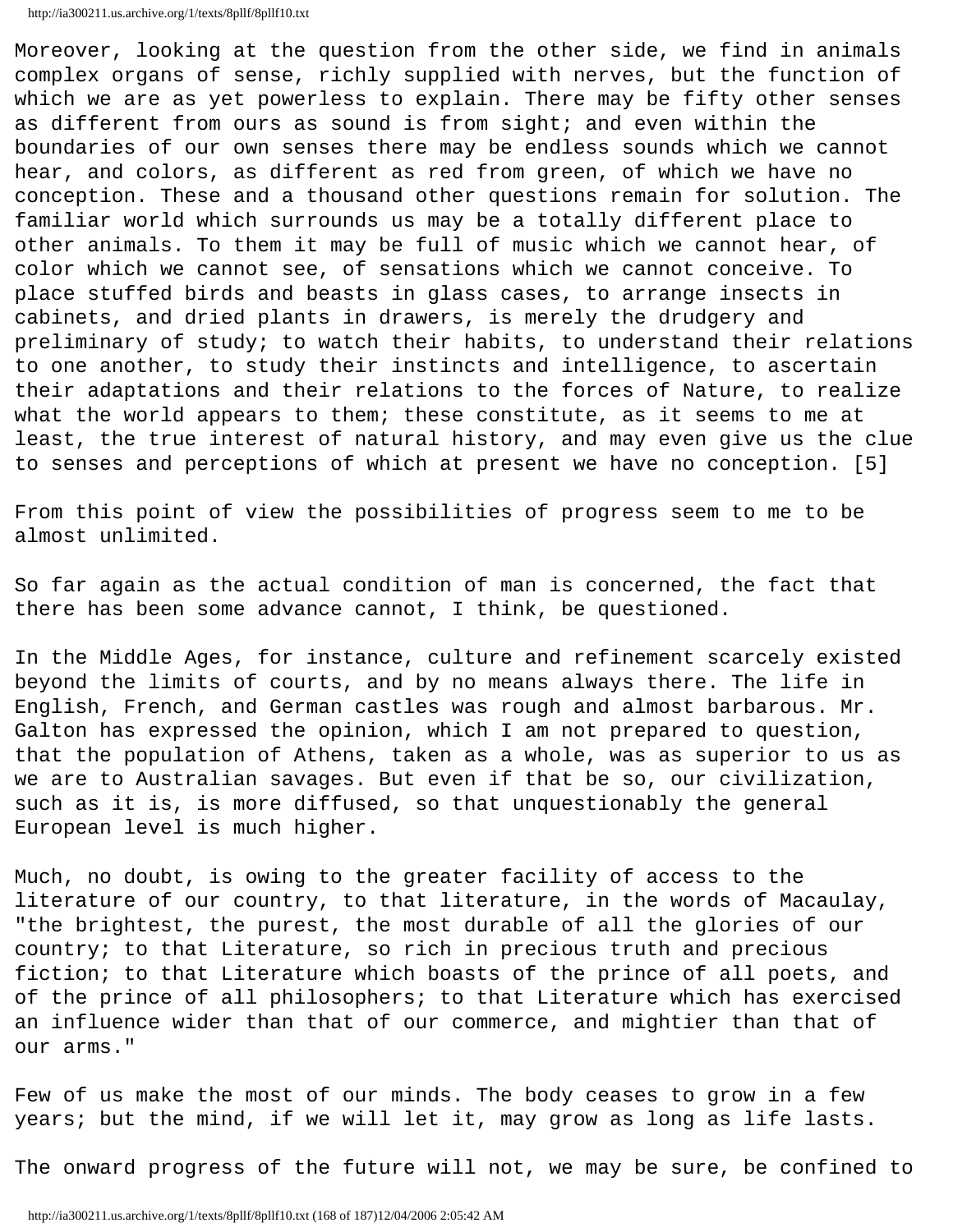Moreover, looking at the question from the other side, we find in animals complex organs of sense, richly supplied with nerves, but the function of which we are as yet powerless to explain. There may be fifty other senses as different from ours as sound is from sight; and even within the boundaries of our own senses there may be endless sounds which we cannot hear, and colors, as different as red from green, of which we have no conception. These and a thousand other questions remain for solution. The familiar world which surrounds us may be a totally different place to other animals. To them it may be full of music which we cannot hear, of color which we cannot see, of sensations which we cannot conceive. To place stuffed birds and beasts in glass cases, to arrange insects in cabinets, and dried plants in drawers, is merely the drudgery and preliminary of study; to watch their habits, to understand their relations to one another, to study their instincts and intelligence, to ascertain their adaptations and their relations to the forces of Nature, to realize what the world appears to them; these constitute, as it seems to me at least, the true interest of natural history, and may even give us the clue to senses and perceptions of which at present we have no conception. [5]

From this point of view the possibilities of progress seem to me to be almost unlimited.

So far again as the actual condition of man is concerned, the fact that there has been some advance cannot, I think, be questioned.

In the Middle Ages, for instance, culture and refinement scarcely existed beyond the limits of courts, and by no means always there. The life in English, French, and German castles was rough and almost barbarous. Mr. Galton has expressed the opinion, which I am not prepared to question, that the population of Athens, taken as a whole, was as superior to us as we are to Australian savages. But even if that be so, our civilization, such as it is, is more diffused, so that unquestionably the general European level is much higher.

Much, no doubt, is owing to the greater facility of access to the literature of our country, to that literature, in the words of Macaulay, "the brightest, the purest, the most durable of all the glories of our country; to that Literature, so rich in precious truth and precious fiction; to that Literature which boasts of the prince of all poets, and of the prince of all philosophers; to that Literature which has exercised an influence wider than that of our commerce, and mightier than that of our arms."

Few of us make the most of our minds. The body ceases to grow in a few years; but the mind, if we will let it, may grow as long as life lasts.

The onward progress of the future will not, we may be sure, be confined to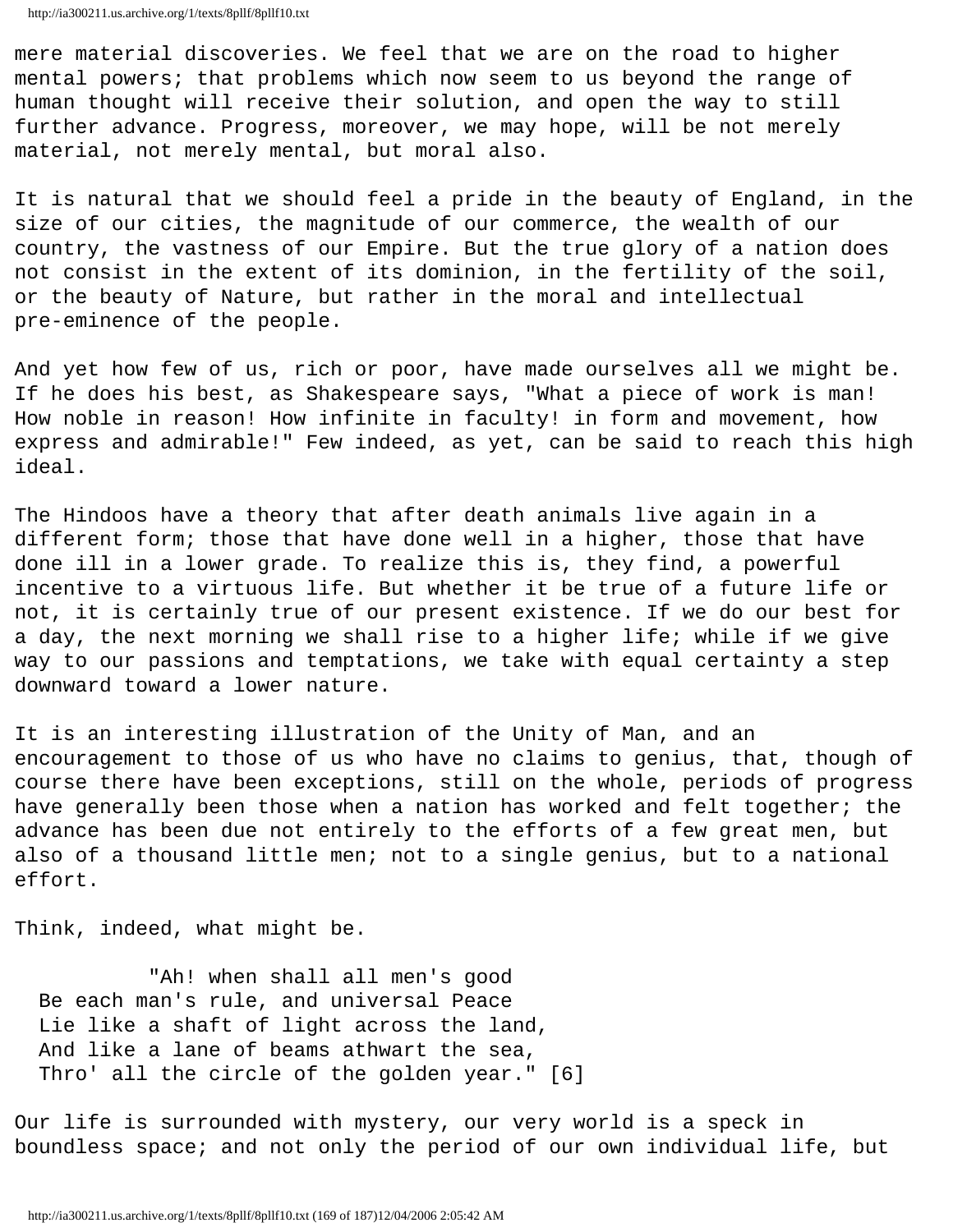mere material discoveries. We feel that we are on the road to higher mental powers; that problems which now seem to us beyond the range of human thought will receive their solution, and open the way to still further advance. Progress, moreover, we may hope, will be not merely material, not merely mental, but moral also.

It is natural that we should feel a pride in the beauty of England, in the size of our cities, the magnitude of our commerce, the wealth of our country, the vastness of our Empire. But the true glory of a nation does not consist in the extent of its dominion, in the fertility of the soil, or the beauty of Nature, but rather in the moral and intellectual pre-eminence of the people.

And yet how few of us, rich or poor, have made ourselves all we might be. If he does his best, as Shakespeare says, "What a piece of work is man! How noble in reason! How infinite in faculty! in form and movement, how express and admirable!" Few indeed, as yet, can be said to reach this high ideal.

The Hindoos have a theory that after death animals live again in a different form; those that have done well in a higher, those that have done ill in a lower grade. To realize this is, they find, a powerful incentive to a virtuous life. But whether it be true of a future life or not, it is certainly true of our present existence. If we do our best for a day, the next morning we shall rise to a higher life; while if we give way to our passions and temptations, we take with equal certainty a step downward toward a lower nature.

It is an interesting illustration of the Unity of Man, and an encouragement to those of us who have no claims to genius, that, though of course there have been exceptions, still on the whole, periods of progress have generally been those when a nation has worked and felt together; the advance has been due not entirely to the efforts of a few great men, but also of a thousand little men; not to a single genius, but to a national effort.

Think, indeed, what might be.

> "Ah! when shall all men's good
> Be each man's rule, and universal Peace
> Lie like a shaft of light across the land,
> And like a lane of beams athwart the sea,
> Thro' all the circle of the golden year." [6]

Our life is surrounded with mystery, our very world is a speck in boundless space; and not only the period of our own individual life, but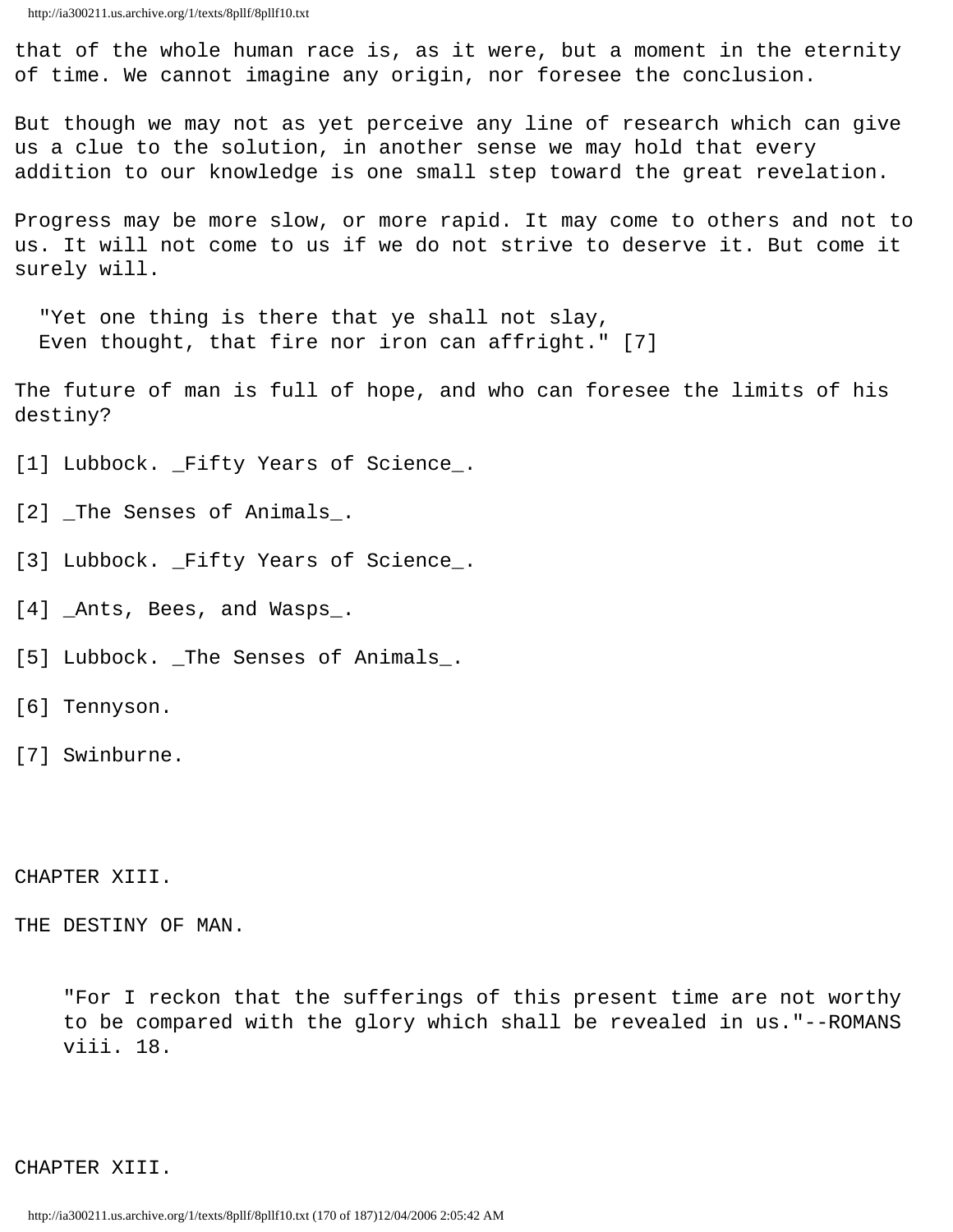that of the whole human race is, as it were, but a moment in the eternity of time. We cannot imagine any origin, nor foresee the conclusion.

But though we may not as yet perceive any line of research which can give us a clue to the solution, in another sense we may hold that every addition to our knowledge is one small step toward the great revelation.

Progress may be more slow, or more rapid. It may come to others and not to us. It will not come to us if we do not strive to deserve it. But come it surely will.

> "Yet one thing is there that ye shall not slay,
> Even thought, that fire nor iron can affright." [7]

The future of man is full of hope, and who can foresee the limits of his destiny?

[1] Lubbock. _Fifty Years of Science_.

[2] _The Senses of Animals_.

[3] Lubbock. _Fifty Years of Science_.

[4] _Ants, Bees, and Wasps_.

[5] Lubbock. _The Senses of Animals_.

[6] Tennyson.

[7] Swinburne.

# CHAPTER XIII.

## THE DESTINY OF MAN.

> "For I reckon that the sufferings of this present time are not worthy to be compared with the glory which shall be revealed in us."--ROMANS viii. 18.

CHAPTER XIII.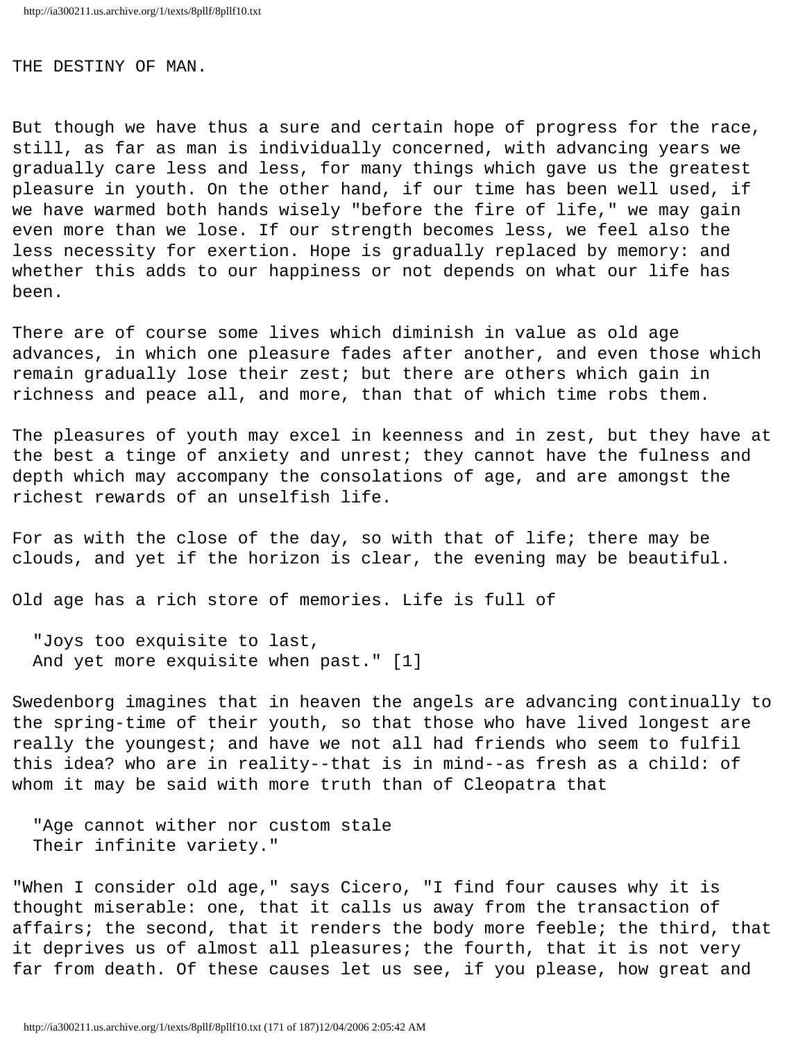# THE DESTINY OF MAN.

But though we have thus a sure and certain hope of progress for the race, still, as far as man is individually concerned, with advancing years we gradually care less and less, for many things which gave us the greatest pleasure in youth. On the other hand, if our time has been well used, if we have warmed both hands wisely "before the fire of life," we may gain even more than we lose. If our strength becomes less, we feel also the less necessity for exertion. Hope is gradually replaced by memory: and whether this adds to our happiness or not depends on what our life has been.

There are of course some lives which diminish in value as old age advances, in which one pleasure fades after another, and even those which remain gradually lose their zest; but there are others which gain in richness and peace all, and more, than that of which time robs them.

The pleasures of youth may excel in keenness and in zest, but they have at the best a tinge of anxiety and unrest; they cannot have the fulness and depth which may accompany the consolations of age, and are amongst the richest rewards of an unselfish life.

For as with the close of the day, so with that of life; there may be clouds, and yet if the horizon is clear, the evening may be beautiful.

Old age has a rich store of memories. Life is full of

> "Joys too exquisite to last,
> And yet more exquisite when past." [1]

Swedenborg imagines that in heaven the angels are advancing continually to the spring-time of their youth, so that those who have lived longest are really the youngest; and have we not all had friends who seem to fulfil this idea? who are in reality--that is in mind--as fresh as a child: of whom it may be said with more truth than of Cleopatra that

> "Age cannot wither nor custom stale
> Their infinite variety."

"When I consider old age," says Cicero, "I find four causes why it is thought miserable: one, that it calls us away from the transaction of affairs; the second, that it renders the body more feeble; the third, that it deprives us of almost all pleasures; the fourth, that it is not very far from death. Of these causes let us see, if you please, how great and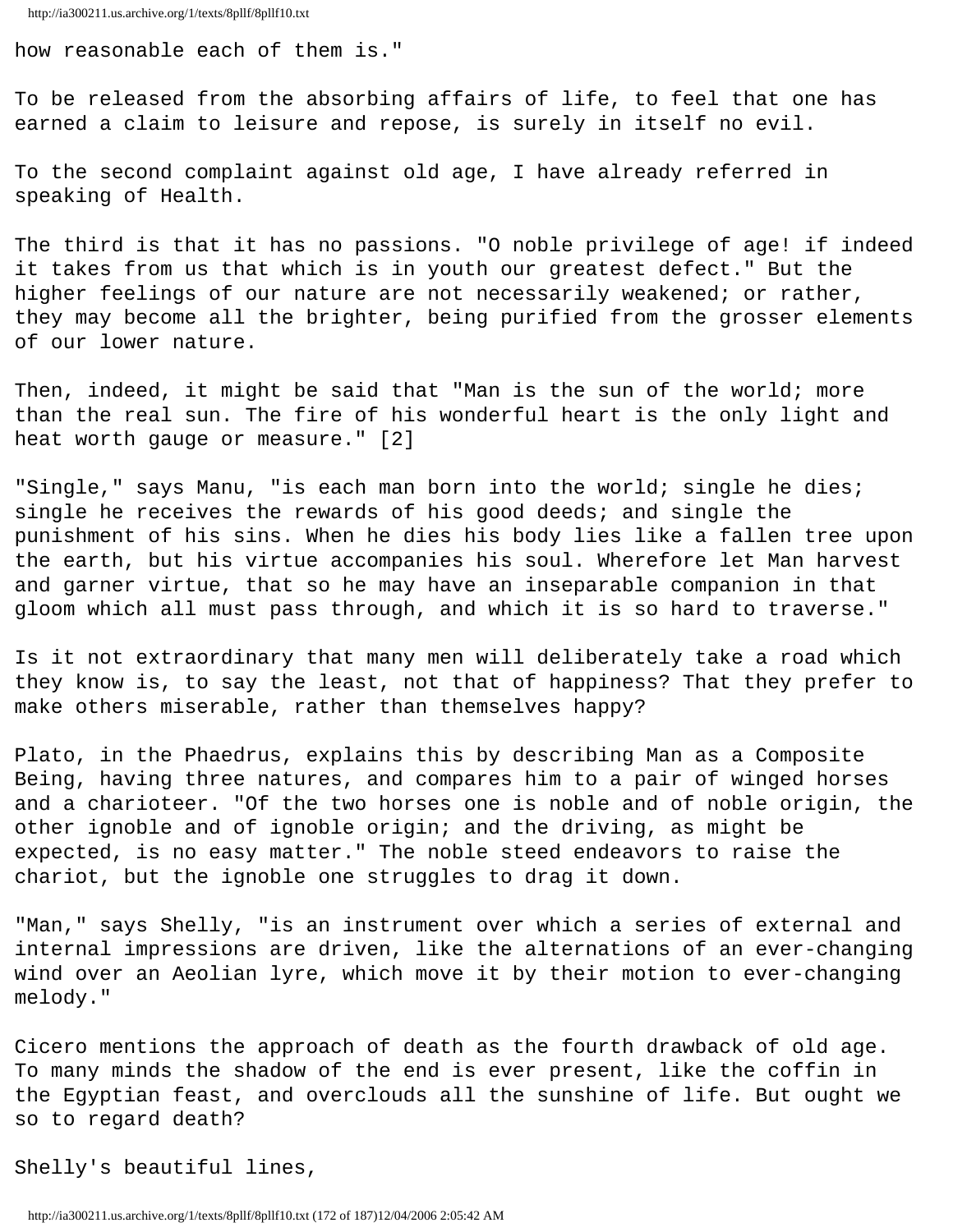how reasonable each of them is."

To be released from the absorbing affairs of life, to feel that one has earned a claim to leisure and repose, is surely in itself no evil.

To the second complaint against old age, I have already referred in speaking of Health.

The third is that it has no passions. "O noble privilege of age! if indeed it takes from us that which is in youth our greatest defect." But the higher feelings of our nature are not necessarily weakened; or rather, they may become all the brighter, being purified from the grosser elements of our lower nature.

Then, indeed, it might be said that "Man is the sun of the world; more than the real sun. The fire of his wonderful heart is the only light and heat worth gauge or measure." [2]

"Single," says Manu, "is each man born into the world; single he dies; single he receives the rewards of his good deeds; and single the punishment of his sins. When he dies his body lies like a fallen tree upon the earth, but his virtue accompanies his soul. Wherefore let Man harvest and garner virtue, that so he may have an inseparable companion in that gloom which all must pass through, and which it is so hard to traverse."

Is it not extraordinary that many men will deliberately take a road which they know is, to say the least, not that of happiness? That they prefer to make others miserable, rather than themselves happy?

Plato, in the Phaedrus, explains this by describing Man as a Composite Being, having three natures, and compares him to a pair of winged horses and a charioteer. "Of the two horses one is noble and of noble origin, the other ignoble and of ignoble origin; and the driving, as might be expected, is no easy matter." The noble steed endeavors to raise the chariot, but the ignoble one struggles to drag it down.

"Man," says Shelly, "is an instrument over which a series of external and internal impressions are driven, like the alternations of an ever-changing wind over an Aeolian lyre, which move it by their motion to ever-changing melody."

Cicero mentions the approach of death as the fourth drawback of old age. To many minds the shadow of the end is ever present, like the coffin in the Egyptian feast, and overclouds all the sunshine of life. But ought we so to regard death?

Shelly's beautiful lines,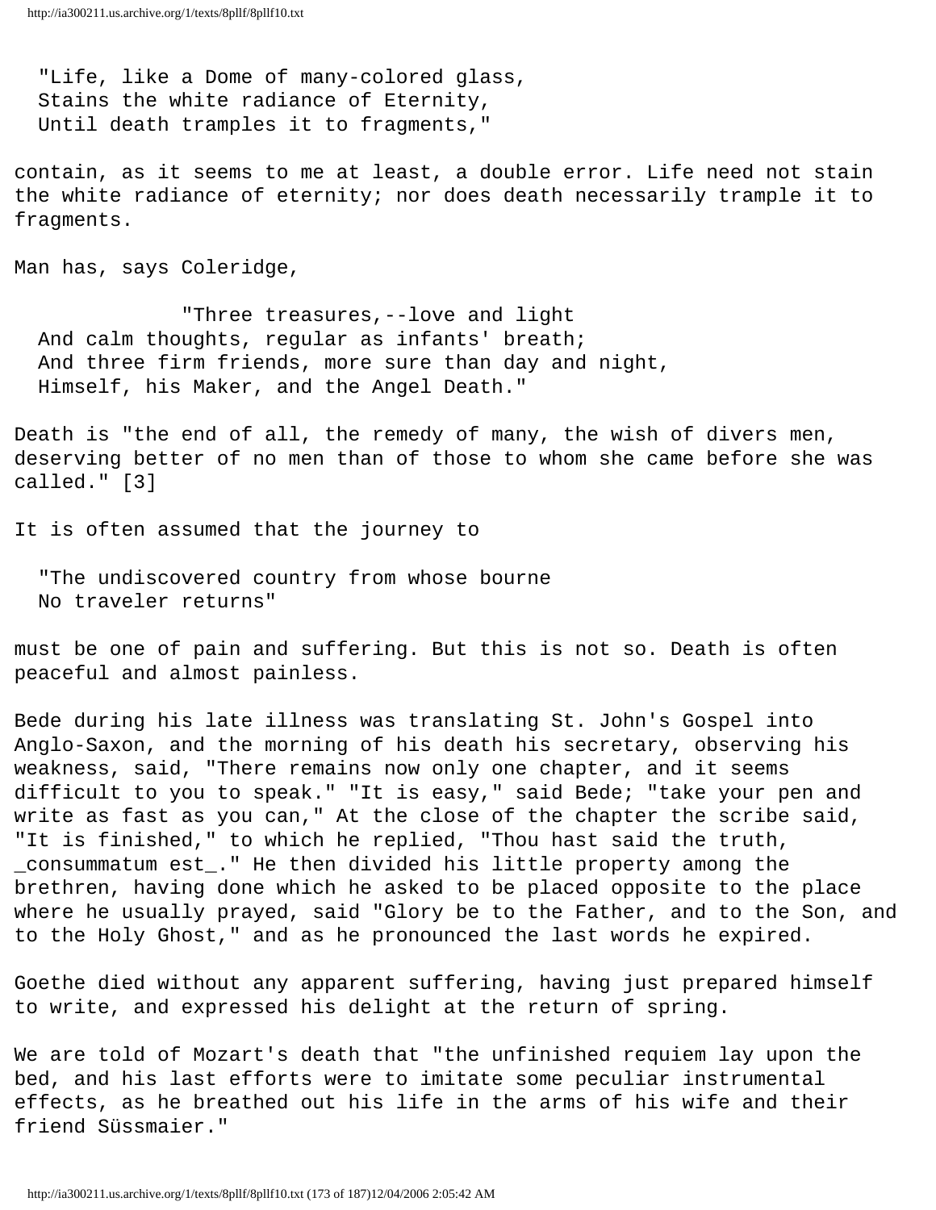> "Life, like a Dome of many-colored glass,  
> Stains the white radiance of Eternity,  
> Until death tramples it to fragments,"

contain, as it seems to me at least, a double error. Life need not stain the white radiance of eternity; nor does death necessarily trample it to fragments.

Man has, says Coleridge,

> "Three treasures,--love and light  
> And calm thoughts, regular as infants' breath;  
> And three firm friends, more sure than day and night,  
> Himself, his Maker, and the Angel Death."

Death is "the end of all, the remedy of many, the wish of divers men, deserving better of no men than of those to whom she came before she was called." [3]

It is often assumed that the journey to

> "The undiscovered country from whose bourne  
> No traveler returns"

must be one of pain and suffering. But this is not so. Death is often peaceful and almost painless.

Bede during his late illness was translating St. John's Gospel into Anglo-Saxon, and the morning of his death his secretary, observing his weakness, said, "There remains now only one chapter, and it seems difficult to you to speak." "It is easy," said Bede; "take your pen and write as fast as you can," At the close of the chapter the scribe said, "It is finished," to which he replied, "Thou hast said the truth, _consummatum est_." He then divided his little property among the brethren, having done which he asked to be placed opposite to the place where he usually prayed, said "Glory be to the Father, and to the Son, and to the Holy Ghost," and as he pronounced the last words he expired.

Goethe died without any apparent suffering, having just prepared himself to write, and expressed his delight at the return of spring.

We are told of Mozart's death that "the unfinished requiem lay upon the bed, and his last efforts were to imitate some peculiar instrumental effects, as he breathed out his life in the arms of his wife and their friend Süssmaier."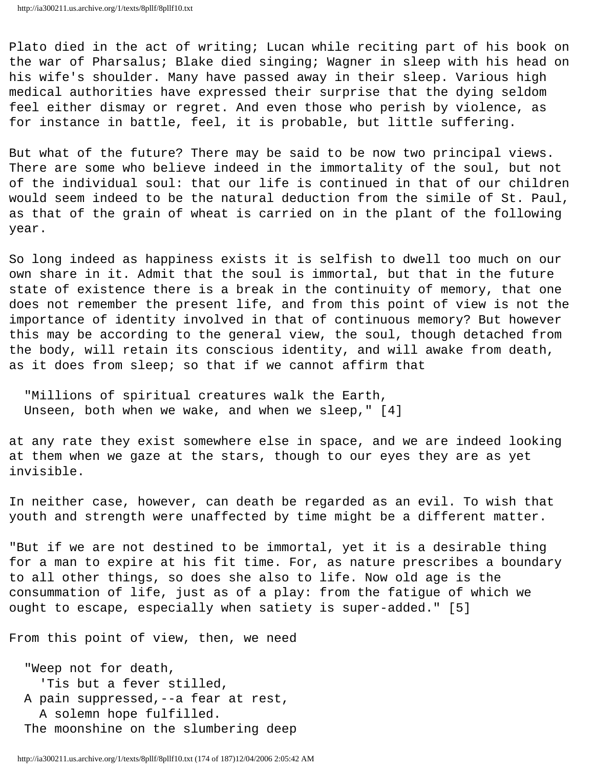Plato died in the act of writing; Lucan while reciting part of his book on the war of Pharsalus; Blake died singing; Wagner in sleep with his head on his wife's shoulder. Many have passed away in their sleep. Various high medical authorities have expressed their surprise that the dying seldom feel either dismay or regret. And even those who perish by violence, as for instance in battle, feel, it is probable, but little suffering.

But what of the future? There may be said to be now two principal views. There are some who believe indeed in the immortality of the soul, but not of the individual soul: that our life is continued in that of our children would seem indeed to be the natural deduction from the simile of St. Paul, as that of the grain of wheat is carried on in the plant of the following year.

So long indeed as happiness exists it is selfish to dwell too much on our own share in it. Admit that the soul is immortal, but that in the future state of existence there is a break in the continuity of memory, that one does not remember the present life, and from this point of view is not the importance of identity involved in that of continuous memory? But however this may be according to the general view, the soul, though detached from the body, will retain its conscious identity, and will awake from death, as it does from sleep; so that if we cannot affirm that

> "Millions of spiritual creatures walk the Earth,
> Unseen, both when we wake, and when we sleep," [4]

at any rate they exist somewhere else in space, and we are indeed looking at them when we gaze at the stars, though to our eyes they are as yet invisible.

In neither case, however, can death be regarded as an evil. To wish that youth and strength were unaffected by time might be a different matter.

"But if we are not destined to be immortal, yet it is a desirable thing for a man to expire at his fit time. For, as nature prescribes a boundary to all other things, so does she also to life. Now old age is the consummation of life, just as of a play: from the fatigue of which we ought to escape, especially when satiety is super-added." [5]

From this point of view, then, we need

> "Weep not for death,
> 'Tis but a fever stilled,
> A pain suppressed,--a fear at rest,
> A solemn hope fulfilled.
> The moonshine on the slumbering deep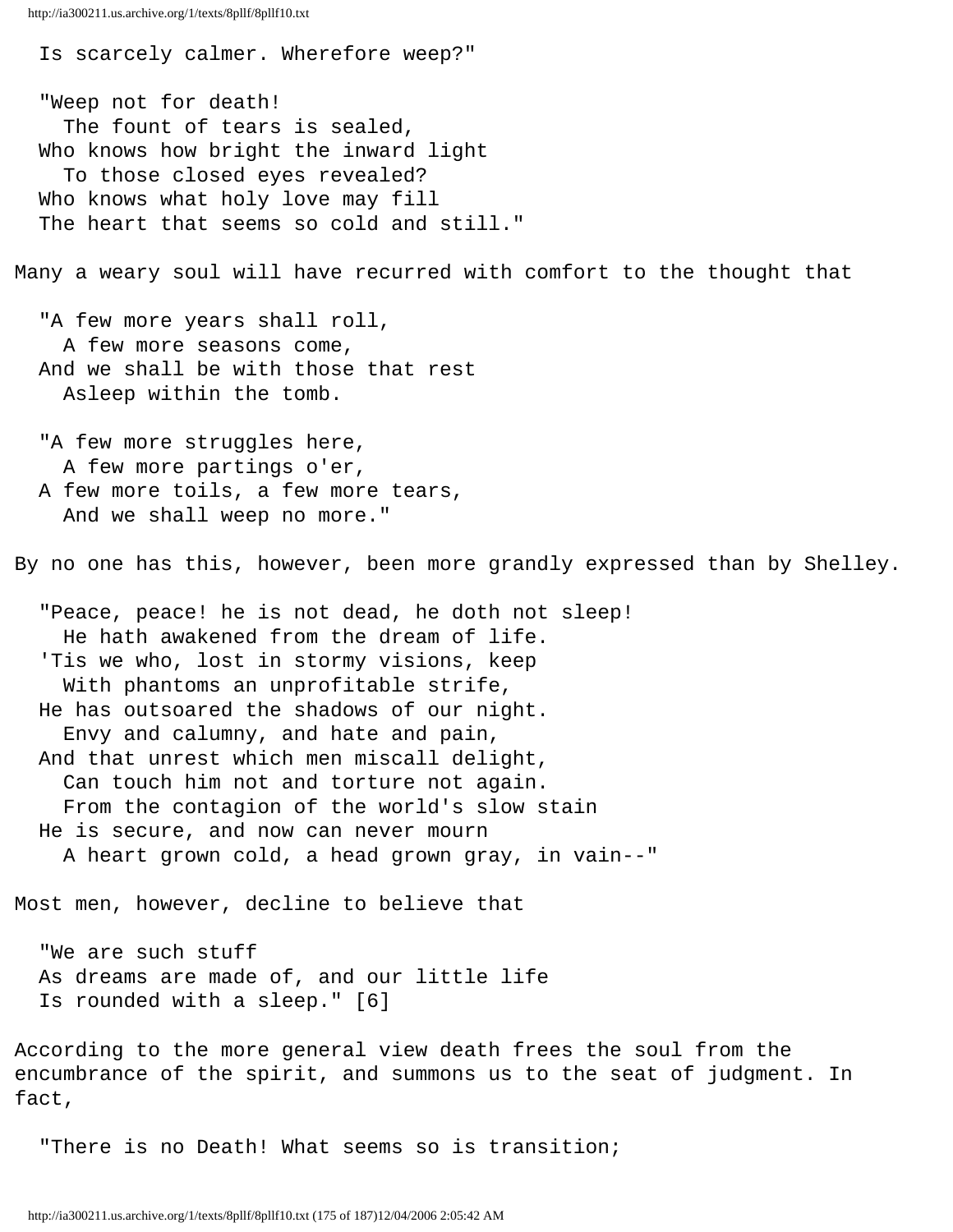Is scarcely calmer. Wherefore weep?"

"Weep not for death!  
The fount of tears is sealed,  
Who knows how bright the inward light  
To those closed eyes revealed?  
Who knows what holy love may fill  
The heart that seems so cold and still."

Many a weary soul will have recurred with comfort to the thought that

"A few more years shall roll,  
A few more seasons come,  
And we shall be with those that rest  
Asleep within the tomb.

"A few more struggles here,  
A few more partings o'er,  
A few more toils, a few more tears,  
And we shall weep no more."

By no one has this, however, been more grandly expressed than by Shelley.

"Peace, peace! he is not dead, he doth not sleep!  
He hath awakened from the dream of life.  
'Tis we who, lost in stormy visions, keep  
With phantoms an unprofitable strife,  
He has outsoared the shadows of our night.  
Envy and calumny, and hate and pain,  
And that unrest which men miscall delight,  
Can touch him not and torture not again.  
From the contagion of the world's slow stain  
He is secure, and now can never mourn  
A heart grown cold, a head grown gray, in vain--"

Most men, however, decline to believe that

"We are such stuff  
As dreams are made of, and our little life  
Is rounded with a sleep." [6]

According to the more general view death frees the soul from the encumbrance of the spirit, and summons us to the seat of judgment. In fact,

"There is no Death! What seems so is transition;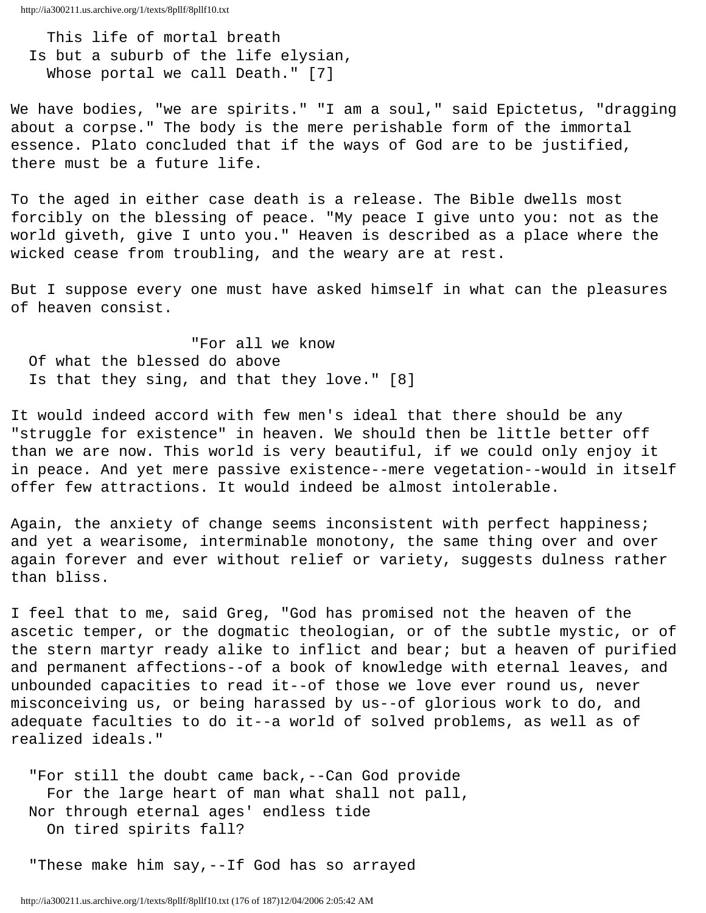This life of mortal breath  
Is but a suburb of the life elysian,  
Whose portal we call Death." [7]

We have bodies, "we are spirits." "I am a soul," said Epictetus, "dragging about a corpse." The body is the mere perishable form of the immortal essence. Plato concluded that if the ways of God are to be justified, there must be a future life.

To the aged in either case death is a release. The Bible dwells most forcibly on the blessing of peace. "My peace I give unto you: not as the world giveth, give I unto you." Heaven is described as a place where the wicked cease from troubling, and the weary are at rest.

But I suppose every one must have asked himself in what can the pleasures of heaven consist.

"For all we know  
Of what the blessed do above  
Is that they sing, and that they love." [8]

It would indeed accord with few men's ideal that there should be any "struggle for existence" in heaven. We should then be little better off than we are now. This world is very beautiful, if we could only enjoy it in peace. And yet mere passive existence--mere vegetation--would in itself offer few attractions. It would indeed be almost intolerable.

Again, the anxiety of change seems inconsistent with perfect happiness; and yet a wearisome, interminable monotony, the same thing over and over again forever and ever without relief or variety, suggests dulness rather than bliss.

I feel that to me, said Greg, "God has promised not the heaven of the ascetic temper, or the dogmatic theologian, or of the subtle mystic, or of the stern martyr ready alike to inflict and bear; but a heaven of purified and permanent affections--of a book of knowledge with eternal leaves, and unbounded capacities to read it--of those we love ever round us, never misconceiving us, or being harassed by us--of glorious work to do, and adequate faculties to do it--a world of solved problems, as well as of realized ideals."

"For still the doubt came back,--Can God provide  
For the large heart of man what shall not pall,  
Nor through eternal ages' endless tide  
On tired spirits fall?

"These make him say,--If God has so arrayed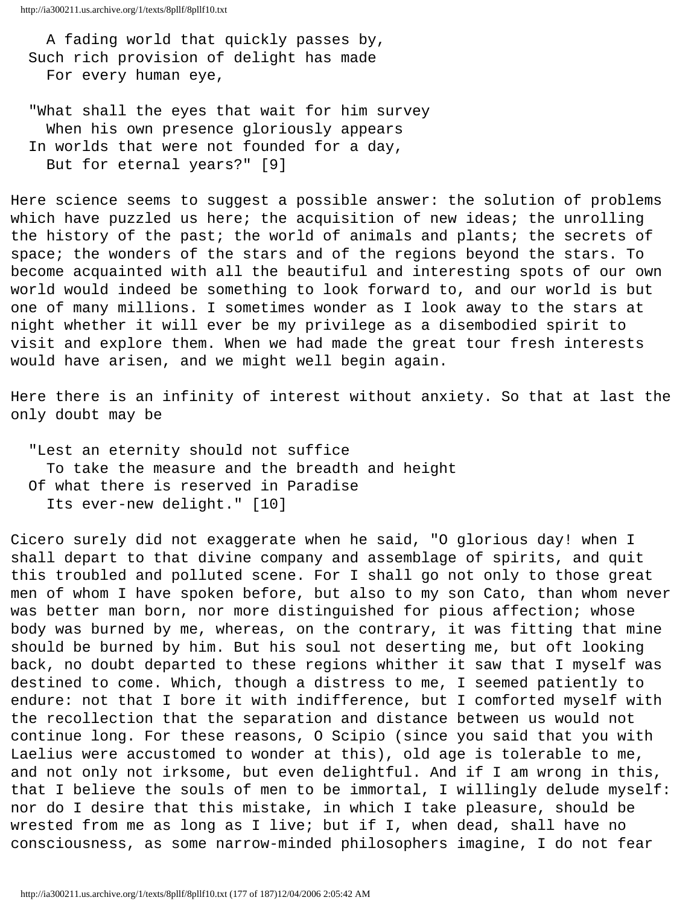A fading world that quickly passes by,
Such rich provision of delight has made
For every human eye,

"What shall the eyes that wait for him survey
When his own presence gloriously appears
In worlds that were not founded for a day,
But for eternal years?" [9]

Here science seems to suggest a possible answer: the solution of problems which have puzzled us here; the acquisition of new ideas; the unrolling the history of the past; the world of animals and plants; the secrets of space; the wonders of the stars and of the regions beyond the stars. To become acquainted with all the beautiful and interesting spots of our own world would indeed be something to look forward to, and our world is but one of many millions. I sometimes wonder as I look away to the stars at night whether it will ever be my privilege as a disembodied spirit to visit and explore them. When we had made the great tour fresh interests would have arisen, and we might well begin again.

Here there is an infinity of interest without anxiety. So that at last the only doubt may be

"Lest an eternity should not suffice
To take the measure and the breadth and height
Of what there is reserved in Paradise
Its ever-new delight." [10]

Cicero surely did not exaggerate when he said, "O glorious day! when I shall depart to that divine company and assemblage of spirits, and quit this troubled and polluted scene. For I shall go not only to those great men of whom I have spoken before, but also to my son Cato, than whom never was better man born, nor more distinguished for pious affection; whose body was burned by me, whereas, on the contrary, it was fitting that mine should be burned by him. But his soul not deserting me, but oft looking back, no doubt departed to these regions whither it saw that I myself was destined to come. Which, though a distress to me, I seemed patiently to endure: not that I bore it with indifference, but I comforted myself with the recollection that the separation and distance between us would not continue long. For these reasons, O Scipio (since you said that you with Laelius were accustomed to wonder at this), old age is tolerable to me, and not only not irksome, but even delightful. And if I am wrong in this, that I believe the souls of men to be immortal, I willingly delude myself: nor do I desire that this mistake, in which I take pleasure, should be wrested from me as long as I live; but if I, when dead, shall have no consciousness, as some narrow-minded philosophers imagine, I do not fear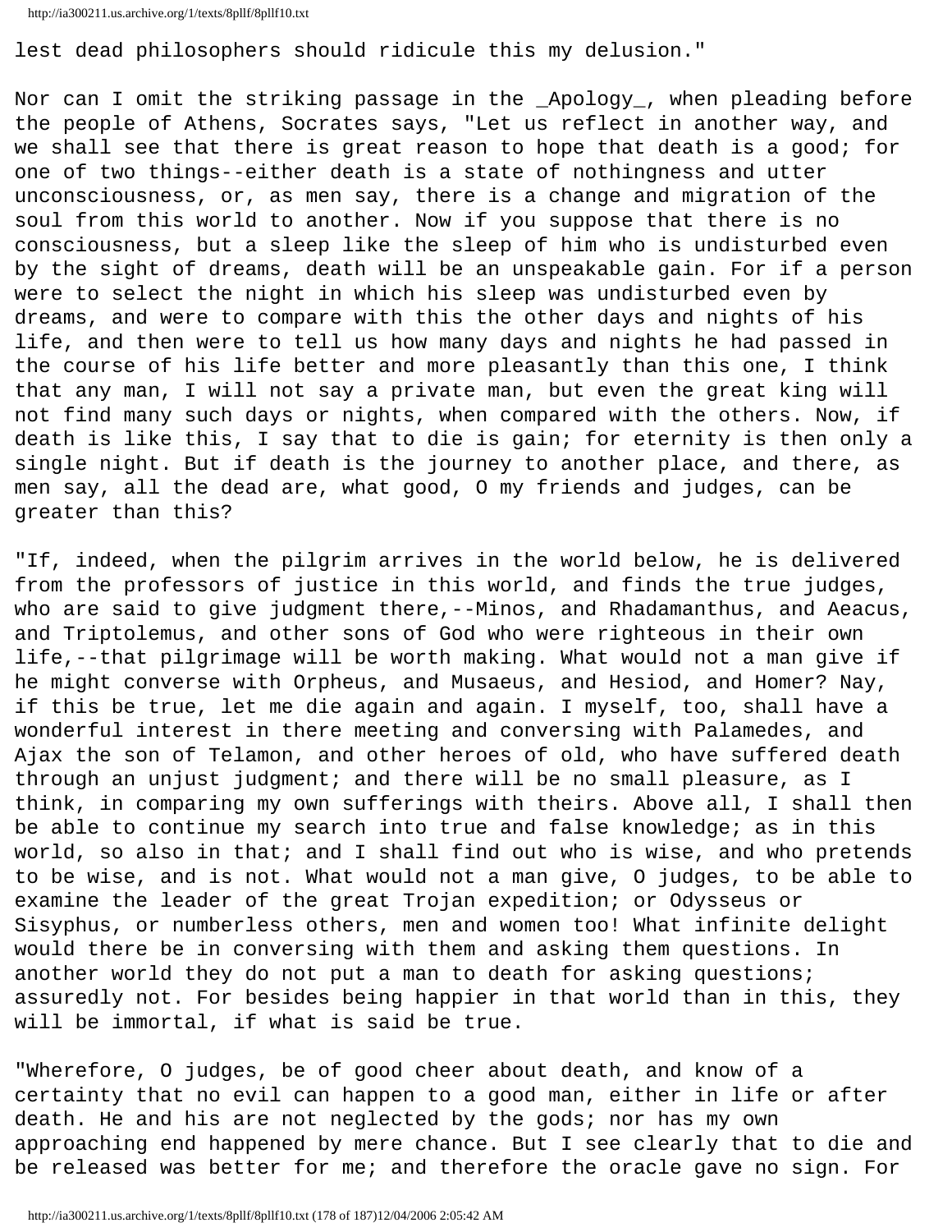lest dead philosophers should ridicule this my delusion."

Nor can I omit the striking passage in the *Apology*, when pleading before the people of Athens, Socrates says, "Let us reflect in another way, and we shall see that there is great reason to hope that death is a good; for one of two things--either death is a state of nothingness and utter unconsciousness, or, as men say, there is a change and migration of the soul from this world to another. Now if you suppose that there is no consciousness, but a sleep like the sleep of him who is undisturbed even by the sight of dreams, death will be an unspeakable gain. For if a person were to select the night in which his sleep was undisturbed even by dreams, and were to compare with this the other days and nights of his life, and then were to tell us how many days and nights he had passed in the course of his life better and more pleasantly than this one, I think that any man, I will not say a private man, but even the great king will not find many such days or nights, when compared with the others. Now, if death is like this, I say that to die is gain; for eternity is then only a single night. But if death is the journey to another place, and there, as men say, all the dead are, what good, O my friends and judges, can be greater than this?

"If, indeed, when the pilgrim arrives in the world below, he is delivered from the professors of justice in this world, and finds the true judges, who are said to give judgment there,--Minos, and Rhadamanthus, and Aeacus, and Triptolemus, and other sons of God who were righteous in their own life,--that pilgrimage will be worth making. What would not a man give if he might converse with Orpheus, and Musaeus, and Hesiod, and Homer? Nay, if this be true, let me die again and again. I myself, too, shall have a wonderful interest in there meeting and conversing with Palamedes, and Ajax the son of Telamon, and other heroes of old, who have suffered death through an unjust judgment; and there will be no small pleasure, as I think, in comparing my own sufferings with theirs. Above all, I shall then be able to continue my search into true and false knowledge; as in this world, so also in that; and I shall find out who is wise, and who pretends to be wise, and is not. What would not a man give, O judges, to be able to examine the leader of the great Trojan expedition; or Odysseus or Sisyphus, or numberless others, men and women too! What infinite delight would there be in conversing with them and asking them questions. In another world they do not put a man to death for asking questions; assuredly not. For besides being happier in that world than in this, they will be immortal, if what is said be true.

"Wherefore, O judges, be of good cheer about death, and know of a certainty that no evil can happen to a good man, either in life or after death. He and his are not neglected by the gods; nor has my own approaching end happened by mere chance. But I see clearly that to die and be released was better for me; and therefore the oracle gave no sign. For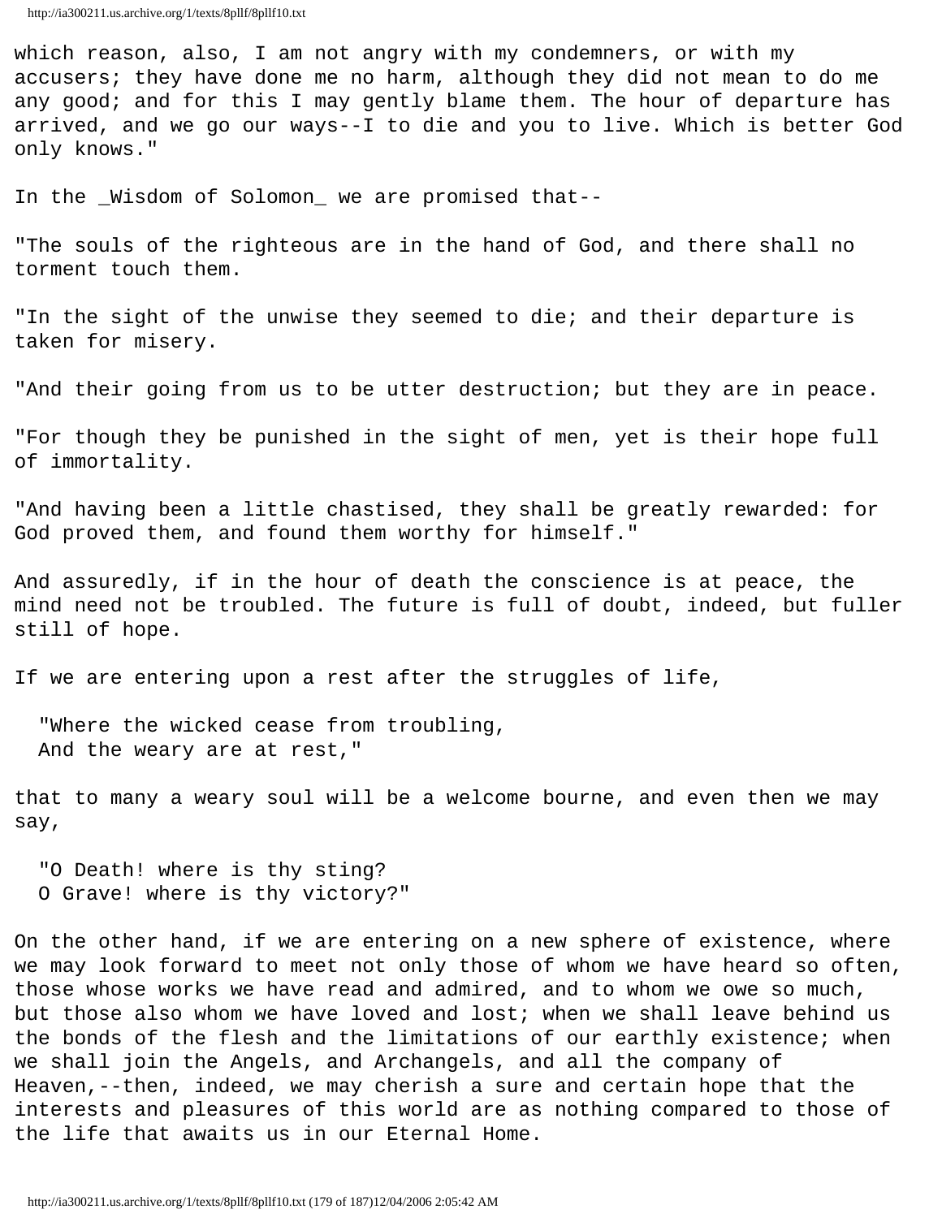which reason, also, I am not angry with my condemners, or with my accusers; they have done me no harm, although they did not mean to do me any good; and for this I may gently blame them. The hour of departure has arrived, and we go our ways--I to die and you to live. Which is better God only knows."

In the _Wisdom of Solomon_ we are promised that--

"The souls of the righteous are in the hand of God, and there shall no torment touch them.

"In the sight of the unwise they seemed to die; and their departure is taken for misery.

"And their going from us to be utter destruction; but they are in peace.

"For though they be punished in the sight of men, yet is their hope full of immortality.

"And having been a little chastised, they shall be greatly rewarded: for God proved them, and found them worthy for himself."

And assuredly, if in the hour of death the conscience is at peace, the mind need not be troubled. The future is full of doubt, indeed, but fuller still of hope.

If we are entering upon a rest after the struggles of life,

> "Where the wicked cease from troubling,
> And the weary are at rest,"

that to many a weary soul will be a welcome bourne, and even then we may say,

> "O Death! where is thy sting?
> O Grave! where is thy victory?"

On the other hand, if we are entering on a new sphere of existence, where we may look forward to meet not only those of whom we have heard so often, those whose works we have read and admired, and to whom we owe so much, but those also whom we have loved and lost; when we shall leave behind us the bonds of the flesh and the limitations of our earthly existence; when we shall join the Angels, and Archangels, and all the company of Heaven,--then, indeed, we may cherish a sure and certain hope that the interests and pleasures of this world are as nothing compared to those of the life that awaits us in our Eternal Home.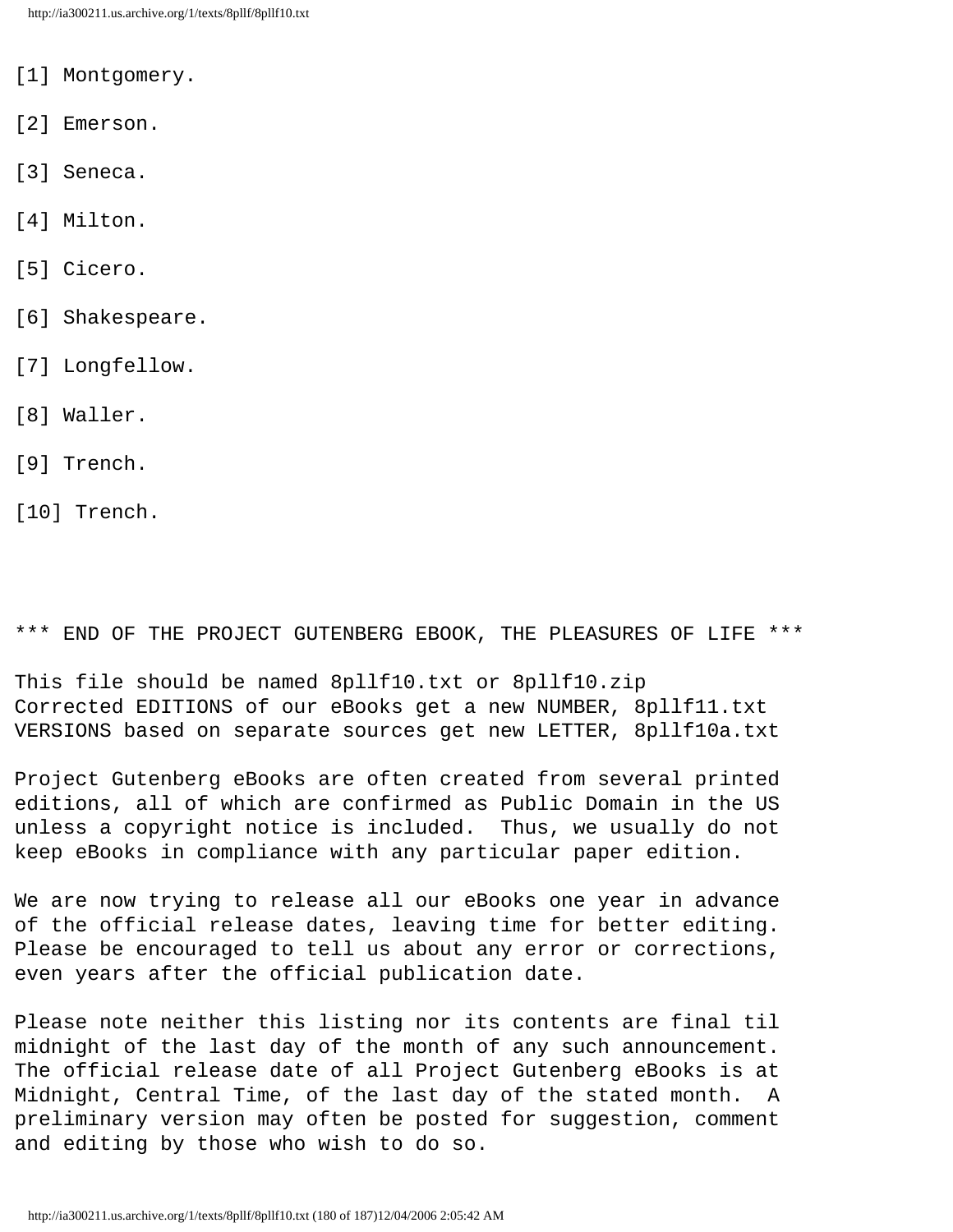[1] Montgomery.

[2] Emerson.

[3] Seneca.

[4] Milton.

[5] Cicero.

[6] Shakespeare.

[7] Longfellow.

[8] Waller.

[9] Trench.

[10] Trench.

*** END OF THE PROJECT GUTENBERG EBOOK, THE PLEASURES OF LIFE ***

This file should be named 8pllf10.txt or 8pllf10.zip
Corrected EDITIONS of our eBooks get a new NUMBER, 8pllf11.txt
VERSIONS based on separate sources get new LETTER, 8pllf10a.txt

Project Gutenberg eBooks are often created from several printed editions, all of which are confirmed as Public Domain in the US unless a copyright notice is included. Thus, we usually do not keep eBooks in compliance with any particular paper edition.

We are now trying to release all our eBooks one year in advance of the official release dates, leaving time for better editing. Please be encouraged to tell us about any error or corrections, even years after the official publication date.

Please note neither this listing nor its contents are final til midnight of the last day of the month of any such announcement. The official release date of all Project Gutenberg eBooks is at Midnight, Central Time, of the last day of the stated month. A preliminary version may often be posted for suggestion, comment and editing by those who wish to do so.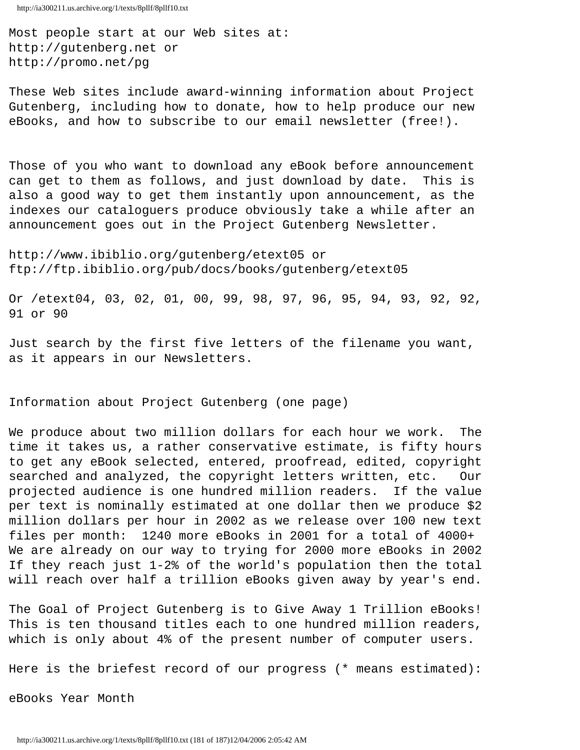Most people start at our Web sites at:
http://gutenberg.net or
http://promo.net/pg

These Web sites include award-winning information about Project Gutenberg, including how to donate, how to help produce our new eBooks, and how to subscribe to our email newsletter (free!).

Those of you who want to download any eBook before announcement can get to them as follows, and just download by date. This is also a good way to get them instantly upon announcement, as the indexes our cataloguers produce obviously take a while after an announcement goes out in the Project Gutenberg Newsletter.

http://www.ibiblio.org/gutenberg/etext05 or
ftp://ftp.ibiblio.org/pub/docs/books/gutenberg/etext05

Or /etext04, 03, 02, 01, 00, 99, 98, 97, 96, 95, 94, 93, 92, 92, 91 or 90

Just search by the first five letters of the filename you want, as it appears in our Newsletters.

Information about Project Gutenberg (one page)

We produce about two million dollars for each hour we work. The time it takes us, a rather conservative estimate, is fifty hours to get any eBook selected, entered, proofread, edited, copyright searched and analyzed, the copyright letters written, etc. Our projected audience is one hundred million readers. If the value per text is nominally estimated at one dollar then we produce $2 million dollars per hour in 2002 as we release over 100 new text files per month: 1240 more eBooks in 2001 for a total of 4000+
We are already on our way to trying for 2000 more eBooks in 2002
If they reach just 1-2% of the world's population then the total will reach over half a trillion eBooks given away by year's end.

The Goal of Project Gutenberg is to Give Away 1 Trillion eBooks!
This is ten thousand titles each to one hundred million readers, which is only about 4% of the present number of computer users.

Here is the briefest record of our progress (* means estimated):

eBooks Year Month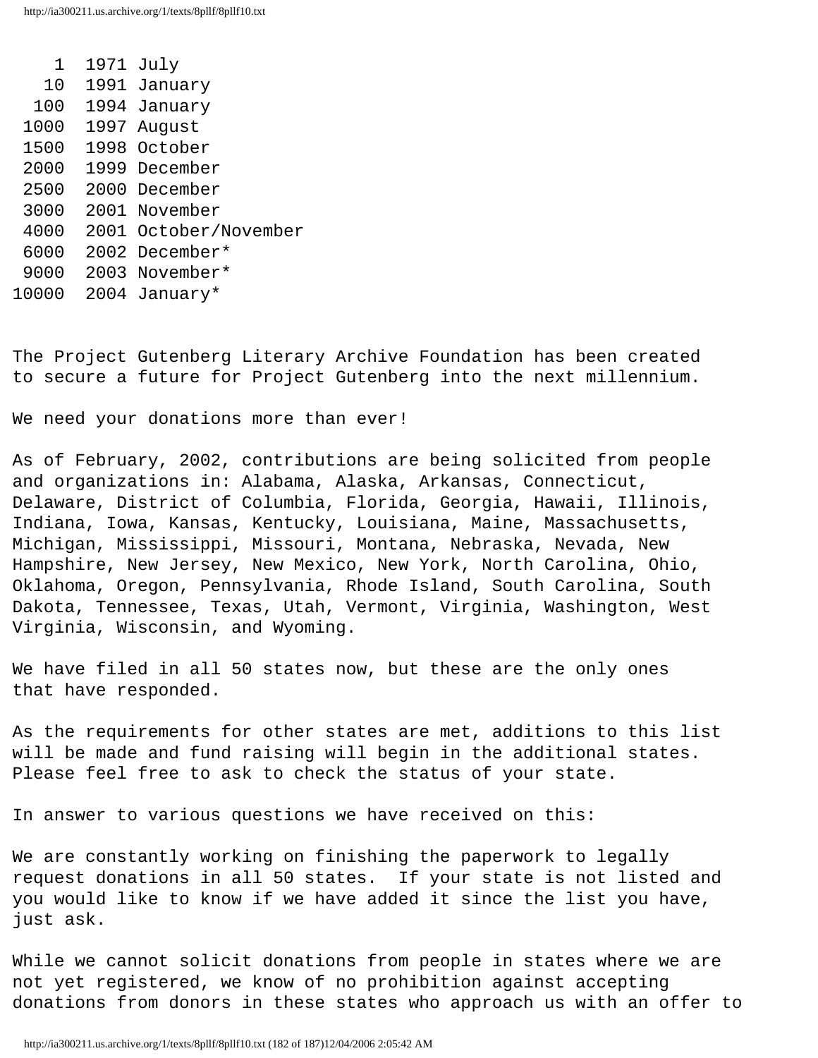```
    1  1971 July
   10  1991 January
  100  1994 January
 1000  1997 August
 1500  1998 October
 2000  1999 December
 2500  2000 December
 3000  2001 November
 4000  2001 October/November
 6000  2002 December*
 9000  2003 November*
10000  2004 January*
```

The Project Gutenberg Literary Archive Foundation has been created to secure a future for Project Gutenberg into the next millennium.

We need your donations more than ever!

As of February, 2002, contributions are being solicited from people and organizations in: Alabama, Alaska, Arkansas, Connecticut, Delaware, District of Columbia, Florida, Georgia, Hawaii, Illinois, Indiana, Iowa, Kansas, Kentucky, Louisiana, Maine, Massachusetts, Michigan, Mississippi, Missouri, Montana, Nebraska, Nevada, New Hampshire, New Jersey, New Mexico, New York, North Carolina, Ohio, Oklahoma, Oregon, Pennsylvania, Rhode Island, South Carolina, South Dakota, Tennessee, Texas, Utah, Vermont, Virginia, Washington, West Virginia, Wisconsin, and Wyoming.

We have filed in all 50 states now, but these are the only ones that have responded.

As the requirements for other states are met, additions to this list will be made and fund raising will begin in the additional states. Please feel free to ask to check the status of your state.

In answer to various questions we have received on this:

We are constantly working on finishing the paperwork to legally request donations in all 50 states. If your state is not listed and you would like to know if we have added it since the list you have, just ask.

While we cannot solicit donations from people in states where we are not yet registered, we know of no prohibition against accepting donations from donors in these states who approach us with an offer to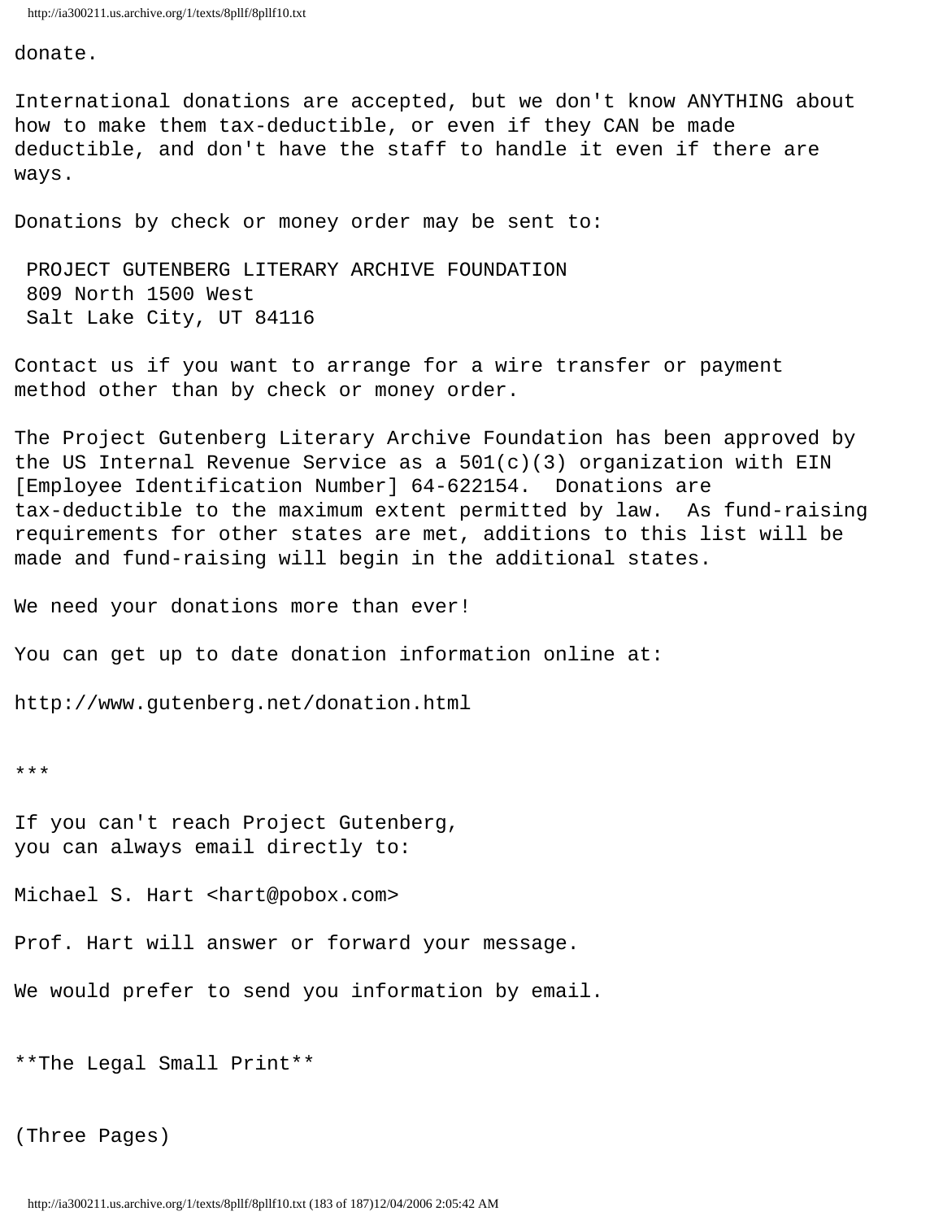donate.

International donations are accepted, but we don't know ANYTHING about how to make them tax-deductible, or even if they CAN be made deductible, and don't have the staff to handle it even if there are ways.

Donations by check or money order may be sent to:

PROJECT GUTENBERG LITERARY ARCHIVE FOUNDATION
809 North 1500 West
Salt Lake City, UT 84116

Contact us if you want to arrange for a wire transfer or payment method other than by check or money order.

The Project Gutenberg Literary Archive Foundation has been approved by the US Internal Revenue Service as a 501(c)(3) organization with EIN [Employee Identification Number] 64-622154. Donations are tax-deductible to the maximum extent permitted by law. As fund-raising requirements for other states are met, additions to this list will be made and fund-raising will begin in the additional states.

We need your donations more than ever!

You can get up to date donation information online at:

http://www.gutenberg.net/donation.html

***

If you can't reach Project Gutenberg,
you can always email directly to:

Michael S. Hart <hart@pobox.com>

Prof. Hart will answer or forward your message.

We would prefer to send you information by email.

**The Legal Small Print**

(Three Pages)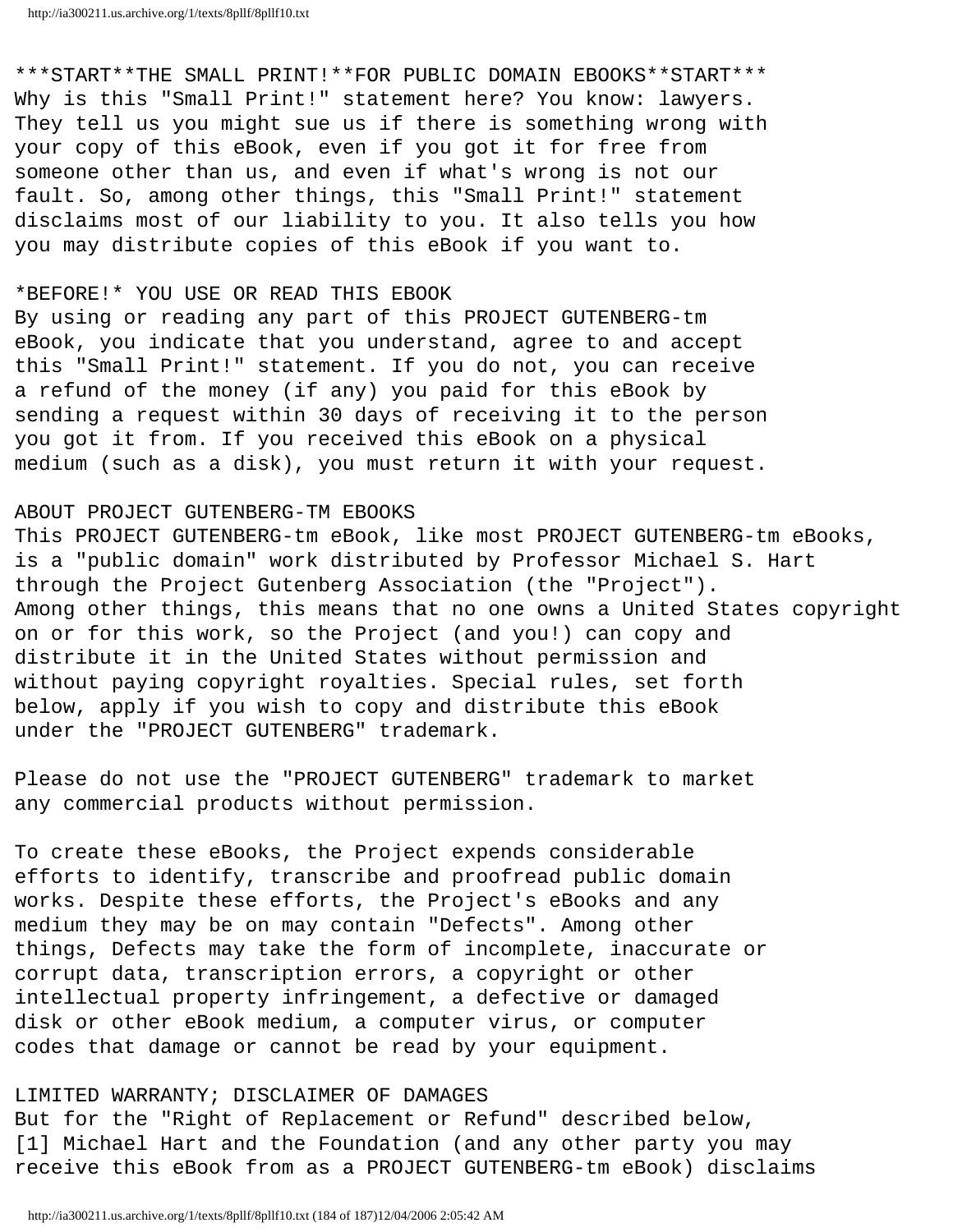***START**THE SMALL PRINT!**FOR PUBLIC DOMAIN EBOOKS**START***
Why is this "Small Print!" statement here? You know: lawyers.
They tell us you might sue us if there is something wrong with
your copy of this eBook, even if you got it for free from
someone other than us, and even if what's wrong is not our
fault. So, among other things, this "Small Print!" statement
disclaims most of our liability to you. It also tells you how
you may distribute copies of this eBook if you want to.

*BEFORE!* YOU USE OR READ THIS EBOOK
By using or reading any part of this PROJECT GUTENBERG-tm
eBook, you indicate that you understand, agree to and accept
this "Small Print!" statement. If you do not, you can receive
a refund of the money (if any) you paid for this eBook by
sending a request within 30 days of receiving it to the person
you got it from. If you received this eBook on a physical
medium (such as a disk), you must return it with your request.

ABOUT PROJECT GUTENBERG-TM EBOOKS
This PROJECT GUTENBERG-tm eBook, like most PROJECT GUTENBERG-tm eBooks,
is a "public domain" work distributed by Professor Michael S. Hart
through the Project Gutenberg Association (the "Project").
Among other things, this means that no one owns a United States copyright
on or for this work, so the Project (and you!) can copy and
distribute it in the United States without permission and
without paying copyright royalties. Special rules, set forth
below, apply if you wish to copy and distribute this eBook
under the "PROJECT GUTENBERG" trademark.

Please do not use the "PROJECT GUTENBERG" trademark to market
any commercial products without permission.

To create these eBooks, the Project expends considerable
efforts to identify, transcribe and proofread public domain
works. Despite these efforts, the Project's eBooks and any
medium they may be on may contain "Defects". Among other
things, Defects may take the form of incomplete, inaccurate or
corrupt data, transcription errors, a copyright or other
intellectual property infringement, a defective or damaged
disk or other eBook medium, a computer virus, or computer
codes that damage or cannot be read by your equipment.

LIMITED WARRANTY; DISCLAIMER OF DAMAGES
But for the "Right of Replacement or Refund" described below,
[1] Michael Hart and the Foundation (and any other party you may
receive this eBook from as a PROJECT GUTENBERG-tm eBook) disclaims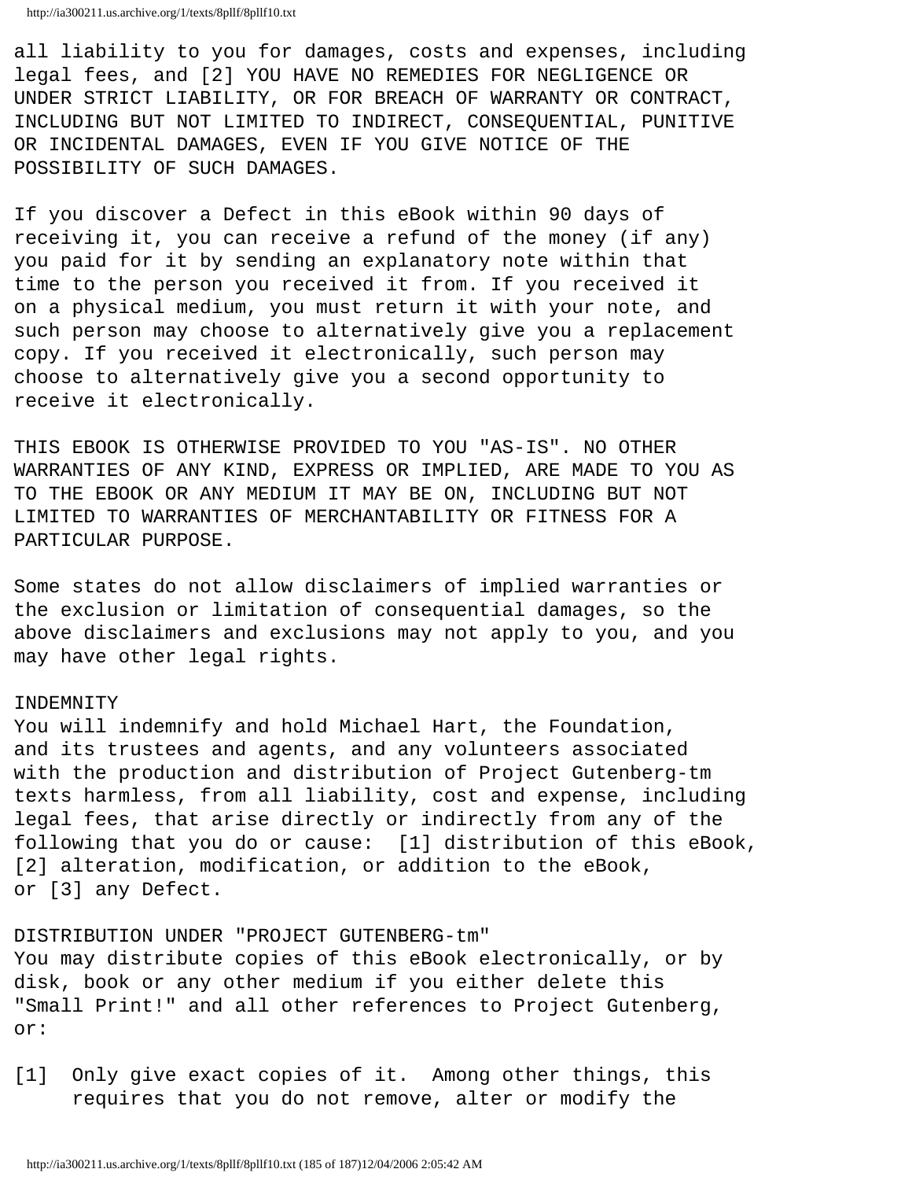all liability to you for damages, costs and expenses, including legal fees, and [2] YOU HAVE NO REMEDIES FOR NEGLIGENCE OR UNDER STRICT LIABILITY, OR FOR BREACH OF WARRANTY OR CONTRACT, INCLUDING BUT NOT LIMITED TO INDIRECT, CONSEQUENTIAL, PUNITIVE OR INCIDENTAL DAMAGES, EVEN IF YOU GIVE NOTICE OF THE POSSIBILITY OF SUCH DAMAGES.

If you discover a Defect in this eBook within 90 days of receiving it, you can receive a refund of the money (if any) you paid for it by sending an explanatory note within that time to the person you received it from. If you received it on a physical medium, you must return it with your note, and such person may choose to alternatively give you a replacement copy. If you received it electronically, such person may choose to alternatively give you a second opportunity to receive it electronically.

THIS EBOOK IS OTHERWISE PROVIDED TO YOU "AS-IS". NO OTHER WARRANTIES OF ANY KIND, EXPRESS OR IMPLIED, ARE MADE TO YOU AS TO THE EBOOK OR ANY MEDIUM IT MAY BE ON, INCLUDING BUT NOT LIMITED TO WARRANTIES OF MERCHANTABILITY OR FITNESS FOR A PARTICULAR PURPOSE.

Some states do not allow disclaimers of implied warranties or the exclusion or limitation of consequential damages, so the above disclaimers and exclusions may not apply to you, and you may have other legal rights.

INDEMNITY
You will indemnify and hold Michael Hart, the Foundation, and its trustees and agents, and any volunteers associated with the production and distribution of Project Gutenberg-tm texts harmless, from all liability, cost and expense, including legal fees, that arise directly or indirectly from any of the following that you do or cause: [1] distribution of this eBook, [2] alteration, modification, or addition to the eBook, or [3] any Defect.

DISTRIBUTION UNDER "PROJECT GUTENBERG-tm"
You may distribute copies of this eBook electronically, or by disk, book or any other medium if you either delete this "Small Print!" and all other references to Project Gutenberg, or:

[1] Only give exact copies of it. Among other things, this requires that you do not remove, alter or modify the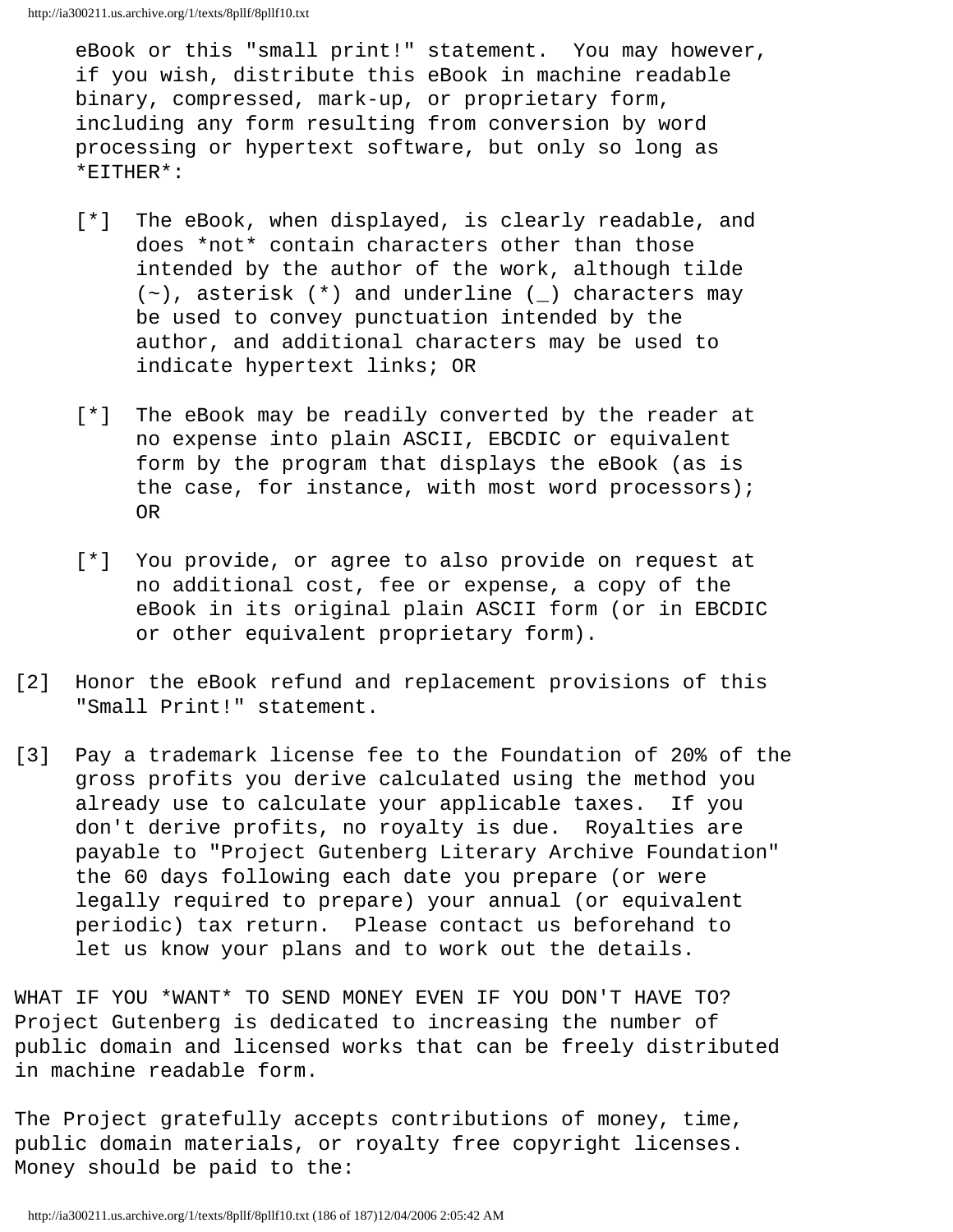eBook or this "small print!" statement. You may however, if you wish, distribute this eBook in machine readable binary, compressed, mark-up, or proprietary form, including any form resulting from conversion by word processing or hypertext software, but only so long as *EITHER*:

[*] The eBook, when displayed, is clearly readable, and does *not* contain characters other than those intended by the author of the work, although tilde (~), asterisk (*) and underline (_) characters may be used to convey punctuation intended by the author, and additional characters may be used to indicate hypertext links; OR

[*] The eBook may be readily converted by the reader at no expense into plain ASCII, EBCDIC or equivalent form by the program that displays the eBook (as is the case, for instance, with most word processors); OR

[*] You provide, or agree to also provide on request at no additional cost, fee or expense, a copy of the eBook in its original plain ASCII form (or in EBCDIC or other equivalent proprietary form).

[2] Honor the eBook refund and replacement provisions of this "Small Print!" statement.

[3] Pay a trademark license fee to the Foundation of 20% of the gross profits you derive calculated using the method you already use to calculate your applicable taxes. If you don't derive profits, no royalty is due. Royalties are payable to "Project Gutenberg Literary Archive Foundation" the 60 days following each date you prepare (or were legally required to prepare) your annual (or equivalent periodic) tax return. Please contact us beforehand to let us know your plans and to work out the details.

WHAT IF YOU *WANT* TO SEND MONEY EVEN IF YOU DON'T HAVE TO? Project Gutenberg is dedicated to increasing the number of public domain and licensed works that can be freely distributed in machine readable form.

The Project gratefully accepts contributions of money, time, public domain materials, or royalty free copyright licenses. Money should be paid to the: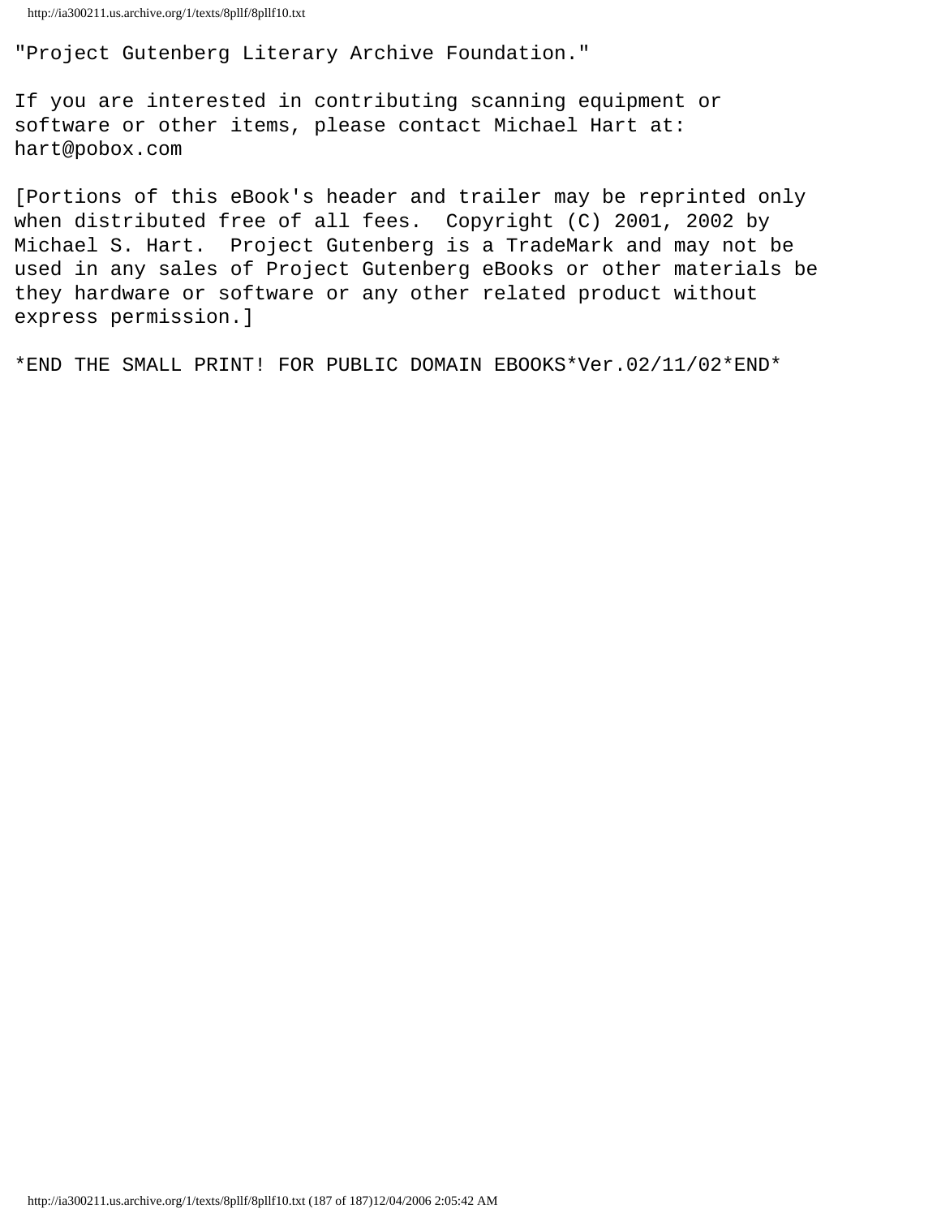"Project Gutenberg Literary Archive Foundation."

If you are interested in contributing scanning equipment or software or other items, please contact Michael Hart at: hart@pobox.com

[Portions of this eBook's header and trailer may be reprinted only when distributed free of all fees. Copyright (C) 2001, 2002 by Michael S. Hart. Project Gutenberg is a TradeMark and may not be used in any sales of Project Gutenberg eBooks or other materials be they hardware or software or any other related product without express permission.]

*END THE SMALL PRINT! FOR PUBLIC DOMAIN EBOOKS*Ver.02/11/02*END*